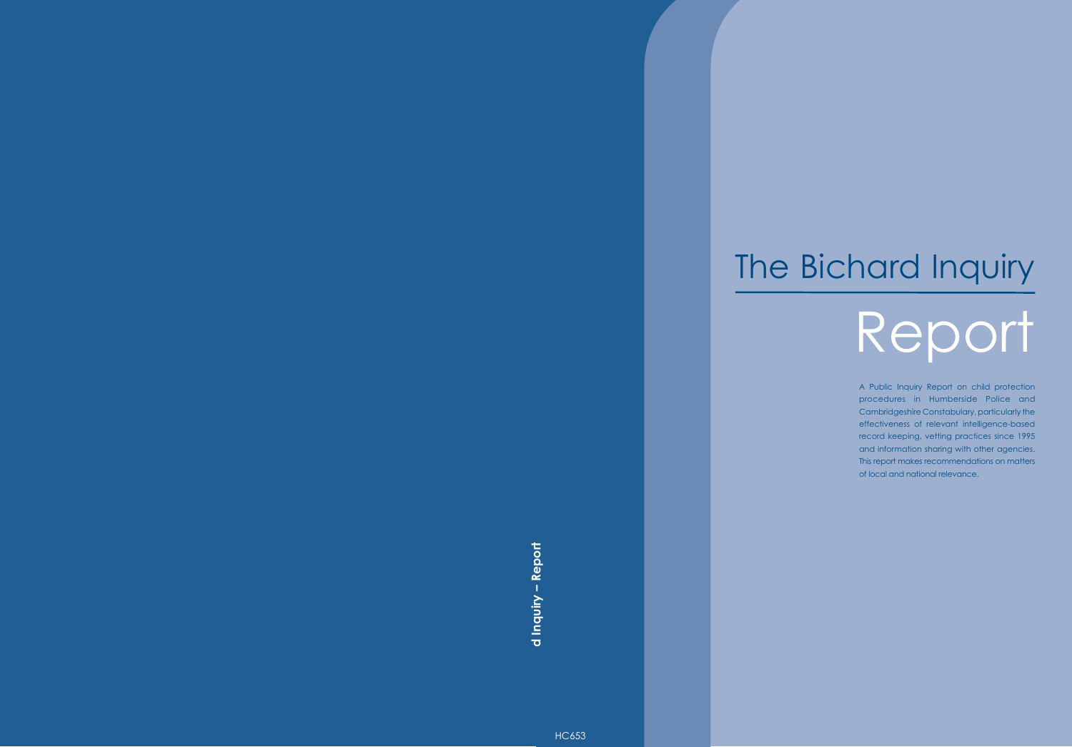# The Bichard Inquiry

# Report

A Public Inquiry Report on child protection procedures in Humberside Police and Cambridgeshire Constabulary, particularly the effectiveness of relevant intelligence-based record keeping, vetting practices since 1995 and information sharing with other agencies. This report makes recommendations on matters of local and national relevance.

HC653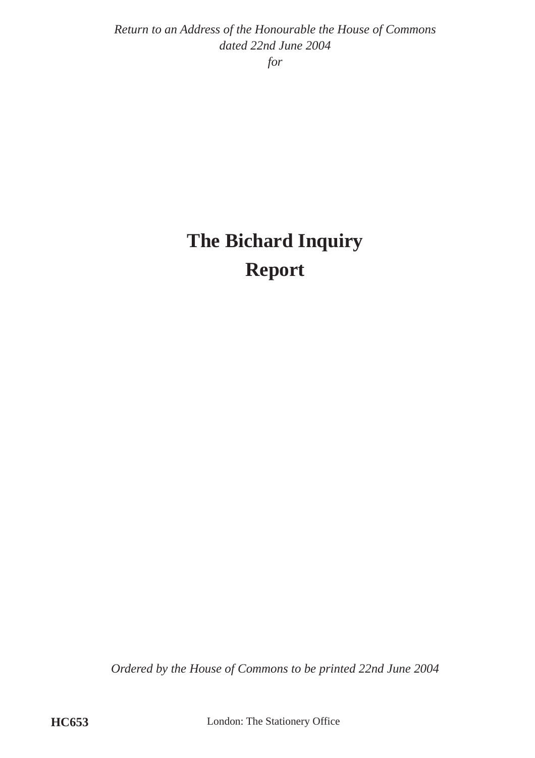*Return to an Address of the Honourable the House of Commons dated 22nd June 2004 for*

# The Bichard Inquiry Report

*Ordered by the House of Commons to be printed 22nd June 2004*

**HC653**

London: The Stationery Office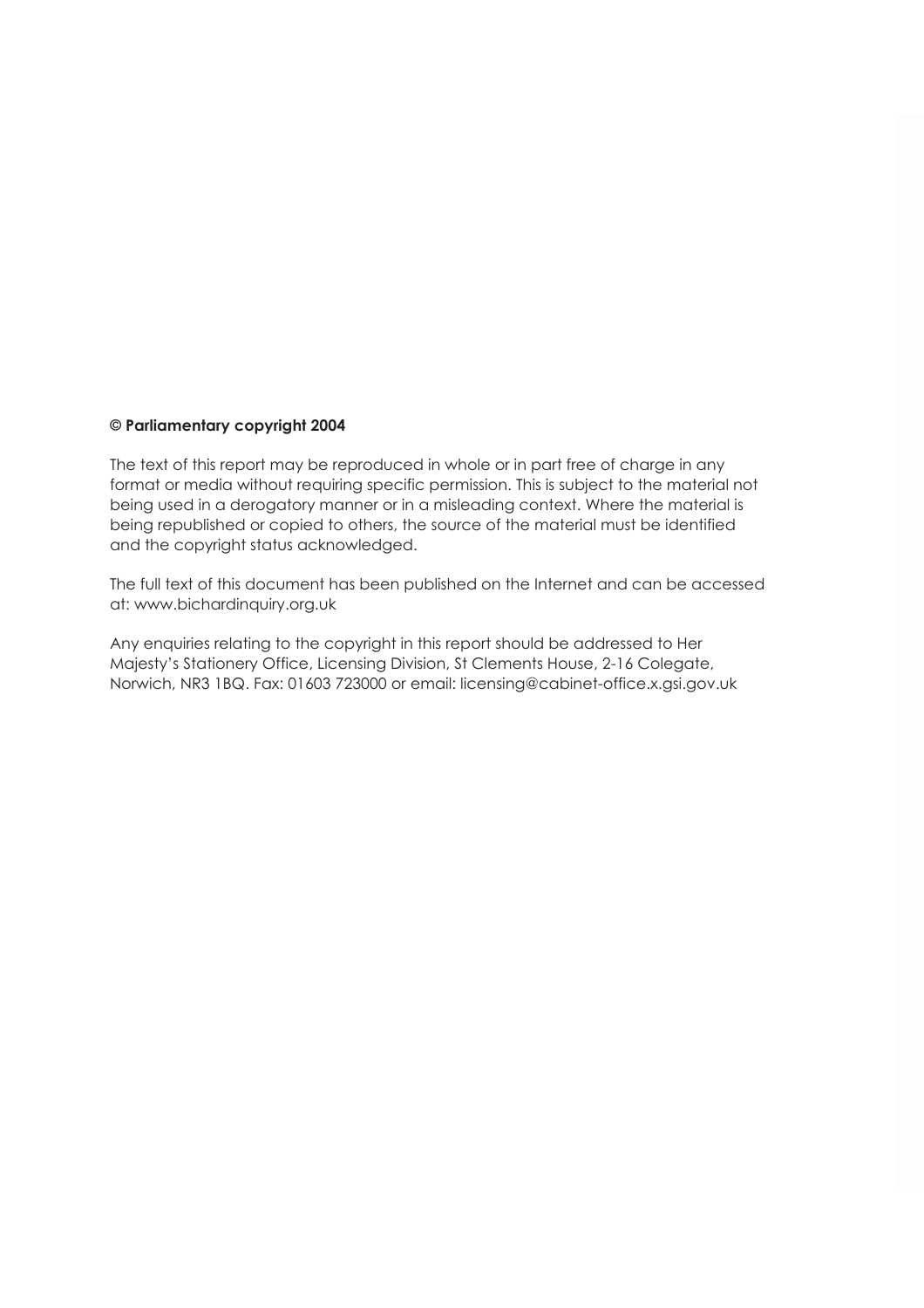**© Parliamentary copyright 2004**

The text of this report may be reproduced in whole or in part free of charge in any format or media without requiring specific permission. This is subject to the material not being used in a derogatory manner or in a misleading context. Where the material is being republished or copied to others, the source of the material must be identified and the copyright status acknowledged.

The full text of this document has been published on the Internet and can be accessed at: www.bichardinquiry.org.uk

Any enquiries relating to the copyright in this report should be addressed to Her Majesty's Stationery Office, Licensing Division, St Clements House, 2-16 Colegate, Norwich, NR3 1BQ. Fax: 01603 723000 or email: licensing@cabinet-office.x.gsi.gov.uk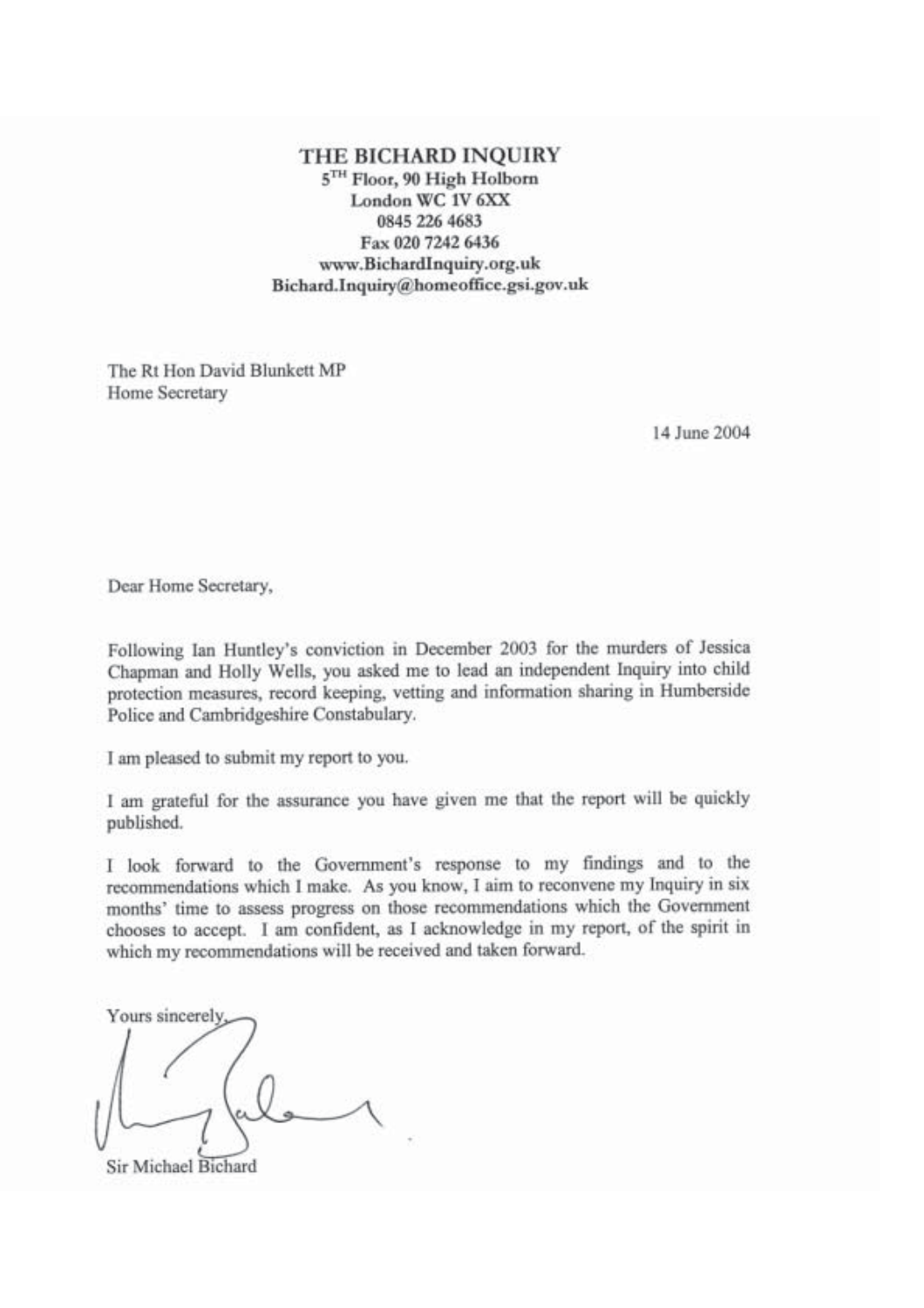# THE BICHARD INQUIRY

5TH Floor, 90 High Holborn
London WC 1V 6XX
0845 226 4683
Fax 020 7242 6436
www.BichardInquiry.org.uk
Bichard.Inquiry@homeoffice.gsi.gov.uk

The Rt Hon David Blunkett MP
Home Secretary

14 June 2004

Dear Home Secretary,

Following Ian Huntley's conviction in December 2003 for the murders of Jessica Chapman and Holly Wells, you asked me to lead an independent Inquiry into child protection measures, record keeping, vetting and information sharing in Humberside Police and Cambridgeshire Constabulary.

I am pleased to submit my report to you.

I am grateful for the assurance you have given me that the report will be quickly published.

I look forward to the Government's response to my findings and to the recommendations which I make. As you know, I aim to reconvene my Inquiry in six months' time to assess progress on those recommendations which the Government chooses to accept. I am confident, as I acknowledge in my report, of the spirit in which my recommendations will be received and taken forward.

Yours sincerely,

Sir Michael Bichard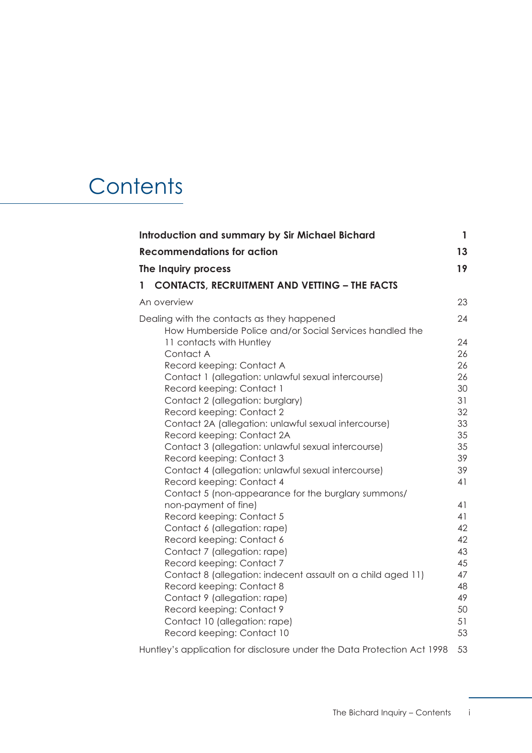# Contents

| | |
|---|---|
| **Introduction and summary by Sir Michael Bichard** | **1** |
| **Recommendations for action** | **13** |
| **The Inquiry process** | **19** |
| **1 CONTACTS, RECRUITMENT AND VETTING – THE FACTS** | |
| An overview | 23 |
| Dealing with the contacts as they happened | 24 |
| How Humberside Police and/or Social Services handled the 11 contacts with Huntley | 24 |
| Contact A | 26 |
| Record keeping: Contact A | 26 |
| Contact 1 (allegation: unlawful sexual intercourse) | 26 |
| Record keeping: Contact 1 | 30 |
| Contact 2 (allegation: burglary) | 31 |
| Record keeping: Contact 2 | 32 |
| Contact 2A (allegation: unlawful sexual intercourse) | 33 |
| Record keeping: Contact 2A | 35 |
| Contact 3 (allegation: unlawful sexual intercourse) | 35 |
| Record keeping: Contact 3 | 39 |
| Contact 4 (allegation: unlawful sexual intercourse) | 39 |
| Record keeping: Contact 4 | 41 |
| Contact 5 (non-appearance for the burglary summons/ non-payment of fine) | 41 |
| Record keeping: Contact 5 | 41 |
| Contact 6 (allegation: rape) | 42 |
| Record keeping: Contact 6 | 42 |
| Contact 7 (allegation: rape) | 43 |
| Record keeping: Contact 7 | 45 |
| Contact 8 (allegation: indecent assault on a child aged 11) | 47 |
| Record keeping: Contact 8 | 48 |
| Contact 9 (allegation: rape) | 49 |
| Record keeping: Contact 9 | 50 |
| Contact 10 (allegation: rape) | 51 |
| Record keeping: Contact 10 | 53 |
| Huntley's application for disclosure under the Data Protection Act 1998 | 53 |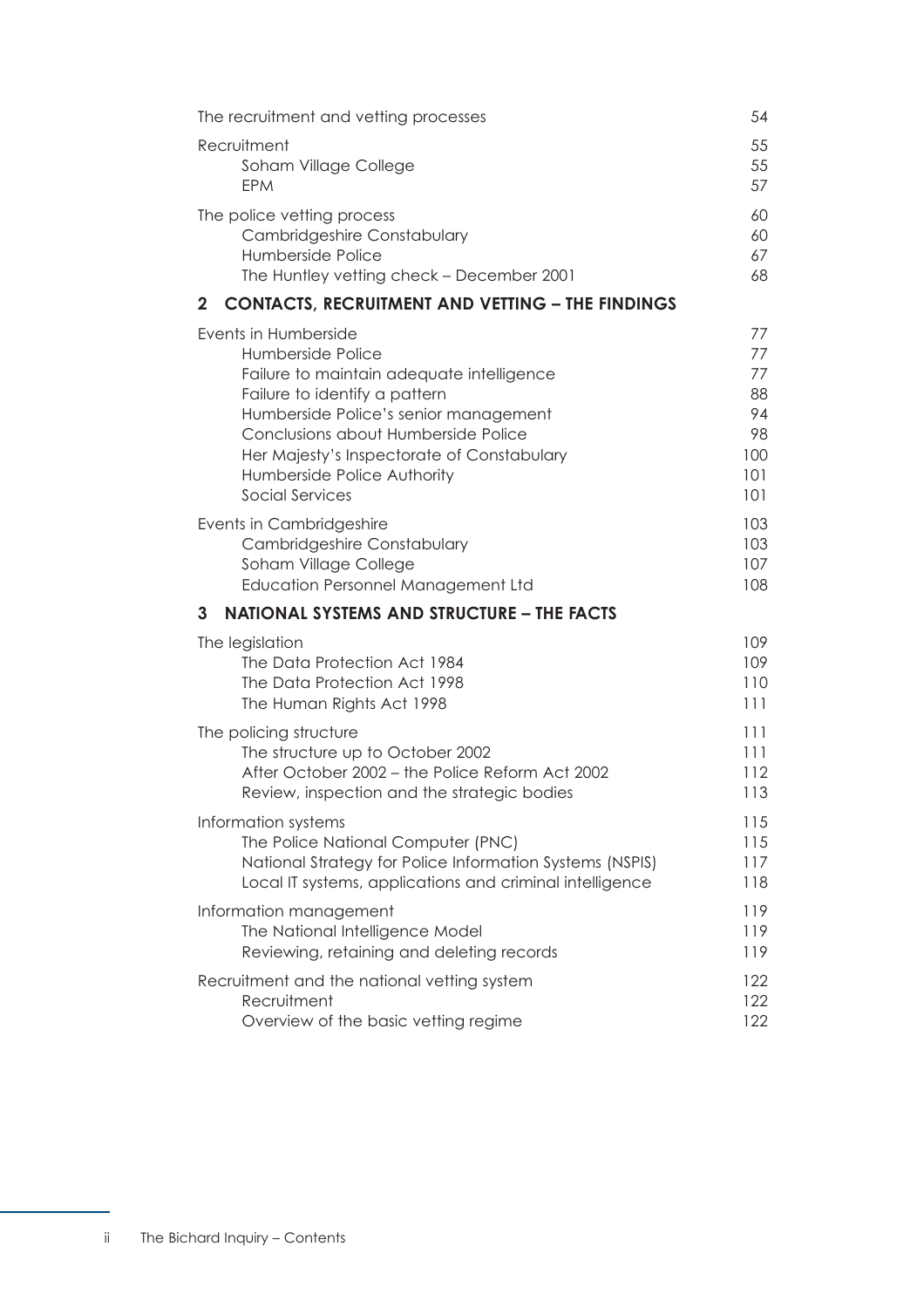| | |
|---|---|
| The recruitment and vetting processes | 54 |
| Recruitment | 55 |
| Soham Village College | 55 |
| EPM | 57 |
| The police vetting process | 60 |
| Cambridgeshire Constabulary | 60 |
| Humberside Police | 67 |
| The Huntley vetting check – December 2001 | 68 |

## 2 CONTACTS, RECRUITMENT AND VETTING – THE FINDINGS

| | |
|---|---|
| Events in Humberside | 77 |
| Humberside Police | 77 |
| Failure to maintain adequate intelligence | 77 |
| Failure to identify a pattern | 88 |
| Humberside Police's senior management | 94 |
| Conclusions about Humberside Police | 98 |
| Her Majesty's Inspectorate of Constabulary | 100 |
| Humberside Police Authority | 101 |
| Social Services | 101 |
| Events in Cambridgeshire | 103 |
| Cambridgeshire Constabulary | 103 |
| Soham Village College | 107 |
| Education Personnel Management Ltd | 108 |

## 3 NATIONAL SYSTEMS AND STRUCTURE – THE FACTS

| | |
|---|---|
| The legislation | 109 |
| The Data Protection Act 1984 | 109 |
| The Data Protection Act 1998 | 110 |
| The Human Rights Act 1998 | 111 |
| The policing structure | 111 |
| The structure up to October 2002 | 111 |
| After October 2002 – the Police Reform Act 2002 | 112 |
| Review, inspection and the strategic bodies | 113 |
| Information systems | 115 |
| The Police National Computer (PNC) | 115 |
| National Strategy for Police Information Systems (NSPIS) | 117 |
| Local IT systems, applications and criminal intelligence | 118 |
| Information management | 119 |
| The National Intelligence Model | 119 |
| Reviewing, retaining and deleting records | 119 |
| Recruitment and the national vetting system | 122 |
| Recruitment | 122 |
| Overview of the basic vetting regime | 122 |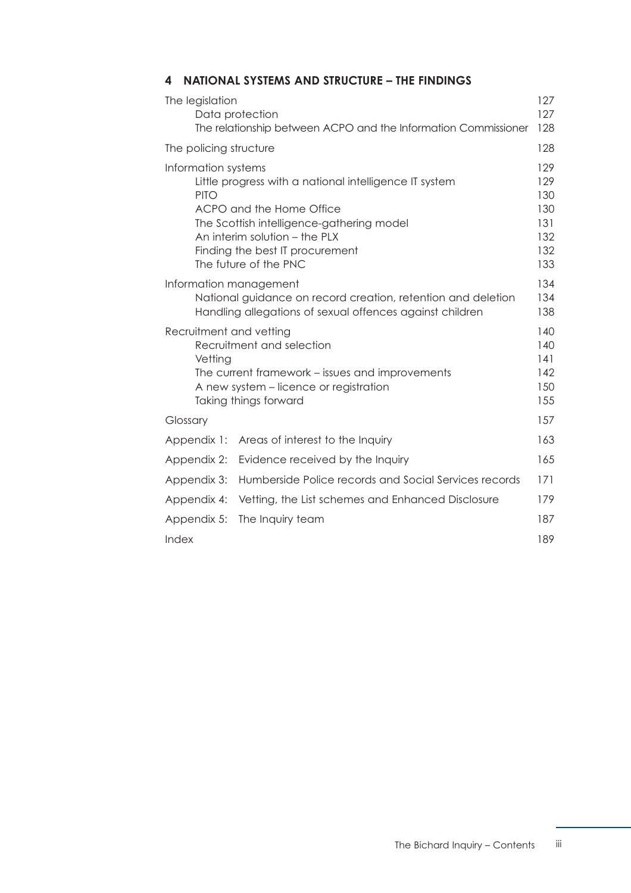## 4 NATIONAL SYSTEMS AND STRUCTURE – THE FINDINGS

| | |
|---|---|
| The legislation | 127 |
| Data protection | 127 |
| The relationship between ACPO and the Information Commissioner | 128 |
| The policing structure | 128 |
| Information systems | 129 |
| Little progress with a national intelligence IT system | 129 |
| PITO | 130 |
| ACPO and the Home Office | 130 |
| The Scottish intelligence-gathering model | 131 |
| An interim solution – the PLX | 132 |
| Finding the best IT procurement | 132 |
| The future of the PNC | 133 |
| Information management | 134 |
| National guidance on record creation, retention and deletion | 134 |
| Handling allegations of sexual offences against children | 138 |
| Recruitment and vetting | 140 |
| Recruitment and selection | 140 |
| Vetting | 141 |
| The current framework – issues and improvements | 142 |
| A new system – licence or registration | 150 |
| Taking things forward | 155 |
| Glossary | 157 |
| Appendix 1: Areas of interest to the Inquiry | 163 |
| Appendix 2: Evidence received by the Inquiry | 165 |
| Appendix 3: Humberside Police records and Social Services records | 171 |
| Appendix 4: Vetting, the List schemes and Enhanced Disclosure | 179 |
| Appendix 5: The Inquiry team | 187 |
| Index | 189 |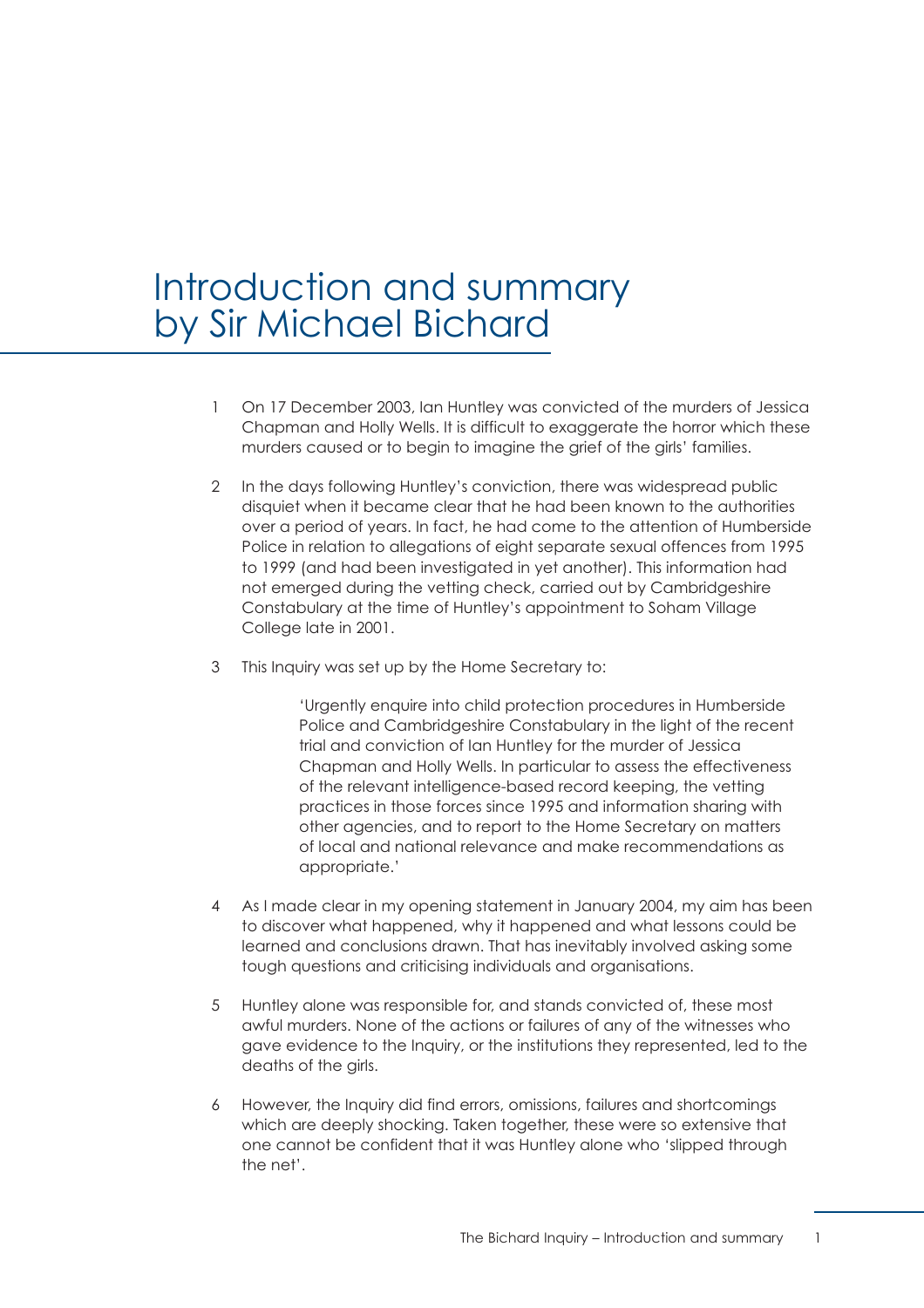# Introduction and summary by Sir Michael Bichard

1 On 17 December 2003, Ian Huntley was convicted of the murders of Jessica Chapman and Holly Wells. It is difficult to exaggerate the horror which these murders caused or to begin to imagine the grief of the girls' families.

2 In the days following Huntley's conviction, there was widespread public disquiet when it became clear that he had been known to the authorities over a period of years. In fact, he had come to the attention of Humberside Police in relation to allegations of eight separate sexual offences from 1995 to 1999 (and had been investigated in yet another). This information had not emerged during the vetting check, carried out by Cambridgeshire Constabulary at the time of Huntley's appointment to Soham Village College late in 2001.

3 This Inquiry was set up by the Home Secretary to:

> 'Urgently enquire into child protection procedures in Humberside Police and Cambridgeshire Constabulary in the light of the recent trial and conviction of Ian Huntley for the murder of Jessica Chapman and Holly Wells. In particular to assess the effectiveness of the relevant intelligence-based record keeping, the vetting practices in those forces since 1995 and information sharing with other agencies, and to report to the Home Secretary on matters of local and national relevance and make recommendations as appropriate.'

4 As I made clear in my opening statement in January 2004, my aim has been to discover what happened, why it happened and what lessons could be learned and conclusions drawn. That has inevitably involved asking some tough questions and criticising individuals and organisations.

5 Huntley alone was responsible for, and stands convicted of, these most awful murders. None of the actions or failures of any of the witnesses who gave evidence to the Inquiry, or the institutions they represented, led to the deaths of the girls.

6 However, the Inquiry did find errors, omissions, failures and shortcomings which are deeply shocking. Taken together, these were so extensive that one cannot be confident that it was Huntley alone who 'slipped through the net'.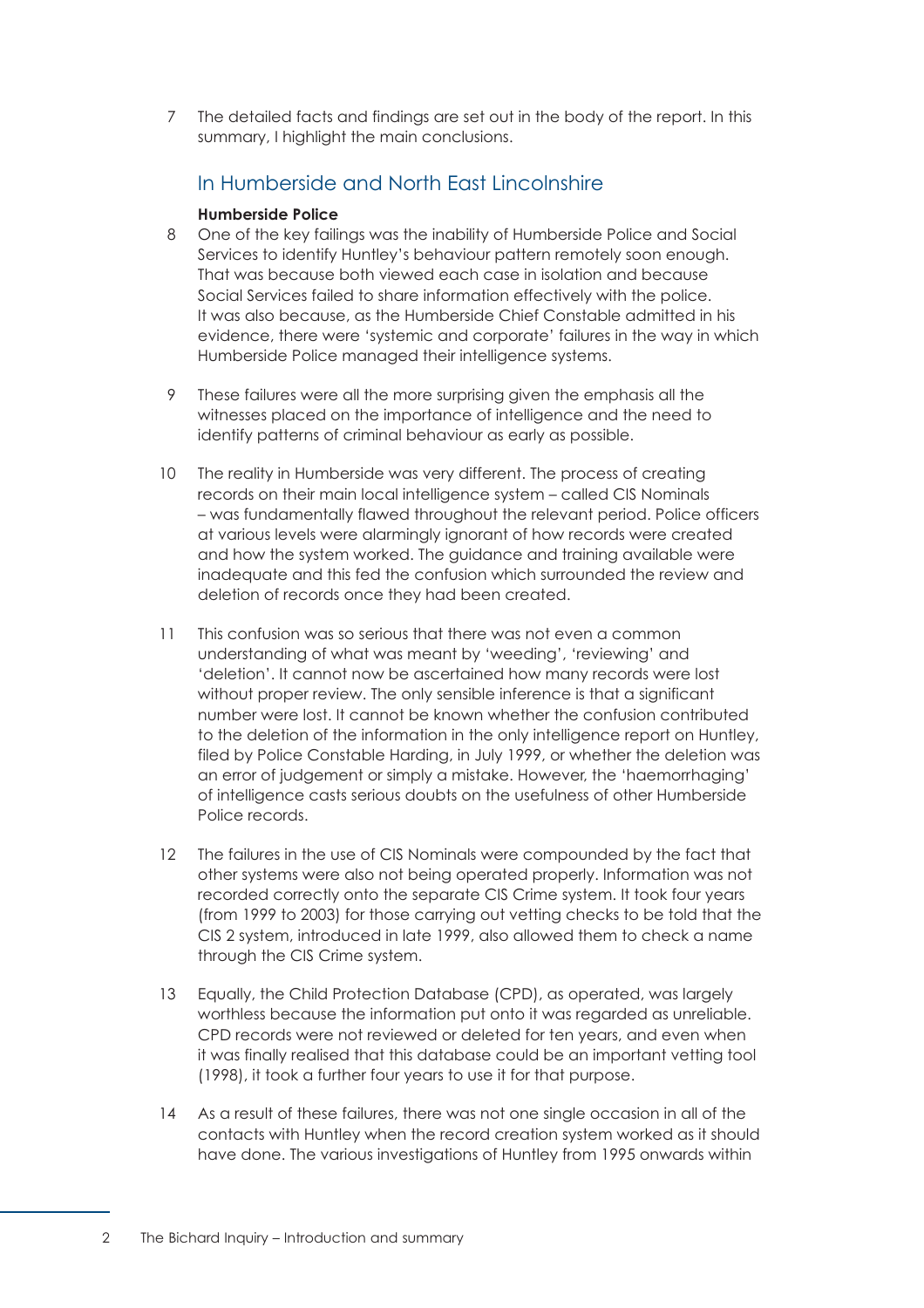7 The detailed facts and findings are set out in the body of the report. In this summary, I highlight the main conclusions.

## In Humberside and North East Lincolnshire

### Humberside Police

8 One of the key failings was the inability of Humberside Police and Social Services to identify Huntley's behaviour pattern remotely soon enough. That was because both viewed each case in isolation and because Social Services failed to share information effectively with the police. It was also because, as the Humberside Chief Constable admitted in his evidence, there were 'systemic and corporate' failures in the way in which Humberside Police managed their intelligence systems.

9 These failures were all the more surprising given the emphasis all the witnesses placed on the importance of intelligence and the need to identify patterns of criminal behaviour as early as possible.

10 The reality in Humberside was very different. The process of creating records on their main local intelligence system – called CIS Nominals – was fundamentally flawed throughout the relevant period. Police officers at various levels were alarmingly ignorant of how records were created and how the system worked. The guidance and training available were inadequate and this fed the confusion which surrounded the review and deletion of records once they had been created.

11 This confusion was so serious that there was not even a common understanding of what was meant by 'weeding', 'reviewing' and 'deletion'. It cannot now be ascertained how many records were lost without proper review. The only sensible inference is that a significant number were lost. It cannot be known whether the confusion contributed to the deletion of the information in the only intelligence report on Huntley, filed by Police Constable Harding, in July 1999, or whether the deletion was an error of judgement or simply a mistake. However, the 'haemorrhaging' of intelligence casts serious doubts on the usefulness of other Humberside Police records.

12 The failures in the use of CIS Nominals were compounded by the fact that other systems were also not being operated properly. Information was not recorded correctly onto the separate CIS Crime system. It took four years (from 1999 to 2003) for those carrying out vetting checks to be told that the CIS 2 system, introduced in late 1999, also allowed them to check a name through the CIS Crime system.

13 Equally, the Child Protection Database (CPD), as operated, was largely worthless because the information put onto it was regarded as unreliable. CPD records were not reviewed or deleted for ten years, and even when it was finally realised that this database could be an important vetting tool (1998), it took a further four years to use it for that purpose.

14 As a result of these failures, there was not one single occasion in all of the contacts with Huntley when the record creation system worked as it should have done. The various investigations of Huntley from 1995 onwards within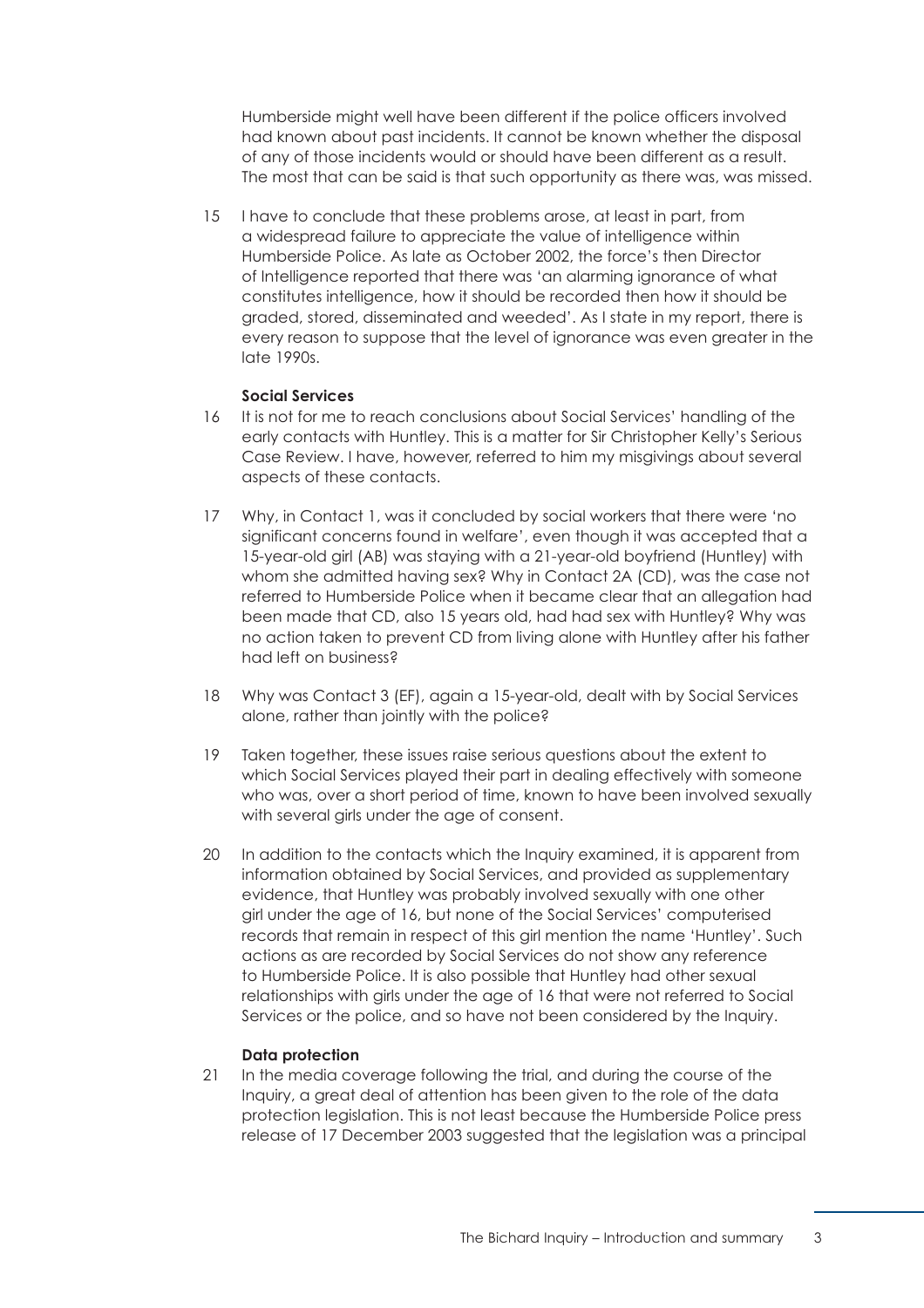Humberside might well have been different if the police officers involved had known about past incidents. It cannot be known whether the disposal of any of those incidents would or should have been different as a result. The most that can be said is that such opportunity as there was, was missed.

15 I have to conclude that these problems arose, at least in part, from a widespread failure to appreciate the value of intelligence within Humberside Police. As late as October 2002, the force's then Director of Intelligence reported that there was 'an alarming ignorance of what constitutes intelligence, how it should be recorded then how it should be graded, stored, disseminated and weeded'. As I state in my report, there is every reason to suppose that the level of ignorance was even greater in the late 1990s.

**Social Services**

16 It is not for me to reach conclusions about Social Services' handling of the early contacts with Huntley. This is a matter for Sir Christopher Kelly's Serious Case Review. I have, however, referred to him my misgivings about several aspects of these contacts.

17 Why, in Contact 1, was it concluded by social workers that there were 'no significant concerns found in welfare', even though it was accepted that a 15-year-old girl (AB) was staying with a 21-year-old boyfriend (Huntley) with whom she admitted having sex? Why in Contact 2A (CD), was the case not referred to Humberside Police when it became clear that an allegation had been made that CD, also 15 years old, had had sex with Huntley? Why was no action taken to prevent CD from living alone with Huntley after his father had left on business?

18 Why was Contact 3 (EF), again a 15-year-old, dealt with by Social Services alone, rather than jointly with the police?

19 Taken together, these issues raise serious questions about the extent to which Social Services played their part in dealing effectively with someone who was, over a short period of time, known to have been involved sexually with several girls under the age of consent.

20 In addition to the contacts which the Inquiry examined, it is apparent from information obtained by Social Services, and provided as supplementary evidence, that Huntley was probably involved sexually with one other girl under the age of 16, but none of the Social Services' computerised records that remain in respect of this girl mention the name 'Huntley'. Such actions as are recorded by Social Services do not show any reference to Humberside Police. It is also possible that Huntley had other sexual relationships with girls under the age of 16 that were not referred to Social Services or the police, and so have not been considered by the Inquiry.

**Data protection**

21 In the media coverage following the trial, and during the course of the Inquiry, a great deal of attention has been given to the role of the data protection legislation. This is not least because the Humberside Police press release of 17 December 2003 suggested that the legislation was a principal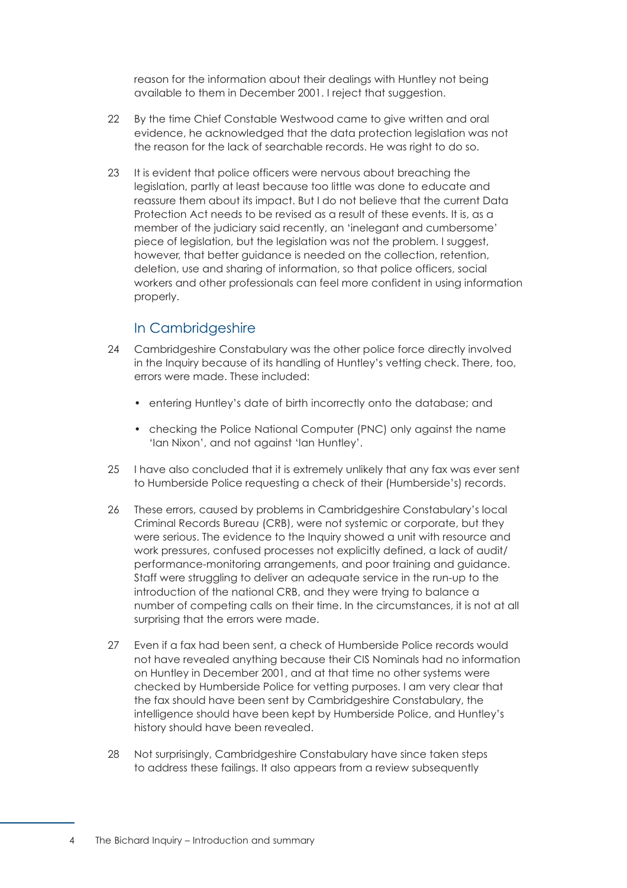reason for the information about their dealings with Huntley not being available to them in December 2001. I reject that suggestion.

22 By the time Chief Constable Westwood came to give written and oral evidence, he acknowledged that the data protection legislation was not the reason for the lack of searchable records. He was right to do so.

23 It is evident that police officers were nervous about breaching the legislation, partly at least because too little was done to educate and reassure them about its impact. But I do not believe that the current Data Protection Act needs to be revised as a result of these events. It is, as a member of the judiciary said recently, an 'inelegant and cumbersome' piece of legislation, but the legislation was not the problem. I suggest, however, that better guidance is needed on the collection, retention, deletion, use and sharing of information, so that police officers, social workers and other professionals can feel more confident in using information properly.

## In Cambridgeshire

24 Cambridgeshire Constabulary was the other police force directly involved in the Inquiry because of its handling of Huntley's vetting check. There, too, errors were made. These included:

- entering Huntley's date of birth incorrectly onto the database; and
- checking the Police National Computer (PNC) only against the name 'Ian Nixon', and not against 'Ian Huntley'.

25 I have also concluded that it is extremely unlikely that any fax was ever sent to Humberside Police requesting a check of their (Humberside's) records.

26 These errors, caused by problems in Cambridgeshire Constabulary's local Criminal Records Bureau (CRB), were not systemic or corporate, but they were serious. The evidence to the Inquiry showed a unit with resource and work pressures, confused processes not explicitly defined, a lack of audit/performance-monitoring arrangements, and poor training and guidance. Staff were struggling to deliver an adequate service in the run-up to the introduction of the national CRB, and they were trying to balance a number of competing calls on their time. In the circumstances, it is not at all surprising that the errors were made.

27 Even if a fax had been sent, a check of Humberside Police records would not have revealed anything because their CIS Nominals had no information on Huntley in December 2001, and at that time no other systems were checked by Humberside Police for vetting purposes. I am very clear that the fax should have been sent by Cambridgeshire Constabulary, the intelligence should have been kept by Humberside Police, and Huntley's history should have been revealed.

28 Not surprisingly, Cambridgeshire Constabulary have since taken steps to address these failings. It also appears from a review subsequently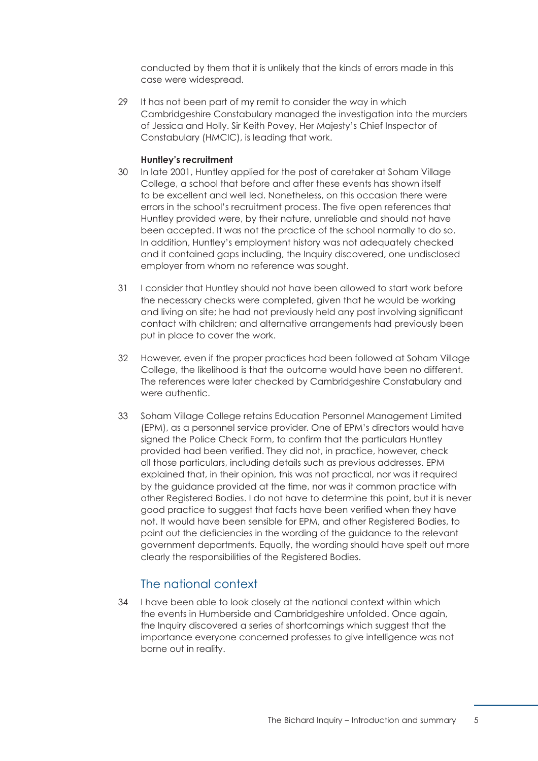conducted by them that it is unlikely that the kinds of errors made in this case were widespread.

29 It has not been part of my remit to consider the way in which Cambridgeshire Constabulary managed the investigation into the murders of Jessica and Holly. Sir Keith Povey, Her Majesty's Chief Inspector of Constabulary (HMCIC), is leading that work.

**Huntley's recruitment**

30 In late 2001, Huntley applied for the post of caretaker at Soham Village College, a school that before and after these events has shown itself to be excellent and well led. Nonetheless, on this occasion there were errors in the school's recruitment process. The five open references that Huntley provided were, by their nature, unreliable and should not have been accepted. It was not the practice of the school normally to do so. In addition, Huntley's employment history was not adequately checked and it contained gaps including, the Inquiry discovered, one undisclosed employer from whom no reference was sought.

31 I consider that Huntley should not have been allowed to start work before the necessary checks were completed, given that he would be working and living on site; he had not previously held any post involving significant contact with children; and alternative arrangements had previously been put in place to cover the work.

32 However, even if the proper practices had been followed at Soham Village College, the likelihood is that the outcome would have been no different. The references were later checked by Cambridgeshire Constabulary and were authentic.

33 Soham Village College retains Education Personnel Management Limited (EPM), as a personnel service provider. One of EPM's directors would have signed the Police Check Form, to confirm that the particulars Huntley provided had been verified. They did not, in practice, however, check all those particulars, including details such as previous addresses. EPM explained that, in their opinion, this was not practical, nor was it required by the guidance provided at the time, nor was it common practice with other Registered Bodies. I do not have to determine this point, but it is never good practice to suggest that facts have been verified when they have not. It would have been sensible for EPM, and other Registered Bodies, to point out the deficiencies in the wording of the guidance to the relevant government departments. Equally, the wording should have spelt out more clearly the responsibilities of the Registered Bodies.

## The national context

34 I have been able to look closely at the national context within which the events in Humberside and Cambridgeshire unfolded. Once again, the Inquiry discovered a series of shortcomings which suggest that the importance everyone concerned professes to give intelligence was not borne out in reality.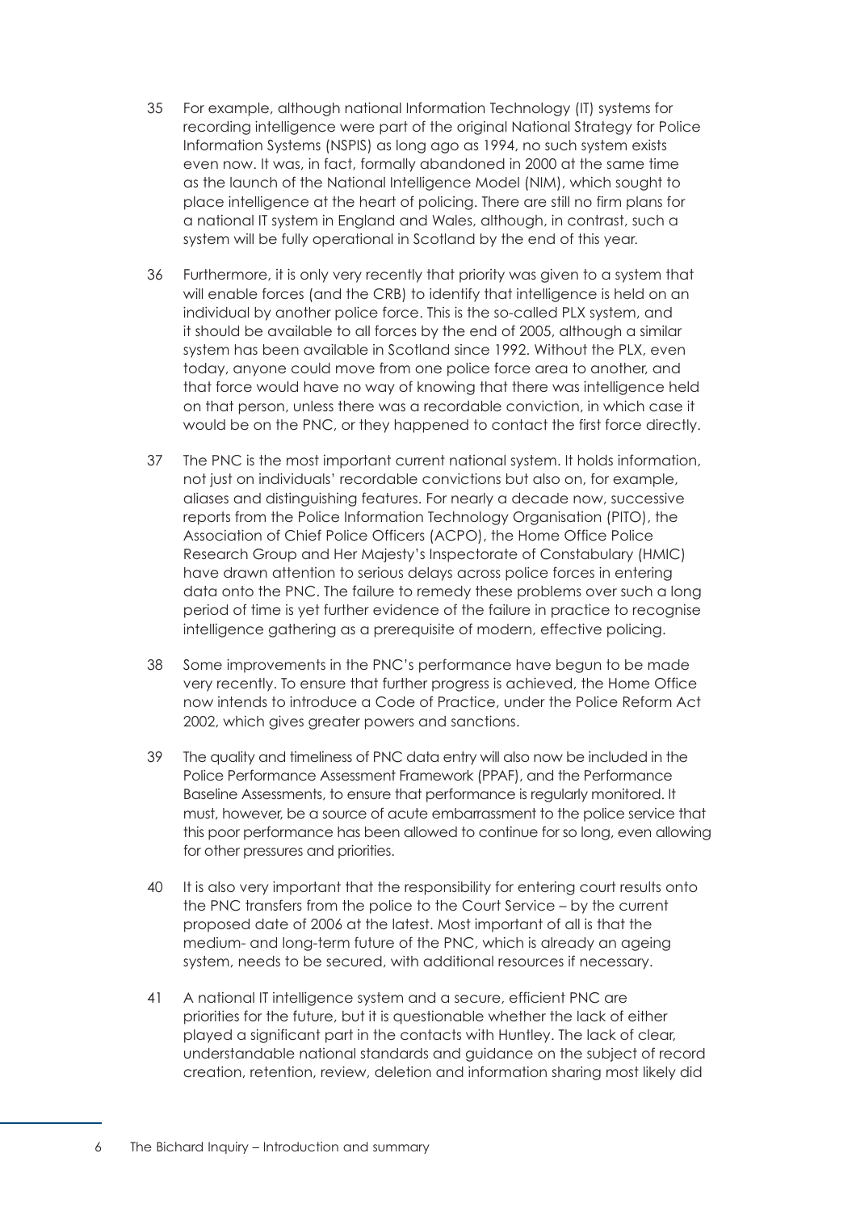35 For example, although national Information Technology (IT) systems for recording intelligence were part of the original National Strategy for Police Information Systems (NSPIS) as long ago as 1994, no such system exists even now. It was, in fact, formally abandoned in 2000 at the same time as the launch of the National Intelligence Model (NIM), which sought to place intelligence at the heart of policing. There are still no firm plans for a national IT system in England and Wales, although, in contrast, such a system will be fully operational in Scotland by the end of this year.

36 Furthermore, it is only very recently that priority was given to a system that will enable forces (and the CRB) to identify that intelligence is held on an individual by another police force. This is the so-called PLX system, and it should be available to all forces by the end of 2005, although a similar system has been available in Scotland since 1992. Without the PLX, even today, anyone could move from one police force area to another, and that force would have no way of knowing that there was intelligence held on that person, unless there was a recordable conviction, in which case it would be on the PNC, or they happened to contact the first force directly.

37 The PNC is the most important current national system. It holds information, not just on individuals' recordable convictions but also on, for example, aliases and distinguishing features. For nearly a decade now, successive reports from the Police Information Technology Organisation (PITO), the Association of Chief Police Officers (ACPO), the Home Office Police Research Group and Her Majesty's Inspectorate of Constabulary (HMIC) have drawn attention to serious delays across police forces in entering data onto the PNC. The failure to remedy these problems over such a long period of time is yet further evidence of the failure in practice to recognise intelligence gathering as a prerequisite of modern, effective policing.

38 Some improvements in the PNC's performance have begun to be made very recently. To ensure that further progress is achieved, the Home Office now intends to introduce a Code of Practice, under the Police Reform Act 2002, which gives greater powers and sanctions.

39 The quality and timeliness of PNC data entry will also now be included in the Police Performance Assessment Framework (PPAF), and the Performance Baseline Assessments, to ensure that performance is regularly monitored. It must, however, be a source of acute embarrassment to the police service that this poor performance has been allowed to continue for so long, even allowing for other pressures and priorities.

40 It is also very important that the responsibility for entering court results onto the PNC transfers from the police to the Court Service – by the current proposed date of 2006 at the latest. Most important of all is that the medium- and long-term future of the PNC, which is already an ageing system, needs to be secured, with additional resources if necessary.

41 A national IT intelligence system and a secure, efficient PNC are priorities for the future, but it is questionable whether the lack of either played a significant part in the contacts with Huntley. The lack of clear, understandable national standards and guidance on the subject of record creation, retention, review, deletion and information sharing most likely did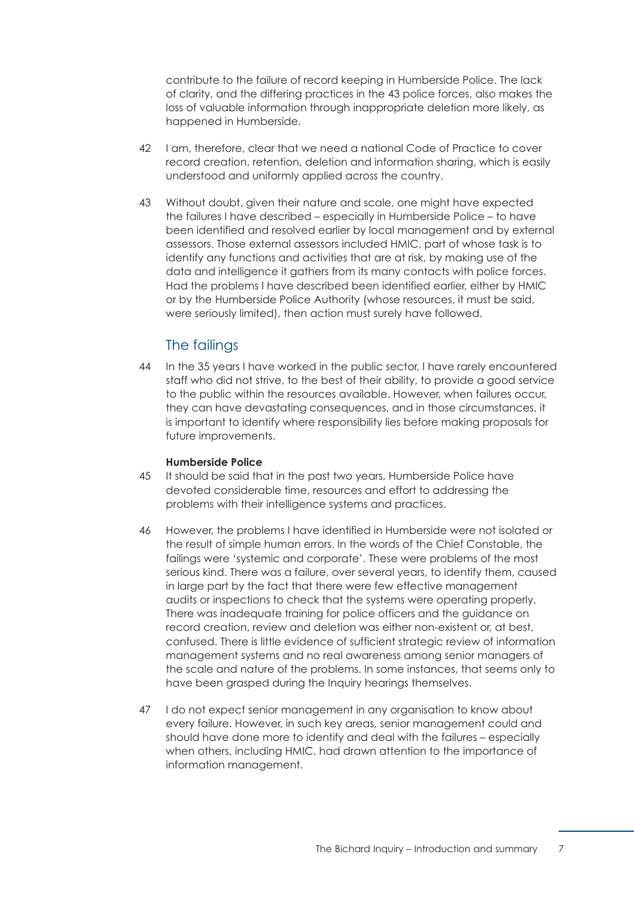contribute to the failure of record keeping in Humberside Police. The lack of clarity, and the differing practices in the 43 police forces, also makes the loss of valuable information through inappropriate deletion more likely, as happened in Humberside.

42 I am, therefore, clear that we need a national Code of Practice to cover record creation, retention, deletion and information sharing, which is easily understood and uniformly applied across the country.

43 Without doubt, given their nature and scale, one might have expected the failures I have described – especially in Humberside Police – to have been identified and resolved earlier by local management and by external assessors. Those external assessors included HMIC, part of whose task is to identify any functions and activities that are at risk, by making use of the data and intelligence it gathers from its many contacts with police forces. Had the problems I have described been identified earlier, either by HMIC or by the Humberside Police Authority (whose resources, it must be said, were seriously limited), then action must surely have followed.

## The failings

44 In the 35 years I have worked in the public sector, I have rarely encountered staff who did not strive, to the best of their ability, to provide a good service to the public within the resources available. However, when failures occur, they can have devastating consequences, and in those circumstances, it is important to identify where responsibility lies before making proposals for future improvements.

**Humberside Police**

45 It should be said that in the past two years, Humberside Police have devoted considerable time, resources and effort to addressing the problems with their intelligence systems and practices.

46 However, the problems I have identified in Humberside were not isolated or the result of simple human errors. In the words of the Chief Constable, the failings were 'systemic and corporate'. These were problems of the most serious kind. There was a failure, over several years, to identify them, caused in large part by the fact that there were few effective management audits or inspections to check that the systems were operating properly. There was inadequate training for police officers and the guidance on record creation, review and deletion was either non-existent or, at best, confused. There is little evidence of sufficient strategic review of information management systems and no real awareness among senior managers of the scale and nature of the problems. In some instances, that seems only to have been grasped during the Inquiry hearings themselves.

47 I do not expect senior management in any organisation to know about every failure. However, in such key areas, senior management could and should have done more to identify and deal with the failures – especially when others, including HMIC, had drawn attention to the importance of information management.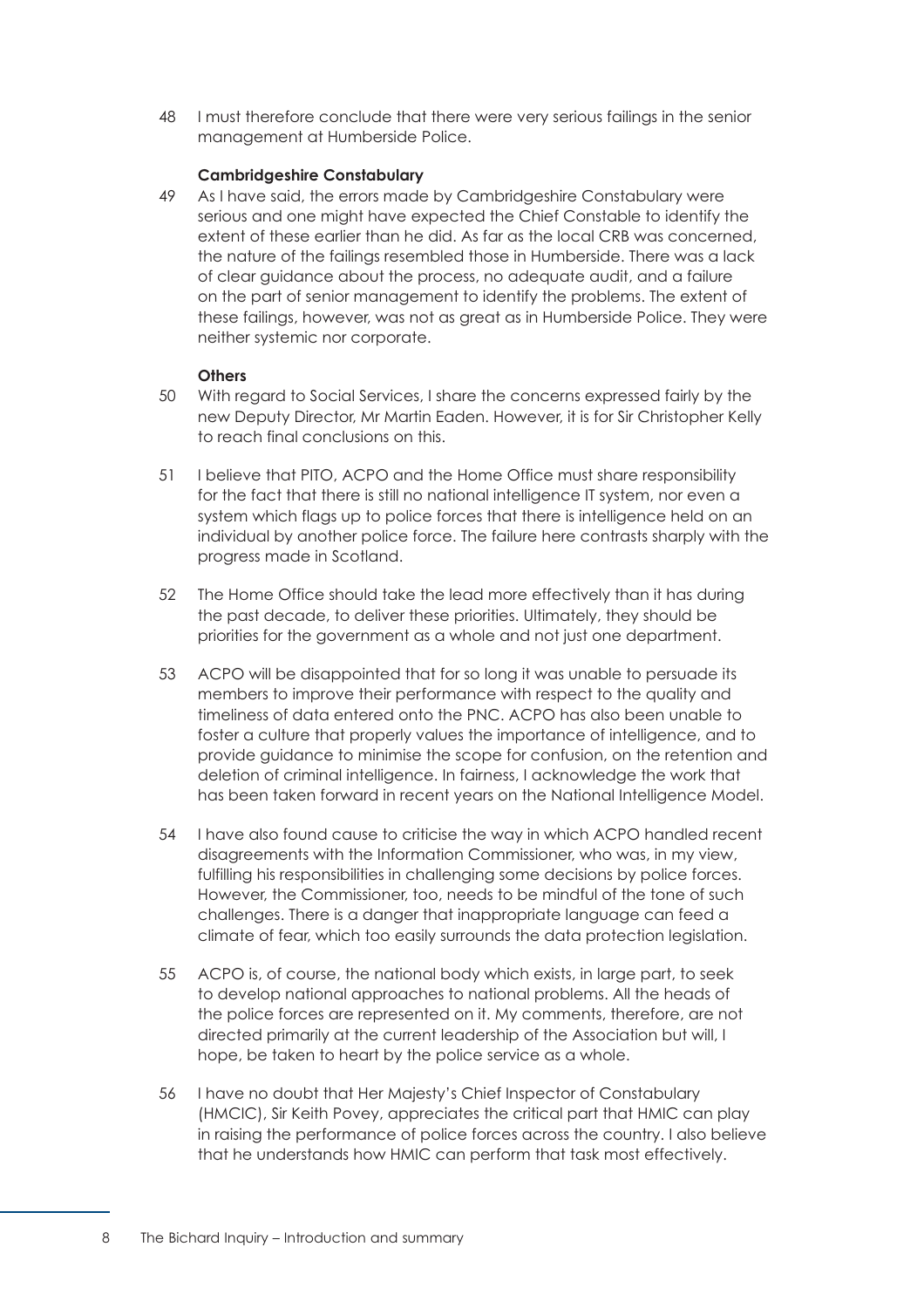48 I must therefore conclude that there were very serious failings in the senior management at Humberside Police.

### Cambridgeshire Constabulary

49 As I have said, the errors made by Cambridgeshire Constabulary were serious and one might have expected the Chief Constable to identify the extent of these earlier than he did. As far as the local CRB was concerned, the nature of the failings resembled those in Humberside. There was a lack of clear guidance about the process, no adequate audit, and a failure on the part of senior management to identify the problems. The extent of these failings, however, was not as great as in Humberside Police. They were neither systemic nor corporate.

### Others

50 With regard to Social Services, I share the concerns expressed fairly by the new Deputy Director, Mr Martin Eaden. However, it is for Sir Christopher Kelly to reach final conclusions on this.

51 I believe that PITO, ACPO and the Home Office must share responsibility for the fact that there is still no national intelligence IT system, nor even a system which flags up to police forces that there is intelligence held on an individual by another police force. The failure here contrasts sharply with the progress made in Scotland.

52 The Home Office should take the lead more effectively than it has during the past decade, to deliver these priorities. Ultimately, they should be priorities for the government as a whole and not just one department.

53 ACPO will be disappointed that for so long it was unable to persuade its members to improve their performance with respect to the quality and timeliness of data entered onto the PNC. ACPO has also been unable to foster a culture that properly values the importance of intelligence, and to provide guidance to minimise the scope for confusion, on the retention and deletion of criminal intelligence. In fairness, I acknowledge the work that has been taken forward in recent years on the National Intelligence Model.

54 I have also found cause to criticise the way in which ACPO handled recent disagreements with the Information Commissioner, who was, in my view, fulfilling his responsibilities in challenging some decisions by police forces. However, the Commissioner, too, needs to be mindful of the tone of such challenges. There is a danger that inappropriate language can feed a climate of fear, which too easily surrounds the data protection legislation.

55 ACPO is, of course, the national body which exists, in large part, to seek to develop national approaches to national problems. All the heads of the police forces are represented on it. My comments, therefore, are not directed primarily at the current leadership of the Association but will, I hope, be taken to heart by the police service as a whole.

56 I have no doubt that Her Majesty's Chief Inspector of Constabulary (HMCIC), Sir Keith Povey, appreciates the critical part that HMIC can play in raising the performance of police forces across the country. I also believe that he understands how HMIC can perform that task most effectively.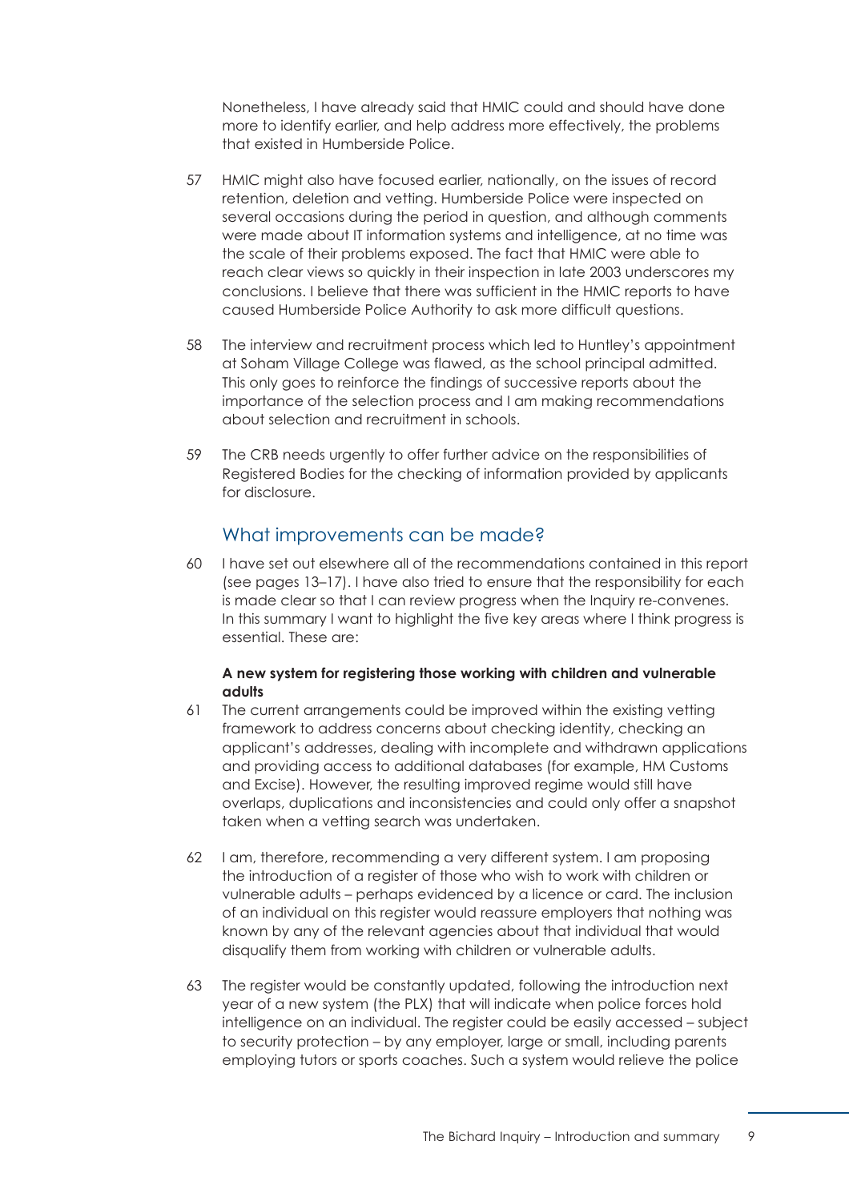Nonetheless, I have already said that HMIC could and should have done more to identify earlier, and help address more effectively, the problems that existed in Humberside Police.

57 HMIC might also have focused earlier, nationally, on the issues of record retention, deletion and vetting. Humberside Police were inspected on several occasions during the period in question, and although comments were made about IT information systems and intelligence, at no time was the scale of their problems exposed. The fact that HMIC were able to reach clear views so quickly in their inspection in late 2003 underscores my conclusions. I believe that there was sufficient in the HMIC reports to have caused Humberside Police Authority to ask more difficult questions.

58 The interview and recruitment process which led to Huntley's appointment at Soham Village College was flawed, as the school principal admitted. This only goes to reinforce the findings of successive reports about the importance of the selection process and I am making recommendations about selection and recruitment in schools.

59 The CRB needs urgently to offer further advice on the responsibilities of Registered Bodies for the checking of information provided by applicants for disclosure.

## What improvements can be made?

60 I have set out elsewhere all of the recommendations contained in this report (see pages 13–17). I have also tried to ensure that the responsibility for each is made clear so that I can review progress when the Inquiry re-convenes. In this summary I want to highlight the five key areas where I think progress is essential. These are:

**A new system for registering those working with children and vulnerable adults**

61 The current arrangements could be improved within the existing vetting framework to address concerns about checking identity, checking an applicant's addresses, dealing with incomplete and withdrawn applications and providing access to additional databases (for example, HM Customs and Excise). However, the resulting improved regime would still have overlaps, duplications and inconsistencies and could only offer a snapshot taken when a vetting search was undertaken.

62 I am, therefore, recommending a very different system. I am proposing the introduction of a register of those who wish to work with children or vulnerable adults – perhaps evidenced by a licence or card. The inclusion of an individual on this register would reassure employers that nothing was known by any of the relevant agencies about that individual that would disqualify them from working with children or vulnerable adults.

63 The register would be constantly updated, following the introduction next year of a new system (the PLX) that will indicate when police forces hold intelligence on an individual. The register could be easily accessed – subject to security protection – by any employer, large or small, including parents employing tutors or sports coaches. Such a system would relieve the police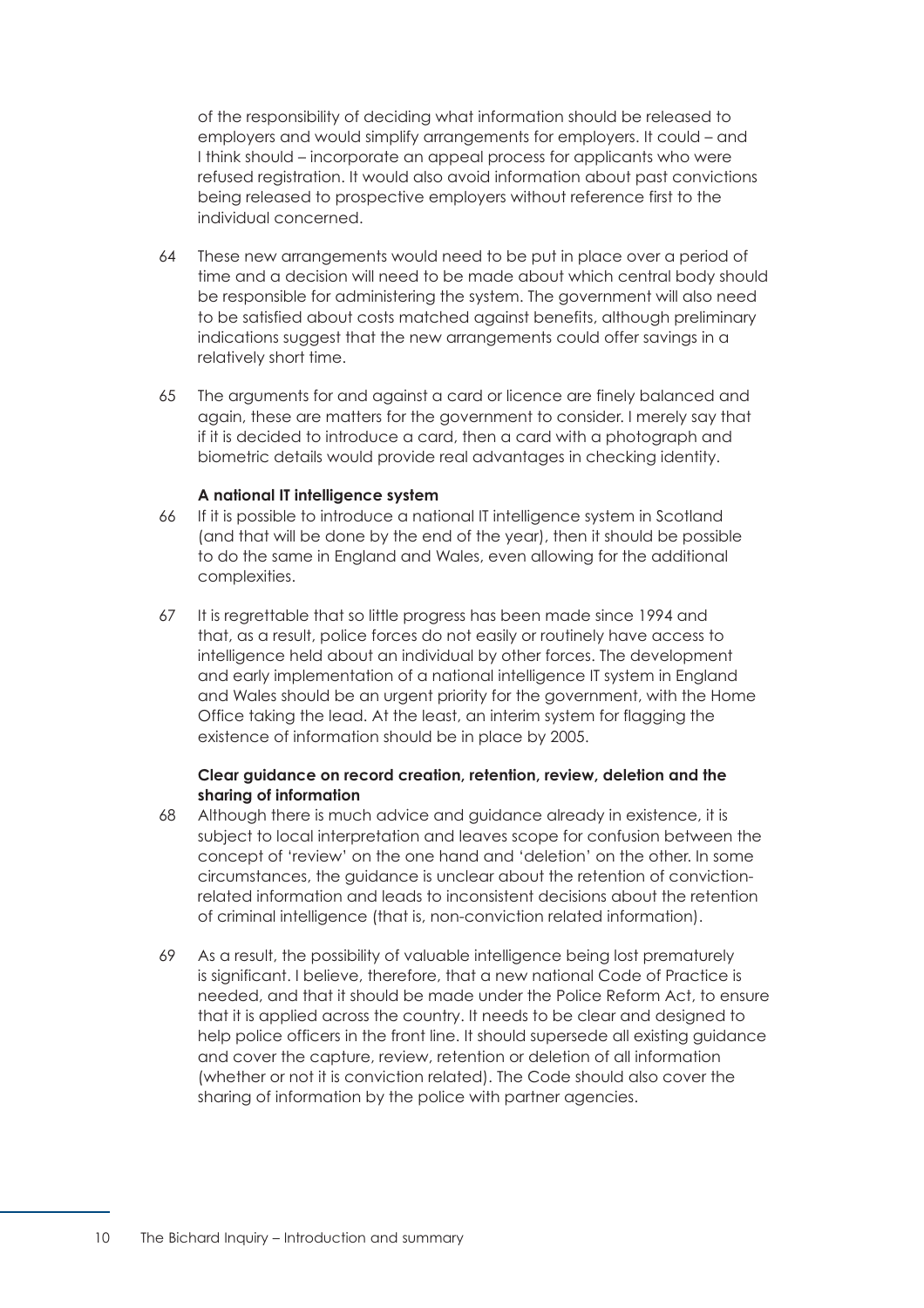of the responsibility of deciding what information should be released to employers and would simplify arrangements for employers. It could – and I think should – incorporate an appeal process for applicants who were refused registration. It would also avoid information about past convictions being released to prospective employers without reference first to the individual concerned.

64 These new arrangements would need to be put in place over a period of time and a decision will need to be made about which central body should be responsible for administering the system. The government will also need to be satisfied about costs matched against benefits, although preliminary indications suggest that the new arrangements could offer savings in a relatively short time.

65 The arguments for and against a card or licence are finely balanced and again, these are matters for the government to consider. I merely say that if it is decided to introduce a card, then a card with a photograph and biometric details would provide real advantages in checking identity.

**A national IT intelligence system**

66 If it is possible to introduce a national IT intelligence system in Scotland (and that will be done by the end of the year), then it should be possible to do the same in England and Wales, even allowing for the additional complexities.

67 It is regrettable that so little progress has been made since 1994 and that, as a result, police forces do not easily or routinely have access to intelligence held about an individual by other forces. The development and early implementation of a national intelligence IT system in England and Wales should be an urgent priority for the government, with the Home Office taking the lead. At the least, an interim system for flagging the existence of information should be in place by 2005.

**Clear guidance on record creation, retention, review, deletion and the sharing of information**

68 Although there is much advice and guidance already in existence, it is subject to local interpretation and leaves scope for confusion between the concept of 'review' on the one hand and 'deletion' on the other. In some circumstances, the guidance is unclear about the retention of conviction-related information and leads to inconsistent decisions about the retention of criminal intelligence (that is, non-conviction related information).

69 As a result, the possibility of valuable intelligence being lost prematurely is significant. I believe, therefore, that a new national Code of Practice is needed, and that it should be made under the Police Reform Act, to ensure that it is applied across the country. It needs to be clear and designed to help police officers in the front line. It should supersede all existing guidance and cover the capture, review, retention or deletion of all information (whether or not it is conviction related). The Code should also cover the sharing of information by the police with partner agencies.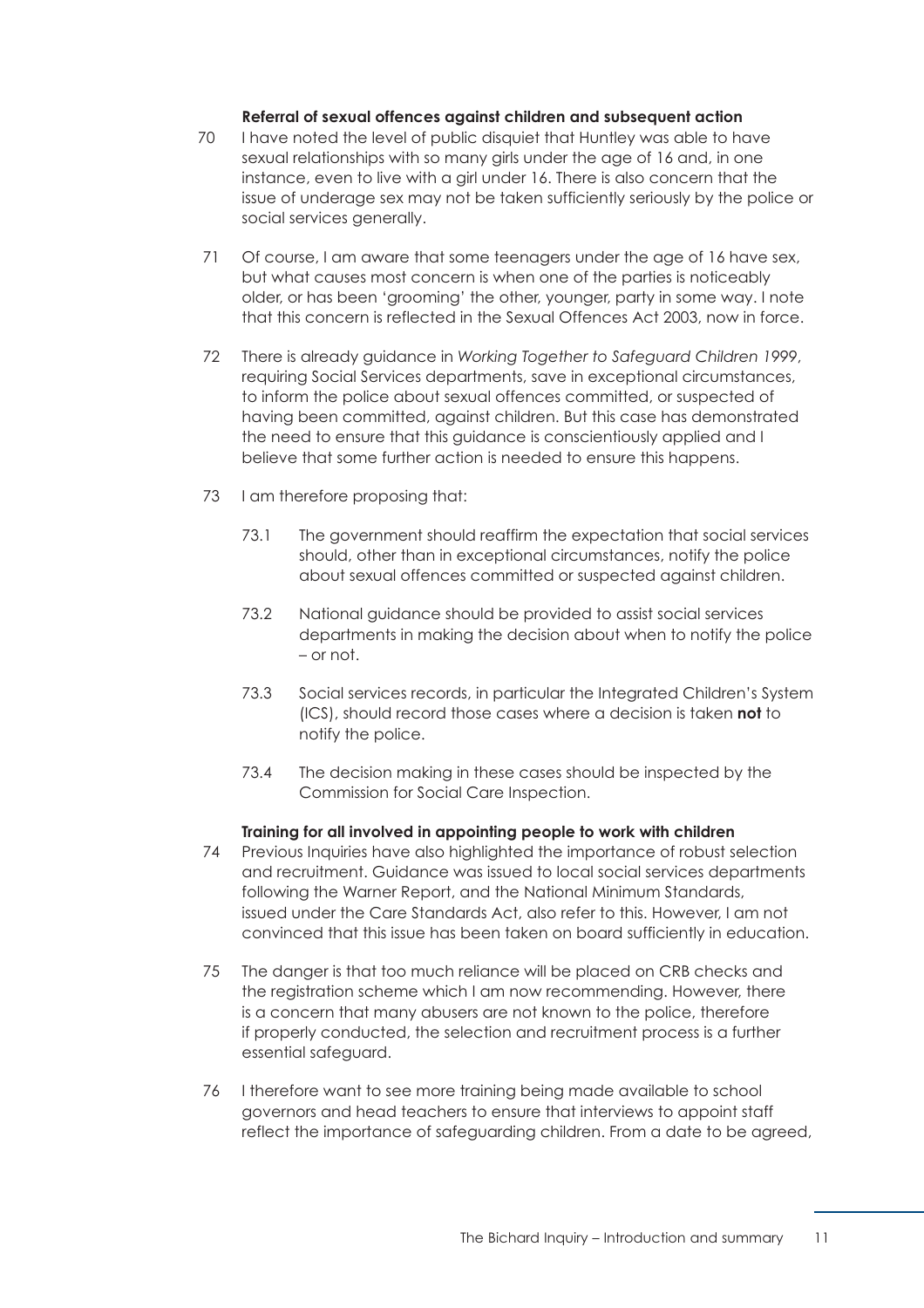**Referral of sexual offences against children and subsequent action**

70 I have noted the level of public disquiet that Huntley was able to have sexual relationships with so many girls under the age of 16 and, in one instance, even to live with a girl under 16. There is also concern that the issue of underage sex may not be taken sufficiently seriously by the police or social services generally.

71 Of course, I am aware that some teenagers under the age of 16 have sex, but what causes most concern is when one of the parties is noticeably older, or has been 'grooming' the other, younger, party in some way. I note that this concern is reflected in the Sexual Offences Act 2003, now in force.

72 There is already guidance in *Working Together to Safeguard Children 1999*, requiring Social Services departments, save in exceptional circumstances, to inform the police about sexual offences committed, or suspected of having been committed, against children. But this case has demonstrated the need to ensure that this guidance is conscientiously applied and I believe that some further action is needed to ensure this happens.

73 I am therefore proposing that:

73.1 The government should reaffirm the expectation that social services should, other than in exceptional circumstances, notify the police about sexual offences committed or suspected against children.

73.2 National guidance should be provided to assist social services departments in making the decision about when to notify the police – or not.

73.3 Social services records, in particular the Integrated Children's System (ICS), should record those cases where a decision is taken **not** to notify the police.

73.4 The decision making in these cases should be inspected by the Commission for Social Care Inspection.

**Training for all involved in appointing people to work with children**

74 Previous Inquiries have also highlighted the importance of robust selection and recruitment. Guidance was issued to local social services departments following the Warner Report, and the National Minimum Standards, issued under the Care Standards Act, also refer to this. However, I am not convinced that this issue has been taken on board sufficiently in education.

75 The danger is that too much reliance will be placed on CRB checks and the registration scheme which I am now recommending. However, there is a concern that many abusers are not known to the police, therefore if properly conducted, the selection and recruitment process is a further essential safeguard.

76 I therefore want to see more training being made available to school governors and head teachers to ensure that interviews to appoint staff reflect the importance of safeguarding children. From a date to be agreed,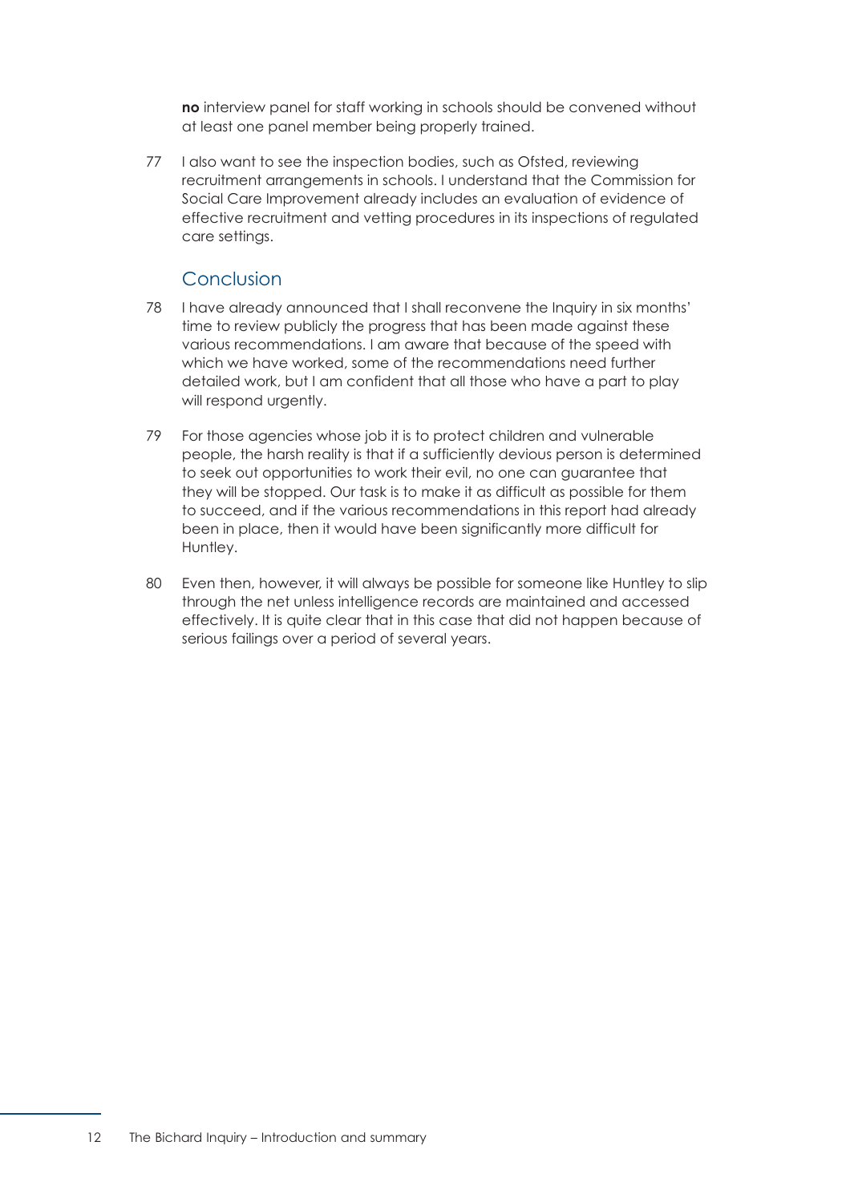**no** interview panel for staff working in schools should be convened without at least one panel member being properly trained.

77 I also want to see the inspection bodies, such as Ofsted, reviewing recruitment arrangements in schools. I understand that the Commission for Social Care Improvement already includes an evaluation of evidence of effective recruitment and vetting procedures in its inspections of regulated care settings.

## Conclusion

78 I have already announced that I shall reconvene the Inquiry in six months' time to review publicly the progress that has been made against these various recommendations. I am aware that because of the speed with which we have worked, some of the recommendations need further detailed work, but I am confident that all those who have a part to play will respond urgently.

79 For those agencies whose job it is to protect children and vulnerable people, the harsh reality is that if a sufficiently devious person is determined to seek out opportunities to work their evil, no one can guarantee that they will be stopped. Our task is to make it as difficult as possible for them to succeed, and if the various recommendations in this report had already been in place, then it would have been significantly more difficult for Huntley.

80 Even then, however, it will always be possible for someone like Huntley to slip through the net unless intelligence records are maintained and accessed effectively. It is quite clear that in this case that did not happen because of serious failings over a period of several years.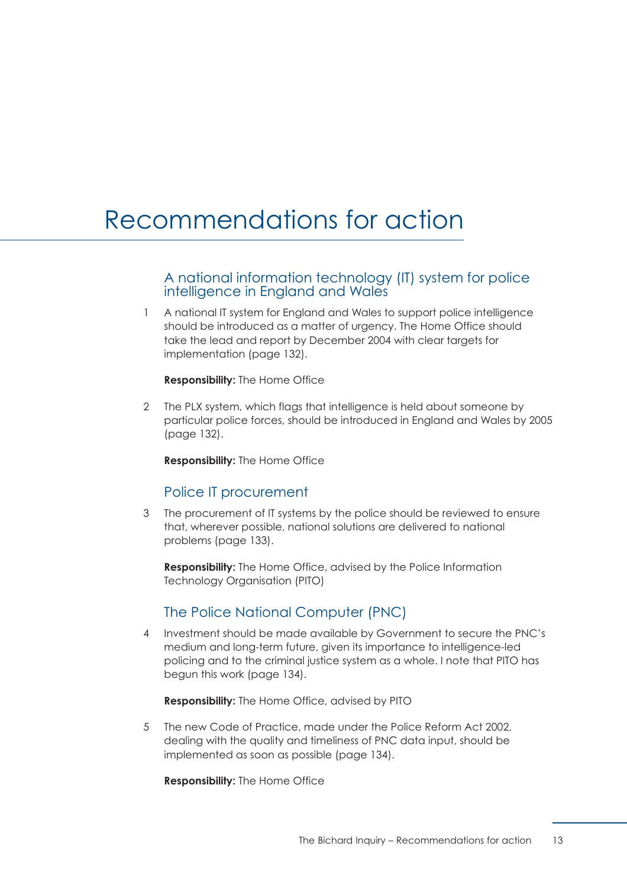# Recommendations for action

## A national information technology (IT) system for police intelligence in England and Wales

1 A national IT system for England and Wales to support police intelligence should be introduced as a matter of urgency. The Home Office should take the lead and report by December 2004 with clear targets for implementation (page 132).

**Responsibility:** The Home Office

2 The PLX system, which flags that intelligence is held about someone by particular police forces, should be introduced in England and Wales by 2005 (page 132).

**Responsibility:** The Home Office

## Police IT procurement

3 The procurement of IT systems by the police should be reviewed to ensure that, wherever possible, national solutions are delivered to national problems (page 133).

**Responsibility:** The Home Office, advised by the Police Information Technology Organisation (PITO)

## The Police National Computer (PNC)

4 Investment should be made available by Government to secure the PNC's medium and long-term future, given its importance to intelligence-led policing and to the criminal justice system as a whole. I note that PITO has begun this work (page 134).

**Responsibility:** The Home Office, advised by PITO

5 The new Code of Practice, made under the Police Reform Act 2002, dealing with the quality and timeliness of PNC data input, should be implemented as soon as possible (page 134).

**Responsibility:** The Home Office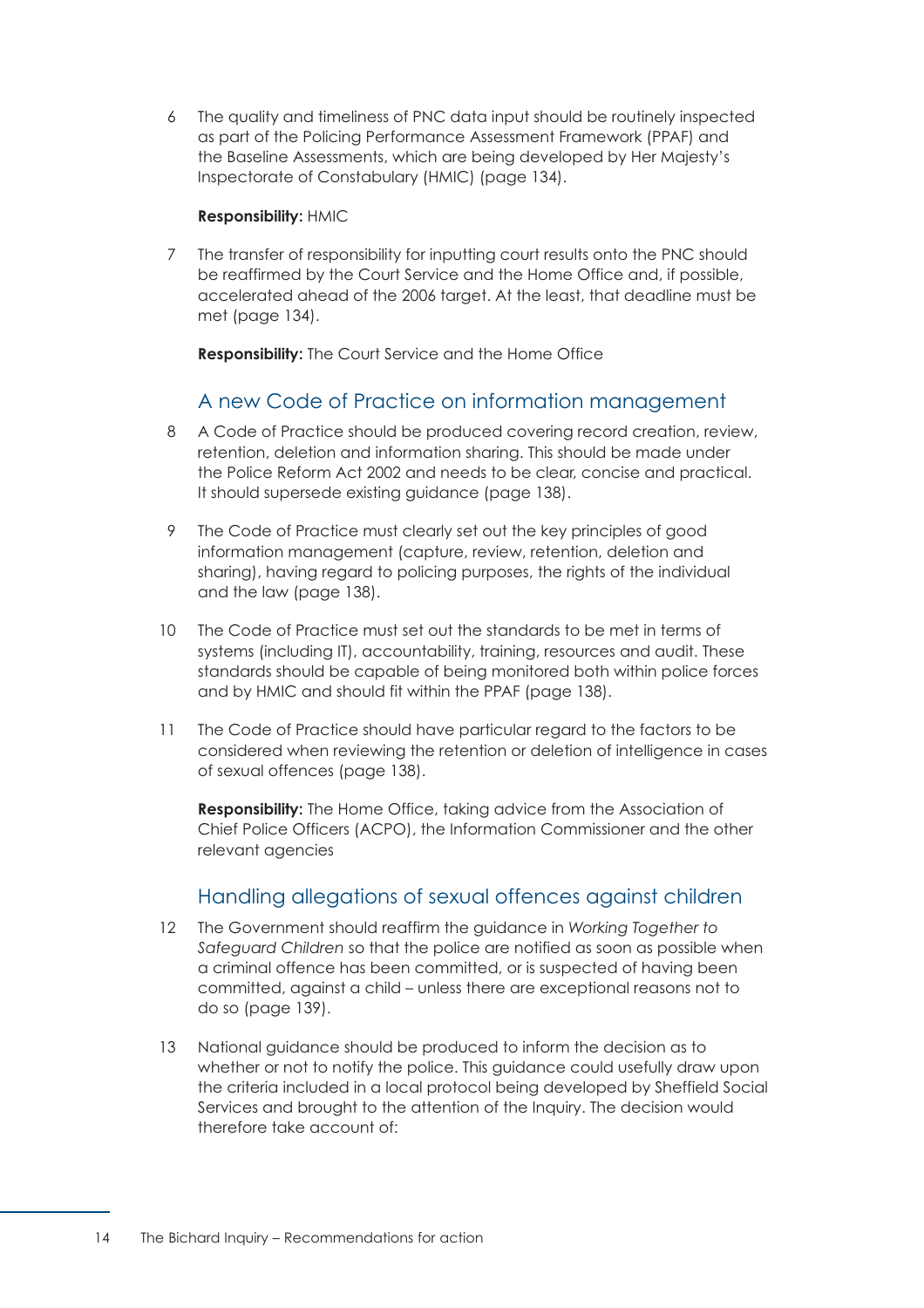6 The quality and timeliness of PNC data input should be routinely inspected as part of the Policing Performance Assessment Framework (PPAF) and the Baseline Assessments, which are being developed by Her Majesty's Inspectorate of Constabulary (HMIC) (page 134).

**Responsibility:** HMIC

7 The transfer of responsibility for inputting court results onto the PNC should be reaffirmed by the Court Service and the Home Office and, if possible, accelerated ahead of the 2006 target. At the least, that deadline must be met (page 134).

**Responsibility:** The Court Service and the Home Office

## A new Code of Practice on information management

8 A Code of Practice should be produced covering record creation, review, retention, deletion and information sharing. This should be made under the Police Reform Act 2002 and needs to be clear, concise and practical. It should supersede existing guidance (page 138).

9 The Code of Practice must clearly set out the key principles of good information management (capture, review, retention, deletion and sharing), having regard to policing purposes, the rights of the individual and the law (page 138).

10 The Code of Practice must set out the standards to be met in terms of systems (including IT), accountability, training, resources and audit. These standards should be capable of being monitored both within police forces and by HMIC and should fit within the PPAF (page 138).

11 The Code of Practice should have particular regard to the factors to be considered when reviewing the retention or deletion of intelligence in cases of sexual offences (page 138).

**Responsibility:** The Home Office, taking advice from the Association of Chief Police Officers (ACPO), the Information Commissioner and the other relevant agencies

## Handling allegations of sexual offences against children

12 The Government should reaffirm the guidance in *Working Together to Safeguard Children* so that the police are notified as soon as possible when a criminal offence has been committed, or is suspected of having been committed, against a child – unless there are exceptional reasons not to do so (page 139).

13 National guidance should be produced to inform the decision as to whether or not to notify the police. This guidance could usefully draw upon the criteria included in a local protocol being developed by Sheffield Social Services and brought to the attention of the Inquiry. The decision would therefore take account of: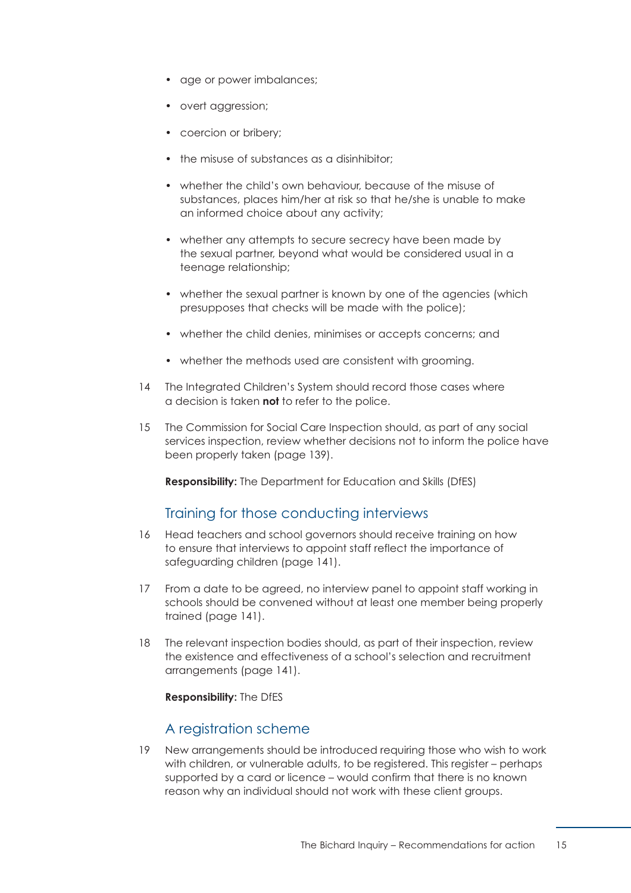- age or power imbalances;
- overt aggression;
- coercion or bribery;
- the misuse of substances as a disinhibitor;
- whether the child's own behaviour, because of the misuse of substances, places him/her at risk so that he/she is unable to make an informed choice about any activity;
- whether any attempts to secure secrecy have been made by the sexual partner, beyond what would be considered usual in a teenage relationship;
- whether the sexual partner is known by one of the agencies (which presupposes that checks will be made with the police);
- whether the child denies, minimises or accepts concerns; and
- whether the methods used are consistent with grooming.

14 The Integrated Children's System should record those cases where a decision is taken **not** to refer to the police.

15 The Commission for Social Care Inspection should, as part of any social services inspection, review whether decisions not to inform the police have been properly taken (page 139).

**Responsibility:** The Department for Education and Skills (DfES)

## Training for those conducting interviews

16 Head teachers and school governors should receive training on how to ensure that interviews to appoint staff reflect the importance of safeguarding children (page 141).

17 From a date to be agreed, no interview panel to appoint staff working in schools should be convened without at least one member being properly trained (page 141).

18 The relevant inspection bodies should, as part of their inspection, review the existence and effectiveness of a school's selection and recruitment arrangements (page 141).

**Responsibility:** The DfES

## A registration scheme

19 New arrangements should be introduced requiring those who wish to work with children, or vulnerable adults, to be registered. This register – perhaps supported by a card or licence – would confirm that there is no known reason why an individual should not work with these client groups.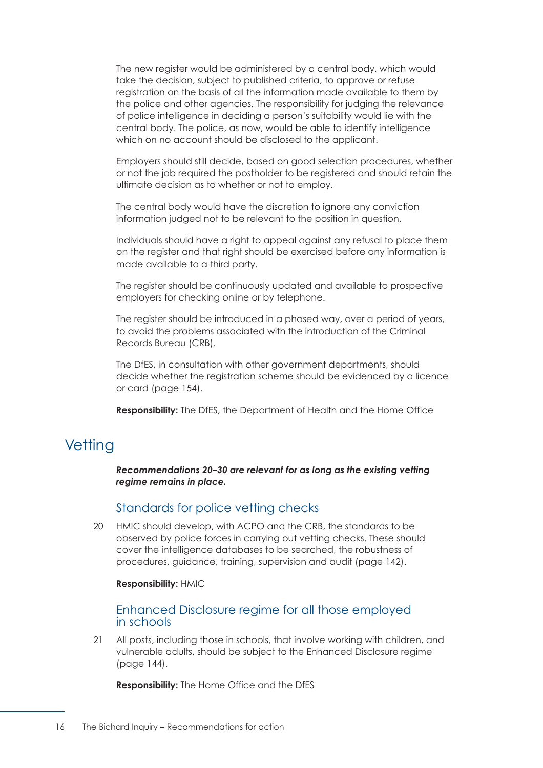The new register would be administered by a central body, which would take the decision, subject to published criteria, to approve or refuse registration on the basis of all the information made available to them by the police and other agencies. The responsibility for judging the relevance of police intelligence in deciding a person's suitability would lie with the central body. The police, as now, would be able to identify intelligence which on no account should be disclosed to the applicant.

Employers should still decide, based on good selection procedures, whether or not the job required the postholder to be registered and should retain the ultimate decision as to whether or not to employ.

The central body would have the discretion to ignore any conviction information judged not to be relevant to the position in question.

Individuals should have a right to appeal against any refusal to place them on the register and that right should be exercised before any information is made available to a third party.

The register should be continuously updated and available to prospective employers for checking online or by telephone.

The register should be introduced in a phased way, over a period of years, to avoid the problems associated with the introduction of the Criminal Records Bureau (CRB).

The DfES, in consultation with other government departments, should decide whether the registration scheme should be evidenced by a licence or card (page 154).

**Responsibility:** The DfES, the Department of Health and the Home Office

## Vetting

***Recommendations 20–30 are relevant for as long as the existing vetting regime remains in place.***

### Standards for police vetting checks

20 HMIC should develop, with ACPO and the CRB, the standards to be observed by police forces in carrying out vetting checks. These should cover the intelligence databases to be searched, the robustness of procedures, guidance, training, supervision and audit (page 142).

**Responsibility:** HMIC

### Enhanced Disclosure regime for all those employed in schools

21 All posts, including those in schools, that involve working with children, and vulnerable adults, should be subject to the Enhanced Disclosure regime (page 144).

**Responsibility:** The Home Office and the DfES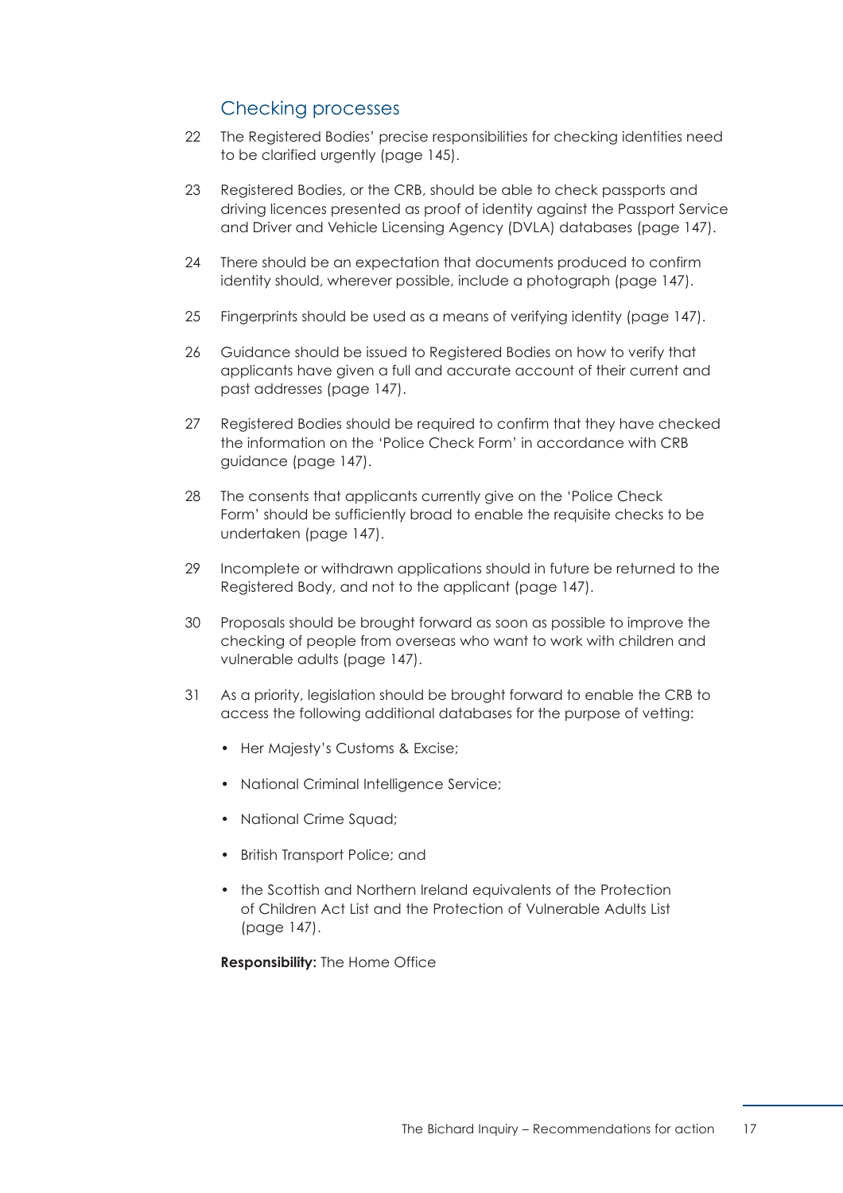## Checking processes

22 The Registered Bodies' precise responsibilities for checking identities need to be clarified urgently (page 145).

23 Registered Bodies, or the CRB, should be able to check passports and driving licences presented as proof of identity against the Passport Service and Driver and Vehicle Licensing Agency (DVLA) databases (page 147).

24 There should be an expectation that documents produced to confirm identity should, wherever possible, include a photograph (page 147).

25 Fingerprints should be used as a means of verifying identity (page 147).

26 Guidance should be issued to Registered Bodies on how to verify that applicants have given a full and accurate account of their current and past addresses (page 147).

27 Registered Bodies should be required to confirm that they have checked the information on the 'Police Check Form' in accordance with CRB guidance (page 147).

28 The consents that applicants currently give on the 'Police Check Form' should be sufficiently broad to enable the requisite checks to be undertaken (page 147).

29 Incomplete or withdrawn applications should in future be returned to the Registered Body, and not to the applicant (page 147).

30 Proposals should be brought forward as soon as possible to improve the checking of people from overseas who want to work with children and vulnerable adults (page 147).

31 As a priority, legislation should be brought forward to enable the CRB to access the following additional databases for the purpose of vetting:

- Her Majesty's Customs & Excise;
- National Criminal Intelligence Service;
- National Crime Squad;
- British Transport Police; and
- the Scottish and Northern Ireland equivalents of the Protection of Children Act List and the Protection of Vulnerable Adults List (page 147).

**Responsibility:** The Home Office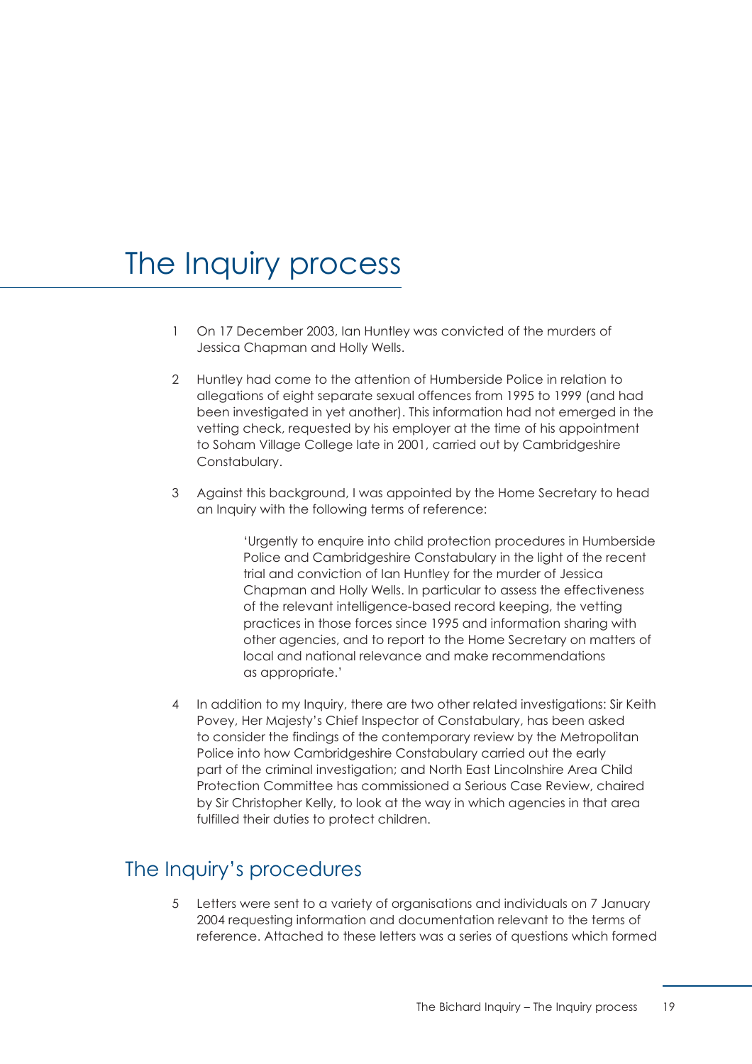# The Inquiry process

1 On 17 December 2003, Ian Huntley was convicted of the murders of Jessica Chapman and Holly Wells.

2 Huntley had come to the attention of Humberside Police in relation to allegations of eight separate sexual offences from 1995 to 1999 (and had been investigated in yet another). This information had not emerged in the vetting check, requested by his employer at the time of his appointment to Soham Village College late in 2001, carried out by Cambridgeshire Constabulary.

3 Against this background, I was appointed by the Home Secretary to head an Inquiry with the following terms of reference:

> 'Urgently to enquire into child protection procedures in Humberside Police and Cambridgeshire Constabulary in the light of the recent trial and conviction of Ian Huntley for the murder of Jessica Chapman and Holly Wells. In particular to assess the effectiveness of the relevant intelligence-based record keeping, the vetting practices in those forces since 1995 and information sharing with other agencies, and to report to the Home Secretary on matters of local and national relevance and make recommendations as appropriate.'

4 In addition to my Inquiry, there are two other related investigations: Sir Keith Povey, Her Majesty's Chief Inspector of Constabulary, has been asked to consider the findings of the contemporary review by the Metropolitan Police into how Cambridgeshire Constabulary carried out the early part of the criminal investigation; and North East Lincolnshire Area Child Protection Committee has commissioned a Serious Case Review, chaired by Sir Christopher Kelly, to look at the way in which agencies in that area fulfilled their duties to protect children.

## The Inquiry's procedures

5 Letters were sent to a variety of organisations and individuals on 7 January 2004 requesting information and documentation relevant to the terms of reference. Attached to these letters was a series of questions which formed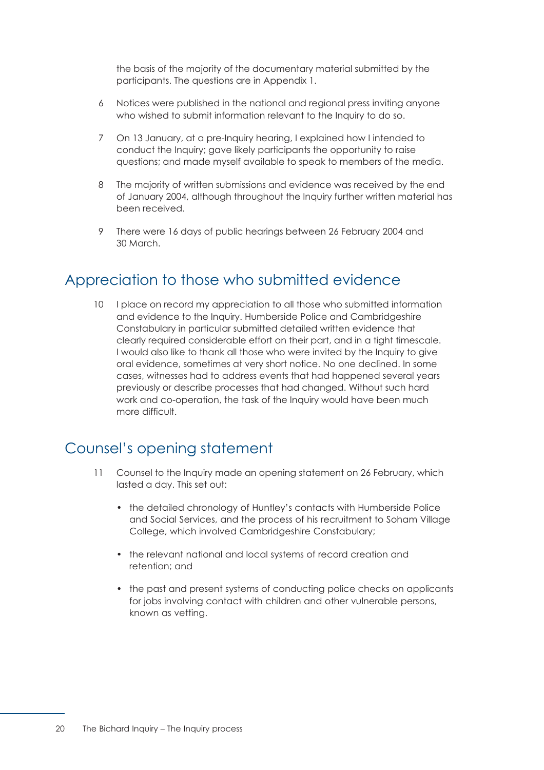the basis of the majority of the documentary material submitted by the participants. The questions are in Appendix 1.

6 Notices were published in the national and regional press inviting anyone who wished to submit information relevant to the Inquiry to do so.

7 On 13 January, at a pre-Inquiry hearing, I explained how I intended to conduct the Inquiry; gave likely participants the opportunity to raise questions; and made myself available to speak to members of the media.

8 The majority of written submissions and evidence was received by the end of January 2004, although throughout the Inquiry further written material has been received.

9 There were 16 days of public hearings between 26 February 2004 and 30 March.

## Appreciation to those who submitted evidence

10 I place on record my appreciation to all those who submitted information and evidence to the Inquiry. Humberside Police and Cambridgeshire Constabulary in particular submitted detailed written evidence that clearly required considerable effort on their part, and in a tight timescale. I would also like to thank all those who were invited by the Inquiry to give oral evidence, sometimes at very short notice. No one declined. In some cases, witnesses had to address events that had happened several years previously or describe processes that had changed. Without such hard work and co-operation, the task of the Inquiry would have been much more difficult.

## Counsel's opening statement

11 Counsel to the Inquiry made an opening statement on 26 February, which lasted a day. This set out:

- the detailed chronology of Huntley's contacts with Humberside Police and Social Services, and the process of his recruitment to Soham Village College, which involved Cambridgeshire Constabulary;
- the relevant national and local systems of record creation and retention; and
- the past and present systems of conducting police checks on applicants for jobs involving contact with children and other vulnerable persons, known as vetting.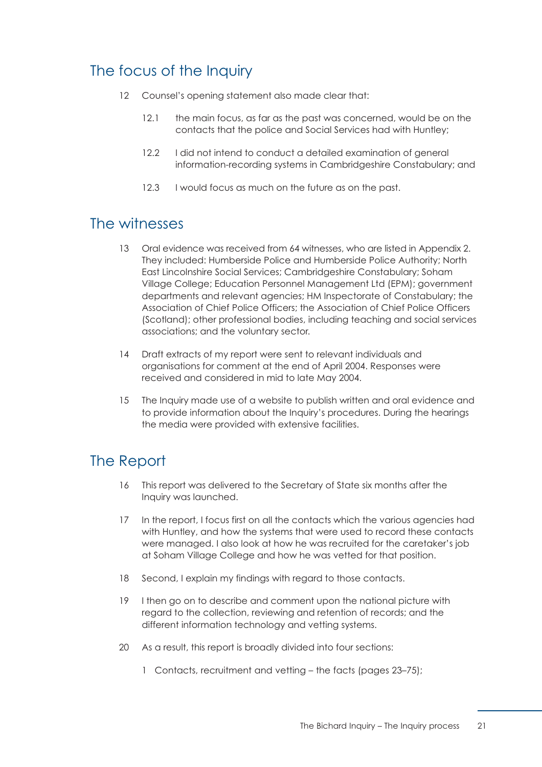## The focus of the Inquiry

12 Counsel's opening statement also made clear that:

12.1 the main focus, as far as the past was concerned, would be on the contacts that the police and Social Services had with Huntley;

12.2 I did not intend to conduct a detailed examination of general information-recording systems in Cambridgeshire Constabulary; and

12.3 I would focus as much on the future as on the past.

## The witnesses

13 Oral evidence was received from 64 witnesses, who are listed in Appendix 2. They included: Humberside Police and Humberside Police Authority; North East Lincolnshire Social Services; Cambridgeshire Constabulary; Soham Village College; Education Personnel Management Ltd (EPM); government departments and relevant agencies; HM Inspectorate of Constabulary; the Association of Chief Police Officers; the Association of Chief Police Officers (Scotland); other professional bodies, including teaching and social services associations; and the voluntary sector.

14 Draft extracts of my report were sent to relevant individuals and organisations for comment at the end of April 2004. Responses were received and considered in mid to late May 2004.

15 The Inquiry made use of a website to publish written and oral evidence and to provide information about the Inquiry's procedures. During the hearings the media were provided with extensive facilities.

## The Report

16 This report was delivered to the Secretary of State six months after the Inquiry was launched.

17 In the report, I focus first on all the contacts which the various agencies had with Huntley, and how the systems that were used to record these contacts were managed. I also look at how he was recruited for the caretaker's job at Soham Village College and how he was vetted for that position.

18 Second, I explain my findings with regard to those contacts.

19 I then go on to describe and comment upon the national picture with regard to the collection, reviewing and retention of records; and the different information technology and vetting systems.

20 As a result, this report is broadly divided into four sections:

1 Contacts, recruitment and vetting – the facts (pages 23–75);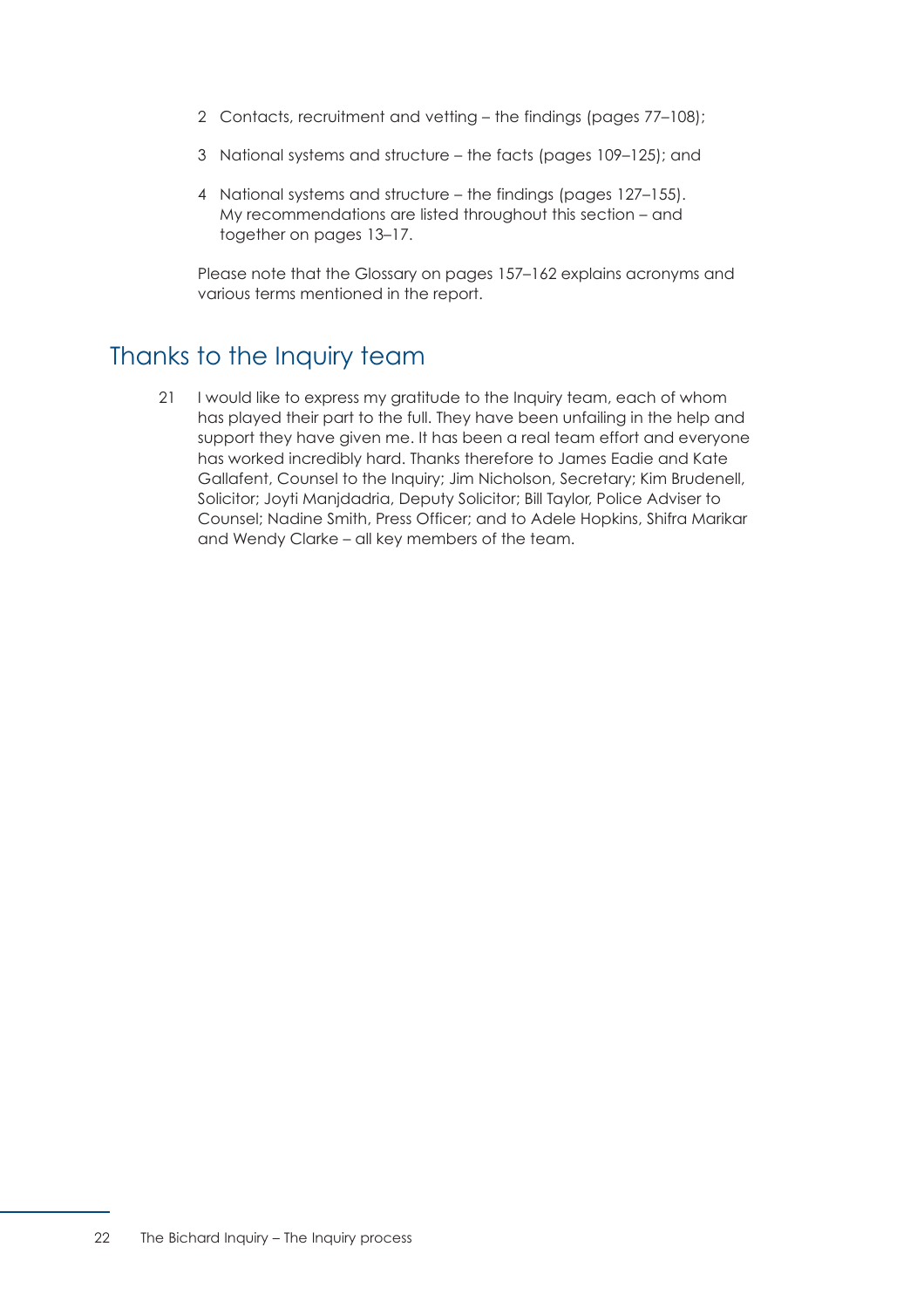2 Contacts, recruitment and vetting – the findings (pages 77–108);

3 National systems and structure – the facts (pages 109–125); and

4 National systems and structure – the findings (pages 127–155). My recommendations are listed throughout this section – and together on pages 13–17.

Please note that the Glossary on pages 157–162 explains acronyms and various terms mentioned in the report.

## Thanks to the Inquiry team

21 I would like to express my gratitude to the Inquiry team, each of whom has played their part to the full. They have been unfailing in the help and support they have given me. It has been a real team effort and everyone has worked incredibly hard. Thanks therefore to James Eadie and Kate Gallafent, Counsel to the Inquiry; Jim Nicholson, Secretary; Kim Brudenell, Solicitor; Joyti Manjdadria, Deputy Solicitor; Bill Taylor, Police Adviser to Counsel; Nadine Smith, Press Officer; and to Adele Hopkins, Shifra Marikar and Wendy Clarke – all key members of the team.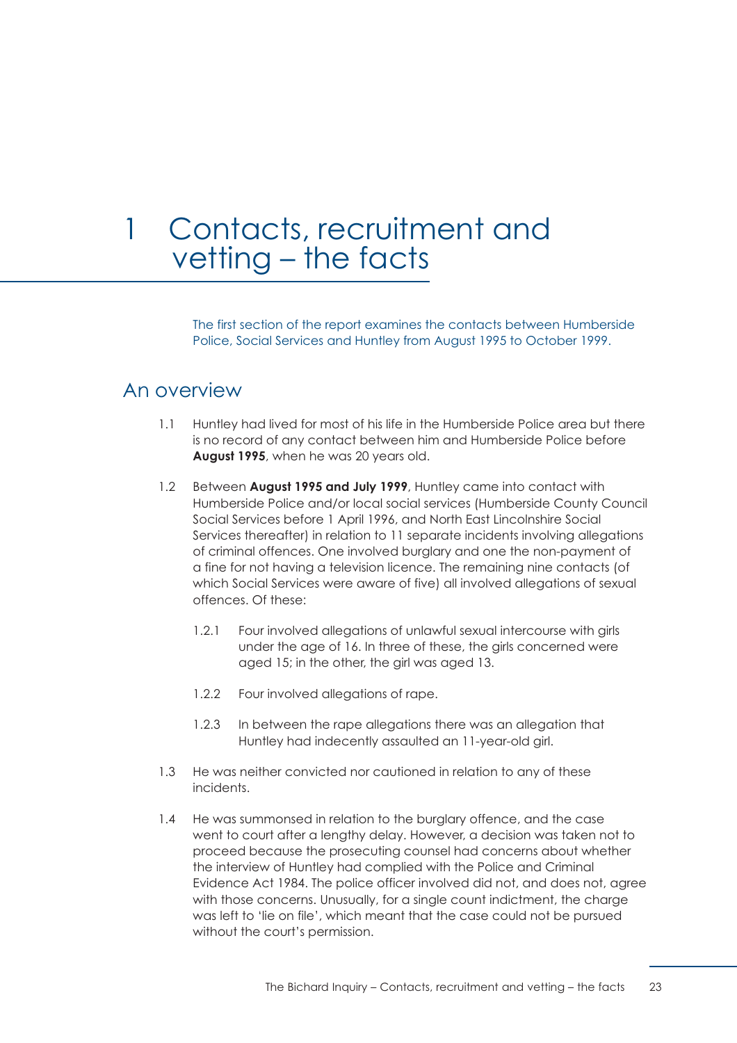# 1 Contacts, recruitment and vetting – the facts

The first section of the report examines the contacts between Humberside Police, Social Services and Huntley from August 1995 to October 1999.

## An overview

1.1 Huntley had lived for most of his life in the Humberside Police area but there is no record of any contact between him and Humberside Police before **August 1995**, when he was 20 years old.

1.2 Between **August 1995 and July 1999**, Huntley came into contact with Humberside Police and/or local social services (Humberside County Council Social Services before 1 April 1996, and North East Lincolnshire Social Services thereafter) in relation to 11 separate incidents involving allegations of criminal offences. One involved burglary and one the non-payment of a fine for not having a television licence. The remaining nine contacts (of which Social Services were aware of five) all involved allegations of sexual offences. Of these:

1.2.1 Four involved allegations of unlawful sexual intercourse with girls under the age of 16. In three of these, the girls concerned were aged 15; in the other, the girl was aged 13.

1.2.2 Four involved allegations of rape.

1.2.3 In between the rape allegations there was an allegation that Huntley had indecently assaulted an 11-year-old girl.

1.3 He was neither convicted nor cautioned in relation to any of these incidents.

1.4 He was summonsed in relation to the burglary offence, and the case went to court after a lengthy delay. However, a decision was taken not to proceed because the prosecuting counsel had concerns about whether the interview of Huntley had complied with the Police and Criminal Evidence Act 1984. The police officer involved did not, and does not, agree with those concerns. Unusually, for a single count indictment, the charge was left to 'lie on file', which meant that the case could not be pursued without the court's permission.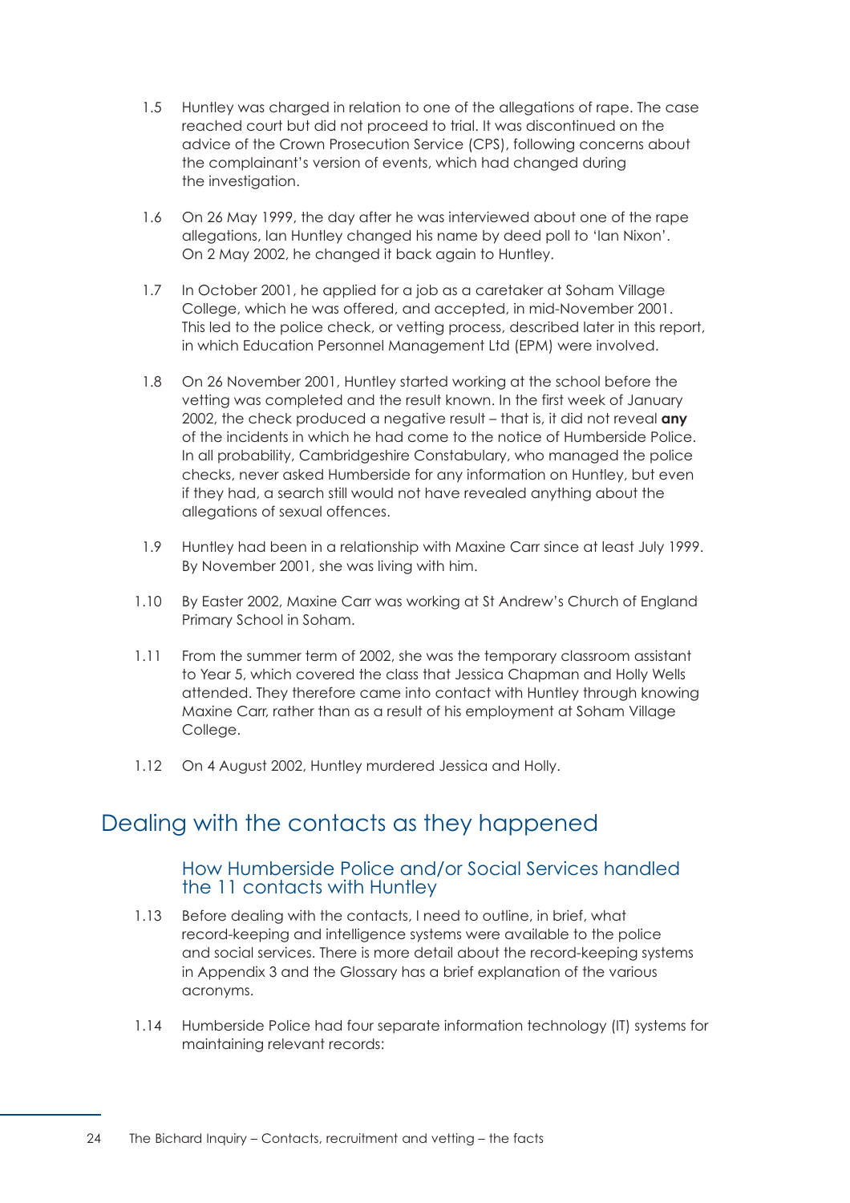1.5 Huntley was charged in relation to one of the allegations of rape. The case reached court but did not proceed to trial. It was discontinued on the advice of the Crown Prosecution Service (CPS), following concerns about the complainant's version of events, which had changed during the investigation.

1.6 On 26 May 1999, the day after he was interviewed about one of the rape allegations, Ian Huntley changed his name by deed poll to 'Ian Nixon'. On 2 May 2002, he changed it back again to Huntley.

1.7 In October 2001, he applied for a job as a caretaker at Soham Village College, which he was offered, and accepted, in mid-November 2001. This led to the police check, or vetting process, described later in this report, in which Education Personnel Management Ltd (EPM) were involved.

1.8 On 26 November 2001, Huntley started working at the school before the vetting was completed and the result known. In the first week of January 2002, the check produced a negative result – that is, it did not reveal **any** of the incidents in which he had come to the notice of Humberside Police. In all probability, Cambridgeshire Constabulary, who managed the police checks, never asked Humberside for any information on Huntley, but even if they had, a search still would not have revealed anything about the allegations of sexual offences.

1.9 Huntley had been in a relationship with Maxine Carr since at least July 1999. By November 2001, she was living with him.

1.10 By Easter 2002, Maxine Carr was working at St Andrew's Church of England Primary School in Soham.

1.11 From the summer term of 2002, she was the temporary classroom assistant to Year 5, which covered the class that Jessica Chapman and Holly Wells attended. They therefore came into contact with Huntley through knowing Maxine Carr, rather than as a result of his employment at Soham Village College.

1.12 On 4 August 2002, Huntley murdered Jessica and Holly.

## Dealing with the contacts as they happened

### How Humberside Police and/or Social Services handled the 11 contacts with Huntley

1.13 Before dealing with the contacts, I need to outline, in brief, what record-keeping and intelligence systems were available to the police and social services. There is more detail about the record-keeping systems in Appendix 3 and the Glossary has a brief explanation of the various acronyms.

1.14 Humberside Police had four separate information technology (IT) systems for maintaining relevant records: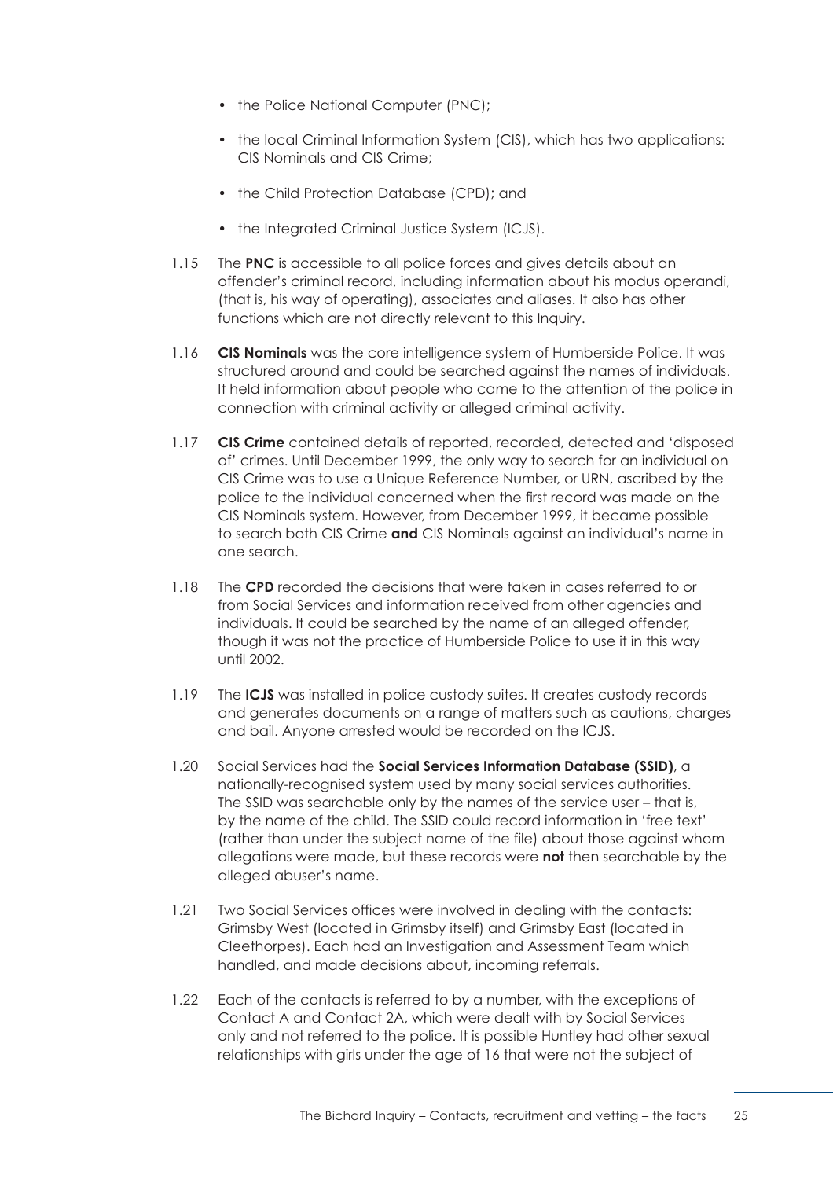- the Police National Computer (PNC);
- the local Criminal Information System (CIS), which has two applications: CIS Nominals and CIS Crime;
- the Child Protection Database (CPD); and
- the Integrated Criminal Justice System (ICJS).

1.15 The **PNC** is accessible to all police forces and gives details about an offender's criminal record, including information about his modus operandi, (that is, his way of operating), associates and aliases. It also has other functions which are not directly relevant to this Inquiry.

1.16 **CIS Nominals** was the core intelligence system of Humberside Police. It was structured around and could be searched against the names of individuals. It held information about people who came to the attention of the police in connection with criminal activity or alleged criminal activity.

1.17 **CIS Crime** contained details of reported, recorded, detected and 'disposed of' crimes. Until December 1999, the only way to search for an individual on CIS Crime was to use a Unique Reference Number, or URN, ascribed by the police to the individual concerned when the first record was made on the CIS Nominals system. However, from December 1999, it became possible to search both CIS Crime **and** CIS Nominals against an individual's name in one search.

1.18 The **CPD** recorded the decisions that were taken in cases referred to or from Social Services and information received from other agencies and individuals. It could be searched by the name of an alleged offender, though it was not the practice of Humberside Police to use it in this way until 2002.

1.19 The **ICJS** was installed in police custody suites. It creates custody records and generates documents on a range of matters such as cautions, charges and bail. Anyone arrested would be recorded on the ICJS.

1.20 Social Services had the **Social Services Information Database (SSID)**, a nationally-recognised system used by many social services authorities. The SSID was searchable only by the names of the service user – that is, by the name of the child. The SSID could record information in 'free text' (rather than under the subject name of the file) about those against whom allegations were made, but these records were **not** then searchable by the alleged abuser's name.

1.21 Two Social Services offices were involved in dealing with the contacts: Grimsby West (located in Grimsby itself) and Grimsby East (located in Cleethorpes). Each had an Investigation and Assessment Team which handled, and made decisions about, incoming referrals.

1.22 Each of the contacts is referred to by a number, with the exceptions of Contact A and Contact 2A, which were dealt with by Social Services only and not referred to the police. It is possible Huntley had other sexual relationships with girls under the age of 16 that were not the subject of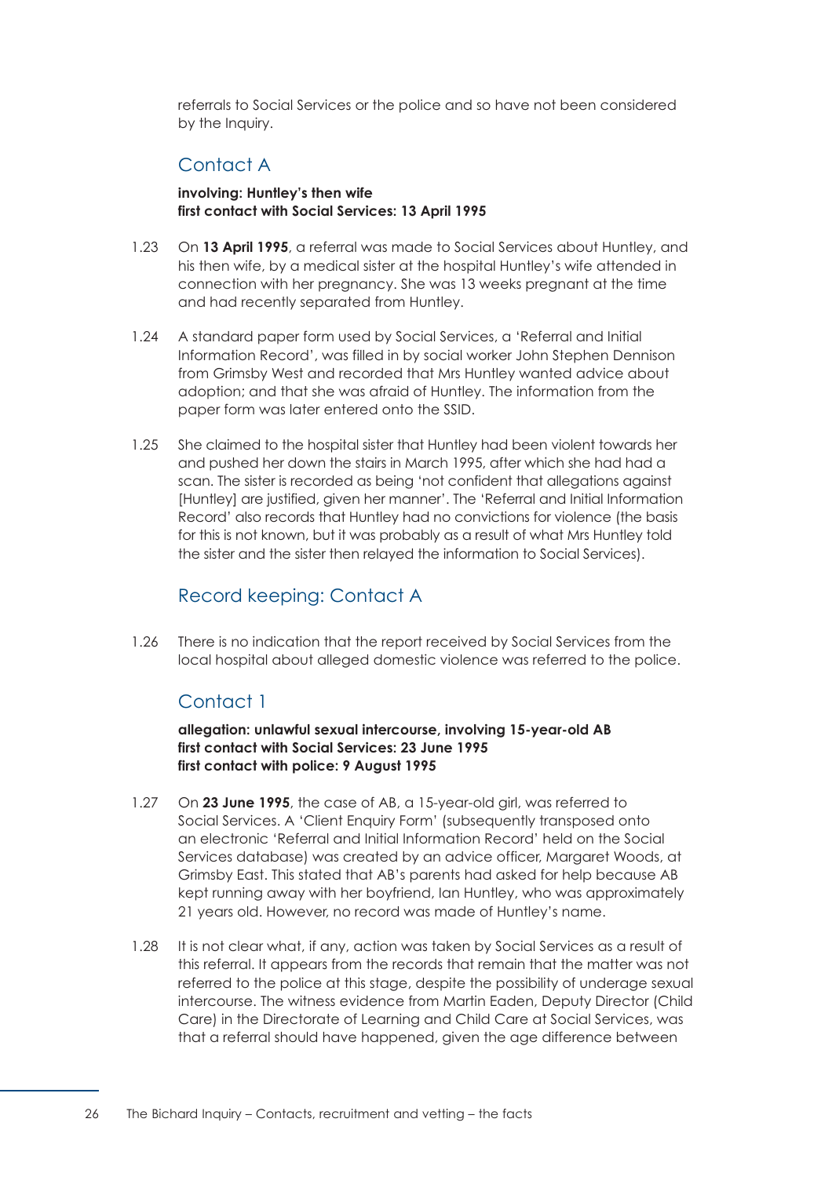referrals to Social Services or the police and so have not been considered by the Inquiry.

## Contact A

**involving: Huntley's then wife**
**first contact with Social Services: 13 April 1995**

1.23 On **13 April 1995**, a referral was made to Social Services about Huntley, and his then wife, by a medical sister at the hospital Huntley's wife attended in connection with her pregnancy. She was 13 weeks pregnant at the time and had recently separated from Huntley.

1.24 A standard paper form used by Social Services, a 'Referral and Initial Information Record', was filled in by social worker John Stephen Dennison from Grimsby West and recorded that Mrs Huntley wanted advice about adoption; and that she was afraid of Huntley. The information from the paper form was later entered onto the SSID.

1.25 She claimed to the hospital sister that Huntley had been violent towards her and pushed her down the stairs in March 1995, after which she had had a scan. The sister is recorded as being 'not confident that allegations against [Huntley] are justified, given her manner'. The 'Referral and Initial Information Record' also records that Huntley had no convictions for violence (the basis for this is not known, but it was probably as a result of what Mrs Huntley told the sister and the sister then relayed the information to Social Services).

## Record keeping: Contact A

1.26 There is no indication that the report received by Social Services from the local hospital about alleged domestic violence was referred to the police.

## Contact 1

**allegation: unlawful sexual intercourse, involving 15-year-old AB**
**first contact with Social Services: 23 June 1995**
**first contact with police: 9 August 1995**

1.27 On **23 June 1995**, the case of AB, a 15-year-old girl, was referred to Social Services. A 'Client Enquiry Form' (subsequently transposed onto an electronic 'Referral and Initial Information Record' held on the Social Services database) was created by an advice officer, Margaret Woods, at Grimsby East. This stated that AB's parents had asked for help because AB kept running away with her boyfriend, Ian Huntley, who was approximately 21 years old. However, no record was made of Huntley's name.

1.28 It is not clear what, if any, action was taken by Social Services as a result of this referral. It appears from the records that remain that the matter was not referred to the police at this stage, despite the possibility of underage sexual intercourse. The witness evidence from Martin Eaden, Deputy Director (Child Care) in the Directorate of Learning and Child Care at Social Services, was that a referral should have happened, given the age difference between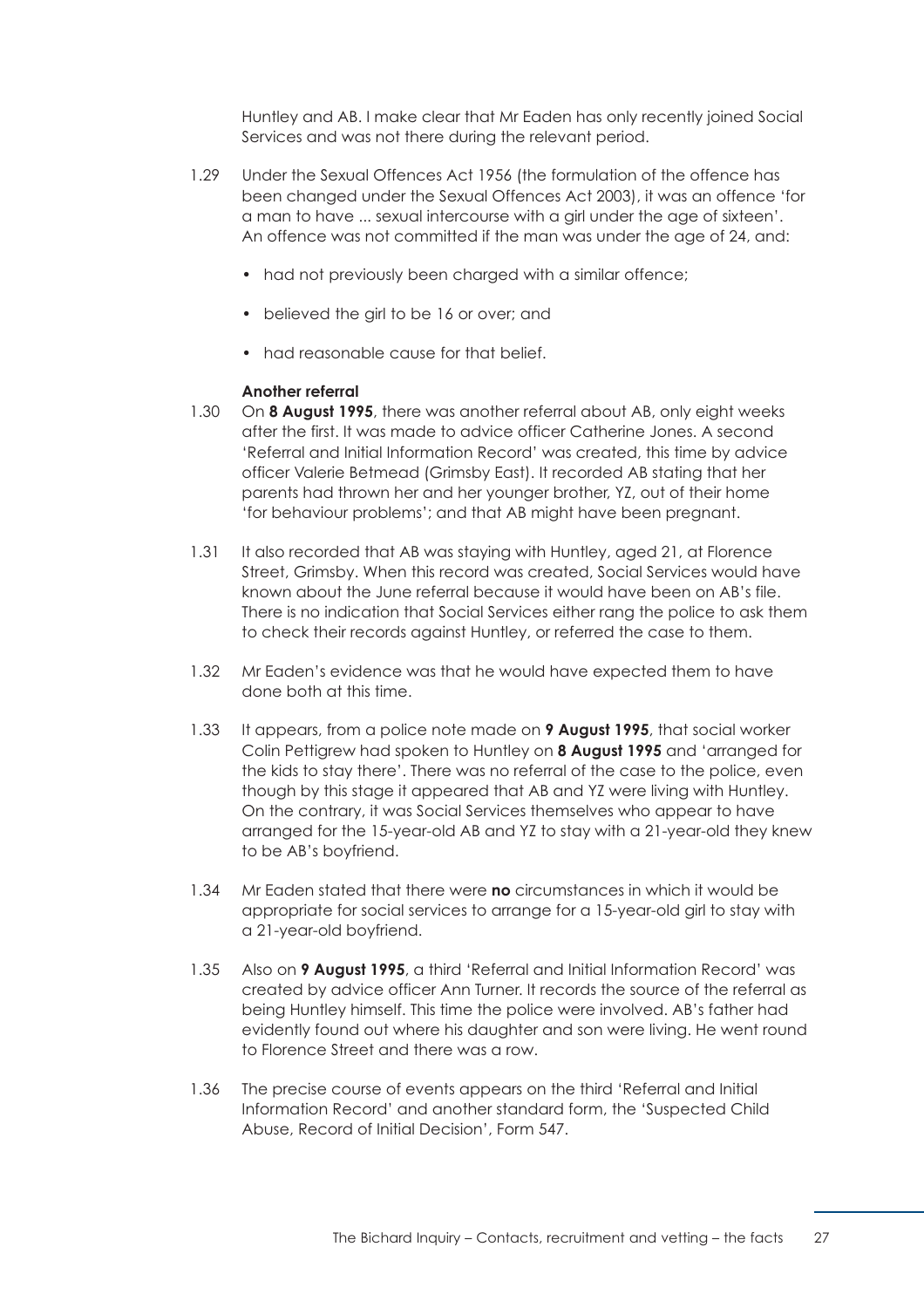Huntley and AB. I make clear that Mr Eaden has only recently joined Social Services and was not there during the relevant period.

1.29 Under the Sexual Offences Act 1956 (the formulation of the offence has been changed under the Sexual Offences Act 2003), it was an offence 'for a man to have ... sexual intercourse with a girl under the age of sixteen'. An offence was not committed if the man was under the age of 24, and:

- had not previously been charged with a similar offence;
- believed the girl to be 16 or over; and
- had reasonable cause for that belief.

**Another referral**

1.30 On **8 August 1995**, there was another referral about AB, only eight weeks after the first. It was made to advice officer Catherine Jones. A second 'Referral and Initial Information Record' was created, this time by advice officer Valerie Betmead (Grimsby East). It recorded AB stating that her parents had thrown her and her younger brother, YZ, out of their home 'for behaviour problems'; and that AB might have been pregnant.

1.31 It also recorded that AB was staying with Huntley, aged 21, at Florence Street, Grimsby. When this record was created, Social Services would have known about the June referral because it would have been on AB's file. There is no indication that Social Services either rang the police to ask them to check their records against Huntley, or referred the case to them.

1.32 Mr Eaden's evidence was that he would have expected them to have done both at this time.

1.33 It appears, from a police note made on **9 August 1995**, that social worker Colin Pettigrew had spoken to Huntley on **8 August 1995** and 'arranged for the kids to stay there'. There was no referral of the case to the police, even though by this stage it appeared that AB and YZ were living with Huntley. On the contrary, it was Social Services themselves who appear to have arranged for the 15-year-old AB and YZ to stay with a 21-year-old they knew to be AB's boyfriend.

1.34 Mr Eaden stated that there were **no** circumstances in which it would be appropriate for social services to arrange for a 15-year-old girl to stay with a 21-year-old boyfriend.

1.35 Also on **9 August 1995**, a third 'Referral and Initial Information Record' was created by advice officer Ann Turner. It records the source of the referral as being Huntley himself. This time the police were involved. AB's father had evidently found out where his daughter and son were living. He went round to Florence Street and there was a row.

1.36 The precise course of events appears on the third 'Referral and Initial Information Record' and another standard form, the 'Suspected Child Abuse, Record of Initial Decision', Form 547.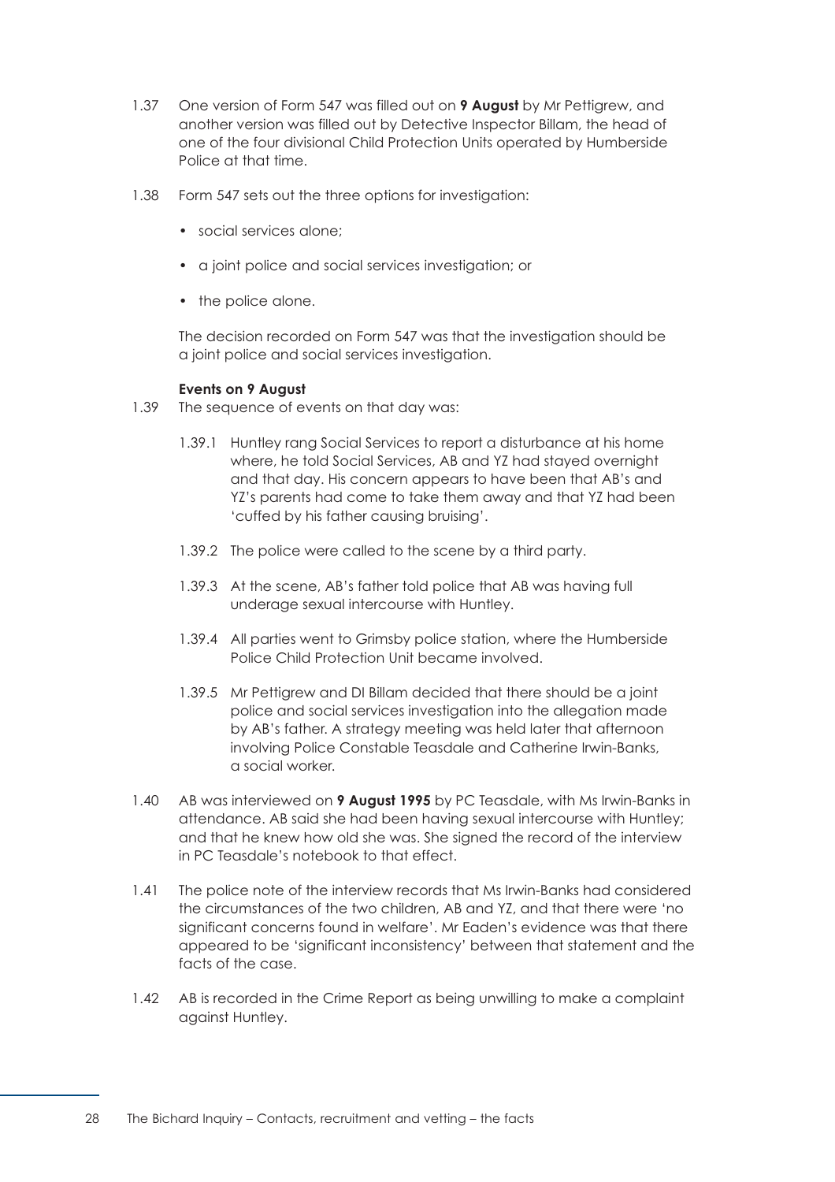1.37 One version of Form 547 was filled out on **9 August** by Mr Pettigrew, and another version was filled out by Detective Inspector Billam, the head of one of the four divisional Child Protection Units operated by Humberside Police at that time.

1.38 Form 547 sets out the three options for investigation:

- social services alone;
- a joint police and social services investigation; or
- the police alone.

The decision recorded on Form 547 was that the investigation should be a joint police and social services investigation.

**Events on 9 August**

1.39 The sequence of events on that day was:

1.39.1 Huntley rang Social Services to report a disturbance at his home where, he told Social Services, AB and YZ had stayed overnight and that day. His concern appears to have been that AB's and YZ's parents had come to take them away and that YZ had been 'cuffed by his father causing bruising'.

1.39.2 The police were called to the scene by a third party.

1.39.3 At the scene, AB's father told police that AB was having full underage sexual intercourse with Huntley.

1.39.4 All parties went to Grimsby police station, where the Humberside Police Child Protection Unit became involved.

1.39.5 Mr Pettigrew and DI Billam decided that there should be a joint police and social services investigation into the allegation made by AB's father. A strategy meeting was held later that afternoon involving Police Constable Teasdale and Catherine Irwin-Banks, a social worker.

1.40 AB was interviewed on **9 August 1995** by PC Teasdale, with Ms Irwin-Banks in attendance. AB said she had been having sexual intercourse with Huntley; and that he knew how old she was. She signed the record of the interview in PC Teasdale's notebook to that effect.

1.41 The police note of the interview records that Ms Irwin-Banks had considered the circumstances of the two children, AB and YZ, and that there were 'no significant concerns found in welfare'. Mr Eaden's evidence was that there appeared to be 'significant inconsistency' between that statement and the facts of the case.

1.42 AB is recorded in the Crime Report as being unwilling to make a complaint against Huntley.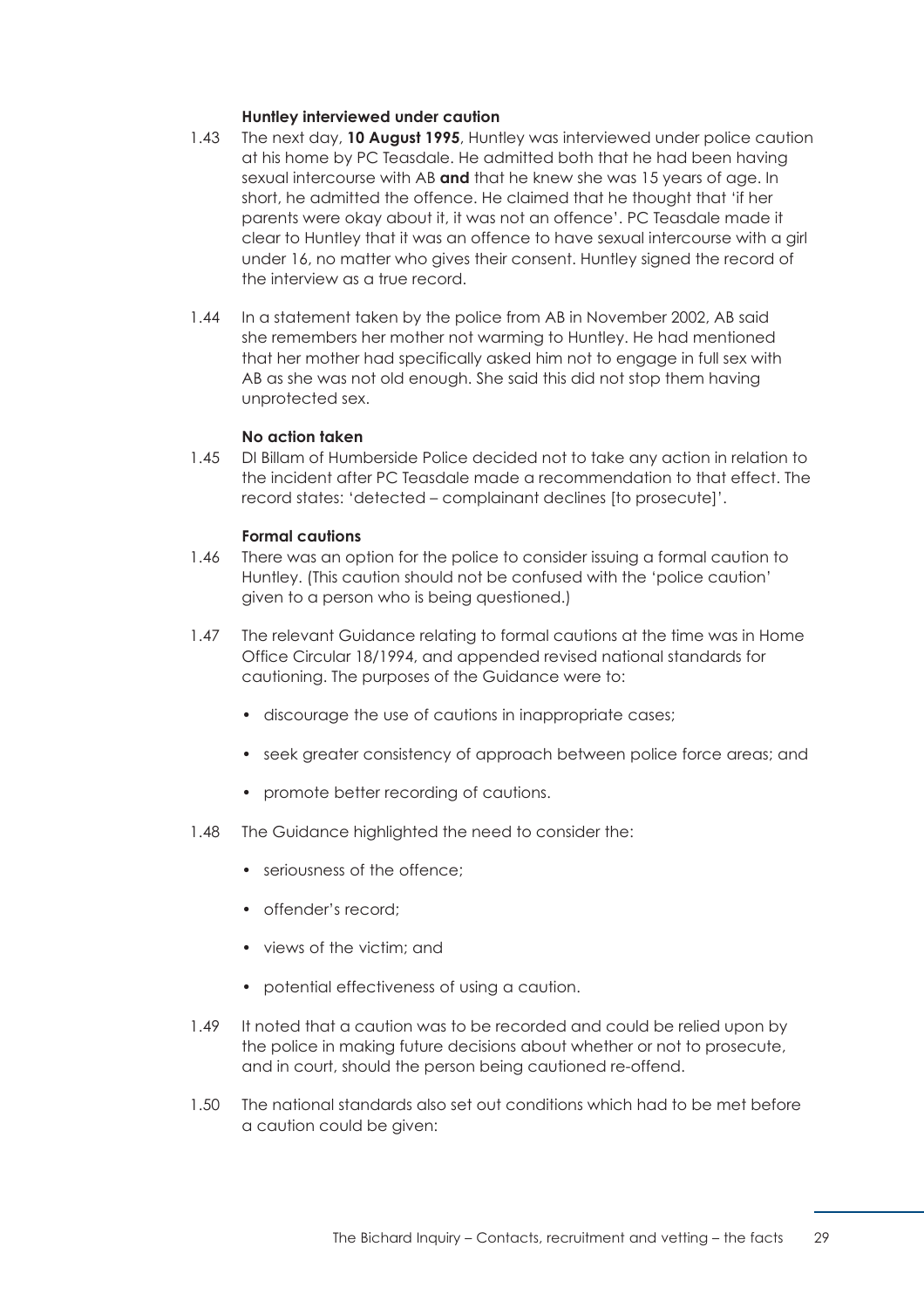#### Huntley interviewed under caution

1.43 The next day, **10 August 1995**, Huntley was interviewed under police caution at his home by PC Teasdale. He admitted both that he had been having sexual intercourse with AB **and** that he knew she was 15 years of age. In short, he admitted the offence. He claimed that he thought that 'if her parents were okay about it, it was not an offence'. PC Teasdale made it clear to Huntley that it was an offence to have sexual intercourse with a girl under 16, no matter who gives their consent. Huntley signed the record of the interview as a true record.

1.44 In a statement taken by the police from AB in November 2002, AB said she remembers her mother not warming to Huntley. He had mentioned that her mother had specifically asked him not to engage in full sex with AB as she was not old enough. She said this did not stop them having unprotected sex.

#### No action taken

1.45 DI Billam of Humberside Police decided not to take any action in relation to the incident after PC Teasdale made a recommendation to that effect. The record states: 'detected – complainant declines [to prosecute]'.

#### Formal cautions

1.46 There was an option for the police to consider issuing a formal caution to Huntley. (This caution should not be confused with the 'police caution' given to a person who is being questioned.)

1.47 The relevant Guidance relating to formal cautions at the time was in Home Office Circular 18/1994, and appended revised national standards for cautioning. The purposes of the Guidance were to:

- discourage the use of cautions in inappropriate cases;
- seek greater consistency of approach between police force areas; and
- promote better recording of cautions.

1.48 The Guidance highlighted the need to consider the:

- seriousness of the offence;
- offender's record;
- views of the victim; and
- potential effectiveness of using a caution.

1.49 It noted that a caution was to be recorded and could be relied upon by the police in making future decisions about whether or not to prosecute, and in court, should the person being cautioned re-offend.

1.50 The national standards also set out conditions which had to be met before a caution could be given: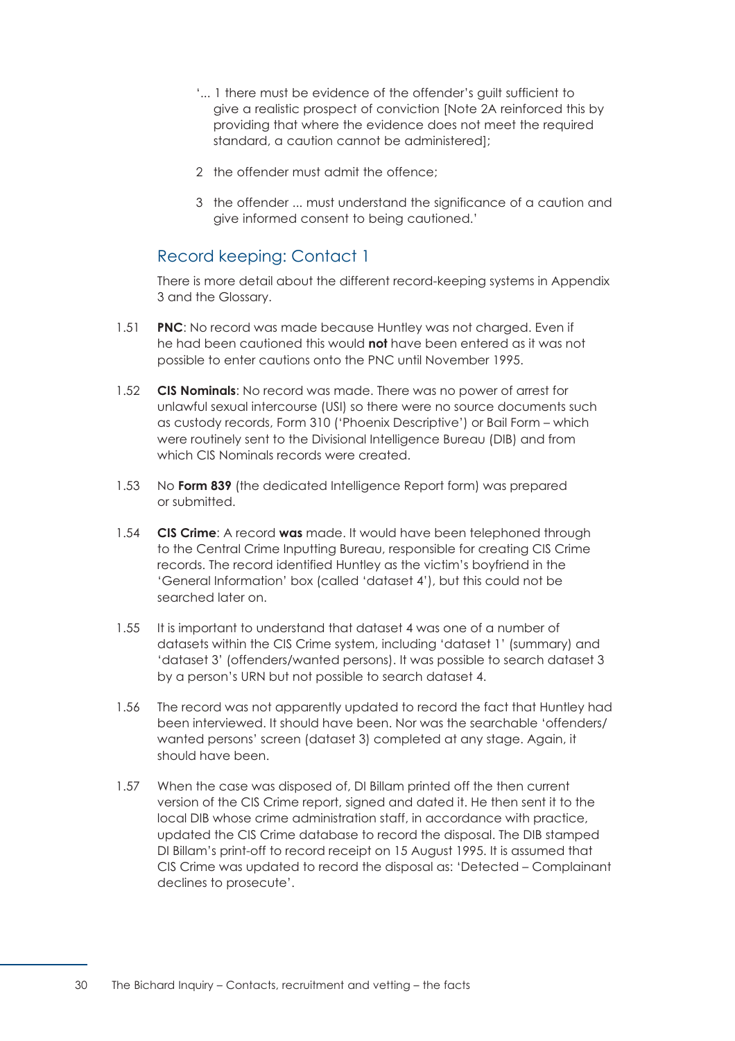'... 1 there must be evidence of the offender's guilt sufficient to give a realistic prospect of conviction [Note 2A reinforced this by providing that where the evidence does not meet the required standard, a caution cannot be administered];

2 the offender must admit the offence;

3 the offender ... must understand the significance of a caution and give informed consent to being cautioned.'

## Record keeping: Contact 1

There is more detail about the different record-keeping systems in Appendix 3 and the Glossary.

1.51 **PNC**: No record was made because Huntley was not charged. Even if he had been cautioned this would **not** have been entered as it was not possible to enter cautions onto the PNC until November 1995.

1.52 **CIS Nominals**: No record was made. There was no power of arrest for unlawful sexual intercourse (USI) so there were no source documents such as custody records, Form 310 ('Phoenix Descriptive') or Bail Form – which were routinely sent to the Divisional Intelligence Bureau (DIB) and from which CIS Nominals records were created.

1.53 No **Form 839** (the dedicated Intelligence Report form) was prepared or submitted.

1.54 **CIS Crime**: A record **was** made. It would have been telephoned through to the Central Crime Inputting Bureau, responsible for creating CIS Crime records. The record identified Huntley as the victim's boyfriend in the 'General Information' box (called 'dataset 4'), but this could not be searched later on.

1.55 It is important to understand that dataset 4 was one of a number of datasets within the CIS Crime system, including 'dataset 1' (summary) and 'dataset 3' (offenders/wanted persons). It was possible to search dataset 3 by a person's URN but not possible to search dataset 4.

1.56 The record was not apparently updated to record the fact that Huntley had been interviewed. It should have been. Nor was the searchable 'offenders/wanted persons' screen (dataset 3) completed at any stage. Again, it should have been.

1.57 When the case was disposed of, DI Billam printed off the then current version of the CIS Crime report, signed and dated it. He then sent it to the local DIB whose crime administration staff, in accordance with practice, updated the CIS Crime database to record the disposal. The DIB stamped DI Billam's print-off to record receipt on 15 August 1995. It is assumed that CIS Crime was updated to record the disposal as: 'Detected – Complainant declines to prosecute'.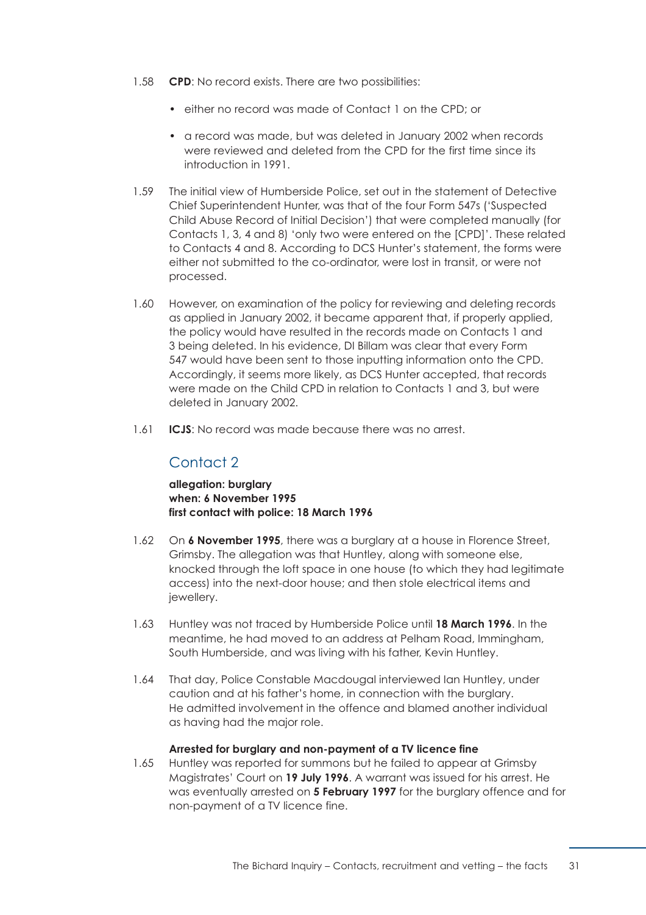1.58 **CPD**: No record exists. There are two possibilities:

- either no record was made of Contact 1 on the CPD; or
- a record was made, but was deleted in January 2002 when records were reviewed and deleted from the CPD for the first time since its introduction in 1991.

1.59 The initial view of Humberside Police, set out in the statement of Detective Chief Superintendent Hunter, was that of the four Form 547s ('Suspected Child Abuse Record of Initial Decision') that were completed manually (for Contacts 1, 3, 4 and 8) 'only two were entered on the [CPD]'. These related to Contacts 4 and 8. According to DCS Hunter's statement, the forms were either not submitted to the co-ordinator, were lost in transit, or were not processed.

1.60 However, on examination of the policy for reviewing and deleting records as applied in January 2002, it became apparent that, if properly applied, the policy would have resulted in the records made on Contacts 1 and 3 being deleted. In his evidence, DI Billam was clear that every Form 547 would have been sent to those inputting information onto the CPD. Accordingly, it seems more likely, as DCS Hunter accepted, that records were made on the Child CPD in relation to Contacts 1 and 3, but were deleted in January 2002.

1.61 **ICJS**: No record was made because there was no arrest.

## Contact 2

**allegation: burglary**
**when: 6 November 1995**
**first contact with police: 18 March 1996**

1.62 On **6 November 1995**, there was a burglary at a house in Florence Street, Grimsby. The allegation was that Huntley, along with someone else, knocked through the loft space in one house (to which they had legitimate access) into the next-door house; and then stole electrical items and jewellery.

1.63 Huntley was not traced by Humberside Police until **18 March 1996**. In the meantime, he had moved to an address at Pelham Road, Immingham, South Humberside, and was living with his father, Kevin Huntley.

1.64 That day, Police Constable Macdougal interviewed Ian Huntley, under caution and at his father's home, in connection with the burglary. He admitted involvement in the offence and blamed another individual as having had the major role.

### Arrested for burglary and non-payment of a TV licence fine

1.65 Huntley was reported for summons but he failed to appear at Grimsby Magistrates' Court on **19 July 1996**. A warrant was issued for his arrest. He was eventually arrested on **5 February 1997** for the burglary offence and for non-payment of a TV licence fine.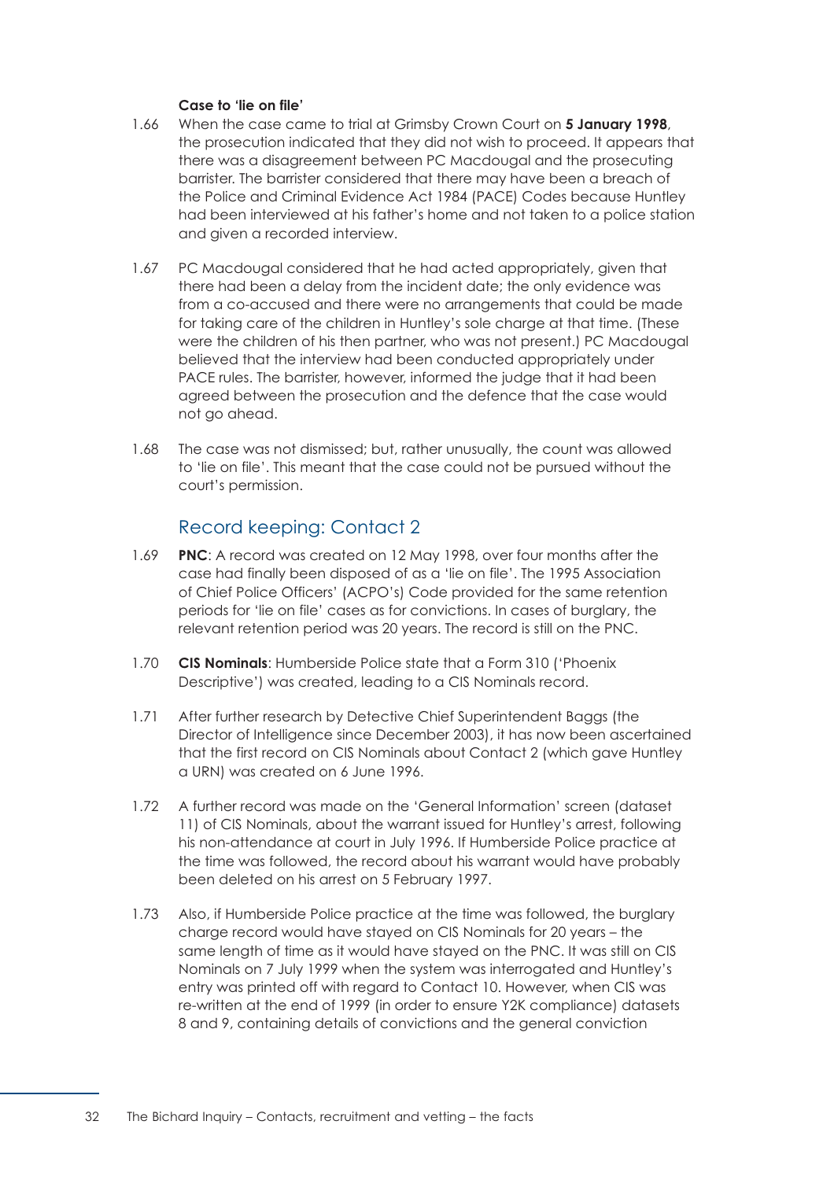**Case to 'lie on file'**

1.66 When the case came to trial at Grimsby Crown Court on **5 January 1998**, the prosecution indicated that they did not wish to proceed. It appears that there was a disagreement between PC Macdougal and the prosecuting barrister. The barrister considered that there may have been a breach of the Police and Criminal Evidence Act 1984 (PACE) Codes because Huntley had been interviewed at his father's home and not taken to a police station and given a recorded interview.

1.67 PC Macdougal considered that he had acted appropriately, given that there had been a delay from the incident date; the only evidence was from a co-accused and there were no arrangements that could be made for taking care of the children in Huntley's sole charge at that time. (These were the children of his then partner, who was not present.) PC Macdougal believed that the interview had been conducted appropriately under PACE rules. The barrister, however, informed the judge that it had been agreed between the prosecution and the defence that the case would not go ahead.

1.68 The case was not dismissed; but, rather unusually, the count was allowed to 'lie on file'. This meant that the case could not be pursued without the court's permission.

## Record keeping: Contact 2

1.69 **PNC**: A record was created on 12 May 1998, over four months after the case had finally been disposed of as a 'lie on file'. The 1995 Association of Chief Police Officers' (ACPO's) Code provided for the same retention periods for 'lie on file' cases as for convictions. In cases of burglary, the relevant retention period was 20 years. The record is still on the PNC.

1.70 **CIS Nominals**: Humberside Police state that a Form 310 ('Phoenix Descriptive') was created, leading to a CIS Nominals record.

1.71 After further research by Detective Chief Superintendent Baggs (the Director of Intelligence since December 2003), it has now been ascertained that the first record on CIS Nominals about Contact 2 (which gave Huntley a URN) was created on 6 June 1996.

1.72 A further record was made on the 'General Information' screen (dataset 11) of CIS Nominals, about the warrant issued for Huntley's arrest, following his non-attendance at court in July 1996. If Humberside Police practice at the time was followed, the record about his warrant would have probably been deleted on his arrest on 5 February 1997.

1.73 Also, if Humberside Police practice at the time was followed, the burglary charge record would have stayed on CIS Nominals for 20 years – the same length of time as it would have stayed on the PNC. It was still on CIS Nominals on 7 July 1999 when the system was interrogated and Huntley's entry was printed off with regard to Contact 10. However, when CIS was re-written at the end of 1999 (in order to ensure Y2K compliance) datasets 8 and 9, containing details of convictions and the general conviction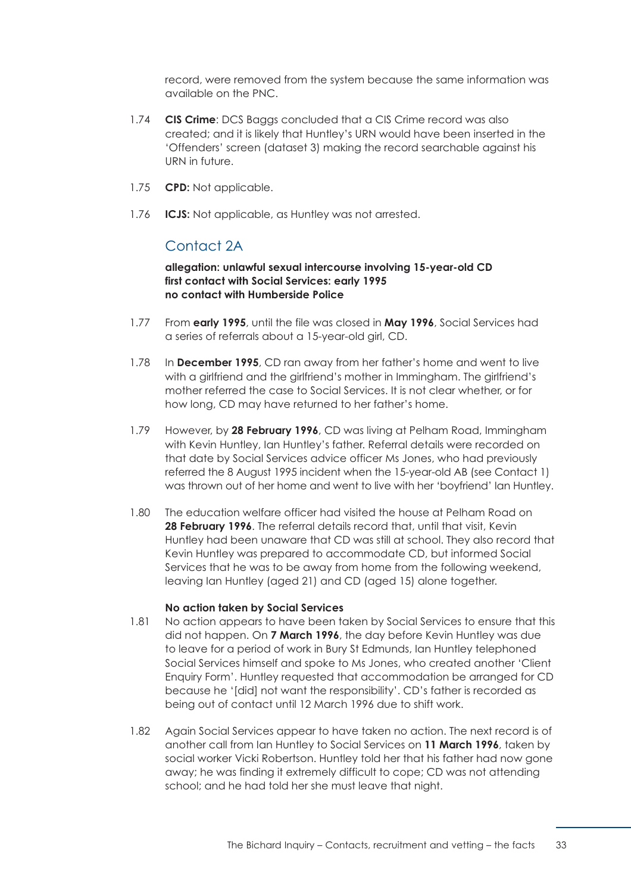record, were removed from the system because the same information was available on the PNC.

1.74 **CIS Crime**: DCS Baggs concluded that a CIS Crime record was also created; and it is likely that Huntley's URN would have been inserted in the 'Offenders' screen (dataset 3) making the record searchable against his URN in future.

1.75 **CPD:** Not applicable.

1.76 **ICJS:** Not applicable, as Huntley was not arrested.

## Contact 2A

**allegation: unlawful sexual intercourse involving 15-year-old CD**
**first contact with Social Services: early 1995**
**no contact with Humberside Police**

1.77 From **early 1995**, until the file was closed in **May 1996**, Social Services had a series of referrals about a 15-year-old girl, CD.

1.78 In **December 1995**, CD ran away from her father's home and went to live with a girlfriend and the girlfriend's mother in Immingham. The girlfriend's mother referred the case to Social Services. It is not clear whether, or for how long, CD may have returned to her father's home.

1.79 However, by **28 February 1996**, CD was living at Pelham Road, Immingham with Kevin Huntley, Ian Huntley's father. Referral details were recorded on that date by Social Services advice officer Ms Jones, who had previously referred the 8 August 1995 incident when the 15-year-old AB (see Contact 1) was thrown out of her home and went to live with her 'boyfriend' Ian Huntley.

1.80 The education welfare officer had visited the house at Pelham Road on **28 February 1996**. The referral details record that, until that visit, Kevin Huntley had been unaware that CD was still at school. They also record that Kevin Huntley was prepared to accommodate CD, but informed Social Services that he was to be away from home from the following weekend, leaving Ian Huntley (aged 21) and CD (aged 15) alone together.

**No action taken by Social Services**

1.81 No action appears to have been taken by Social Services to ensure that this did not happen. On **7 March 1996**, the day before Kevin Huntley was due to leave for a period of work in Bury St Edmunds, Ian Huntley telephoned Social Services himself and spoke to Ms Jones, who created another 'Client Enquiry Form'. Huntley requested that accommodation be arranged for CD because he '[did] not want the responsibility'. CD's father is recorded as being out of contact until 12 March 1996 due to shift work.

1.82 Again Social Services appear to have taken no action. The next record is of another call from Ian Huntley to Social Services on **11 March 1996**, taken by social worker Vicki Robertson. Huntley told her that his father had now gone away; he was finding it extremely difficult to cope; CD was not attending school; and he had told her she must leave that night.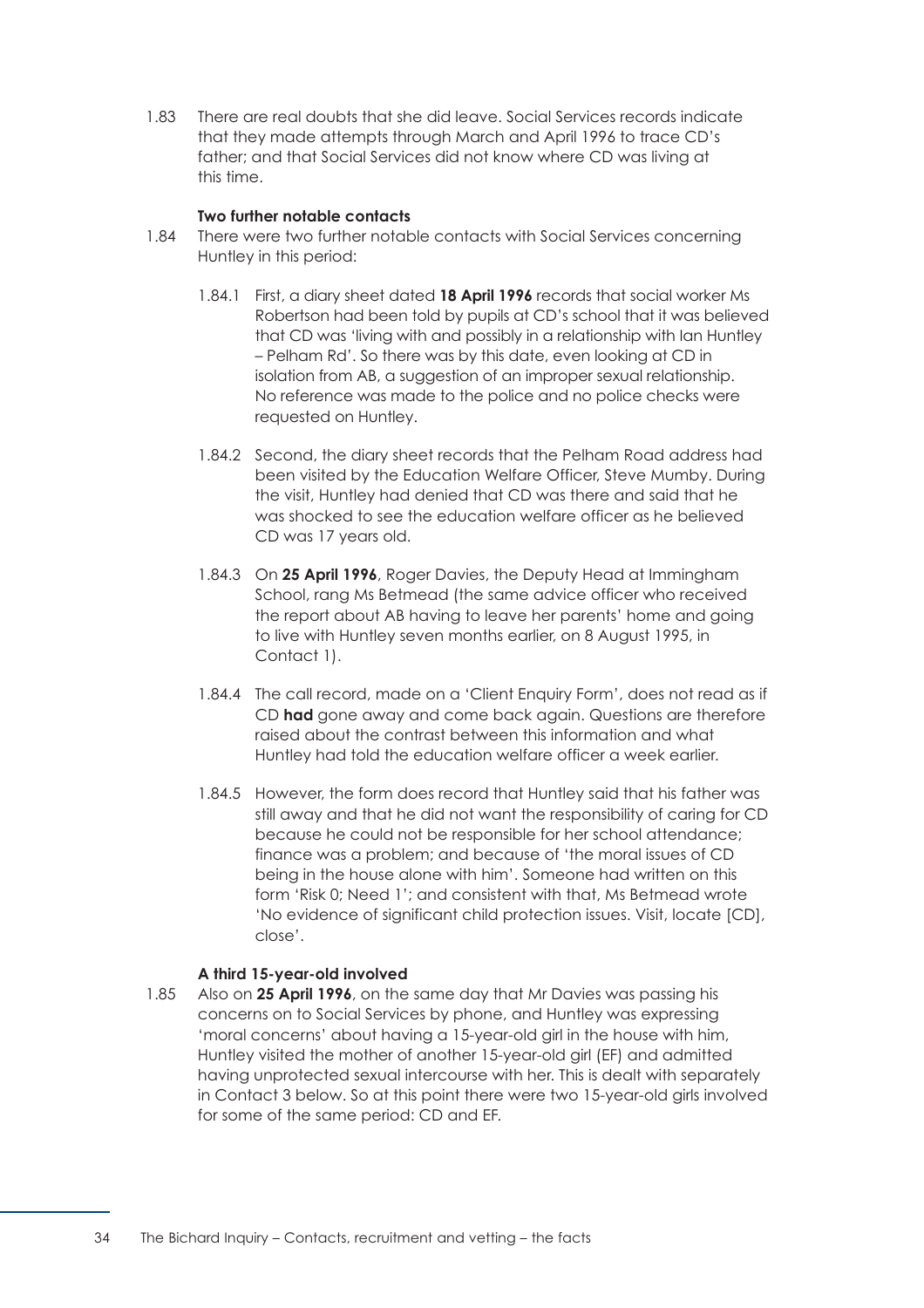1.83 There are real doubts that she did leave. Social Services records indicate that they made attempts through March and April 1996 to trace CD's father; and that Social Services did not know where CD was living at this time.

**Two further notable contacts**

1.84 There were two further notable contacts with Social Services concerning Huntley in this period:

1.84.1 First, a diary sheet dated **18 April 1996** records that social worker Ms Robertson had been told by pupils at CD's school that it was believed that CD was 'living with and possibly in a relationship with Ian Huntley – Pelham Rd'. So there was by this date, even looking at CD in isolation from AB, a suggestion of an improper sexual relationship. No reference was made to the police and no police checks were requested on Huntley.

1.84.2 Second, the diary sheet records that the Pelham Road address had been visited by the Education Welfare Officer, Steve Mumby. During the visit, Huntley had denied that CD was there and said that he was shocked to see the education welfare officer as he believed CD was 17 years old.

1.84.3 On **25 April 1996**, Roger Davies, the Deputy Head at Immingham School, rang Ms Betmead (the same advice officer who received the report about AB having to leave her parents' home and going to live with Huntley seven months earlier, on 8 August 1995, in Contact 1).

1.84.4 The call record, made on a 'Client Enquiry Form', does not read as if CD **had** gone away and come back again. Questions are therefore raised about the contrast between this information and what Huntley had told the education welfare officer a week earlier.

1.84.5 However, the form does record that Huntley said that his father was still away and that he did not want the responsibility of caring for CD because he could not be responsible for her school attendance; finance was a problem; and because of 'the moral issues of CD being in the house alone with him'. Someone had written on this form 'Risk 0; Need 1'; and consistent with that, Ms Betmead wrote 'No evidence of significant child protection issues. Visit, locate [CD], close'.

**A third 15-year-old involved**

1.85 Also on **25 April 1996**, on the same day that Mr Davies was passing his concerns on to Social Services by phone, and Huntley was expressing 'moral concerns' about having a 15-year-old girl in the house with him, Huntley visited the mother of another 15-year-old girl (EF) and admitted having unprotected sexual intercourse with her. This is dealt with separately in Contact 3 below. So at this point there were two 15-year-old girls involved for some of the same period: CD and EF.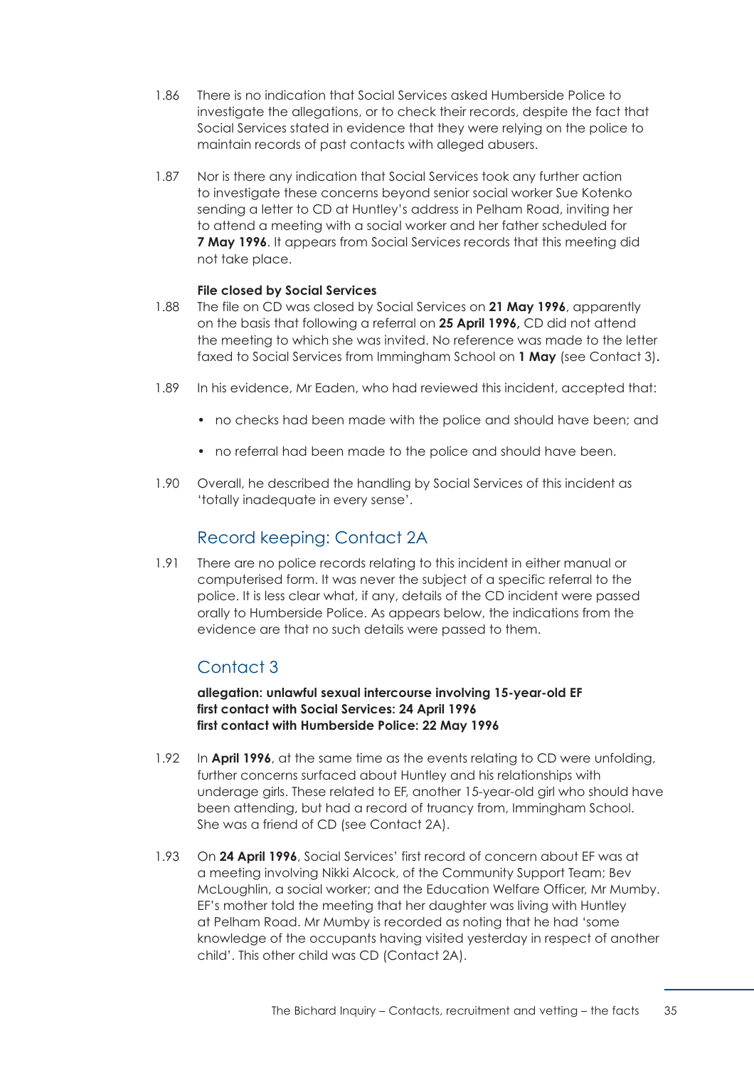1.86 There is no indication that Social Services asked Humberside Police to investigate the allegations, or to check their records, despite the fact that Social Services stated in evidence that they were relying on the police to maintain records of past contacts with alleged abusers.

1.87 Nor is there any indication that Social Services took any further action to investigate these concerns beyond senior social worker Sue Kotenko sending a letter to CD at Huntley's address in Pelham Road, inviting her to attend a meeting with a social worker and her father scheduled for **7 May 1996**. It appears from Social Services records that this meeting did not take place.

**File closed by Social Services**

1.88 The file on CD was closed by Social Services on **21 May 1996**, apparently on the basis that following a referral on **25 April 1996,** CD did not attend the meeting to which she was invited. No reference was made to the letter faxed to Social Services from Immingham School on **1 May** (see Contact 3)**.**

1.89 In his evidence, Mr Eaden, who had reviewed this incident, accepted that:

- no checks had been made with the police and should have been; and
- no referral had been made to the police and should have been.

1.90 Overall, he described the handling by Social Services of this incident as 'totally inadequate in every sense'.

## Record keeping: Contact 2A

1.91 There are no police records relating to this incident in either manual or computerised form. It was never the subject of a specific referral to the police. It is less clear what, if any, details of the CD incident were passed orally to Humberside Police. As appears below, the indications from the evidence are that no such details were passed to them.

## Contact 3

**allegation: unlawful sexual intercourse involving 15-year-old EF**
**first contact with Social Services: 24 April 1996**
**first contact with Humberside Police: 22 May 1996**

1.92 In **April 1996**, at the same time as the events relating to CD were unfolding, further concerns surfaced about Huntley and his relationships with underage girls. These related to EF, another 15-year-old girl who should have been attending, but had a record of truancy from, Immingham School. She was a friend of CD (see Contact 2A).

1.93 On **24 April 1996**, Social Services' first record of concern about EF was at a meeting involving Nikki Alcock, of the Community Support Team; Bev McLoughlin, a social worker; and the Education Welfare Officer, Mr Mumby. EF's mother told the meeting that her daughter was living with Huntley at Pelham Road. Mr Mumby is recorded as noting that he had 'some knowledge of the occupants having visited yesterday in respect of another child'. This other child was CD (Contact 2A).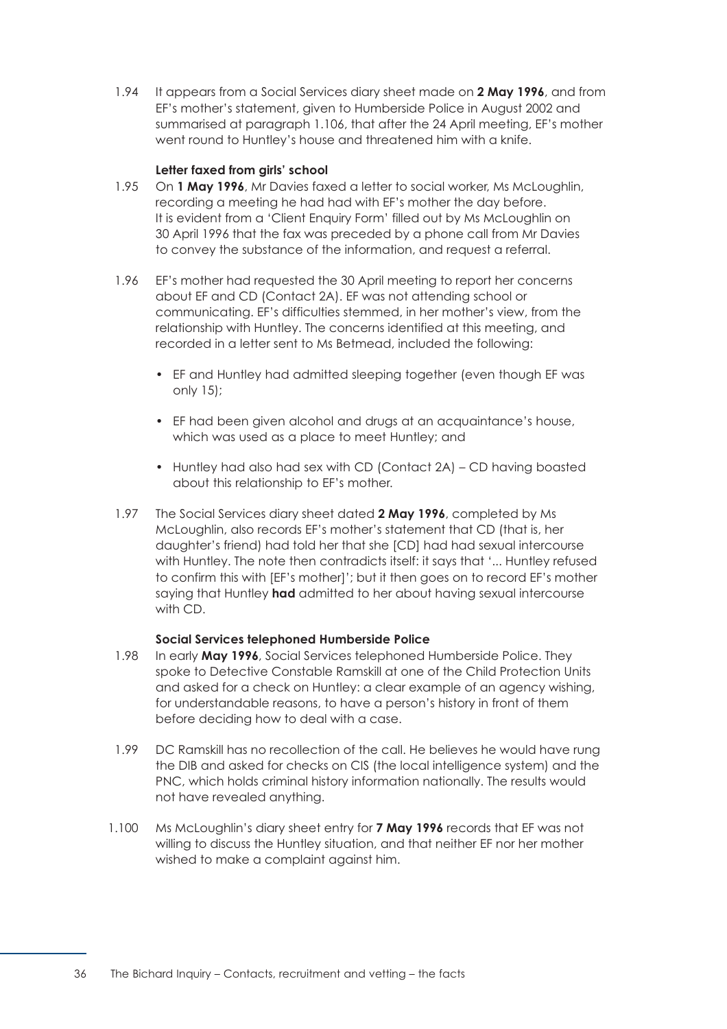1.94 It appears from a Social Services diary sheet made on **2 May 1996**, and from EF's mother's statement, given to Humberside Police in August 2002 and summarised at paragraph 1.106, that after the 24 April meeting, EF's mother went round to Huntley's house and threatened him with a knife.

**Letter faxed from girls' school**

1.95 On **1 May 1996**, Mr Davies faxed a letter to social worker, Ms McLoughlin, recording a meeting he had had with EF's mother the day before. It is evident from a 'Client Enquiry Form' filled out by Ms McLoughlin on 30 April 1996 that the fax was preceded by a phone call from Mr Davies to convey the substance of the information, and request a referral.

1.96 EF's mother had requested the 30 April meeting to report her concerns about EF and CD (Contact 2A). EF was not attending school or communicating. EF's difficulties stemmed, in her mother's view, from the relationship with Huntley. The concerns identified at this meeting, and recorded in a letter sent to Ms Betmead, included the following:

- EF and Huntley had admitted sleeping together (even though EF was only 15);
- EF had been given alcohol and drugs at an acquaintance's house, which was used as a place to meet Huntley; and
- Huntley had also had sex with CD (Contact 2A) – CD having boasted about this relationship to EF's mother.

1.97 The Social Services diary sheet dated **2 May 1996**, completed by Ms McLoughlin, also records EF's mother's statement that CD (that is, her daughter's friend) had told her that she [CD] had had sexual intercourse with Huntley. The note then contradicts itself: it says that '... Huntley refused to confirm this with [EF's mother]'; but it then goes on to record EF's mother saying that Huntley **had** admitted to her about having sexual intercourse with CD.

**Social Services telephoned Humberside Police**

1.98 In early **May 1996**, Social Services telephoned Humberside Police. They spoke to Detective Constable Ramskill at one of the Child Protection Units and asked for a check on Huntley: a clear example of an agency wishing, for understandable reasons, to have a person's history in front of them before deciding how to deal with a case.

1.99 DC Ramskill has no recollection of the call. He believes he would have rung the DIB and asked for checks on CIS (the local intelligence system) and the PNC, which holds criminal history information nationally. The results would not have revealed anything.

1.100 Ms McLoughlin's diary sheet entry for **7 May 1996** records that EF was not willing to discuss the Huntley situation, and that neither EF nor her mother wished to make a complaint against him.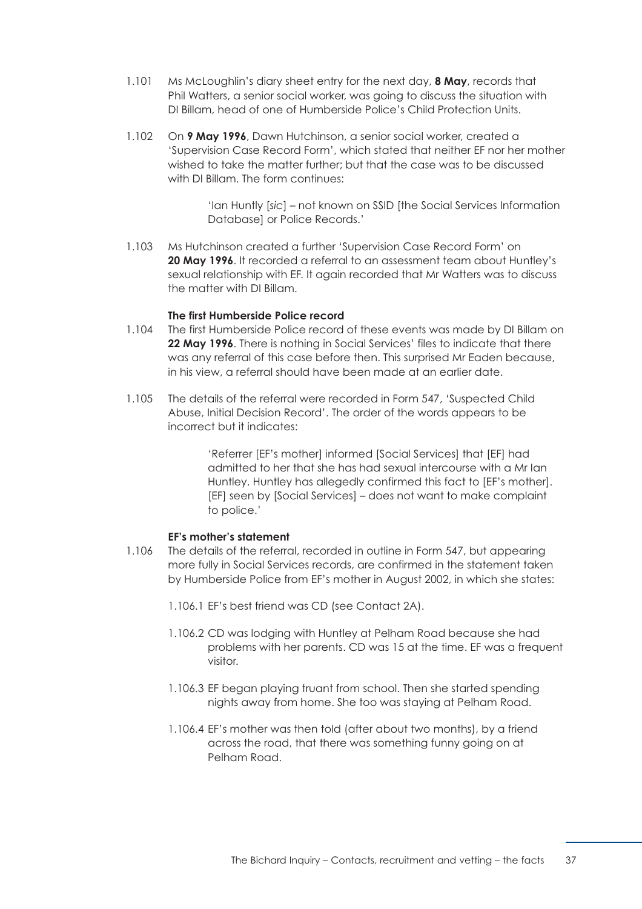1.101 Ms McLoughlin's diary sheet entry for the next day, **8 May**, records that Phil Watters, a senior social worker, was going to discuss the situation with DI Billam, head of one of Humberside Police's Child Protection Units.

1.102 On **9 May 1996**, Dawn Hutchinson, a senior social worker, created a 'Supervision Case Record Form', which stated that neither EF nor her mother wished to take the matter further; but that the case was to be discussed with DI Billam. The form continues:

> 'Ian Huntly [*sic*] – not known on SSID [the Social Services Information Database] or Police Records.'

1.103 Ms Hutchinson created a further 'Supervision Case Record Form' on **20 May 1996**. It recorded a referral to an assessment team about Huntley's sexual relationship with EF. It again recorded that Mr Watters was to discuss the matter with DI Billam.

**The first Humberside Police record**

1.104 The first Humberside Police record of these events was made by DI Billam on **22 May 1996**. There is nothing in Social Services' files to indicate that there was any referral of this case before then. This surprised Mr Eaden because, in his view, a referral should have been made at an earlier date.

1.105 The details of the referral were recorded in Form 547, 'Suspected Child Abuse, Initial Decision Record'. The order of the words appears to be incorrect but it indicates:

> 'Referrer [EF's mother] informed [Social Services] that [EF] had admitted to her that she has had sexual intercourse with a Mr Ian Huntley. Huntley has allegedly confirmed this fact to [EF's mother]. [EF] seen by [Social Services] – does not want to make complaint to police.'

**EF's mother's statement**

1.106 The details of the referral, recorded in outline in Form 547, but appearing more fully in Social Services records, are confirmed in the statement taken by Humberside Police from EF's mother in August 2002, in which she states:

1.106.1 EF's best friend was CD (see Contact 2A).

1.106.2 CD was lodging with Huntley at Pelham Road because she had problems with her parents. CD was 15 at the time. EF was a frequent visitor.

1.106.3 EF began playing truant from school. Then she started spending nights away from home. She too was staying at Pelham Road.

1.106.4 EF's mother was then told (after about two months), by a friend across the road, that there was something funny going on at Pelham Road.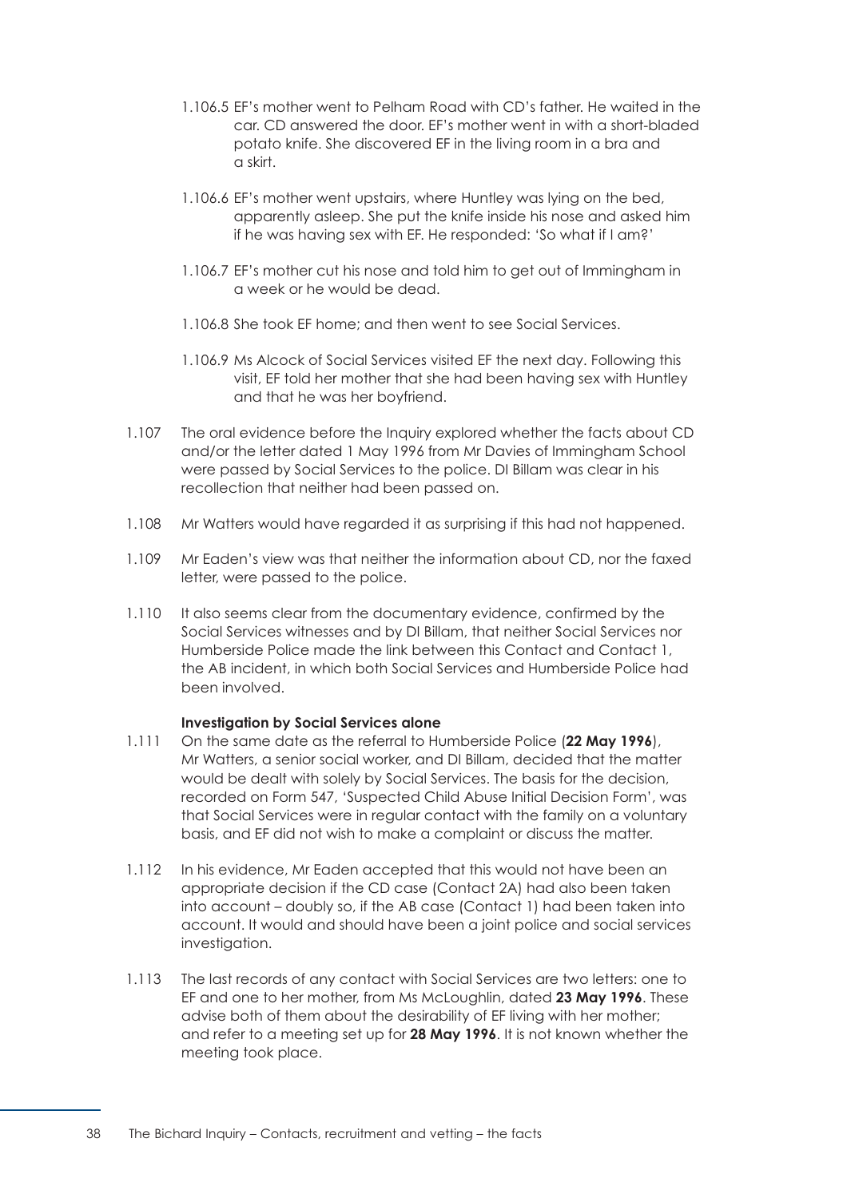1.106.5 EF's mother went to Pelham Road with CD's father. He waited in the car. CD answered the door. EF's mother went in with a short-bladed potato knife. She discovered EF in the living room in a bra and a skirt.

1.106.6 EF's mother went upstairs, where Huntley was lying on the bed, apparently asleep. She put the knife inside his nose and asked him if he was having sex with EF. He responded: 'So what if I am?'

1.106.7 EF's mother cut his nose and told him to get out of Immingham in a week or he would be dead.

1.106.8 She took EF home; and then went to see Social Services.

1.106.9 Ms Alcock of Social Services visited EF the next day. Following this visit, EF told her mother that she had been having sex with Huntley and that he was her boyfriend.

1.107 The oral evidence before the Inquiry explored whether the facts about CD and/or the letter dated 1 May 1996 from Mr Davies of Immingham School were passed by Social Services to the police. DI Billam was clear in his recollection that neither had been passed on.

1.108 Mr Watters would have regarded it as surprising if this had not happened.

1.109 Mr Eaden's view was that neither the information about CD, nor the faxed letter, were passed to the police.

1.110 It also seems clear from the documentary evidence, confirmed by the Social Services witnesses and by DI Billam, that neither Social Services nor Humberside Police made the link between this Contact and Contact 1, the AB incident, in which both Social Services and Humberside Police had been involved.

**Investigation by Social Services alone**

1.111 On the same date as the referral to Humberside Police (**22 May 1996**), Mr Watters, a senior social worker, and DI Billam, decided that the matter would be dealt with solely by Social Services. The basis for the decision, recorded on Form 547, 'Suspected Child Abuse Initial Decision Form', was that Social Services were in regular contact with the family on a voluntary basis, and EF did not wish to make a complaint or discuss the matter.

1.112 In his evidence, Mr Eaden accepted that this would not have been an appropriate decision if the CD case (Contact 2A) had also been taken into account – doubly so, if the AB case (Contact 1) had been taken into account. It would and should have been a joint police and social services investigation.

1.113 The last records of any contact with Social Services are two letters: one to EF and one to her mother, from Ms McLoughlin, dated **23 May 1996**. These advise both of them about the desirability of EF living with her mother; and refer to a meeting set up for **28 May 1996**. It is not known whether the meeting took place.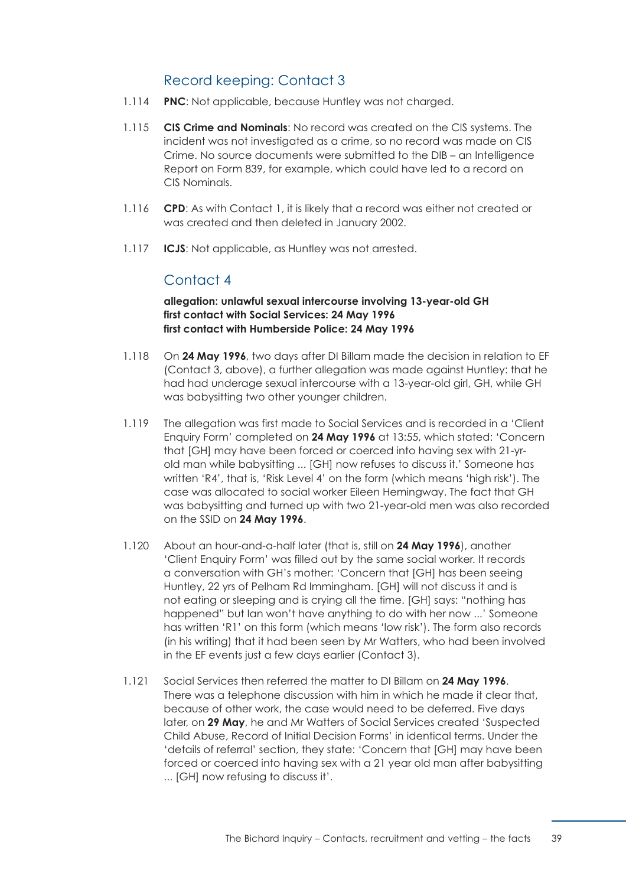## Record keeping: Contact 3

1.114 **PNC**: Not applicable, because Huntley was not charged.

1.115 **CIS Crime and Nominals**: No record was created on the CIS systems. The incident was not investigated as a crime, so no record was made on CIS Crime. No source documents were submitted to the DIB – an Intelligence Report on Form 839, for example, which could have led to a record on CIS Nominals.

1.116 **CPD**: As with Contact 1, it is likely that a record was either not created or was created and then deleted in January 2002.

1.117 **ICJS**: Not applicable, as Huntley was not arrested.

## Contact 4

**allegation: unlawful sexual intercourse involving 13-year-old GH**
**first contact with Social Services: 24 May 1996**
**first contact with Humberside Police: 24 May 1996**

1.118 On **24 May 1996**, two days after DI Billam made the decision in relation to EF (Contact 3, above), a further allegation was made against Huntley: that he had had underage sexual intercourse with a 13-year-old girl, GH, while GH was babysitting two other younger children.

1.119 The allegation was first made to Social Services and is recorded in a 'Client Enquiry Form' completed on **24 May 1996** at 13:55, which stated: 'Concern that [GH] may have been forced or coerced into having sex with 21-yr-old man while babysitting ... [GH] now refuses to discuss it.' Someone has written 'R4', that is, 'Risk Level 4' on the form (which means 'high risk'). The case was allocated to social worker Eileen Hemingway. The fact that GH was babysitting and turned up with two 21-year-old men was also recorded on the SSID on **24 May 1996**.

1.120 About an hour-and-a-half later (that is, still on **24 May 1996**), another 'Client Enquiry Form' was filled out by the same social worker. It records a conversation with GH's mother: 'Concern that [GH] has been seeing Huntley, 22 yrs of Pelham Rd Immingham. [GH] will not discuss it and is not eating or sleeping and is crying all the time. [GH] says: "nothing has happened" but Ian won't have anything to do with her now ...' Someone has written 'R1' on this form (which means 'low risk'). The form also records (in his writing) that it had been seen by Mr Watters, who had been involved in the EF events just a few days earlier (Contact 3).

1.121 Social Services then referred the matter to DI Billam on **24 May 1996**. There was a telephone discussion with him in which he made it clear that, because of other work, the case would need to be deferred. Five days later, on **29 May**, he and Mr Watters of Social Services created 'Suspected Child Abuse, Record of Initial Decision Forms' in identical terms. Under the 'details of referral' section, they state: 'Concern that [GH] may have been forced or coerced into having sex with a 21 year old man after babysitting ... [GH] now refusing to discuss it'.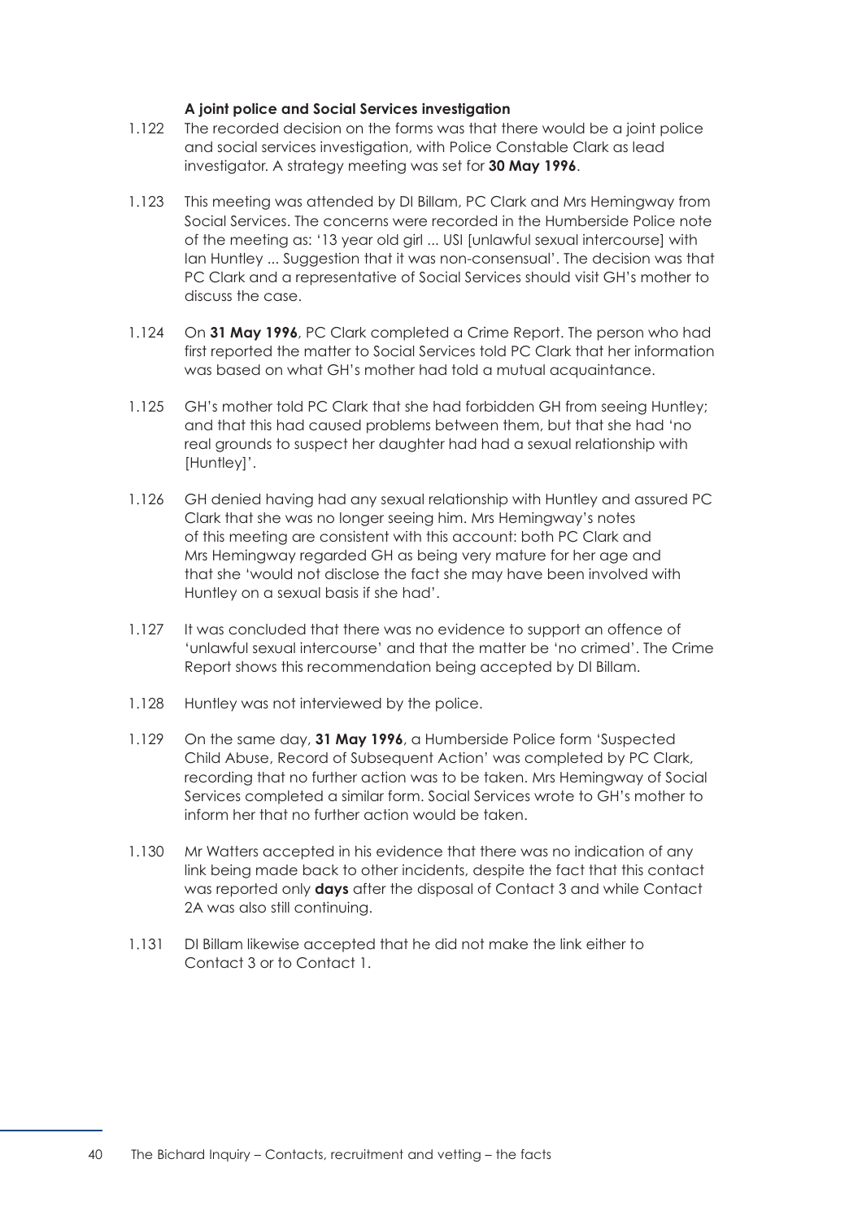### A joint police and Social Services investigation

1.122 The recorded decision on the forms was that there would be a joint police and social services investigation, with Police Constable Clark as lead investigator. A strategy meeting was set for **30 May 1996**.

1.123 This meeting was attended by DI Billam, PC Clark and Mrs Hemingway from Social Services. The concerns were recorded in the Humberside Police note of the meeting as: '13 year old girl ... USI [unlawful sexual intercourse] with Ian Huntley ... Suggestion that it was non-consensual'. The decision was that PC Clark and a representative of Social Services should visit GH's mother to discuss the case.

1.124 On **31 May 1996**, PC Clark completed a Crime Report. The person who had first reported the matter to Social Services told PC Clark that her information was based on what GH's mother had told a mutual acquaintance.

1.125 GH's mother told PC Clark that she had forbidden GH from seeing Huntley; and that this had caused problems between them, but that she had 'no real grounds to suspect her daughter had had a sexual relationship with [Huntley]'.

1.126 GH denied having had any sexual relationship with Huntley and assured PC Clark that she was no longer seeing him. Mrs Hemingway's notes of this meeting are consistent with this account: both PC Clark and Mrs Hemingway regarded GH as being very mature for her age and that she 'would not disclose the fact she may have been involved with Huntley on a sexual basis if she had'.

1.127 It was concluded that there was no evidence to support an offence of 'unlawful sexual intercourse' and that the matter be 'no crimed'. The Crime Report shows this recommendation being accepted by DI Billam.

1.128 Huntley was not interviewed by the police.

1.129 On the same day, **31 May 1996**, a Humberside Police form 'Suspected Child Abuse, Record of Subsequent Action' was completed by PC Clark, recording that no further action was to be taken. Mrs Hemingway of Social Services completed a similar form. Social Services wrote to GH's mother to inform her that no further action would be taken.

1.130 Mr Watters accepted in his evidence that there was no indication of any link being made back to other incidents, despite the fact that this contact was reported only **days** after the disposal of Contact 3 and while Contact 2A was also still continuing.

1.131 DI Billam likewise accepted that he did not make the link either to Contact 3 or to Contact 1.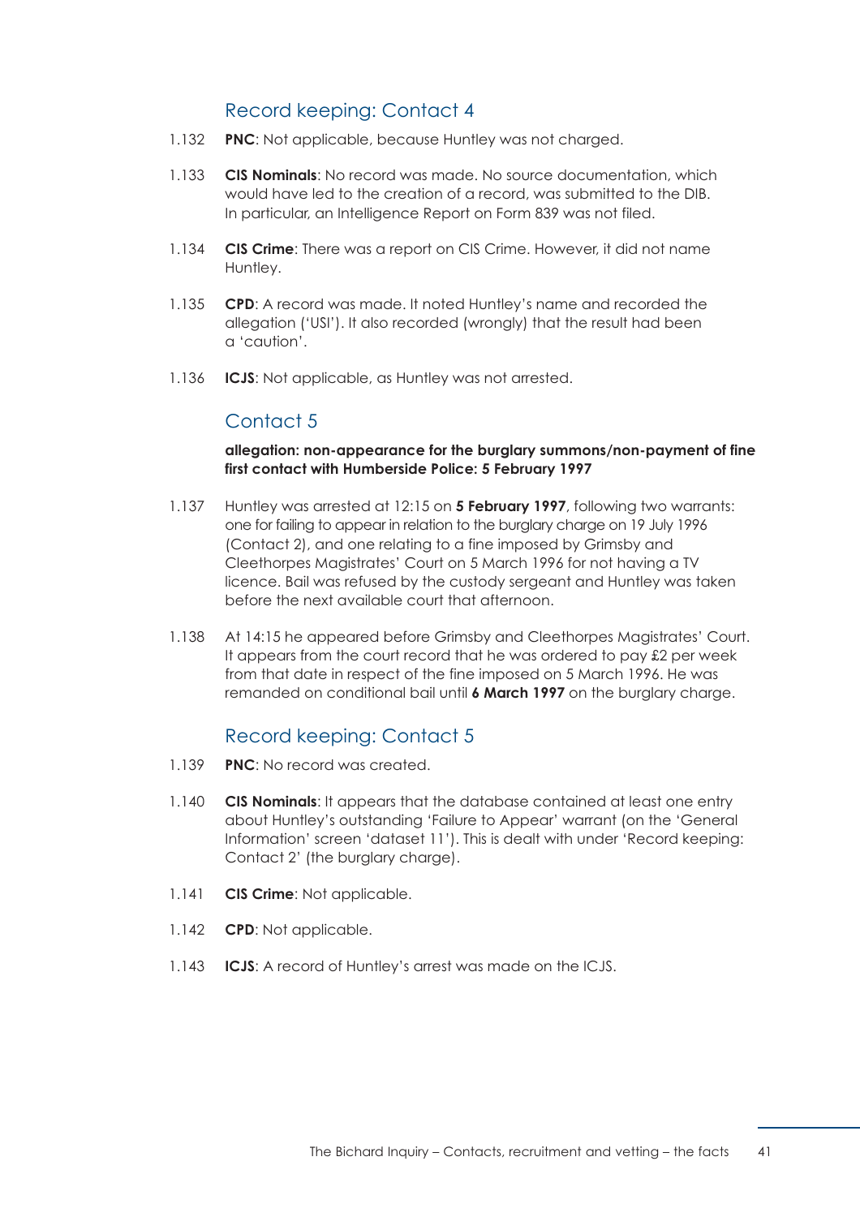## Record keeping: Contact 4

1.132 **PNC**: Not applicable, because Huntley was not charged.

1.133 **CIS Nominals**: No record was made. No source documentation, which would have led to the creation of a record, was submitted to the DIB. In particular, an Intelligence Report on Form 839 was not filed.

1.134 **CIS Crime**: There was a report on CIS Crime. However, it did not name Huntley.

1.135 **CPD**: A record was made. It noted Huntley's name and recorded the allegation ('USI'). It also recorded (wrongly) that the result had been a 'caution'.

1.136 **ICJS**: Not applicable, as Huntley was not arrested.

## Contact 5

**allegation: non-appearance for the burglary summons/non-payment of fine**
**first contact with Humberside Police: 5 February 1997**

1.137 Huntley was arrested at 12:15 on **5 February 1997**, following two warrants: one for failing to appear in relation to the burglary charge on 19 July 1996 (Contact 2), and one relating to a fine imposed by Grimsby and Cleethorpes Magistrates' Court on 5 March 1996 for not having a TV licence. Bail was refused by the custody sergeant and Huntley was taken before the next available court that afternoon.

1.138 At 14:15 he appeared before Grimsby and Cleethorpes Magistrates' Court. It appears from the court record that he was ordered to pay £2 per week from that date in respect of the fine imposed on 5 March 1996. He was remanded on conditional bail until **6 March 1997** on the burglary charge.

## Record keeping: Contact 5

1.139 **PNC**: No record was created.

1.140 **CIS Nominals**: It appears that the database contained at least one entry about Huntley's outstanding 'Failure to Appear' warrant (on the 'General Information' screen 'dataset 11'). This is dealt with under 'Record keeping: Contact 2' (the burglary charge).

1.141 **CIS Crime**: Not applicable.

1.142 **CPD**: Not applicable.

1.143 **ICJS**: A record of Huntley's arrest was made on the ICJS.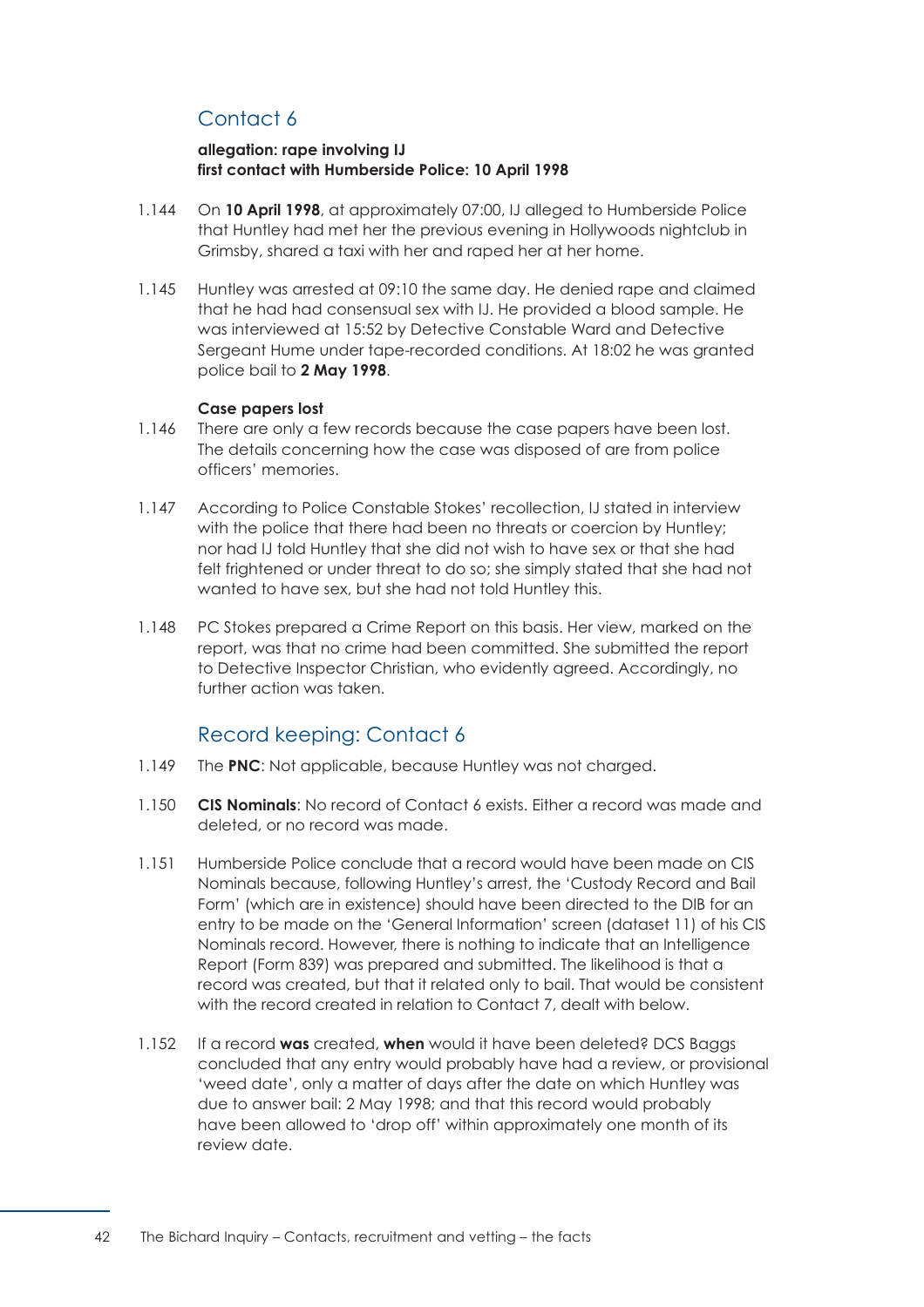## Contact 6

**allegation: rape involving IJ**
**first contact with Humberside Police: 10 April 1998**

1.144 On **10 April 1998**, at approximately 07:00, IJ alleged to Humberside Police that Huntley had met her the previous evening in Hollywoods nightclub in Grimsby, shared a taxi with her and raped her at her home.

1.145 Huntley was arrested at 09:10 the same day. He denied rape and claimed that he had had consensual sex with IJ. He provided a blood sample. He was interviewed at 15:52 by Detective Constable Ward and Detective Sergeant Hume under tape-recorded conditions. At 18:02 he was granted police bail to **2 May 1998**.

**Case papers lost**

1.146 There are only a few records because the case papers have been lost. The details concerning how the case was disposed of are from police officers' memories.

1.147 According to Police Constable Stokes' recollection, IJ stated in interview with the police that there had been no threats or coercion by Huntley; nor had IJ told Huntley that she did not wish to have sex or that she had felt frightened or under threat to do so; she simply stated that she had not wanted to have sex, but she had not told Huntley this.

1.148 PC Stokes prepared a Crime Report on this basis. Her view, marked on the report, was that no crime had been committed. She submitted the report to Detective Inspector Christian, who evidently agreed. Accordingly, no further action was taken.

## Record keeping: Contact 6

1.149 The **PNC**: Not applicable, because Huntley was not charged.

1.150 **CIS Nominals**: No record of Contact 6 exists. Either a record was made and deleted, or no record was made.

1.151 Humberside Police conclude that a record would have been made on CIS Nominals because, following Huntley's arrest, the 'Custody Record and Bail Form' (which are in existence) should have been directed to the DIB for an entry to be made on the 'General Information' screen (dataset 11) of his CIS Nominals record. However, there is nothing to indicate that an Intelligence Report (Form 839) was prepared and submitted. The likelihood is that a record was created, but that it related only to bail. That would be consistent with the record created in relation to Contact 7, dealt with below.

1.152 If a record **was** created, **when** would it have been deleted? DCS Baggs concluded that any entry would probably have had a review, or provisional 'weed date', only a matter of days after the date on which Huntley was due to answer bail: 2 May 1998; and that this record would probably have been allowed to 'drop off' within approximately one month of its review date.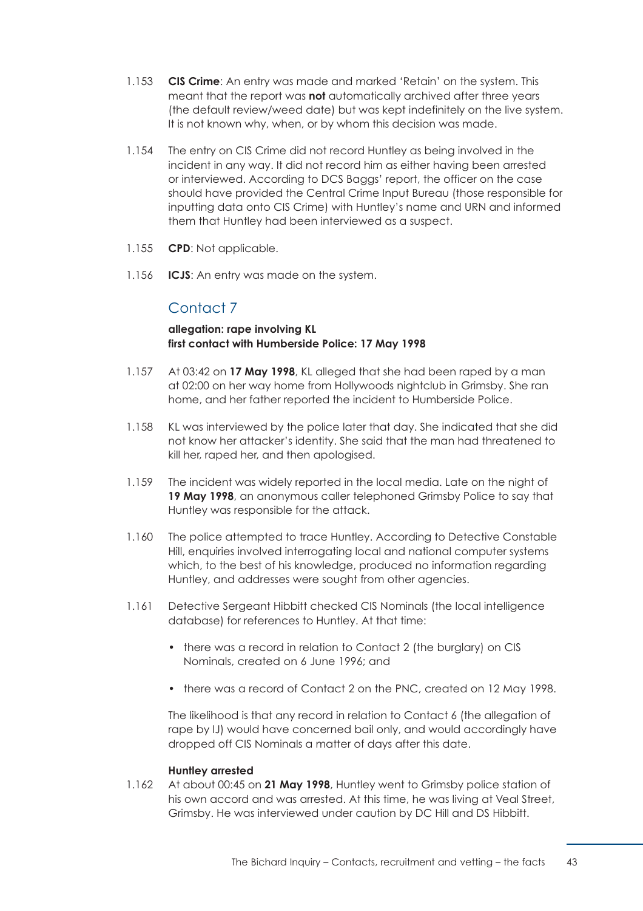1.153 **CIS Crime**: An entry was made and marked 'Retain' on the system. This meant that the report was **not** automatically archived after three years (the default review/weed date) but was kept indefinitely on the live system. It is not known why, when, or by whom this decision was made.

1.154 The entry on CIS Crime did not record Huntley as being involved in the incident in any way. It did not record him as either having been arrested or interviewed. According to DCS Baggs' report, the officer on the case should have provided the Central Crime Input Bureau (those responsible for inputting data onto CIS Crime) with Huntley's name and URN and informed them that Huntley had been interviewed as a suspect.

1.155 **CPD**: Not applicable.

1.156 **ICJS**: An entry was made on the system.

## Contact 7

**allegation: rape involving KL**
**first contact with Humberside Police: 17 May 1998**

1.157 At 03:42 on **17 May 1998**, KL alleged that she had been raped by a man at 02:00 on her way home from Hollywoods nightclub in Grimsby. She ran home, and her father reported the incident to Humberside Police.

1.158 KL was interviewed by the police later that day. She indicated that she did not know her attacker's identity. She said that the man had threatened to kill her, raped her, and then apologised.

1.159 The incident was widely reported in the local media. Late on the night of **19 May 1998**, an anonymous caller telephoned Grimsby Police to say that Huntley was responsible for the attack.

1.160 The police attempted to trace Huntley. According to Detective Constable Hill, enquiries involved interrogating local and national computer systems which, to the best of his knowledge, produced no information regarding Huntley, and addresses were sought from other agencies.

1.161 Detective Sergeant Hibbitt checked CIS Nominals (the local intelligence database) for references to Huntley. At that time:

- there was a record in relation to Contact 2 (the burglary) on CIS Nominals, created on 6 June 1996; and
- there was a record of Contact 2 on the PNC, created on 12 May 1998.

The likelihood is that any record in relation to Contact 6 (the allegation of rape by IJ) would have concerned bail only, and would accordingly have dropped off CIS Nominals a matter of days after this date.

**Huntley arrested**

1.162 At about 00:45 on **21 May 1998**, Huntley went to Grimsby police station of his own accord and was arrested. At this time, he was living at Veal Street, Grimsby. He was interviewed under caution by DC Hill and DS Hibbitt.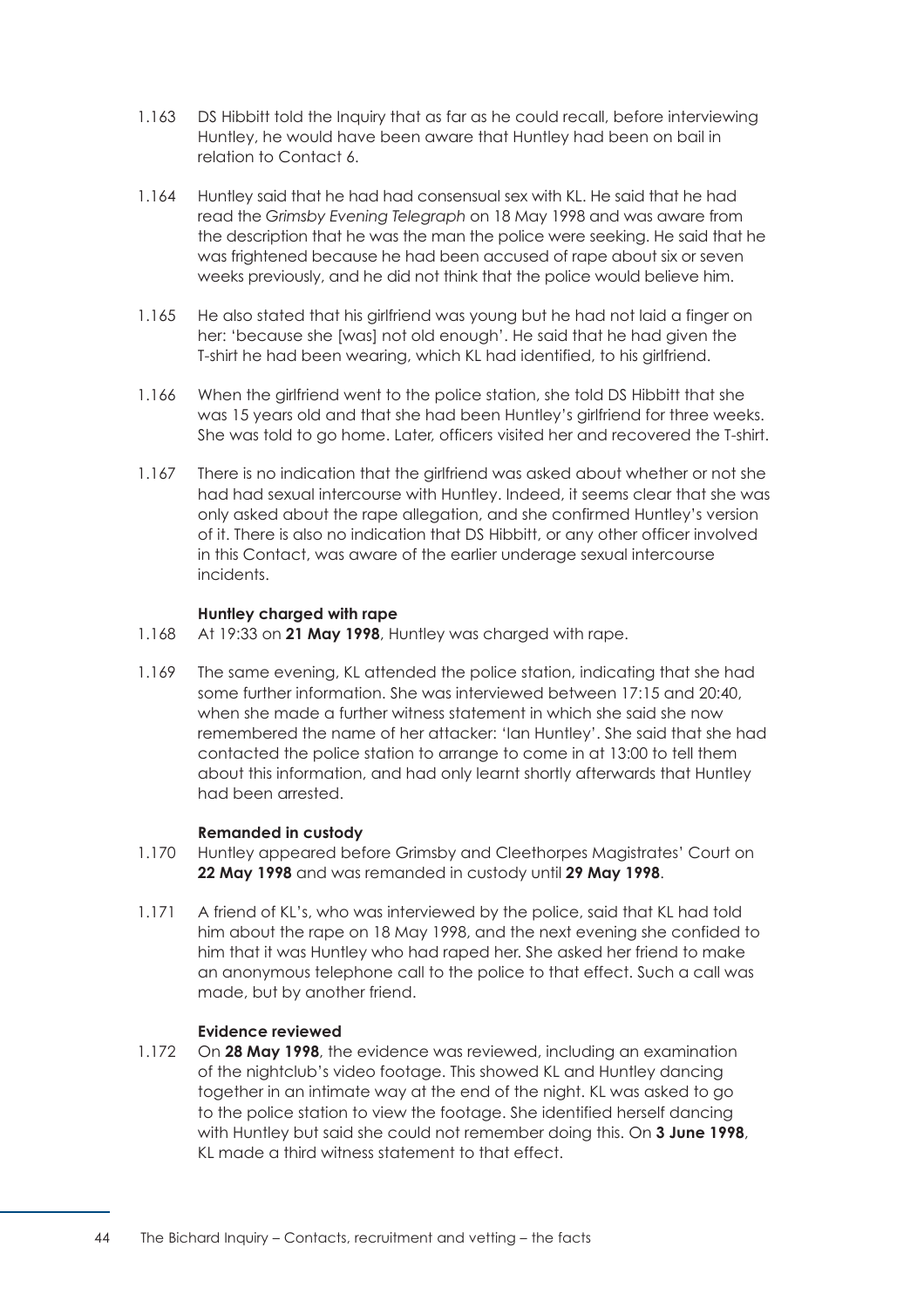1.163 DS Hibbitt told the Inquiry that as far as he could recall, before interviewing Huntley, he would have been aware that Huntley had been on bail in relation to Contact 6.

1.164 Huntley said that he had had consensual sex with KL. He said that he had read the *Grimsby Evening Telegraph* on 18 May 1998 and was aware from the description that he was the man the police were seeking. He said that he was frightened because he had been accused of rape about six or seven weeks previously, and he did not think that the police would believe him.

1.165 He also stated that his girlfriend was young but he had not laid a finger on her: 'because she [was] not old enough'. He said that he had given the T-shirt he had been wearing, which KL had identified, to his girlfriend.

1.166 When the girlfriend went to the police station, she told DS Hibbitt that she was 15 years old and that she had been Huntley's girlfriend for three weeks. She was told to go home. Later, officers visited her and recovered the T-shirt.

1.167 There is no indication that the girlfriend was asked about whether or not she had had sexual intercourse with Huntley. Indeed, it seems clear that she was only asked about the rape allegation, and she confirmed Huntley's version of it. There is also no indication that DS Hibbitt, or any other officer involved in this Contact, was aware of the earlier underage sexual intercourse incidents.

**Huntley charged with rape**

1.168 At 19:33 on **21 May 1998**, Huntley was charged with rape.

1.169 The same evening, KL attended the police station, indicating that she had some further information. She was interviewed between 17:15 and 20:40, when she made a further witness statement in which she said she now remembered the name of her attacker: 'Ian Huntley'. She said that she had contacted the police station to arrange to come in at 13:00 to tell them about this information, and had only learnt shortly afterwards that Huntley had been arrested.

**Remanded in custody**

1.170 Huntley appeared before Grimsby and Cleethorpes Magistrates' Court on **22 May 1998** and was remanded in custody until **29 May 1998**.

1.171 A friend of KL's, who was interviewed by the police, said that KL had told him about the rape on 18 May 1998, and the next evening she confided to him that it was Huntley who had raped her. She asked her friend to make an anonymous telephone call to the police to that effect. Such a call was made, but by another friend.

**Evidence reviewed**

1.172 On **28 May 1998**, the evidence was reviewed, including an examination of the nightclub's video footage. This showed KL and Huntley dancing together in an intimate way at the end of the night. KL was asked to go to the police station to view the footage. She identified herself dancing with Huntley but said she could not remember doing this. On **3 June 1998**, KL made a third witness statement to that effect.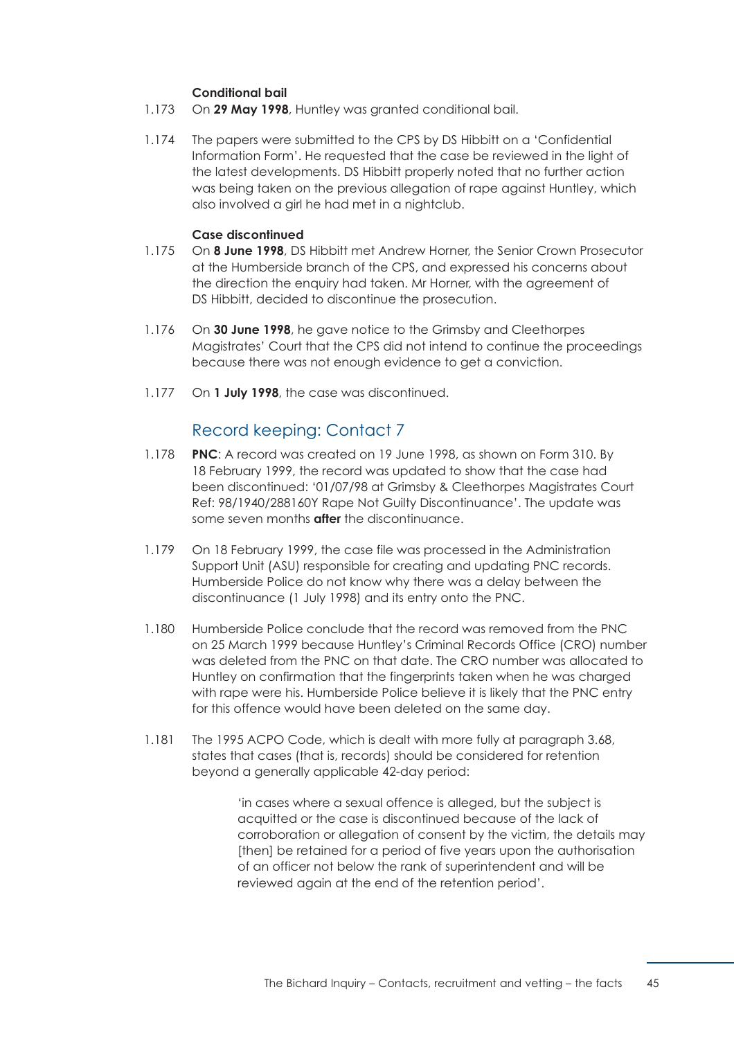#### Conditional bail

1.173 On **29 May 1998**, Huntley was granted conditional bail.

1.174 The papers were submitted to the CPS by DS Hibbitt on a 'Confidential Information Form'. He requested that the case be reviewed in the light of the latest developments. DS Hibbitt properly noted that no further action was being taken on the previous allegation of rape against Huntley, which also involved a girl he had met in a nightclub.

#### Case discontinued

1.175 On **8 June 1998**, DS Hibbitt met Andrew Horner, the Senior Crown Prosecutor at the Humberside branch of the CPS, and expressed his concerns about the direction the enquiry had taken. Mr Horner, with the agreement of DS Hibbitt, decided to discontinue the prosecution.

1.176 On **30 June 1998**, he gave notice to the Grimsby and Cleethorpes Magistrates' Court that the CPS did not intend to continue the proceedings because there was not enough evidence to get a conviction.

1.177 On **1 July 1998**, the case was discontinued.

### Record keeping: Contact 7

1.178 **PNC**: A record was created on 19 June 1998, as shown on Form 310. By 18 February 1999, the record was updated to show that the case had been discontinued: '01/07/98 at Grimsby & Cleethorpes Magistrates Court Ref: 98/1940/288160Y Rape Not Guilty Discontinuance'. The update was some seven months **after** the discontinuance.

1.179 On 18 February 1999, the case file was processed in the Administration Support Unit (ASU) responsible for creating and updating PNC records. Humberside Police do not know why there was a delay between the discontinuance (1 July 1998) and its entry onto the PNC.

1.180 Humberside Police conclude that the record was removed from the PNC on 25 March 1999 because Huntley's Criminal Records Office (CRO) number was deleted from the PNC on that date. The CRO number was allocated to Huntley on confirmation that the fingerprints taken when he was charged with rape were his. Humberside Police believe it is likely that the PNC entry for this offence would have been deleted on the same day.

1.181 The 1995 ACPO Code, which is dealt with more fully at paragraph 3.68, states that cases (that is, records) should be considered for retention beyond a generally applicable 42-day period:

> 'in cases where a sexual offence is alleged, but the subject is acquitted or the case is discontinued because of the lack of corroboration or allegation of consent by the victim, the details may [then] be retained for a period of five years upon the authorisation of an officer not below the rank of superintendent and will be reviewed again at the end of the retention period'.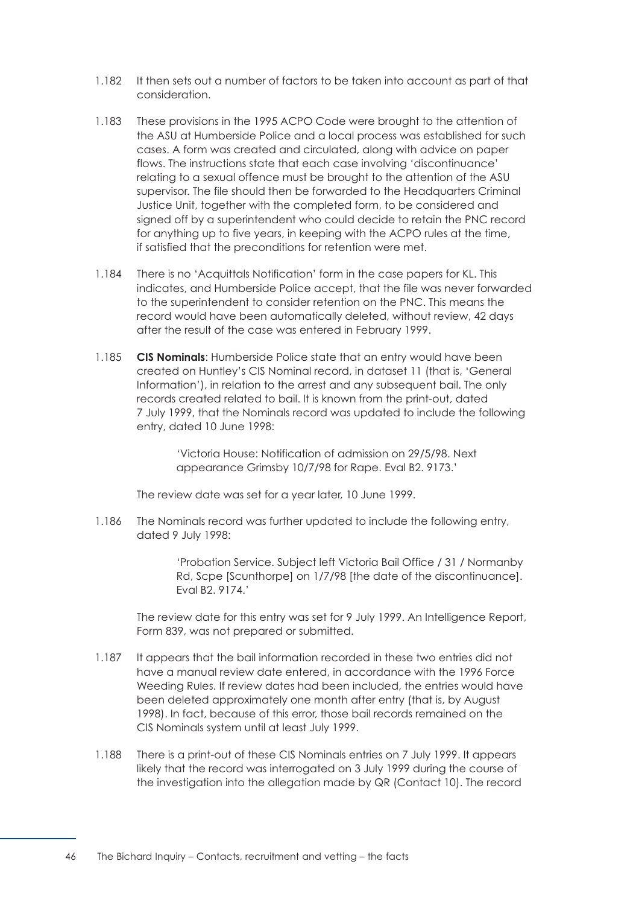1.182 It then sets out a number of factors to be taken into account as part of that consideration.

1.183 These provisions in the 1995 ACPO Code were brought to the attention of the ASU at Humberside Police and a local process was established for such cases. A form was created and circulated, along with advice on paper flows. The instructions state that each case involving 'discontinuance' relating to a sexual offence must be brought to the attention of the ASU supervisor. The file should then be forwarded to the Headquarters Criminal Justice Unit, together with the completed form, to be considered and signed off by a superintendent who could decide to retain the PNC record for anything up to five years, in keeping with the ACPO rules at the time, if satisfied that the preconditions for retention were met.

1.184 There is no 'Acquittals Notification' form in the case papers for KL. This indicates, and Humberside Police accept, that the file was never forwarded to the superintendent to consider retention on the PNC. This means the record would have been automatically deleted, without review, 42 days after the result of the case was entered in February 1999.

1.185 **CIS Nominals**: Humberside Police state that an entry would have been created on Huntley's CIS Nominal record, in dataset 11 (that is, 'General Information'), in relation to the arrest and any subsequent bail. The only records created related to bail. It is known from the print-out, dated 7 July 1999, that the Nominals record was updated to include the following entry, dated 10 June 1998:

> 'Victoria House: Notification of admission on 29/5/98. Next appearance Grimsby 10/7/98 for Rape. Eval B2. 9173.'

The review date was set for a year later, 10 June 1999.

1.186 The Nominals record was further updated to include the following entry, dated 9 July 1998:

> 'Probation Service. Subject left Victoria Bail Office / 31 / Normanby Rd, Scpe [Scunthorpe] on 1/7/98 [the date of the discontinuance]. Eval B2. 9174.'

The review date for this entry was set for 9 July 1999. An Intelligence Report, Form 839, was not prepared or submitted.

1.187 It appears that the bail information recorded in these two entries did not have a manual review date entered, in accordance with the 1996 Force Weeding Rules. If review dates had been included, the entries would have been deleted approximately one month after entry (that is, by August 1998). In fact, because of this error, those bail records remained on the CIS Nominals system until at least July 1999.

1.188 There is a print-out of these CIS Nominals entries on 7 July 1999. It appears likely that the record was interrogated on 3 July 1999 during the course of the investigation into the allegation made by QR (Contact 10). The record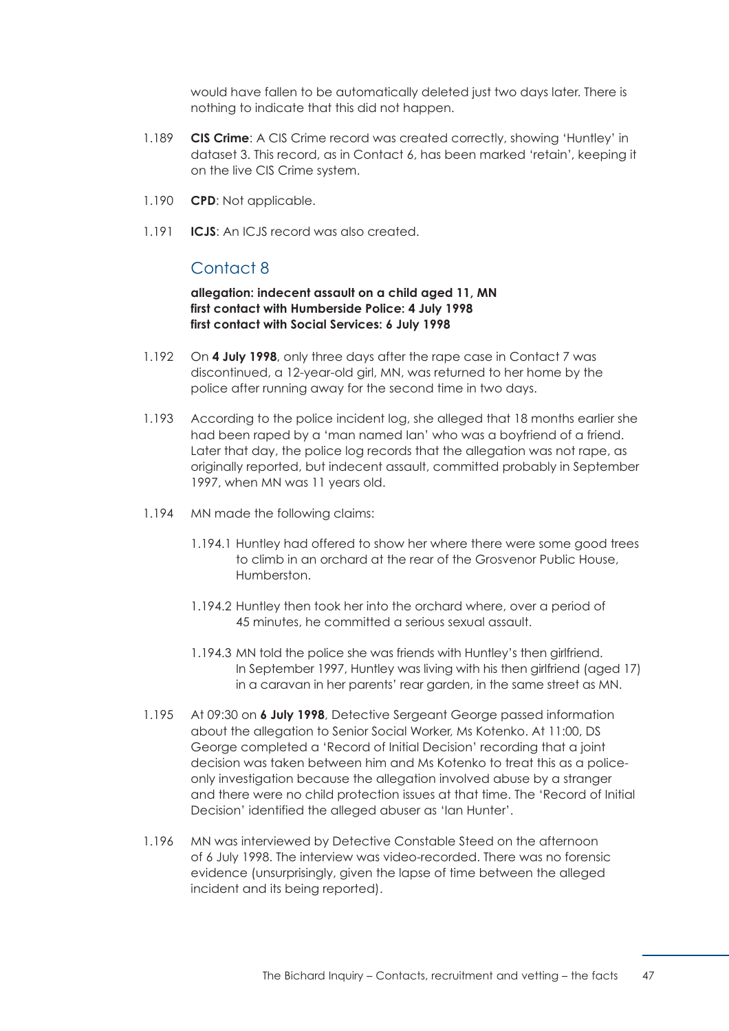would have fallen to be automatically deleted just two days later. There is nothing to indicate that this did not happen.

1.189 **CIS Crime**: A CIS Crime record was created correctly, showing 'Huntley' in dataset 3. This record, as in Contact 6, has been marked 'retain', keeping it on the live CIS Crime system.

1.190 **CPD**: Not applicable.

1.191 **ICJS**: An ICJS record was also created.

## Contact 8

**allegation: indecent assault on a child aged 11, MN**
**first contact with Humberside Police: 4 July 1998**
**first contact with Social Services: 6 July 1998**

1.192 On **4 July 1998**, only three days after the rape case in Contact 7 was discontinued, a 12-year-old girl, MN, was returned to her home by the police after running away for the second time in two days.

1.193 According to the police incident log, she alleged that 18 months earlier she had been raped by a 'man named Ian' who was a boyfriend of a friend. Later that day, the police log records that the allegation was not rape, as originally reported, but indecent assault, committed probably in September 1997, when MN was 11 years old.

1.194 MN made the following claims:

1.194.1 Huntley had offered to show her where there were some good trees to climb in an orchard at the rear of the Grosvenor Public House, Humberston.

1.194.2 Huntley then took her into the orchard where, over a period of 45 minutes, he committed a serious sexual assault.

1.194.3 MN told the police she was friends with Huntley's then girlfriend. In September 1997, Huntley was living with his then girlfriend (aged 17) in a caravan in her parents' rear garden, in the same street as MN.

1.195 At 09:30 on **6 July 1998**, Detective Sergeant George passed information about the allegation to Senior Social Worker, Ms Kotenko. At 11:00, DS George completed a 'Record of Initial Decision' recording that a joint decision was taken between him and Ms Kotenko to treat this as a police-only investigation because the allegation involved abuse by a stranger and there were no child protection issues at that time. The 'Record of Initial Decision' identified the alleged abuser as 'Ian Hunter'.

1.196 MN was interviewed by Detective Constable Steed on the afternoon of 6 July 1998. The interview was video-recorded. There was no forensic evidence (unsurprisingly, given the lapse of time between the alleged incident and its being reported).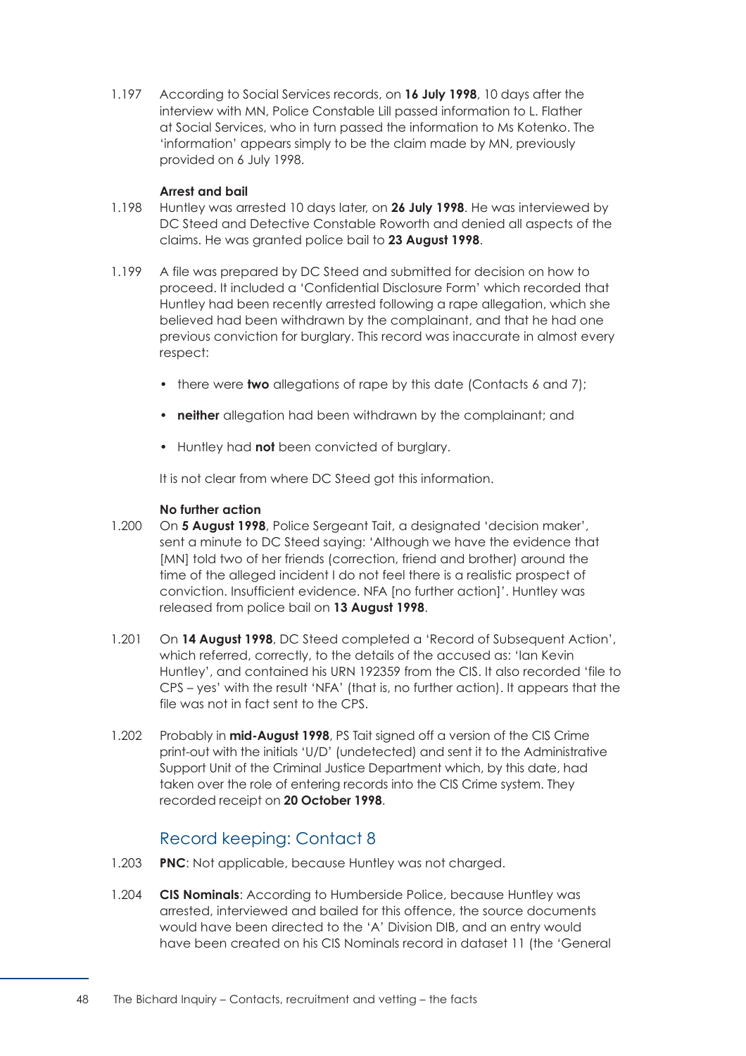1.197 According to Social Services records, on **16 July 1998**, 10 days after the interview with MN, Police Constable Lill passed information to L. Flather at Social Services, who in turn passed the information to Ms Kotenko. The 'information' appears simply to be the claim made by MN, previously provided on 6 July 1998.

**Arrest and bail**

1.198 Huntley was arrested 10 days later, on **26 July 1998**. He was interviewed by DC Steed and Detective Constable Roworth and denied all aspects of the claims. He was granted police bail to **23 August 1998**.

1.199 A file was prepared by DC Steed and submitted for decision on how to proceed. It included a 'Confidential Disclosure Form' which recorded that Huntley had been recently arrested following a rape allegation, which she believed had been withdrawn by the complainant, and that he had one previous conviction for burglary. This record was inaccurate in almost every respect:

- there were **two** allegations of rape by this date (Contacts 6 and 7);
- **neither** allegation had been withdrawn by the complainant; and
- Huntley had **not** been convicted of burglary.

It is not clear from where DC Steed got this information.

**No further action**

1.200 On **5 August 1998**, Police Sergeant Tait, a designated 'decision maker', sent a minute to DC Steed saying: 'Although we have the evidence that [MN] told two of her friends (correction, friend and brother) around the time of the alleged incident I do not feel there is a realistic prospect of conviction. Insufficient evidence. NFA [no further action]'. Huntley was released from police bail on **13 August 1998**.

1.201 On **14 August 1998**, DC Steed completed a 'Record of Subsequent Action', which referred, correctly, to the details of the accused as: 'Ian Kevin Huntley', and contained his URN 192359 from the CIS. It also recorded 'file to CPS – yes' with the result 'NFA' (that is, no further action). It appears that the file was not in fact sent to the CPS.

1.202 Probably in **mid-August 1998**, PS Tait signed off a version of the CIS Crime print-out with the initials 'U/D' (undetected) and sent it to the Administrative Support Unit of the Criminal Justice Department which, by this date, had taken over the role of entering records into the CIS Crime system. They recorded receipt on **20 October 1998**.

## Record keeping: Contact 8

1.203 **PNC**: Not applicable, because Huntley was not charged.

1.204 **CIS Nominals**: According to Humberside Police, because Huntley was arrested, interviewed and bailed for this offence, the source documents would have been directed to the 'A' Division DIB, and an entry would have been created on his CIS Nominals record in dataset 11 (the 'General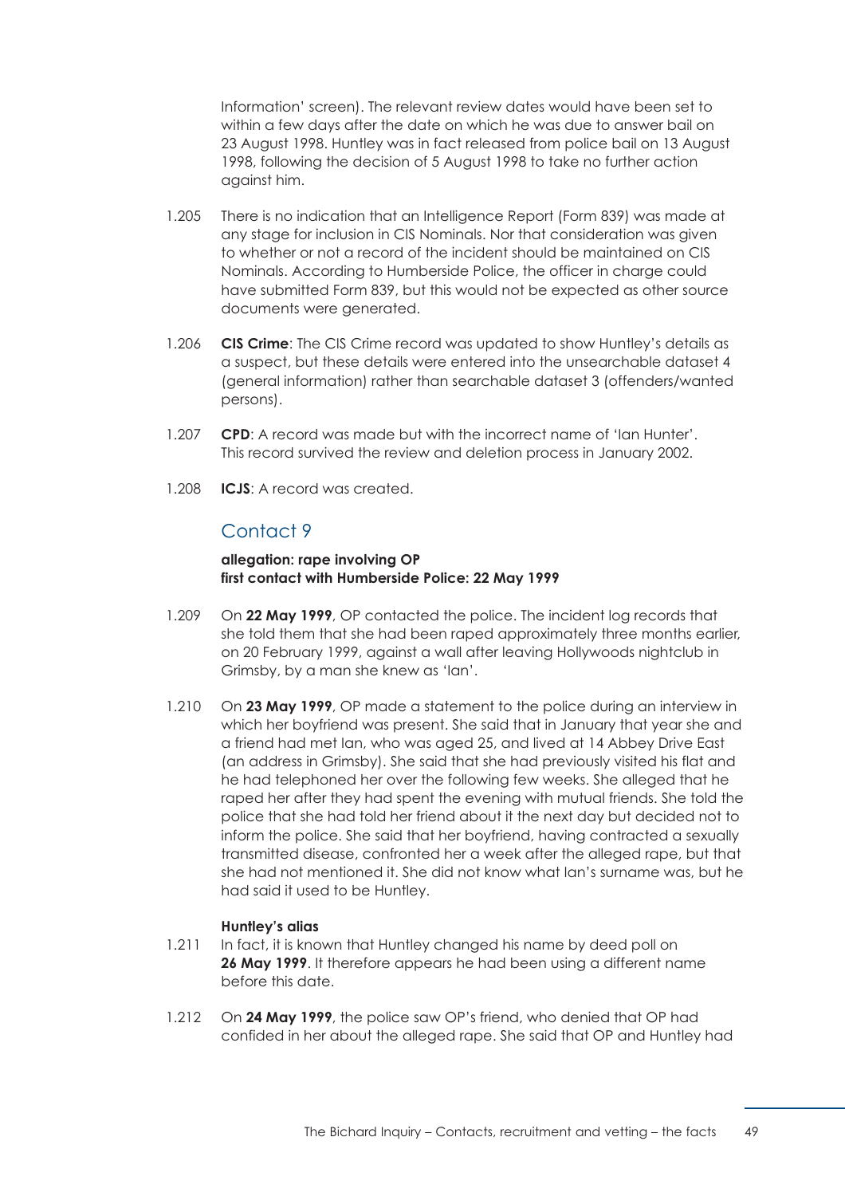Information' screen). The relevant review dates would have been set to within a few days after the date on which he was due to answer bail on 23 August 1998. Huntley was in fact released from police bail on 13 August 1998, following the decision of 5 August 1998 to take no further action against him.

1.205 There is no indication that an Intelligence Report (Form 839) was made at any stage for inclusion in CIS Nominals. Nor that consideration was given to whether or not a record of the incident should be maintained on CIS Nominals. According to Humberside Police, the officer in charge could have submitted Form 839, but this would not be expected as other source documents were generated.

1.206 **CIS Crime**: The CIS Crime record was updated to show Huntley's details as a suspect, but these details were entered into the unsearchable dataset 4 (general information) rather than searchable dataset 3 (offenders/wanted persons).

1.207 **CPD**: A record was made but with the incorrect name of 'Ian Hunter'. This record survived the review and deletion process in January 2002.

1.208 **ICJS**: A record was created.

## Contact 9

**allegation: rape involving OP**
**first contact with Humberside Police: 22 May 1999**

1.209 On **22 May 1999**, OP contacted the police. The incident log records that she told them that she had been raped approximately three months earlier, on 20 February 1999, against a wall after leaving Hollywoods nightclub in Grimsby, by a man she knew as 'Ian'.

1.210 On **23 May 1999**, OP made a statement to the police during an interview in which her boyfriend was present. She said that in January that year she and a friend had met Ian, who was aged 25, and lived at 14 Abbey Drive East (an address in Grimsby). She said that she had previously visited his flat and he had telephoned her over the following few weeks. She alleged that he raped her after they had spent the evening with mutual friends. She told the police that she had told her friend about it the next day but decided not to inform the police. She said that her boyfriend, having contracted a sexually transmitted disease, confronted her a week after the alleged rape, but that she had not mentioned it. She did not know what Ian's surname was, but he had said it used to be Huntley.

**Huntley's alias**

1.211 In fact, it is known that Huntley changed his name by deed poll on **26 May 1999**. It therefore appears he had been using a different name before this date.

1.212 On **24 May 1999**, the police saw OP's friend, who denied that OP had confided in her about the alleged rape. She said that OP and Huntley had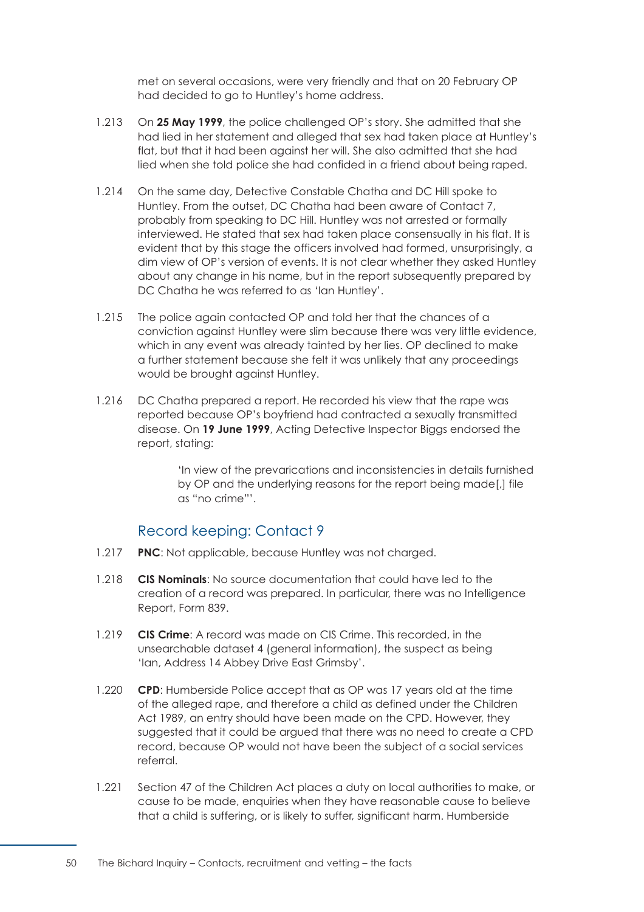met on several occasions, were very friendly and that on 20 February OP had decided to go to Huntley's home address.

1.213 On **25 May 1999**, the police challenged OP's story. She admitted that she had lied in her statement and alleged that sex had taken place at Huntley's flat, but that it had been against her will. She also admitted that she had lied when she told police she had confided in a friend about being raped.

1.214 On the same day, Detective Constable Chatha and DC Hill spoke to Huntley. From the outset, DC Chatha had been aware of Contact 7, probably from speaking to DC Hill. Huntley was not arrested or formally interviewed. He stated that sex had taken place consensually in his flat. It is evident that by this stage the officers involved had formed, unsurprisingly, a dim view of OP's version of events. It is not clear whether they asked Huntley about any change in his name, but in the report subsequently prepared by DC Chatha he was referred to as 'Ian Huntley'.

1.215 The police again contacted OP and told her that the chances of a conviction against Huntley were slim because there was very little evidence, which in any event was already tainted by her lies. OP declined to make a further statement because she felt it was unlikely that any proceedings would be brought against Huntley.

1.216 DC Chatha prepared a report. He recorded his view that the rape was reported because OP's boyfriend had contracted a sexually transmitted disease. On **19 June 1999**, Acting Detective Inspector Biggs endorsed the report, stating:

> 'In view of the prevarications and inconsistencies in details furnished by OP and the underlying reasons for the report being made[,] file as "no crime"'.

## Record keeping: Contact 9

1.217 **PNC**: Not applicable, because Huntley was not charged.

1.218 **CIS Nominals**: No source documentation that could have led to the creation of a record was prepared. In particular, there was no Intelligence Report, Form 839.

1.219 **CIS Crime**: A record was made on CIS Crime. This recorded, in the unsearchable dataset 4 (general information), the suspect as being 'Ian, Address 14 Abbey Drive East Grimsby'.

1.220 **CPD**: Humberside Police accept that as OP was 17 years old at the time of the alleged rape, and therefore a child as defined under the Children Act 1989, an entry should have been made on the CPD. However, they suggested that it could be argued that there was no need to create a CPD record, because OP would not have been the subject of a social services referral.

1.221 Section 47 of the Children Act places a duty on local authorities to make, or cause to be made, enquiries when they have reasonable cause to believe that a child is suffering, or is likely to suffer, significant harm. Humberside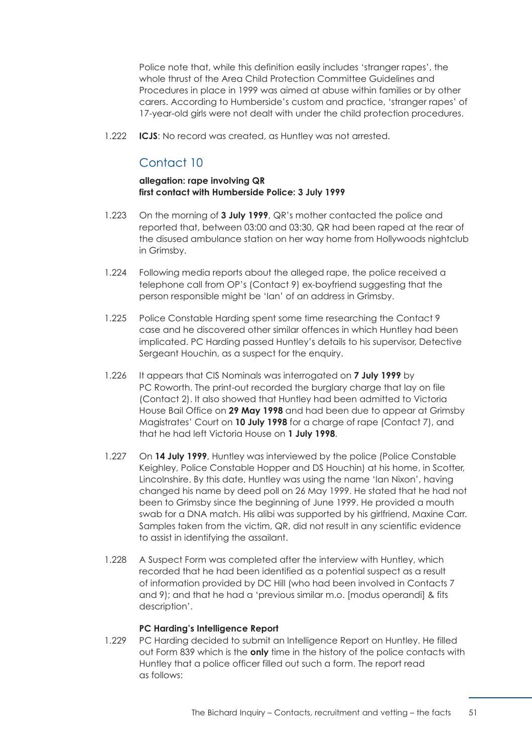Police note that, while this definition easily includes 'stranger rapes', the whole thrust of the Area Child Protection Committee Guidelines and Procedures in place in 1999 was aimed at abuse within families or by other carers. According to Humberside's custom and practice, 'stranger rapes' of 17-year-old girls were not dealt with under the child protection procedures.

1.222 **ICJS**: No record was created, as Huntley was not arrested.

## Contact 10

**allegation: rape involving QR**
**first contact with Humberside Police: 3 July 1999**

1.223 On the morning of **3 July 1999**, QR's mother contacted the police and reported that, between 03:00 and 03:30, QR had been raped at the rear of the disused ambulance station on her way home from Hollywoods nightclub in Grimsby.

1.224 Following media reports about the alleged rape, the police received a telephone call from OP's (Contact 9) ex-boyfriend suggesting that the person responsible might be 'Ian' of an address in Grimsby.

1.225 Police Constable Harding spent some time researching the Contact 9 case and he discovered other similar offences in which Huntley had been implicated. PC Harding passed Huntley's details to his supervisor, Detective Sergeant Houchin, as a suspect for the enquiry.

1.226 It appears that CIS Nominals was interrogated on **7 July 1999** by PC Roworth. The print-out recorded the burglary charge that lay on file (Contact 2). It also showed that Huntley had been admitted to Victoria House Bail Office on **29 May 1998** and had been due to appear at Grimsby Magistrates' Court on **10 July 1998** for a charge of rape (Contact 7), and that he had left Victoria House on **1 July 1998**.

1.227 On **14 July 1999**, Huntley was interviewed by the police (Police Constable Keighley, Police Constable Hopper and DS Houchin) at his home, in Scotter, Lincolnshire. By this date, Huntley was using the name 'Ian Nixon', having changed his name by deed poll on 26 May 1999. He stated that he had not been to Grimsby since the beginning of June 1999. He provided a mouth swab for a DNA match. His alibi was supported by his girlfriend, Maxine Carr. Samples taken from the victim, QR, did not result in any scientific evidence to assist in identifying the assailant.

1.228 A Suspect Form was completed after the interview with Huntley, which recorded that he had been identified as a potential suspect as a result of information provided by DC Hill (who had been involved in Contacts 7 and 9); and that he had a 'previous similar m.o. [modus operandi] & fits description'.

**PC Harding's Intelligence Report**

1.229 PC Harding decided to submit an Intelligence Report on Huntley. He filled out Form 839 which is the **only** time in the history of the police contacts with Huntley that a police officer filled out such a form. The report read as follows: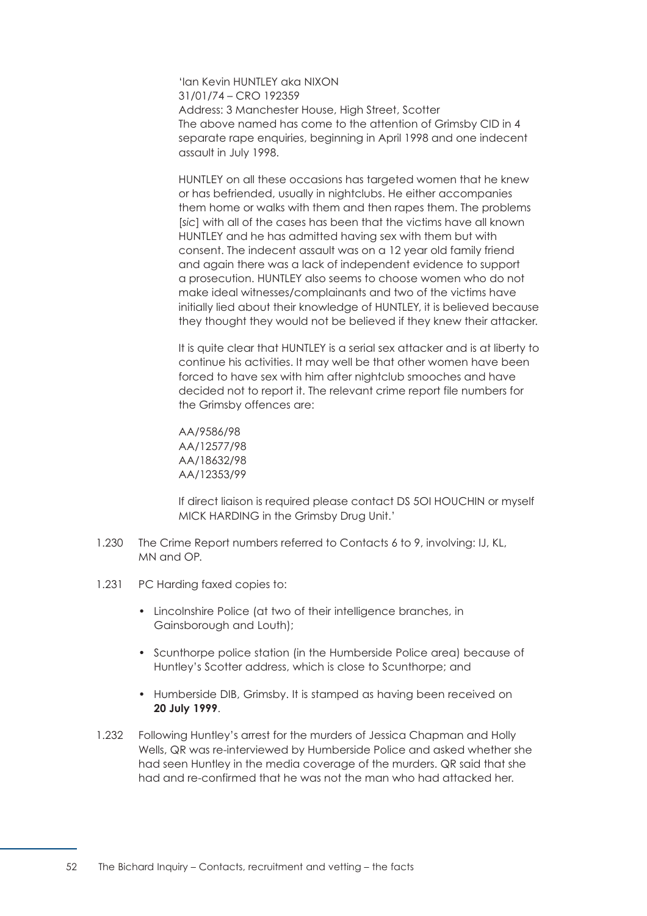> 'Ian Kevin HUNTLEY aka NIXON
> 31/01/74 – CRO 192359
> Address: 3 Manchester House, High Street, Scotter
> The above named has come to the attention of Grimsby CID in 4 separate rape enquiries, beginning in April 1998 and one indecent assault in July 1998.
>
> HUNTLEY on all these occasions has targeted women that he knew or has befriended, usually in nightclubs. He either accompanies them home or walks with them and then rapes them. The problems [*sic*] with all of the cases has been that the victims have all known HUNTLEY and he has admitted having sex with them but with consent. The indecent assault was on a 12 year old family friend and again there was a lack of independent evidence to support a prosecution. HUNTLEY also seems to choose women who do not make ideal witnesses/complainants and two of the victims have initially lied about their knowledge of HUNTLEY, it is believed because they thought they would not be believed if they knew their attacker.
>
> It is quite clear that HUNTLEY is a serial sex attacker and is at liberty to continue his activities. It may well be that other women have been forced to have sex with him after nightclub smooches and have decided not to report it. The relevant crime report file numbers for the Grimsby offences are:
>
> AA/9586/98
> AA/12577/98
> AA/18632/98
> AA/12353/99
>
> If direct liaison is required please contact DS 5OI HOUCHIN or myself MICK HARDING in the Grimsby Drug Unit.'

1.230 The Crime Report numbers referred to Contacts 6 to 9, involving: IJ, KL, MN and OP.

1.231 PC Harding faxed copies to:

- Lincolnshire Police (at two of their intelligence branches, in Gainsborough and Louth);
- Scunthorpe police station (in the Humberside Police area) because of Huntley's Scotter address, which is close to Scunthorpe; and
- Humberside DIB, Grimsby. It is stamped as having been received on **20 July 1999**.

1.232 Following Huntley's arrest for the murders of Jessica Chapman and Holly Wells, QR was re-interviewed by Humberside Police and asked whether she had seen Huntley in the media coverage of the murders. QR said that she had and re-confirmed that he was not the man who had attacked her.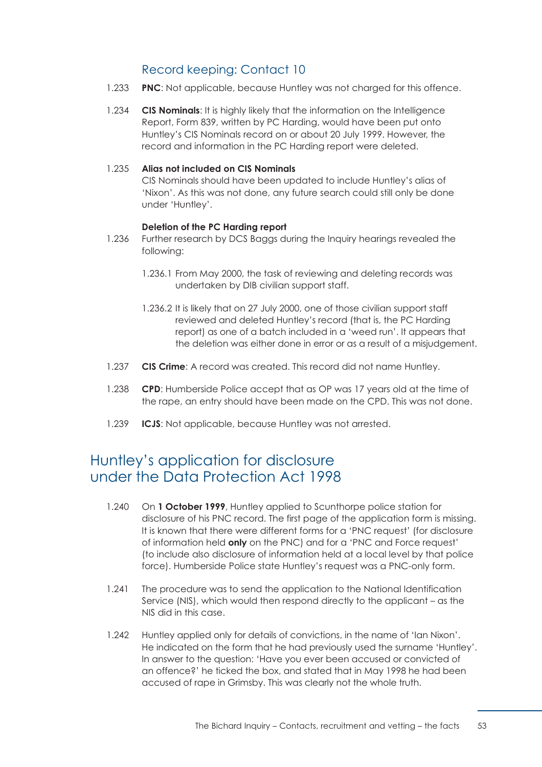### Record keeping: Contact 10

1.233 **PNC**: Not applicable, because Huntley was not charged for this offence.

1.234 **CIS Nominals**: It is highly likely that the information on the Intelligence Report, Form 839, written by PC Harding, would have been put onto Huntley's CIS Nominals record on or about 20 July 1999. However, the record and information in the PC Harding report were deleted.

1.235 **Alias not included on CIS Nominals**
CIS Nominals should have been updated to include Huntley's alias of 'Nixon'. As this was not done, any future search could still only be done under 'Huntley'.

**Deletion of the PC Harding report**

1.236 Further research by DCS Baggs during the Inquiry hearings revealed the following:

1.236.1 From May 2000, the task of reviewing and deleting records was undertaken by DIB civilian support staff.

1.236.2 It is likely that on 27 July 2000, one of those civilian support staff reviewed and deleted Huntley's record (that is, the PC Harding report) as one of a batch included in a 'weed run'. It appears that the deletion was either done in error or as a result of a misjudgement.

1.237 **CIS Crime**: A record was created. This record did not name Huntley.

1.238 **CPD**: Humberside Police accept that as OP was 17 years old at the time of the rape, an entry should have been made on the CPD. This was not done.

1.239 **ICJS**: Not applicable, because Huntley was not arrested.

## Huntley's application for disclosure under the Data Protection Act 1998

1.240 On **1 October 1999**, Huntley applied to Scunthorpe police station for disclosure of his PNC record. The first page of the application form is missing. It is known that there were different forms for a 'PNC request' (for disclosure of information held **only** on the PNC) and for a 'PNC and Force request' (to include also disclosure of information held at a local level by that police force). Humberside Police state Huntley's request was a PNC-only form.

1.241 The procedure was to send the application to the National Identification Service (NIS), which would then respond directly to the applicant – as the NIS did in this case.

1.242 Huntley applied only for details of convictions, in the name of 'Ian Nixon'. He indicated on the form that he had previously used the surname 'Huntley'. In answer to the question: 'Have you ever been accused or convicted of an offence?' he ticked the box, and stated that in May 1998 he had been accused of rape in Grimsby. This was clearly not the whole truth.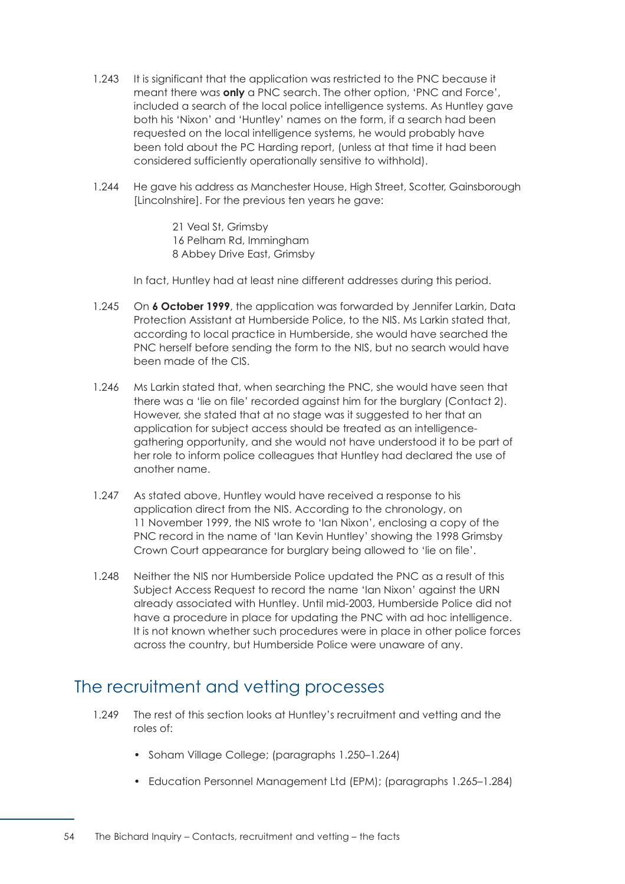1.243 It is significant that the application was restricted to the PNC because it meant there was **only** a PNC search. The other option, 'PNC and Force', included a search of the local police intelligence systems. As Huntley gave both his 'Nixon' and 'Huntley' names on the form, if a search had been requested on the local intelligence systems, he would probably have been told about the PC Harding report, (unless at that time it had been considered sufficiently operationally sensitive to withhold).

1.244 He gave his address as Manchester House, High Street, Scotter, Gainsborough [Lincolnshire]. For the previous ten years he gave:

21 Veal St, Grimsby
16 Pelham Rd, Immingham
8 Abbey Drive East, Grimsby

In fact, Huntley had at least nine different addresses during this period.

1.245 On **6 October 1999**, the application was forwarded by Jennifer Larkin, Data Protection Assistant at Humberside Police, to the NIS. Ms Larkin stated that, according to local practice in Humberside, she would have searched the PNC herself before sending the form to the NIS, but no search would have been made of the CIS.

1.246 Ms Larkin stated that, when searching the PNC, she would have seen that there was a 'lie on file' recorded against him for the burglary (Contact 2). However, she stated that at no stage was it suggested to her that an application for subject access should be treated as an intelligence-gathering opportunity, and she would not have understood it to be part of her role to inform police colleagues that Huntley had declared the use of another name.

1.247 As stated above, Huntley would have received a response to his application direct from the NIS. According to the chronology, on 11 November 1999, the NIS wrote to 'Ian Nixon', enclosing a copy of the PNC record in the name of 'Ian Kevin Huntley' showing the 1998 Grimsby Crown Court appearance for burglary being allowed to 'lie on file'.

1.248 Neither the NIS nor Humberside Police updated the PNC as a result of this Subject Access Request to record the name 'Ian Nixon' against the URN already associated with Huntley. Until mid-2003, Humberside Police did not have a procedure in place for updating the PNC with ad hoc intelligence. It is not known whether such procedures were in place in other police forces across the country, but Humberside Police were unaware of any.

## The recruitment and vetting processes

1.249 The rest of this section looks at Huntley's recruitment and vetting and the roles of:

- Soham Village College; (paragraphs 1.250–1.264)
- Education Personnel Management Ltd (EPM); (paragraphs 1.265–1.284)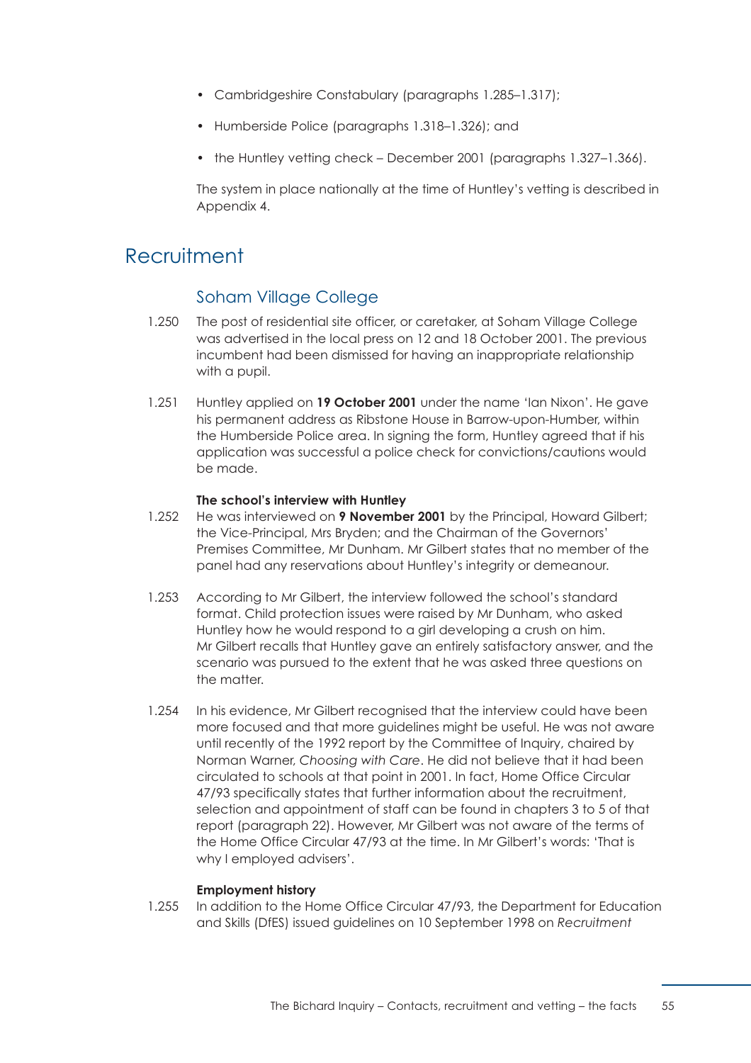- Cambridgeshire Constabulary (paragraphs 1.285–1.317);
- Humberside Police (paragraphs 1.318–1.326); and
- the Huntley vetting check – December 2001 (paragraphs 1.327–1.366).

The system in place nationally at the time of Huntley's vetting is described in Appendix 4.

## Recruitment

### Soham Village College

1.250 The post of residential site officer, or caretaker, at Soham Village College was advertised in the local press on 12 and 18 October 2001. The previous incumbent had been dismissed for having an inappropriate relationship with a pupil.

1.251 Huntley applied on **19 October 2001** under the name 'Ian Nixon'. He gave his permanent address as Ribstone House in Barrow-upon-Humber, within the Humberside Police area. In signing the form, Huntley agreed that if his application was successful a police check for convictions/cautions would be made.

**The school's interview with Huntley**

1.252 He was interviewed on **9 November 2001** by the Principal, Howard Gilbert; the Vice-Principal, Mrs Bryden; and the Chairman of the Governors' Premises Committee, Mr Dunham. Mr Gilbert states that no member of the panel had any reservations about Huntley's integrity or demeanour.

1.253 According to Mr Gilbert, the interview followed the school's standard format. Child protection issues were raised by Mr Dunham, who asked Huntley how he would respond to a girl developing a crush on him. Mr Gilbert recalls that Huntley gave an entirely satisfactory answer, and the scenario was pursued to the extent that he was asked three questions on the matter.

1.254 In his evidence, Mr Gilbert recognised that the interview could have been more focused and that more guidelines might be useful. He was not aware until recently of the 1992 report by the Committee of Inquiry, chaired by Norman Warner, *Choosing with Care*. He did not believe that it had been circulated to schools at that point in 2001. In fact, Home Office Circular 47/93 specifically states that further information about the recruitment, selection and appointment of staff can be found in chapters 3 to 5 of that report (paragraph 22). However, Mr Gilbert was not aware of the terms of the Home Office Circular 47/93 at the time. In Mr Gilbert's words: 'That is why I employed advisers'.

**Employment history**

1.255 In addition to the Home Office Circular 47/93, the Department for Education and Skills (DfES) issued guidelines on 10 September 1998 on *Recruitment*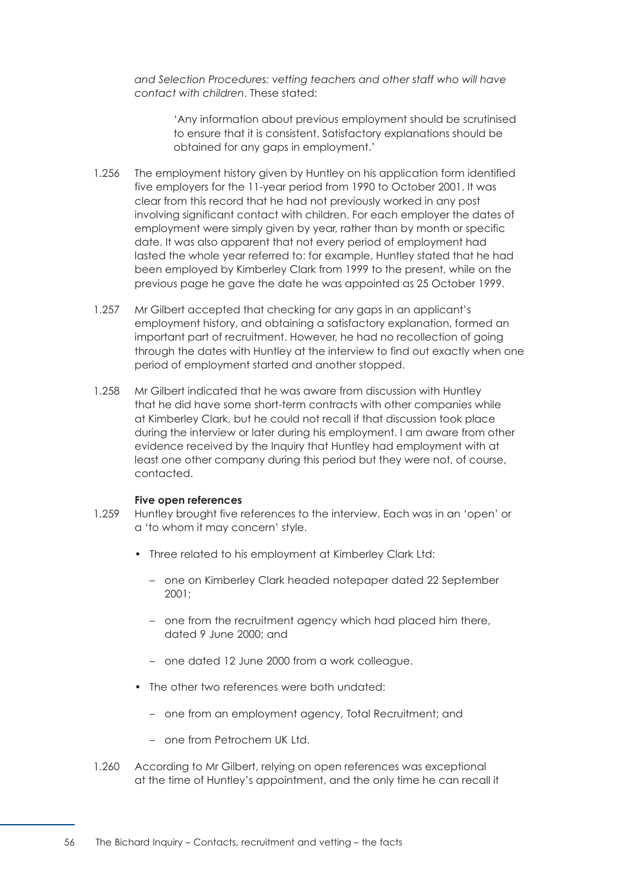*and Selection Procedures: vetting teachers and other staff who will have contact with children*. These stated:

> 'Any information about previous employment should be scrutinised to ensure that it is consistent. Satisfactory explanations should be obtained for any gaps in employment.'

1.256 The employment history given by Huntley on his application form identified five employers for the 11-year period from 1990 to October 2001. It was clear from this record that he had not previously worked in any post involving significant contact with children. For each employer the dates of employment were simply given by year, rather than by month or specific date. It was also apparent that not every period of employment had lasted the whole year referred to: for example, Huntley stated that he had been employed by Kimberley Clark from 1999 to the present, while on the previous page he gave the date he was appointed as 25 October 1999.

1.257 Mr Gilbert accepted that checking for any gaps in an applicant's employment history, and obtaining a satisfactory explanation, formed an important part of recruitment. However, he had no recollection of going through the dates with Huntley at the interview to find out exactly when one period of employment started and another stopped.

1.258 Mr Gilbert indicated that he was aware from discussion with Huntley that he did have some short-term contracts with other companies while at Kimberley Clark, but he could not recall if that discussion took place during the interview or later during his employment. I am aware from other evidence received by the Inquiry that Huntley had employment with at least one other company during this period but they were not, of course, contacted.

**Five open references**

1.259 Huntley brought five references to the interview. Each was in an 'open' or a 'to whom it may concern' style.

- Three related to his employment at Kimberley Clark Ltd:
  - one on Kimberley Clark headed notepaper dated 22 September 2001;
  - one from the recruitment agency which had placed him there, dated 9 June 2000; and
  - one dated 12 June 2000 from a work colleague.
- The other two references were both undated:
  - one from an employment agency, Total Recruitment; and
  - one from Petrochem UK Ltd.

1.260 According to Mr Gilbert, relying on open references was exceptional at the time of Huntley's appointment, and the only time he can recall it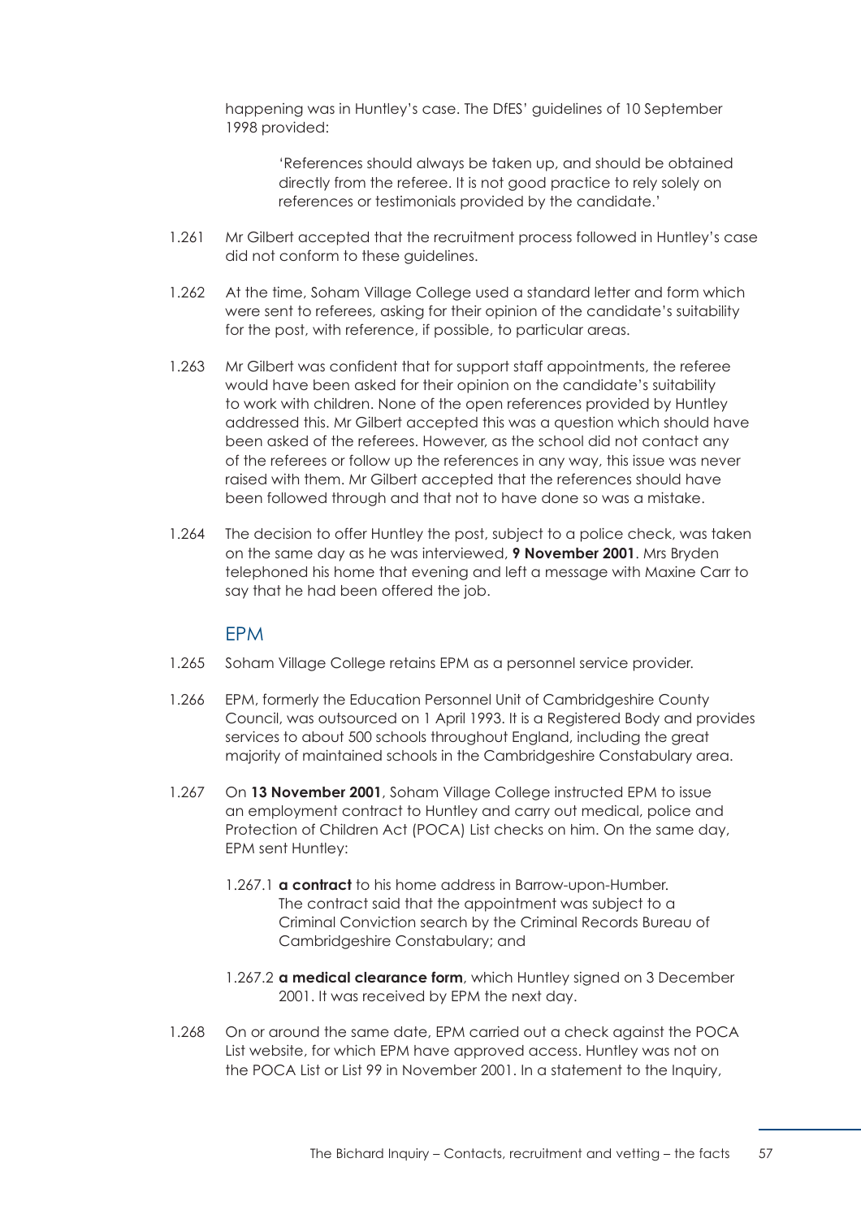happening was in Huntley's case. The DfES' guidelines of 10 September 1998 provided:

> 'References should always be taken up, and should be obtained directly from the referee. It is not good practice to rely solely on references or testimonials provided by the candidate.'

1.261 Mr Gilbert accepted that the recruitment process followed in Huntley's case did not conform to these guidelines.

1.262 At the time, Soham Village College used a standard letter and form which were sent to referees, asking for their opinion of the candidate's suitability for the post, with reference, if possible, to particular areas.

1.263 Mr Gilbert was confident that for support staff appointments, the referee would have been asked for their opinion on the candidate's suitability to work with children. None of the open references provided by Huntley addressed this. Mr Gilbert accepted this was a question which should have been asked of the referees. However, as the school did not contact any of the referees or follow up the references in any way, this issue was never raised with them. Mr Gilbert accepted that the references should have been followed through and that not to have done so was a mistake.

1.264 The decision to offer Huntley the post, subject to a police check, was taken on the same day as he was interviewed, **9 November 2001**. Mrs Bryden telephoned his home that evening and left a message with Maxine Carr to say that he had been offered the job.

## EPM

1.265 Soham Village College retains EPM as a personnel service provider.

1.266 EPM, formerly the Education Personnel Unit of Cambridgeshire County Council, was outsourced on 1 April 1993. It is a Registered Body and provides services to about 500 schools throughout England, including the great majority of maintained schools in the Cambridgeshire Constabulary area.

1.267 On **13 November 2001**, Soham Village College instructed EPM to issue an employment contract to Huntley and carry out medical, police and Protection of Children Act (POCA) List checks on him. On the same day, EPM sent Huntley:

1.267.1 **a contract** to his home address in Barrow-upon-Humber. The contract said that the appointment was subject to a Criminal Conviction search by the Criminal Records Bureau of Cambridgeshire Constabulary; and

1.267.2 **a medical clearance form**, which Huntley signed on 3 December 2001. It was received by EPM the next day.

1.268 On or around the same date, EPM carried out a check against the POCA List website, for which EPM have approved access. Huntley was not on the POCA List or List 99 in November 2001. In a statement to the Inquiry,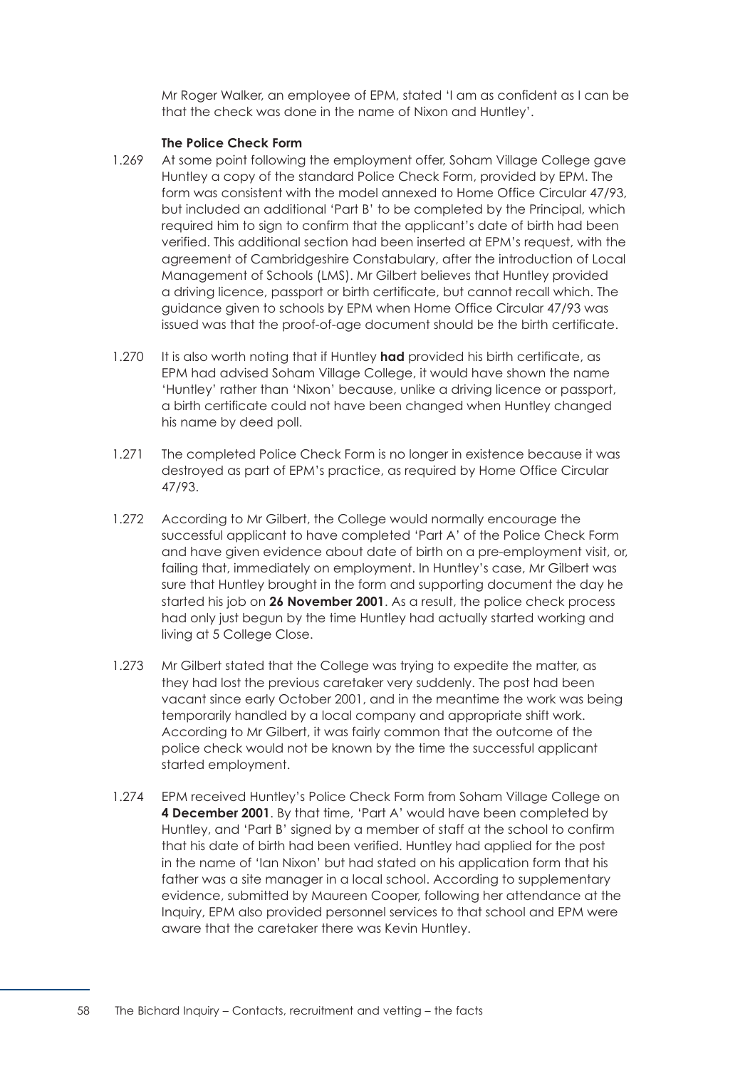Mr Roger Walker, an employee of EPM, stated 'I am as confident as I can be that the check was done in the name of Nixon and Huntley'.

**The Police Check Form**

1.269 At some point following the employment offer, Soham Village College gave Huntley a copy of the standard Police Check Form, provided by EPM. The form was consistent with the model annexed to Home Office Circular 47/93, but included an additional 'Part B' to be completed by the Principal, which required him to sign to confirm that the applicant's date of birth had been verified. This additional section had been inserted at EPM's request, with the agreement of Cambridgeshire Constabulary, after the introduction of Local Management of Schools (LMS). Mr Gilbert believes that Huntley provided a driving licence, passport or birth certificate, but cannot recall which. The guidance given to schools by EPM when Home Office Circular 47/93 was issued was that the proof-of-age document should be the birth certificate.

1.270 It is also worth noting that if Huntley **had** provided his birth certificate, as EPM had advised Soham Village College, it would have shown the name 'Huntley' rather than 'Nixon' because, unlike a driving licence or passport, a birth certificate could not have been changed when Huntley changed his name by deed poll.

1.271 The completed Police Check Form is no longer in existence because it was destroyed as part of EPM's practice, as required by Home Office Circular 47/93.

1.272 According to Mr Gilbert, the College would normally encourage the successful applicant to have completed 'Part A' of the Police Check Form and have given evidence about date of birth on a pre-employment visit, or, failing that, immediately on employment. In Huntley's case, Mr Gilbert was sure that Huntley brought in the form and supporting document the day he started his job on **26 November 2001**. As a result, the police check process had only just begun by the time Huntley had actually started working and living at 5 College Close.

1.273 Mr Gilbert stated that the College was trying to expedite the matter, as they had lost the previous caretaker very suddenly. The post had been vacant since early October 2001, and in the meantime the work was being temporarily handled by a local company and appropriate shift work. According to Mr Gilbert, it was fairly common that the outcome of the police check would not be known by the time the successful applicant started employment.

1.274 EPM received Huntley's Police Check Form from Soham Village College on **4 December 2001**. By that time, 'Part A' would have been completed by Huntley, and 'Part B' signed by a member of staff at the school to confirm that his date of birth had been verified. Huntley had applied for the post in the name of 'Ian Nixon' but had stated on his application form that his father was a site manager in a local school. According to supplementary evidence, submitted by Maureen Cooper, following her attendance at the Inquiry, EPM also provided personnel services to that school and EPM were aware that the caretaker there was Kevin Huntley.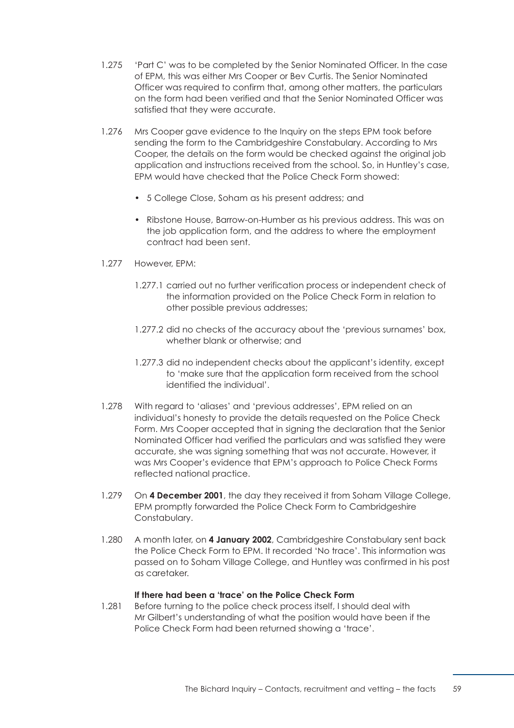1.275 'Part C' was to be completed by the Senior Nominated Officer. In the case of EPM, this was either Mrs Cooper or Bev Curtis. The Senior Nominated Officer was required to confirm that, among other matters, the particulars on the form had been verified and that the Senior Nominated Officer was satisfied that they were accurate.

1.276 Mrs Cooper gave evidence to the Inquiry on the steps EPM took before sending the form to the Cambridgeshire Constabulary. According to Mrs Cooper, the details on the form would be checked against the original job application and instructions received from the school. So, in Huntley's case, EPM would have checked that the Police Check Form showed:

- 5 College Close, Soham as his present address; and
- Ribstone House, Barrow-on-Humber as his previous address. This was on the job application form, and the address to where the employment contract had been sent.

1.277 However, EPM:

1.277.1 carried out no further verification process or independent check of the information provided on the Police Check Form in relation to other possible previous addresses;

1.277.2 did no checks of the accuracy about the 'previous surnames' box, whether blank or otherwise; and

1.277.3 did no independent checks about the applicant's identity, except to 'make sure that the application form received from the school identified the individual'.

1.278 With regard to 'aliases' and 'previous addresses', EPM relied on an individual's honesty to provide the details requested on the Police Check Form. Mrs Cooper accepted that in signing the declaration that the Senior Nominated Officer had verified the particulars and was satisfied they were accurate, she was signing something that was not accurate. However, it was Mrs Cooper's evidence that EPM's approach to Police Check Forms reflected national practice.

1.279 On **4 December 2001**, the day they received it from Soham Village College, EPM promptly forwarded the Police Check Form to Cambridgeshire Constabulary.

1.280 A month later, on **4 January 2002**, Cambridgeshire Constabulary sent back the Police Check Form to EPM. It recorded 'No trace'. This information was passed on to Soham Village College, and Huntley was confirmed in his post as caretaker.

**If there had been a 'trace' on the Police Check Form**

1.281 Before turning to the police check process itself, I should deal with Mr Gilbert's understanding of what the position would have been if the Police Check Form had been returned showing a 'trace'.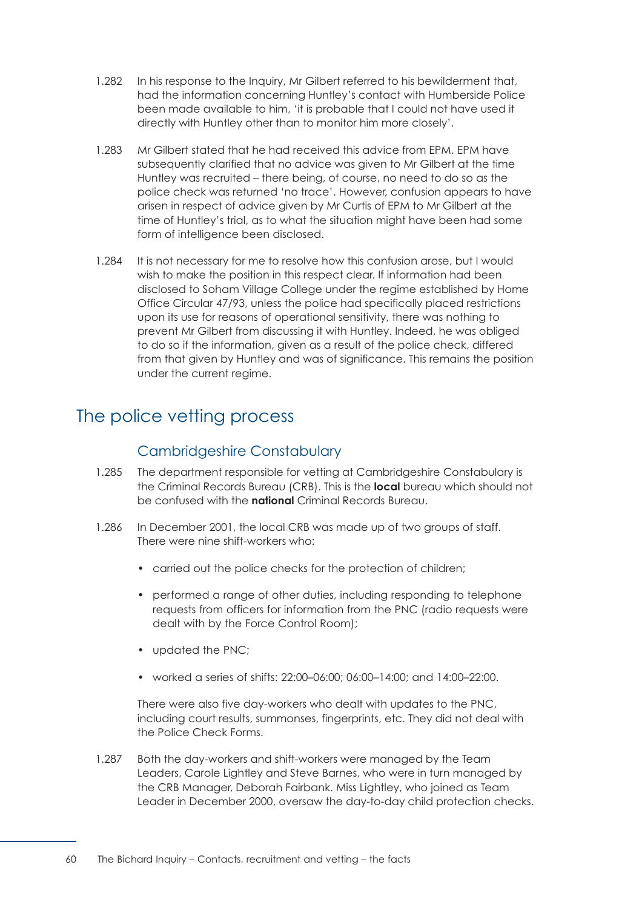1.282 In his response to the Inquiry, Mr Gilbert referred to his bewilderment that, had the information concerning Huntley's contact with Humberside Police been made available to him, 'it is probable that I could not have used it directly with Huntley other than to monitor him more closely'.

1.283 Mr Gilbert stated that he had received this advice from EPM. EPM have subsequently clarified that no advice was given to Mr Gilbert at the time Huntley was recruited – there being, of course, no need to do so as the police check was returned 'no trace'. However, confusion appears to have arisen in respect of advice given by Mr Curtis of EPM to Mr Gilbert at the time of Huntley's trial, as to what the situation might have been had some form of intelligence been disclosed.

1.284 It is not necessary for me to resolve how this confusion arose, but I would wish to make the position in this respect clear. If information had been disclosed to Soham Village College under the regime established by Home Office Circular 47/93, unless the police had specifically placed restrictions upon its use for reasons of operational sensitivity, there was nothing to prevent Mr Gilbert from discussing it with Huntley. Indeed, he was obliged to do so if the information, given as a result of the police check, differed from that given by Huntley and was of significance. This remains the position under the current regime.

## The police vetting process

### Cambridgeshire Constabulary

1.285 The department responsible for vetting at Cambridgeshire Constabulary is the Criminal Records Bureau (CRB). This is the **local** bureau which should not be confused with the **national** Criminal Records Bureau.

1.286 In December 2001, the local CRB was made up of two groups of staff. There were nine shift-workers who:

- carried out the police checks for the protection of children;
- performed a range of other duties, including responding to telephone requests from officers for information from the PNC (radio requests were dealt with by the Force Control Room);
- updated the PNC;
- worked a series of shifts: 22:00–06:00; 06:00–14:00; and 14:00–22:00.

There were also five day-workers who dealt with updates to the PNC, including court results, summonses, fingerprints, etc. They did not deal with the Police Check Forms.

1.287 Both the day-workers and shift-workers were managed by the Team Leaders, Carole Lightley and Steve Barnes, who were in turn managed by the CRB Manager, Deborah Fairbank. Miss Lightley, who joined as Team Leader in December 2000, oversaw the day-to-day child protection checks.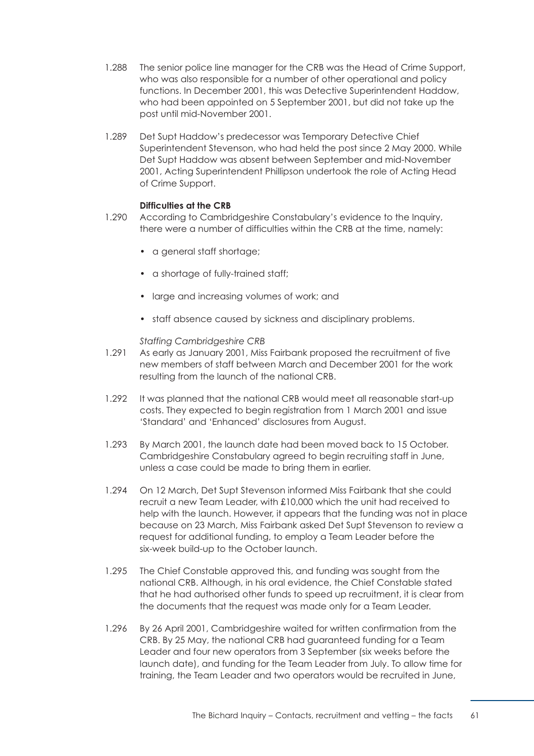1.288 The senior police line manager for the CRB was the Head of Crime Support, who was also responsible for a number of other operational and policy functions. In December 2001, this was Detective Superintendent Haddow, who had been appointed on 5 September 2001, but did not take up the post until mid-November 2001.

1.289 Det Supt Haddow's predecessor was Temporary Detective Chief Superintendent Stevenson, who had held the post since 2 May 2000. While Det Supt Haddow was absent between September and mid-November 2001, Acting Superintendent Phillipson undertook the role of Acting Head of Crime Support.

**Difficulties at the CRB**

1.290 According to Cambridgeshire Constabulary's evidence to the Inquiry, there were a number of difficulties within the CRB at the time, namely:

- a general staff shortage;
- a shortage of fully-trained staff;
- large and increasing volumes of work; and
- staff absence caused by sickness and disciplinary problems.

*Staffing Cambridgeshire CRB*

1.291 As early as January 2001, Miss Fairbank proposed the recruitment of five new members of staff between March and December 2001 for the work resulting from the launch of the national CRB.

1.292 It was planned that the national CRB would meet all reasonable start-up costs. They expected to begin registration from 1 March 2001 and issue 'Standard' and 'Enhanced' disclosures from August.

1.293 By March 2001, the launch date had been moved back to 15 October. Cambridgeshire Constabulary agreed to begin recruiting staff in June, unless a case could be made to bring them in earlier.

1.294 On 12 March, Det Supt Stevenson informed Miss Fairbank that she could recruit a new Team Leader, with £10,000 which the unit had received to help with the launch. However, it appears that the funding was not in place because on 23 March, Miss Fairbank asked Det Supt Stevenson to review a request for additional funding, to employ a Team Leader before the six-week build-up to the October launch.

1.295 The Chief Constable approved this, and funding was sought from the national CRB. Although, in his oral evidence, the Chief Constable stated that he had authorised other funds to speed up recruitment, it is clear from the documents that the request was made only for a Team Leader.

1.296 By 26 April 2001, Cambridgeshire waited for written confirmation from the CRB. By 25 May, the national CRB had guaranteed funding for a Team Leader and four new operators from 3 September (six weeks before the launch date), and funding for the Team Leader from July. To allow time for training, the Team Leader and two operators would be recruited in June,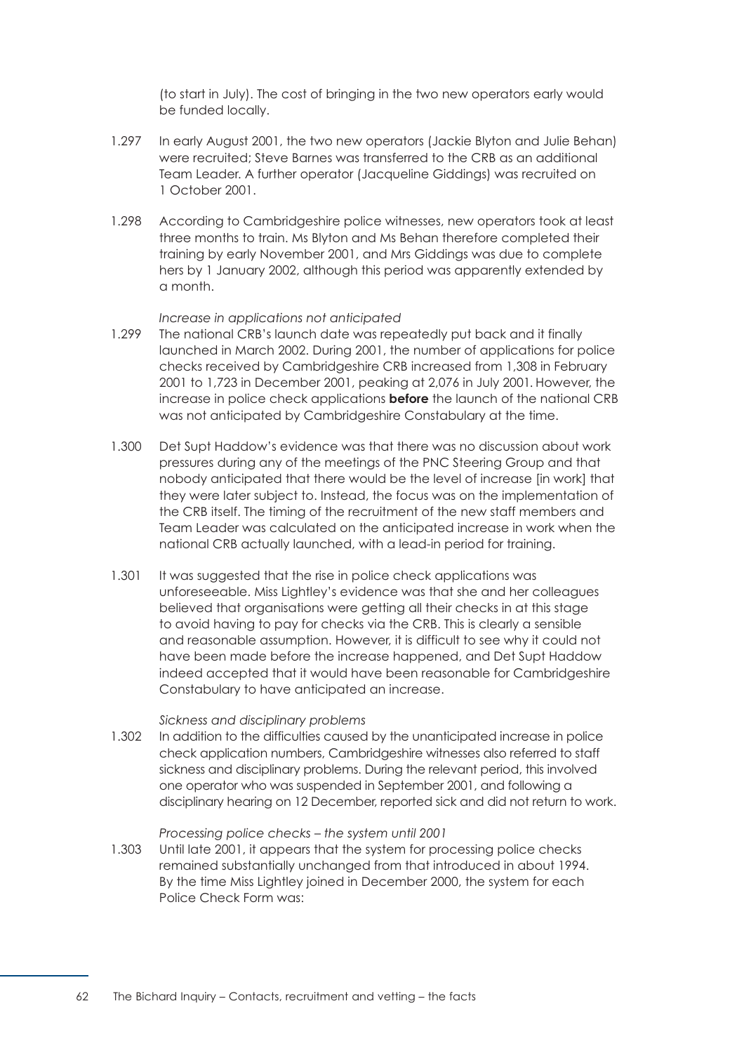(to start in July). The cost of bringing in the two new operators early would be funded locally.

1.297 In early August 2001, the two new operators (Jackie Blyton and Julie Behan) were recruited; Steve Barnes was transferred to the CRB as an additional Team Leader. A further operator (Jacqueline Giddings) was recruited on 1 October 2001.

1.298 According to Cambridgeshire police witnesses, new operators took at least three months to train. Ms Blyton and Ms Behan therefore completed their training by early November 2001, and Mrs Giddings was due to complete hers by 1 January 2002, although this period was apparently extended by a month.

*Increase in applications not anticipated*

1.299 The national CRB's launch date was repeatedly put back and it finally launched in March 2002. During 2001, the number of applications for police checks received by Cambridgeshire CRB increased from 1,308 in February 2001 to 1,723 in December 2001, peaking at 2,076 in July 2001. However, the increase in police check applications **before** the launch of the national CRB was not anticipated by Cambridgeshire Constabulary at the time.

1.300 Det Supt Haddow's evidence was that there was no discussion about work pressures during any of the meetings of the PNC Steering Group and that nobody anticipated that there would be the level of increase [in work] that they were later subject to. Instead, the focus was on the implementation of the CRB itself. The timing of the recruitment of the new staff members and Team Leader was calculated on the anticipated increase in work when the national CRB actually launched, with a lead-in period for training.

1.301 It was suggested that the rise in police check applications was unforeseeable. Miss Lightley's evidence was that she and her colleagues believed that organisations were getting all their checks in at this stage to avoid having to pay for checks via the CRB. This is clearly a sensible and reasonable assumption. However, it is difficult to see why it could not have been made before the increase happened, and Det Supt Haddow indeed accepted that it would have been reasonable for Cambridgeshire Constabulary to have anticipated an increase.

*Sickness and disciplinary problems*

1.302 In addition to the difficulties caused by the unanticipated increase in police check application numbers, Cambridgeshire witnesses also referred to staff sickness and disciplinary problems. During the relevant period, this involved one operator who was suspended in September 2001, and following a disciplinary hearing on 12 December, reported sick and did not return to work.

*Processing police checks – the system until 2001*

1.303 Until late 2001, it appears that the system for processing police checks remained substantially unchanged from that introduced in about 1994. By the time Miss Lightley joined in December 2000, the system for each Police Check Form was: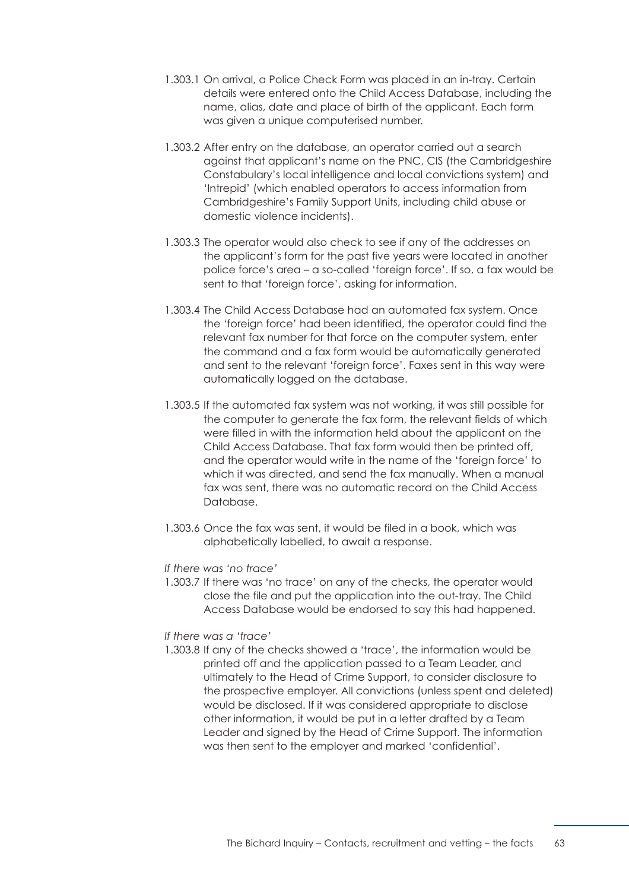1.303.1 On arrival, a Police Check Form was placed in an in-tray. Certain details were entered onto the Child Access Database, including the name, alias, date and place of birth of the applicant. Each form was given a unique computerised number.

1.303.2 After entry on the database, an operator carried out a search against that applicant's name on the PNC, CIS (the Cambridgeshire Constabulary's local intelligence and local convictions system) and 'Intrepid' (which enabled operators to access information from Cambridgeshire's Family Support Units, including child abuse or domestic violence incidents).

1.303.3 The operator would also check to see if any of the addresses on the applicant's form for the past five years were located in another police force's area – a so-called 'foreign force'. If so, a fax would be sent to that 'foreign force', asking for information.

1.303.4 The Child Access Database had an automated fax system. Once the 'foreign force' had been identified, the operator could find the relevant fax number for that force on the computer system, enter the command and a fax form would be automatically generated and sent to the relevant 'foreign force'. Faxes sent in this way were automatically logged on the database.

1.303.5 If the automated fax system was not working, it was still possible for the computer to generate the fax form, the relevant fields of which were filled in with the information held about the applicant on the Child Access Database. That fax form would then be printed off, and the operator would write in the name of the 'foreign force' to which it was directed, and send the fax manually. When a manual fax was sent, there was no automatic record on the Child Access Database.

1.303.6 Once the fax was sent, it would be filed in a book, which was alphabetically labelled, to await a response.

*If there was 'no trace'*

1.303.7 If there was 'no trace' on any of the checks, the operator would close the file and put the application into the out-tray. The Child Access Database would be endorsed to say this had happened.

*If there was a 'trace'*

1.303.8 If any of the checks showed a 'trace', the information would be printed off and the application passed to a Team Leader, and ultimately to the Head of Crime Support, to consider disclosure to the prospective employer. All convictions (unless spent and deleted) would be disclosed. If it was considered appropriate to disclose other information, it would be put in a letter drafted by a Team Leader and signed by the Head of Crime Support. The information was then sent to the employer and marked 'confidential'.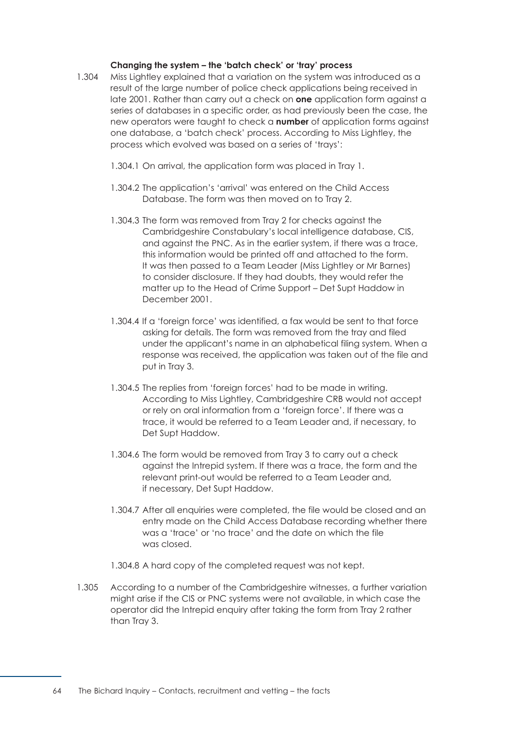**Changing the system – the 'batch check' or 'tray' process**

1.304 Miss Lightley explained that a variation on the system was introduced as a result of the large number of police check applications being received in late 2001. Rather than carry out a check on **one** application form against a series of databases in a specific order, as had previously been the case, the new operators were taught to check a **number** of application forms against one database, a 'batch check' process. According to Miss Lightley, the process which evolved was based on a series of 'trays':

1.304.1 On arrival, the application form was placed in Tray 1.

1.304.2 The application's 'arrival' was entered on the Child Access Database. The form was then moved on to Tray 2.

1.304.3 The form was removed from Tray 2 for checks against the Cambridgeshire Constabulary's local intelligence database, CIS, and against the PNC. As in the earlier system, if there was a trace, this information would be printed off and attached to the form. It was then passed to a Team Leader (Miss Lightley or Mr Barnes) to consider disclosure. If they had doubts, they would refer the matter up to the Head of Crime Support – Det Supt Haddow in December 2001.

1.304.4 If a 'foreign force' was identified, a fax would be sent to that force asking for details. The form was removed from the tray and filed under the applicant's name in an alphabetical filing system. When a response was received, the application was taken out of the file and put in Tray 3.

1.304.5 The replies from 'foreign forces' had to be made in writing. According to Miss Lightley, Cambridgeshire CRB would not accept or rely on oral information from a 'foreign force'. If there was a trace, it would be referred to a Team Leader and, if necessary, to Det Supt Haddow.

1.304.6 The form would be removed from Tray 3 to carry out a check against the Intrepid system. If there was a trace, the form and the relevant print-out would be referred to a Team Leader and, if necessary, Det Supt Haddow.

1.304.7 After all enquiries were completed, the file would be closed and an entry made on the Child Access Database recording whether there was a 'trace' or 'no trace' and the date on which the file was closed.

1.304.8 A hard copy of the completed request was not kept.

1.305 According to a number of the Cambridgeshire witnesses, a further variation might arise if the CIS or PNC systems were not available, in which case the operator did the Intrepid enquiry after taking the form from Tray 2 rather than Tray 3.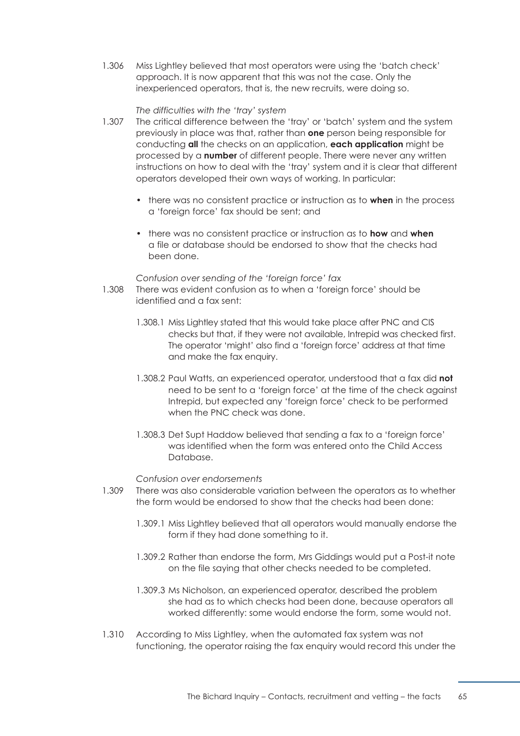1.306 Miss Lightley believed that most operators were using the 'batch check' approach. It is now apparent that this was not the case. Only the inexperienced operators, that is, the new recruits, were doing so.

*The difficulties with the 'tray' system*

1.307 The critical difference between the 'tray' or 'batch' system and the system previously in place was that, rather than **one** person being responsible for conducting **all** the checks on an application, **each application** might be processed by a **number** of different people. There were never any written instructions on how to deal with the 'tray' system and it is clear that different operators developed their own ways of working. In particular:

- there was no consistent practice or instruction as to **when** in the process a 'foreign force' fax should be sent; and
- there was no consistent practice or instruction as to **how** and **when** a file or database should be endorsed to show that the checks had been done.

*Confusion over sending of the 'foreign force' fax*

1.308 There was evident confusion as to when a 'foreign force' should be identified and a fax sent:

1.308.1 Miss Lightley stated that this would take place after PNC and CIS checks but that, if they were not available, Intrepid was checked first. The operator 'might' also find a 'foreign force' address at that time and make the fax enquiry.

1.308.2 Paul Watts, an experienced operator, understood that a fax did **not** need to be sent to a 'foreign force' at the time of the check against Intrepid, but expected any 'foreign force' check to be performed when the PNC check was done.

1.308.3 Det Supt Haddow believed that sending a fax to a 'foreign force' was identified when the form was entered onto the Child Access Database.

*Confusion over endorsements*

1.309 There was also considerable variation between the operators as to whether the form would be endorsed to show that the checks had been done:

1.309.1 Miss Lightley believed that all operators would manually endorse the form if they had done something to it.

1.309.2 Rather than endorse the form, Mrs Giddings would put a Post-it note on the file saying that other checks needed to be completed.

1.309.3 Ms Nicholson, an experienced operator, described the problem she had as to which checks had been done, because operators all worked differently: some would endorse the form, some would not.

1.310 According to Miss Lightley, when the automated fax system was not functioning, the operator raising the fax enquiry would record this under the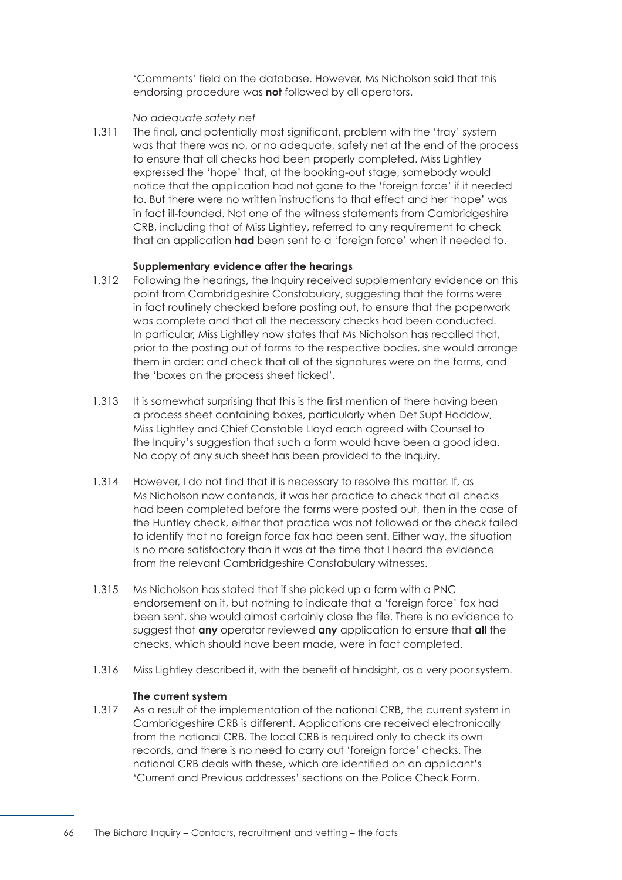'Comments' field on the database. However, Ms Nicholson said that this endorsing procedure was **not** followed by all operators.

*No adequate safety net*

1.311 The final, and potentially most significant, problem with the 'tray' system was that there was no, or no adequate, safety net at the end of the process to ensure that all checks had been properly completed. Miss Lightley expressed the 'hope' that, at the booking-out stage, somebody would notice that the application had not gone to the 'foreign force' if it needed to. But there were no written instructions to that effect and her 'hope' was in fact ill-founded. Not one of the witness statements from Cambridgeshire CRB, including that of Miss Lightley, referred to any requirement to check that an application **had** been sent to a 'foreign force' when it needed to.

**Supplementary evidence after the hearings**

1.312 Following the hearings, the Inquiry received supplementary evidence on this point from Cambridgeshire Constabulary, suggesting that the forms were in fact routinely checked before posting out, to ensure that the paperwork was complete and that all the necessary checks had been conducted. In particular, Miss Lightley now states that Ms Nicholson has recalled that, prior to the posting out of forms to the respective bodies, she would arrange them in order; and check that all of the signatures were on the forms, and the 'boxes on the process sheet ticked'.

1.313 It is somewhat surprising that this is the first mention of there having been a process sheet containing boxes, particularly when Det Supt Haddow, Miss Lightley and Chief Constable Lloyd each agreed with Counsel to the Inquiry's suggestion that such a form would have been a good idea. No copy of any such sheet has been provided to the Inquiry.

1.314 However, I do not find that it is necessary to resolve this matter. If, as Ms Nicholson now contends, it was her practice to check that all checks had been completed before the forms were posted out, then in the case of the Huntley check, either that practice was not followed or the check failed to identify that no foreign force fax had been sent. Either way, the situation is no more satisfactory than it was at the time that I heard the evidence from the relevant Cambridgeshire Constabulary witnesses.

1.315 Ms Nicholson has stated that if she picked up a form with a PNC endorsement on it, but nothing to indicate that a 'foreign force' fax had been sent, she would almost certainly close the file. There is no evidence to suggest that **any** operator reviewed **any** application to ensure that **all** the checks, which should have been made, were in fact completed.

1.316 Miss Lightley described it, with the benefit of hindsight, as a very poor system.

**The current system**

1.317 As a result of the implementation of the national CRB, the current system in Cambridgeshire CRB is different. Applications are received electronically from the national CRB. The local CRB is required only to check its own records, and there is no need to carry out 'foreign force' checks. The national CRB deals with these, which are identified on an applicant's 'Current and Previous addresses' sections on the Police Check Form.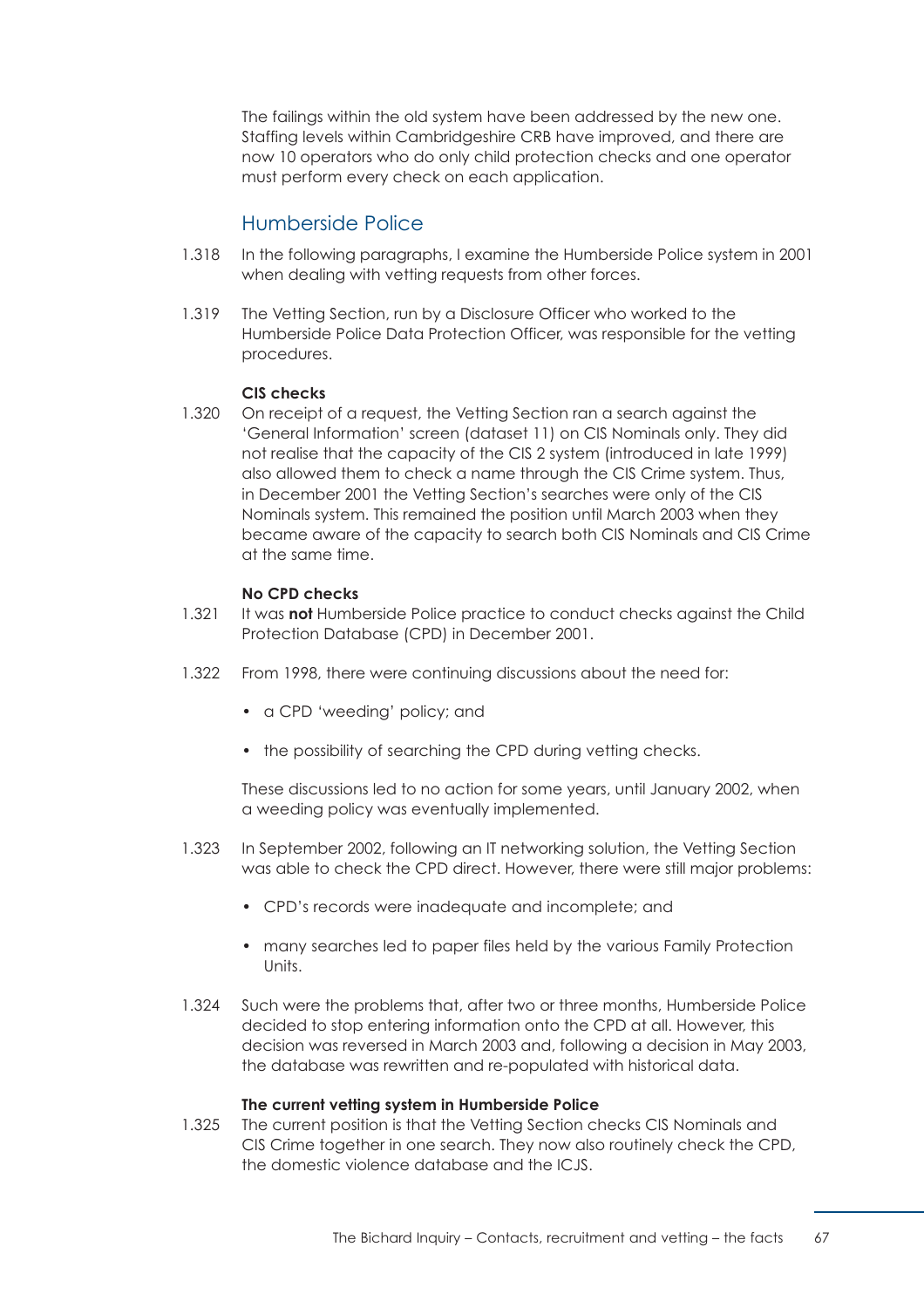The failings within the old system have been addressed by the new one. Staffing levels within Cambridgeshire CRB have improved, and there are now 10 operators who do only child protection checks and one operator must perform every check on each application.

## Humberside Police

1.318 In the following paragraphs, I examine the Humberside Police system in 2001 when dealing with vetting requests from other forces.

1.319 The Vetting Section, run by a Disclosure Officer who worked to the Humberside Police Data Protection Officer, was responsible for the vetting procedures.

**CIS checks**

1.320 On receipt of a request, the Vetting Section ran a search against the 'General Information' screen (dataset 11) on CIS Nominals only. They did not realise that the capacity of the CIS 2 system (introduced in late 1999) also allowed them to check a name through the CIS Crime system. Thus, in December 2001 the Vetting Section's searches were only of the CIS Nominals system. This remained the position until March 2003 when they became aware of the capacity to search both CIS Nominals and CIS Crime at the same time.

**No CPD checks**

1.321 It was **not** Humberside Police practice to conduct checks against the Child Protection Database (CPD) in December 2001.

1.322 From 1998, there were continuing discussions about the need for:

- a CPD 'weeding' policy; and
- the possibility of searching the CPD during vetting checks.

These discussions led to no action for some years, until January 2002, when a weeding policy was eventually implemented.

1.323 In September 2002, following an IT networking solution, the Vetting Section was able to check the CPD direct. However, there were still major problems:

- CPD's records were inadequate and incomplete; and
- many searches led to paper files held by the various Family Protection Units.

1.324 Such were the problems that, after two or three months, Humberside Police decided to stop entering information onto the CPD at all. However, this decision was reversed in March 2003 and, following a decision in May 2003, the database was rewritten and re-populated with historical data.

**The current vetting system in Humberside Police**

1.325 The current position is that the Vetting Section checks CIS Nominals and CIS Crime together in one search. They now also routinely check the CPD, the domestic violence database and the ICJS.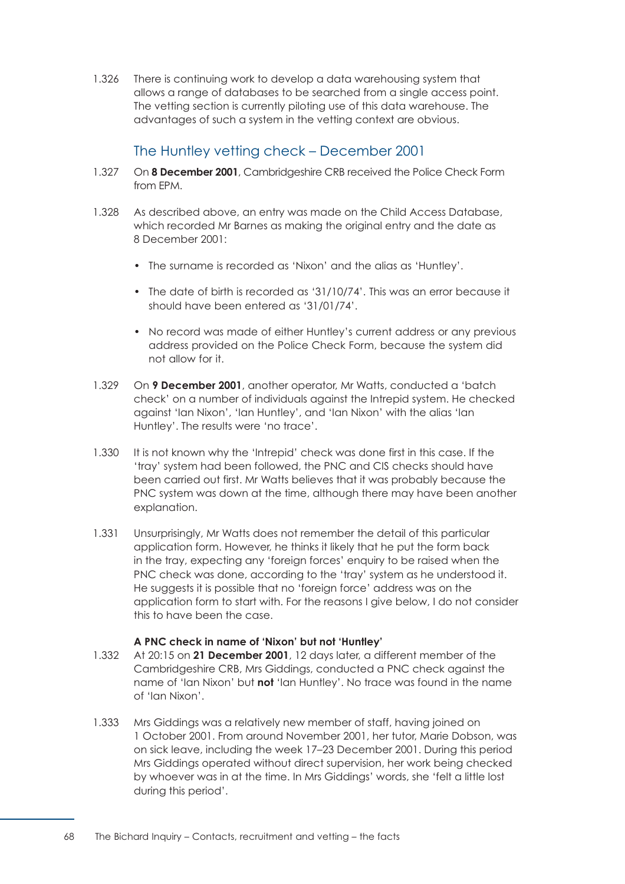1.326 There is continuing work to develop a data warehousing system that allows a range of databases to be searched from a single access point. The vetting section is currently piloting use of this data warehouse. The advantages of such a system in the vetting context are obvious.

## The Huntley vetting check – December 2001

1.327 On **8 December 2001**, Cambridgeshire CRB received the Police Check Form from EPM.

1.328 As described above, an entry was made on the Child Access Database, which recorded Mr Barnes as making the original entry and the date as 8 December 2001:

- The surname is recorded as 'Nixon' and the alias as 'Huntley'.
- The date of birth is recorded as '31/10/74'. This was an error because it should have been entered as '31/01/74'.
- No record was made of either Huntley's current address or any previous address provided on the Police Check Form, because the system did not allow for it.

1.329 On **9 December 2001**, another operator, Mr Watts, conducted a 'batch check' on a number of individuals against the Intrepid system. He checked against 'Ian Nixon', 'Ian Huntley', and 'Ian Nixon' with the alias 'Ian Huntley'. The results were 'no trace'.

1.330 It is not known why the 'Intrepid' check was done first in this case. If the 'tray' system had been followed, the PNC and CIS checks should have been carried out first. Mr Watts believes that it was probably because the PNC system was down at the time, although there may have been another explanation.

1.331 Unsurprisingly, Mr Watts does not remember the detail of this particular application form. However, he thinks it likely that he put the form back in the tray, expecting any 'foreign forces' enquiry to be raised when the PNC check was done, according to the 'tray' system as he understood it. He suggests it is possible that no 'foreign force' address was on the application form to start with. For the reasons I give below, I do not consider this to have been the case.

**A PNC check in name of 'Nixon' but not 'Huntley'**

1.332 At 20:15 on **21 December 2001**, 12 days later, a different member of the Cambridgeshire CRB, Mrs Giddings, conducted a PNC check against the name of 'Ian Nixon' but **not** 'Ian Huntley'. No trace was found in the name of 'Ian Nixon'.

1.333 Mrs Giddings was a relatively new member of staff, having joined on 1 October 2001. From around November 2001, her tutor, Marie Dobson, was on sick leave, including the week 17–23 December 2001. During this period Mrs Giddings operated without direct supervision, her work being checked by whoever was in at the time. In Mrs Giddings' words, she 'felt a little lost during this period'.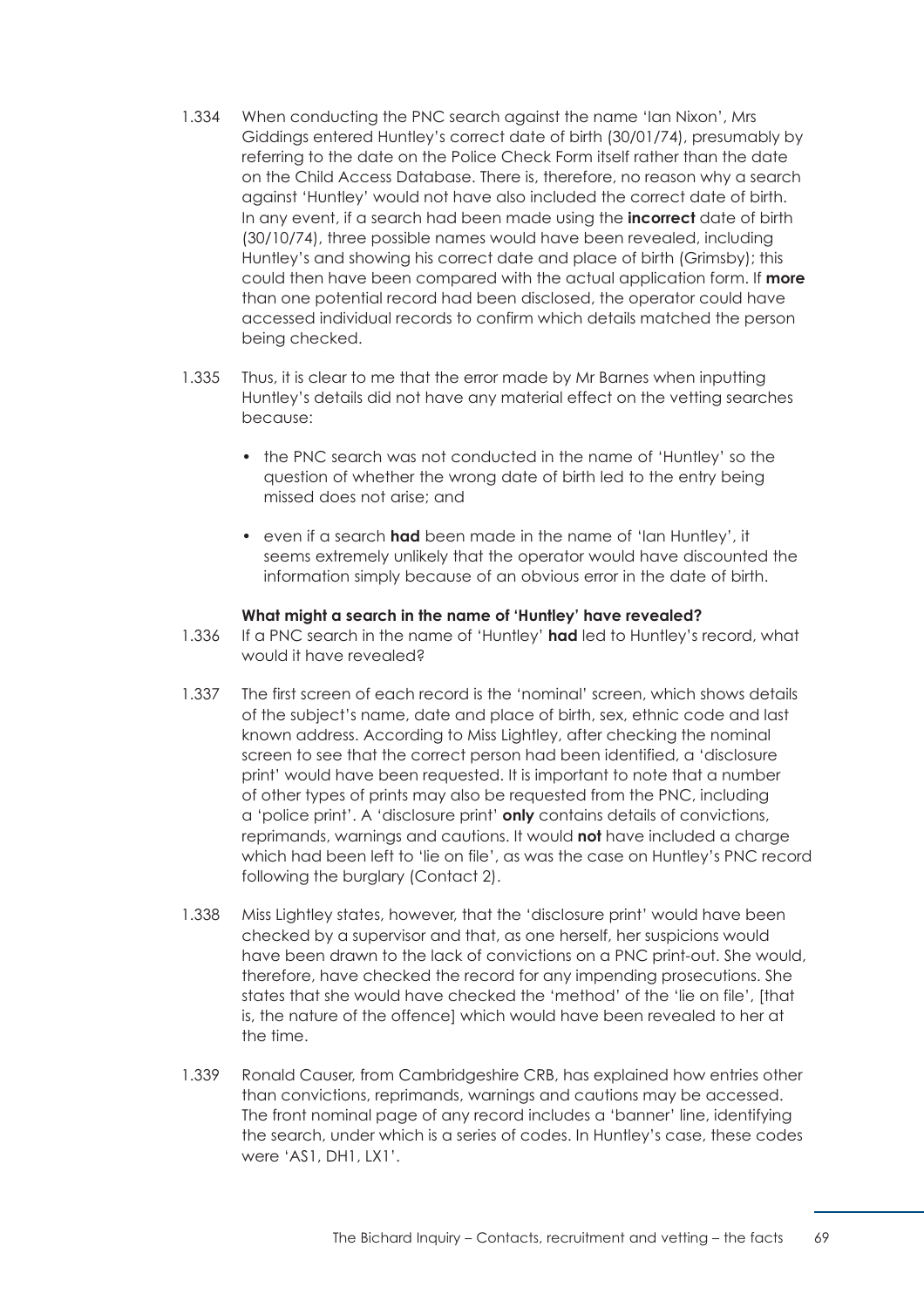1.334 When conducting the PNC search against the name 'Ian Nixon', Mrs Giddings entered Huntley's correct date of birth (30/01/74), presumably by referring to the date on the Police Check Form itself rather than the date on the Child Access Database. There is, therefore, no reason why a search against 'Huntley' would not have also included the correct date of birth. In any event, if a search had been made using the **incorrect** date of birth (30/10/74), three possible names would have been revealed, including Huntley's and showing his correct date and place of birth (Grimsby); this could then have been compared with the actual application form. If **more** than one potential record had been disclosed, the operator could have accessed individual records to confirm which details matched the person being checked.

1.335 Thus, it is clear to me that the error made by Mr Barnes when inputting Huntley's details did not have any material effect on the vetting searches because:

- the PNC search was not conducted in the name of 'Huntley' so the question of whether the wrong date of birth led to the entry being missed does not arise; and
- even if a search **had** been made in the name of 'Ian Huntley', it seems extremely unlikely that the operator would have discounted the information simply because of an obvious error in the date of birth.

**What might a search in the name of 'Huntley' have revealed?**

1.336 If a PNC search in the name of 'Huntley' **had** led to Huntley's record, what would it have revealed?

1.337 The first screen of each record is the 'nominal' screen, which shows details of the subject's name, date and place of birth, sex, ethnic code and last known address. According to Miss Lightley, after checking the nominal screen to see that the correct person had been identified, a 'disclosure print' would have been requested. It is important to note that a number of other types of prints may also be requested from the PNC, including a 'police print'. A 'disclosure print' **only** contains details of convictions, reprimands, warnings and cautions. It would **not** have included a charge which had been left to 'lie on file', as was the case on Huntley's PNC record following the burglary (Contact 2).

1.338 Miss Lightley states, however, that the 'disclosure print' would have been checked by a supervisor and that, as one herself, her suspicions would have been drawn to the lack of convictions on a PNC print-out. She would, therefore, have checked the record for any impending prosecutions. She states that she would have checked the 'method' of the 'lie on file', [that is, the nature of the offence] which would have been revealed to her at the time.

1.339 Ronald Causer, from Cambridgeshire CRB, has explained how entries other than convictions, reprimands, warnings and cautions may be accessed. The front nominal page of any record includes a 'banner' line, identifying the search, under which is a series of codes. In Huntley's case, these codes were 'AS1, DH1, LX1'.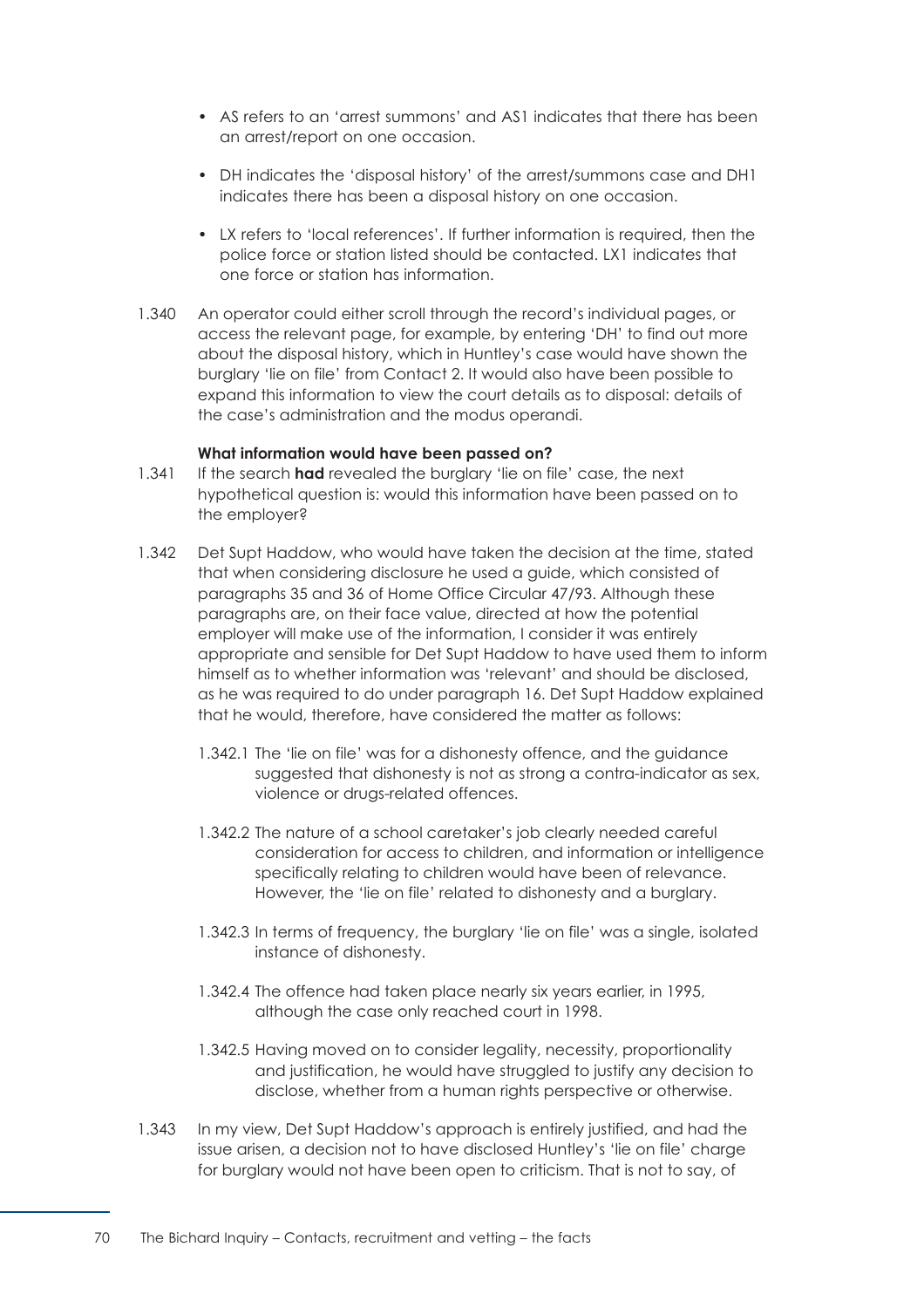- AS refers to an 'arrest summons' and AS1 indicates that there has been an arrest/report on one occasion.
- DH indicates the 'disposal history' of the arrest/summons case and DH1 indicates there has been a disposal history on one occasion.
- LX refers to 'local references'. If further information is required, then the police force or station listed should be contacted. LX1 indicates that one force or station has information.

1.340 An operator could either scroll through the record's individual pages, or access the relevant page, for example, by entering 'DH' to find out more about the disposal history, which in Huntley's case would have shown the burglary 'lie on file' from Contact 2. It would also have been possible to expand this information to view the court details as to disposal: details of the case's administration and the modus operandi.

**What information would have been passed on?**

1.341 If the search **had** revealed the burglary 'lie on file' case, the next hypothetical question is: would this information have been passed on to the employer?

1.342 Det Supt Haddow, who would have taken the decision at the time, stated that when considering disclosure he used a guide, which consisted of paragraphs 35 and 36 of Home Office Circular 47/93. Although these paragraphs are, on their face value, directed at how the potential employer will make use of the information, I consider it was entirely appropriate and sensible for Det Supt Haddow to have used them to inform himself as to whether information was 'relevant' and should be disclosed, as he was required to do under paragraph 16. Det Supt Haddow explained that he would, therefore, have considered the matter as follows:

1.342.1 The 'lie on file' was for a dishonesty offence, and the guidance suggested that dishonesty is not as strong a contra-indicator as sex, violence or drugs-related offences.

1.342.2 The nature of a school caretaker's job clearly needed careful consideration for access to children, and information or intelligence specifically relating to children would have been of relevance. However, the 'lie on file' related to dishonesty and a burglary.

1.342.3 In terms of frequency, the burglary 'lie on file' was a single, isolated instance of dishonesty.

1.342.4 The offence had taken place nearly six years earlier, in 1995, although the case only reached court in 1998.

1.342.5 Having moved on to consider legality, necessity, proportionality and justification, he would have struggled to justify any decision to disclose, whether from a human rights perspective or otherwise.

1.343 In my view, Det Supt Haddow's approach is entirely justified, and had the issue arisen, a decision not to have disclosed Huntley's 'lie on file' charge for burglary would not have been open to criticism. That is not to say, of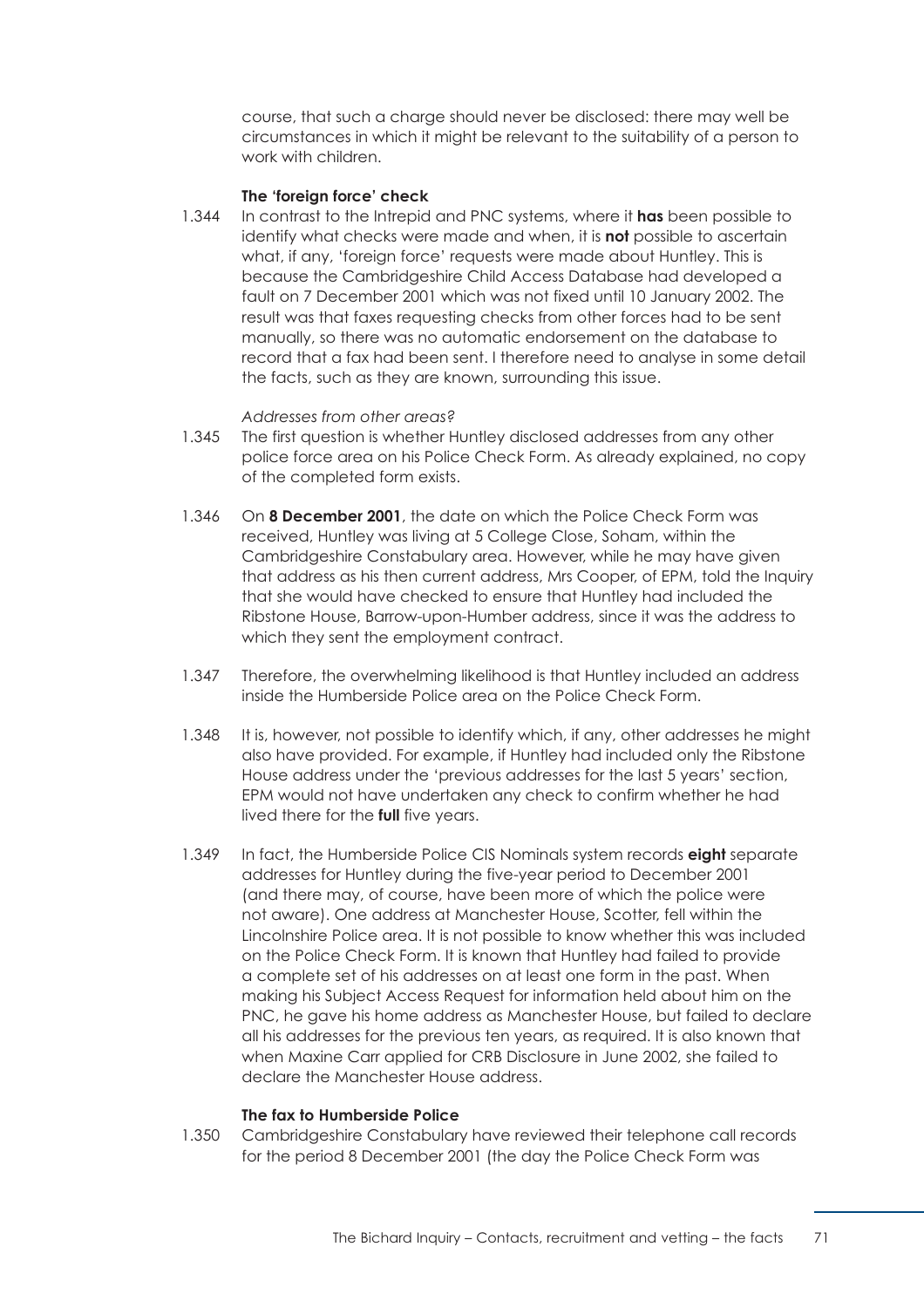course, that such a charge should never be disclosed: there may well be circumstances in which it might be relevant to the suitability of a person to work with children.

**The 'foreign force' check**

1.344 In contrast to the Intrepid and PNC systems, where it **has** been possible to identify what checks were made and when, it is **not** possible to ascertain what, if any, 'foreign force' requests were made about Huntley. This is because the Cambridgeshire Child Access Database had developed a fault on 7 December 2001 which was not fixed until 10 January 2002. The result was that faxes requesting checks from other forces had to be sent manually, so there was no automatic endorsement on the database to record that a fax had been sent. I therefore need to analyse in some detail the facts, such as they are known, surrounding this issue.

*Addresses from other areas?*

1.345 The first question is whether Huntley disclosed addresses from any other police force area on his Police Check Form. As already explained, no copy of the completed form exists.

1.346 On **8 December 2001**, the date on which the Police Check Form was received, Huntley was living at 5 College Close, Soham, within the Cambridgeshire Constabulary area. However, while he may have given that address as his then current address, Mrs Cooper, of EPM, told the Inquiry that she would have checked to ensure that Huntley had included the Ribstone House, Barrow-upon-Humber address, since it was the address to which they sent the employment contract.

1.347 Therefore, the overwhelming likelihood is that Huntley included an address inside the Humberside Police area on the Police Check Form.

1.348 It is, however, not possible to identify which, if any, other addresses he might also have provided. For example, if Huntley had included only the Ribstone House address under the 'previous addresses for the last 5 years' section, EPM would not have undertaken any check to confirm whether he had lived there for the **full** five years.

1.349 In fact, the Humberside Police CIS Nominals system records **eight** separate addresses for Huntley during the five-year period to December 2001 (and there may, of course, have been more of which the police were not aware). One address at Manchester House, Scotter, fell within the Lincolnshire Police area. It is not possible to know whether this was included on the Police Check Form. It is known that Huntley had failed to provide a complete set of his addresses on at least one form in the past. When making his Subject Access Request for information held about him on the PNC, he gave his home address as Manchester House, but failed to declare all his addresses for the previous ten years, as required. It is also known that when Maxine Carr applied for CRB Disclosure in June 2002, she failed to declare the Manchester House address.

**The fax to Humberside Police**

1.350 Cambridgeshire Constabulary have reviewed their telephone call records for the period 8 December 2001 (the day the Police Check Form was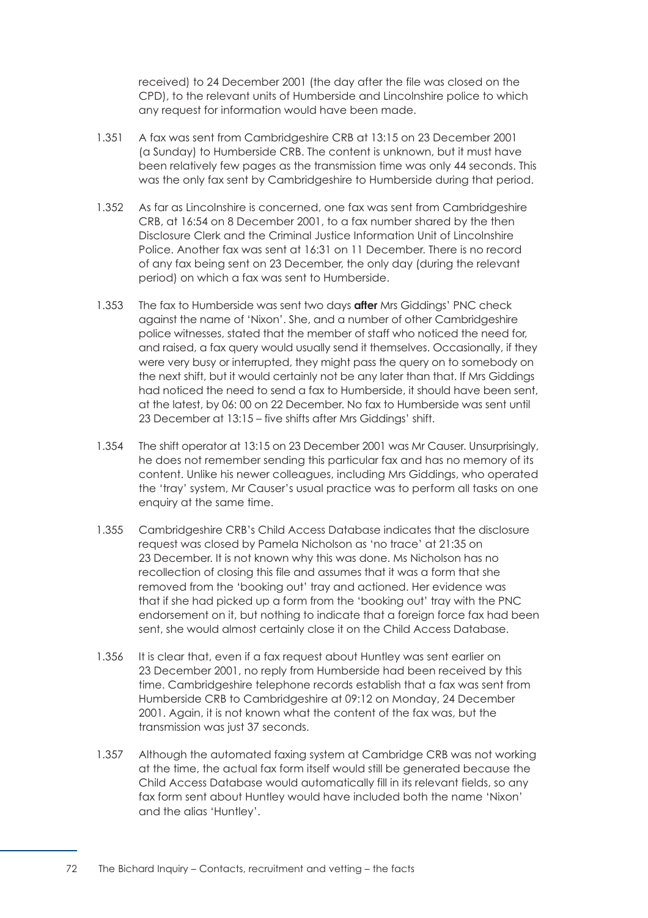received) to 24 December 2001 (the day after the file was closed on the CPD), to the relevant units of Humberside and Lincolnshire police to which any request for information would have been made.

1.351 A fax was sent from Cambridgeshire CRB at 13:15 on 23 December 2001 (a Sunday) to Humberside CRB. The content is unknown, but it must have been relatively few pages as the transmission time was only 44 seconds. This was the only fax sent by Cambridgeshire to Humberside during that period.

1.352 As far as Lincolnshire is concerned, one fax was sent from Cambridgeshire CRB, at 16:54 on 8 December 2001, to a fax number shared by the then Disclosure Clerk and the Criminal Justice Information Unit of Lincolnshire Police. Another fax was sent at 16:31 on 11 December. There is no record of any fax being sent on 23 December, the only day (during the relevant period) on which a fax was sent to Humberside.

1.353 The fax to Humberside was sent two days **after** Mrs Giddings' PNC check against the name of 'Nixon'. She, and a number of other Cambridgeshire police witnesses, stated that the member of staff who noticed the need for, and raised, a fax query would usually send it themselves. Occasionally, if they were very busy or interrupted, they might pass the query on to somebody on the next shift, but it would certainly not be any later than that. If Mrs Giddings had noticed the need to send a fax to Humberside, it should have been sent, at the latest, by 06: 00 on 22 December. No fax to Humberside was sent until 23 December at 13:15 – five shifts after Mrs Giddings' shift.

1.354 The shift operator at 13:15 on 23 December 2001 was Mr Causer. Unsurprisingly, he does not remember sending this particular fax and has no memory of its content. Unlike his newer colleagues, including Mrs Giddings, who operated the 'tray' system, Mr Causer's usual practice was to perform all tasks on one enquiry at the same time.

1.355 Cambridgeshire CRB's Child Access Database indicates that the disclosure request was closed by Pamela Nicholson as 'no trace' at 21:35 on 23 December. It is not known why this was done. Ms Nicholson has no recollection of closing this file and assumes that it was a form that she removed from the 'booking out' tray and actioned. Her evidence was that if she had picked up a form from the 'booking out' tray with the PNC endorsement on it, but nothing to indicate that a foreign force fax had been sent, she would almost certainly close it on the Child Access Database.

1.356 It is clear that, even if a fax request about Huntley was sent earlier on 23 December 2001, no reply from Humberside had been received by this time. Cambridgeshire telephone records establish that a fax was sent from Humberside CRB to Cambridgeshire at 09:12 on Monday, 24 December 2001. Again, it is not known what the content of the fax was, but the transmission was just 37 seconds.

1.357 Although the automated faxing system at Cambridge CRB was not working at the time, the actual fax form itself would still be generated because the Child Access Database would automatically fill in its relevant fields, so any fax form sent about Huntley would have included both the name 'Nixon' and the alias 'Huntley'.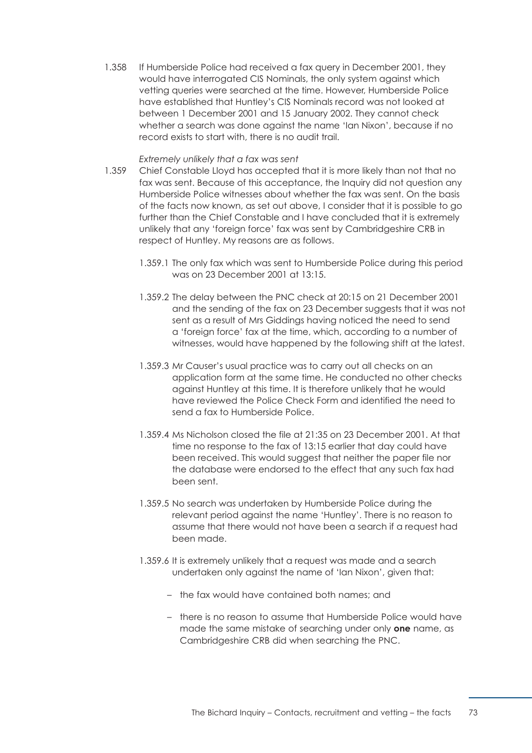1.358 If Humberside Police had received a fax query in December 2001, they would have interrogated CIS Nominals, the only system against which vetting queries were searched at the time. However, Humberside Police have established that Huntley's CIS Nominals record was not looked at between 1 December 2001 and 15 January 2002. They cannot check whether a search was done against the name 'Ian Nixon', because if no record exists to start with, there is no audit trail.

*Extremely unlikely that a fax was sent*

1.359 Chief Constable Lloyd has accepted that it is more likely than not that no fax was sent. Because of this acceptance, the Inquiry did not question any Humberside Police witnesses about whether the fax was sent. On the basis of the facts now known, as set out above, I consider that it is possible to go further than the Chief Constable and I have concluded that it is extremely unlikely that any 'foreign force' fax was sent by Cambridgeshire CRB in respect of Huntley. My reasons are as follows.

1.359.1 The only fax which was sent to Humberside Police during this period was on 23 December 2001 at 13:15.

1.359.2 The delay between the PNC check at 20:15 on 21 December 2001 and the sending of the fax on 23 December suggests that it was not sent as a result of Mrs Giddings having noticed the need to send a 'foreign force' fax at the time, which, according to a number of witnesses, would have happened by the following shift at the latest.

1.359.3 Mr Causer's usual practice was to carry out all checks on an application form at the same time. He conducted no other checks against Huntley at this time. It is therefore unlikely that he would have reviewed the Police Check Form and identified the need to send a fax to Humberside Police.

1.359.4 Ms Nicholson closed the file at 21:35 on 23 December 2001. At that time no response to the fax of 13:15 earlier that day could have been received. This would suggest that neither the paper file nor the database were endorsed to the effect that any such fax had been sent.

1.359.5 No search was undertaken by Humberside Police during the relevant period against the name 'Huntley'. There is no reason to assume that there would not have been a search if a request had been made.

1.359.6 It is extremely unlikely that a request was made and a search undertaken only against the name of 'Ian Nixon', given that:

- the fax would have contained both names; and
- there is no reason to assume that Humberside Police would have made the same mistake of searching under only **one** name, as Cambridgeshire CRB did when searching the PNC.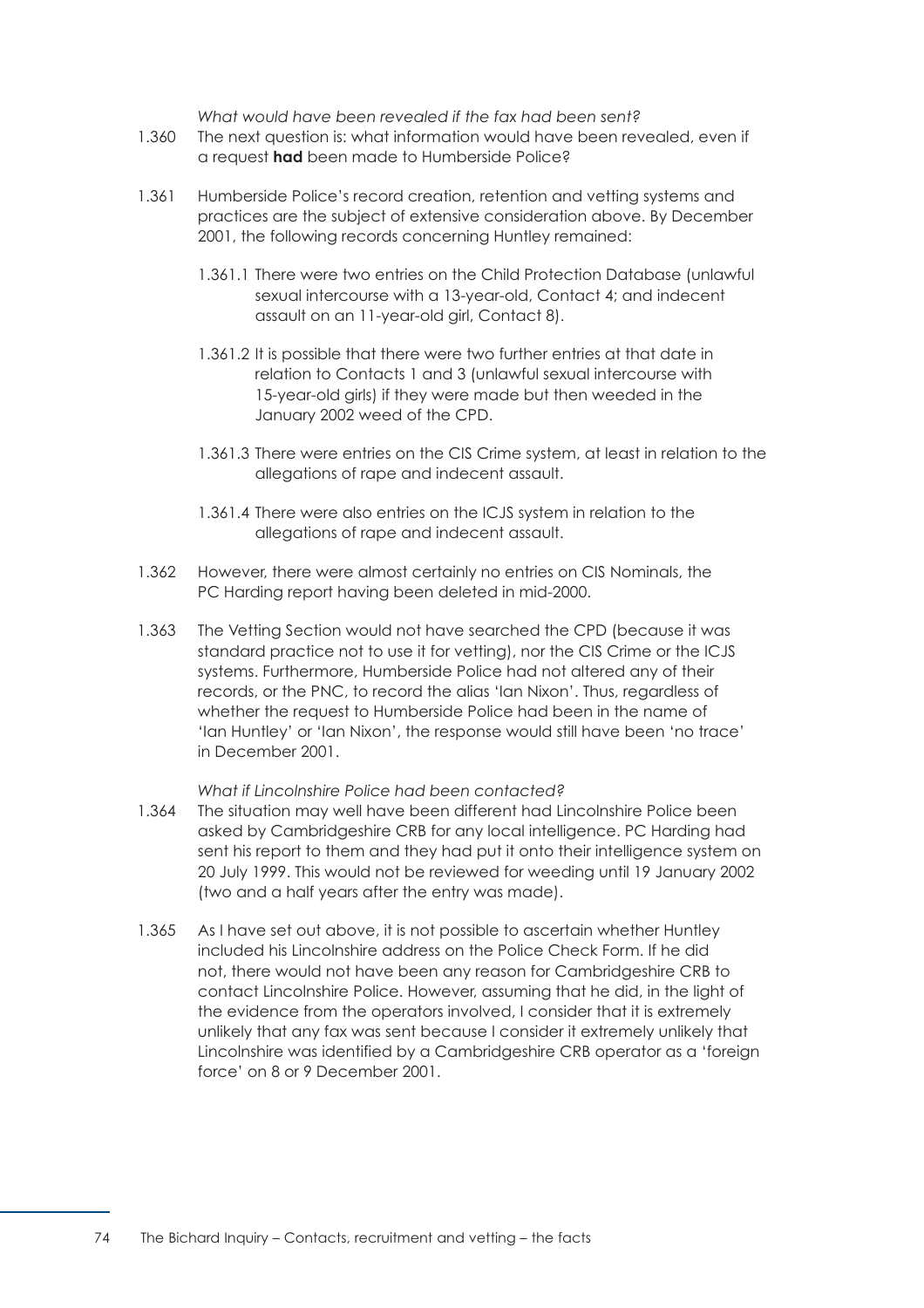*What would have been revealed if the fax had been sent?*

1.360 The next question is: what information would have been revealed, even if a request **had** been made to Humberside Police?

1.361 Humberside Police's record creation, retention and vetting systems and practices are the subject of extensive consideration above. By December 2001, the following records concerning Huntley remained:

1.361.1 There were two entries on the Child Protection Database (unlawful sexual intercourse with a 13-year-old, Contact 4; and indecent assault on an 11-year-old girl, Contact 8).

1.361.2 It is possible that there were two further entries at that date in relation to Contacts 1 and 3 (unlawful sexual intercourse with 15-year-old girls) if they were made but then weeded in the January 2002 weed of the CPD.

1.361.3 There were entries on the CIS Crime system, at least in relation to the allegations of rape and indecent assault.

1.361.4 There were also entries on the ICJS system in relation to the allegations of rape and indecent assault.

1.362 However, there were almost certainly no entries on CIS Nominals, the PC Harding report having been deleted in mid-2000.

1.363 The Vetting Section would not have searched the CPD (because it was standard practice not to use it for vetting), nor the CIS Crime or the ICJS systems. Furthermore, Humberside Police had not altered any of their records, or the PNC, to record the alias 'Ian Nixon'. Thus, regardless of whether the request to Humberside Police had been in the name of 'Ian Huntley' or 'Ian Nixon', the response would still have been 'no trace' in December 2001.

*What if Lincolnshire Police had been contacted?*

1.364 The situation may well have been different had Lincolnshire Police been asked by Cambridgeshire CRB for any local intelligence. PC Harding had sent his report to them and they had put it onto their intelligence system on 20 July 1999. This would not be reviewed for weeding until 19 January 2002 (two and a half years after the entry was made).

1.365 As I have set out above, it is not possible to ascertain whether Huntley included his Lincolnshire address on the Police Check Form. If he did not, there would not have been any reason for Cambridgeshire CRB to contact Lincolnshire Police. However, assuming that he did, in the light of the evidence from the operators involved, I consider that it is extremely unlikely that any fax was sent because I consider it extremely unlikely that Lincolnshire was identified by a Cambridgeshire CRB operator as a 'foreign force' on 8 or 9 December 2001.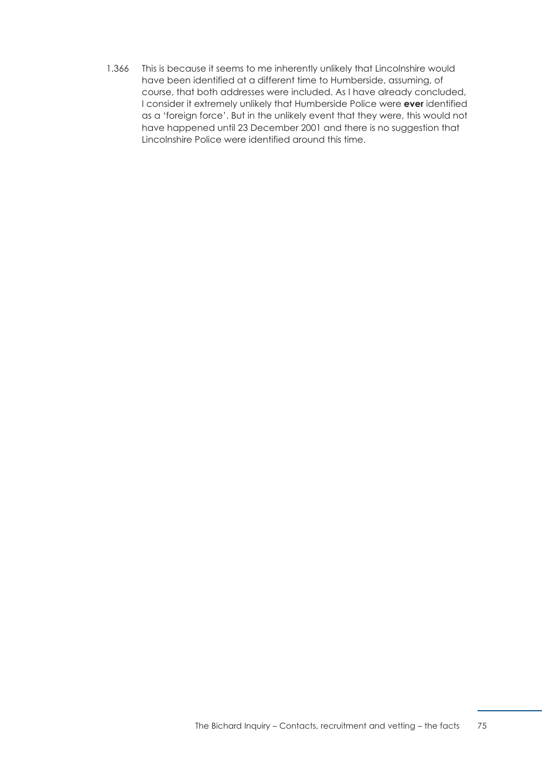1.366 This is because it seems to me inherently unlikely that Lincolnshire would have been identified at a different time to Humberside, assuming, of course, that both addresses were included. As I have already concluded, I consider it extremely unlikely that Humberside Police were **ever** identified as a 'foreign force'. But in the unlikely event that they were, this would not have happened until 23 December 2001 and there is no suggestion that Lincolnshire Police were identified around this time.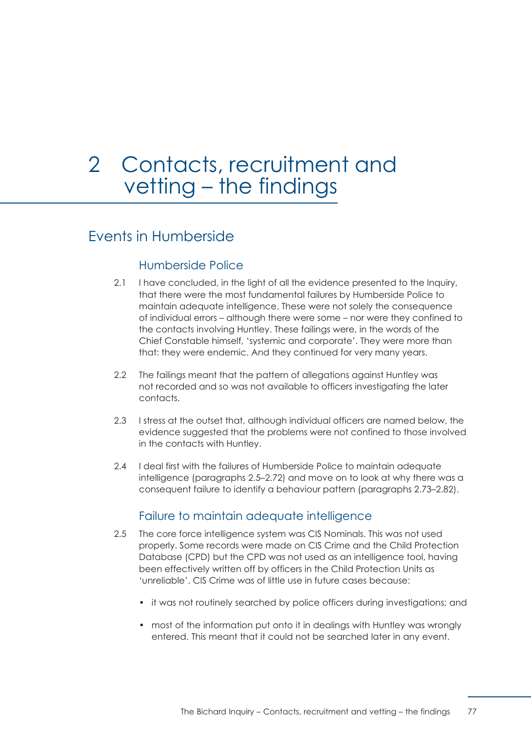# 2 Contacts, recruitment and vetting – the findings

## Events in Humberside

### Humberside Police

2.1 I have concluded, in the light of all the evidence presented to the Inquiry, that there were the most fundamental failures by Humberside Police to maintain adequate intelligence. These were not solely the consequence of individual errors – although there were some – nor were they confined to the contacts involving Huntley. These failings were, in the words of the Chief Constable himself, 'systemic and corporate'. They were more than that: they were endemic. And they continued for very many years.

2.2 The failings meant that the pattern of allegations against Huntley was not recorded and so was not available to officers investigating the later contacts.

2.3 I stress at the outset that, although individual officers are named below, the evidence suggested that the problems were not confined to those involved in the contacts with Huntley.

2.4 I deal first with the failures of Humberside Police to maintain adequate intelligence (paragraphs 2.5–2.72) and move on to look at why there was a consequent failure to identify a behaviour pattern (paragraphs 2.73–2.82).

### Failure to maintain adequate intelligence

2.5 The core force intelligence system was CIS Nominals. This was not used properly. Some records were made on CIS Crime and the Child Protection Database (CPD) but the CPD was not used as an intelligence tool, having been effectively written off by officers in the Child Protection Units as 'unreliable'. CIS Crime was of little use in future cases because:

- it was not routinely searched by police officers during investigations; and
- most of the information put onto it in dealings with Huntley was wrongly entered. This meant that it could not be searched later in any event.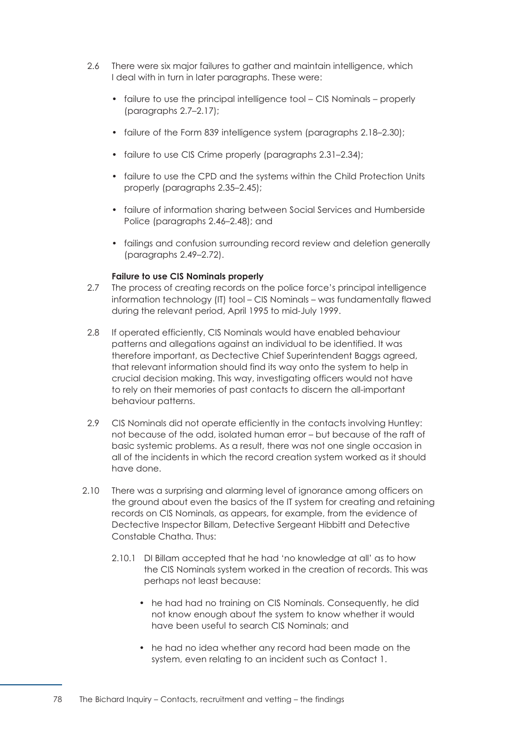2.6 There were six major failures to gather and maintain intelligence, which I deal with in turn in later paragraphs. These were:

- failure to use the principal intelligence tool – CIS Nominals – properly (paragraphs 2.7–2.17);
- failure of the Form 839 intelligence system (paragraphs 2.18–2.30);
- failure to use CIS Crime properly (paragraphs 2.31–2.34);
- failure to use the CPD and the systems within the Child Protection Units properly (paragraphs 2.35–2.45);
- failure of information sharing between Social Services and Humberside Police (paragraphs 2.46–2.48); and
- failings and confusion surrounding record review and deletion generally (paragraphs 2.49–2.72).

**Failure to use CIS Nominals properly**

2.7 The process of creating records on the police force's principal intelligence information technology (IT) tool – CIS Nominals – was fundamentally flawed during the relevant period, April 1995 to mid-July 1999.

2.8 If operated efficiently, CIS Nominals would have enabled behaviour patterns and allegations against an individual to be identified. It was therefore important, as Dectective Chief Superintendent Baggs agreed, that relevant information should find its way onto the system to help in crucial decision making. This way, investigating officers would not have to rely on their memories of past contacts to discern the all-important behaviour patterns.

2.9 CIS Nominals did not operate efficiently in the contacts involving Huntley: not because of the odd, isolated human error – but because of the raft of basic systemic problems. As a result, there was not one single occasion in all of the incidents in which the record creation system worked as it should have done.

2.10 There was a surprising and alarming level of ignorance among officers on the ground about even the basics of the IT system for creating and retaining records on CIS Nominals, as appears, for example, from the evidence of Dectective Inspector Billam, Detective Sergeant Hibbitt and Detective Constable Chatha. Thus:

2.10.1 DI Billam accepted that he had 'no knowledge at all' as to how the CIS Nominals system worked in the creation of records. This was perhaps not least because:

- he had had no training on CIS Nominals. Consequently, he did not know enough about the system to know whether it would have been useful to search CIS Nominals; and
- he had no idea whether any record had been made on the system, even relating to an incident such as Contact 1.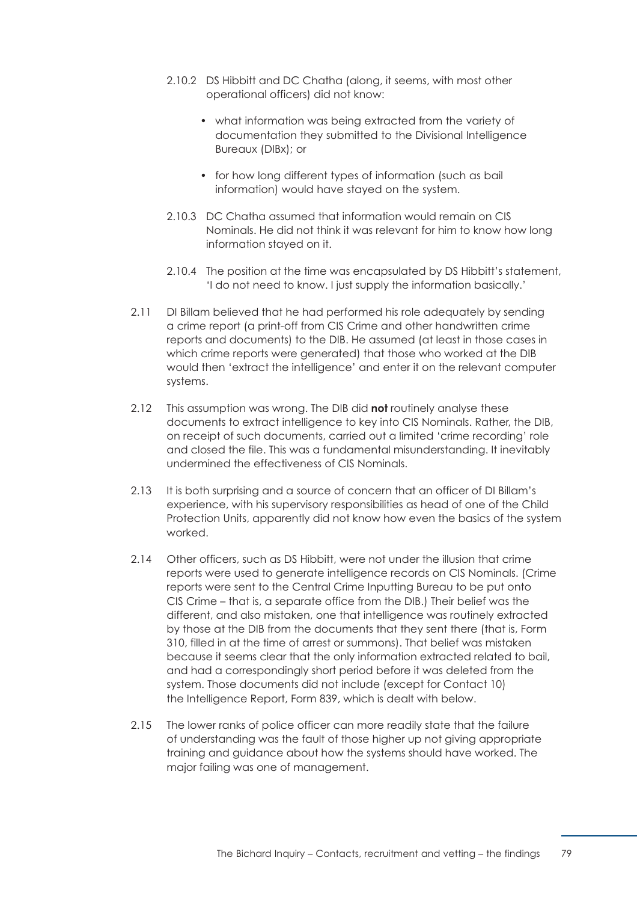2.10.2 DS Hibbitt and DC Chatha (along, it seems, with most other operational officers) did not know:

- what information was being extracted from the variety of documentation they submitted to the Divisional Intelligence Bureaux (DIBx); or
- for how long different types of information (such as bail information) would have stayed on the system.

2.10.3 DC Chatha assumed that information would remain on CIS Nominals. He did not think it was relevant for him to know how long information stayed on it.

2.10.4 The position at the time was encapsulated by DS Hibbitt's statement, 'I do not need to know. I just supply the information basically.'

2.11 DI Billam believed that he had performed his role adequately by sending a crime report (a print-off from CIS Crime and other handwritten crime reports and documents) to the DIB. He assumed (at least in those cases in which crime reports were generated) that those who worked at the DIB would then 'extract the intelligence' and enter it on the relevant computer systems.

2.12 This assumption was wrong. The DIB did **not** routinely analyse these documents to extract intelligence to key into CIS Nominals. Rather, the DIB, on receipt of such documents, carried out a limited 'crime recording' role and closed the file. This was a fundamental misunderstanding. It inevitably undermined the effectiveness of CIS Nominals.

2.13 It is both surprising and a source of concern that an officer of DI Billam's experience, with his supervisory responsibilities as head of one of the Child Protection Units, apparently did not know how even the basics of the system worked.

2.14 Other officers, such as DS Hibbitt, were not under the illusion that crime reports were used to generate intelligence records on CIS Nominals. (Crime reports were sent to the Central Crime Inputting Bureau to be put onto CIS Crime – that is, a separate office from the DIB.) Their belief was the different, and also mistaken, one that intelligence was routinely extracted by those at the DIB from the documents that they sent there (that is, Form 310, filled in at the time of arrest or summons). That belief was mistaken because it seems clear that the only information extracted related to bail, and had a correspondingly short period before it was deleted from the system. Those documents did not include (except for Contact 10) the Intelligence Report, Form 839, which is dealt with below.

2.15 The lower ranks of police officer can more readily state that the failure of understanding was the fault of those higher up not giving appropriate training and guidance about how the systems should have worked. The major failing was one of management.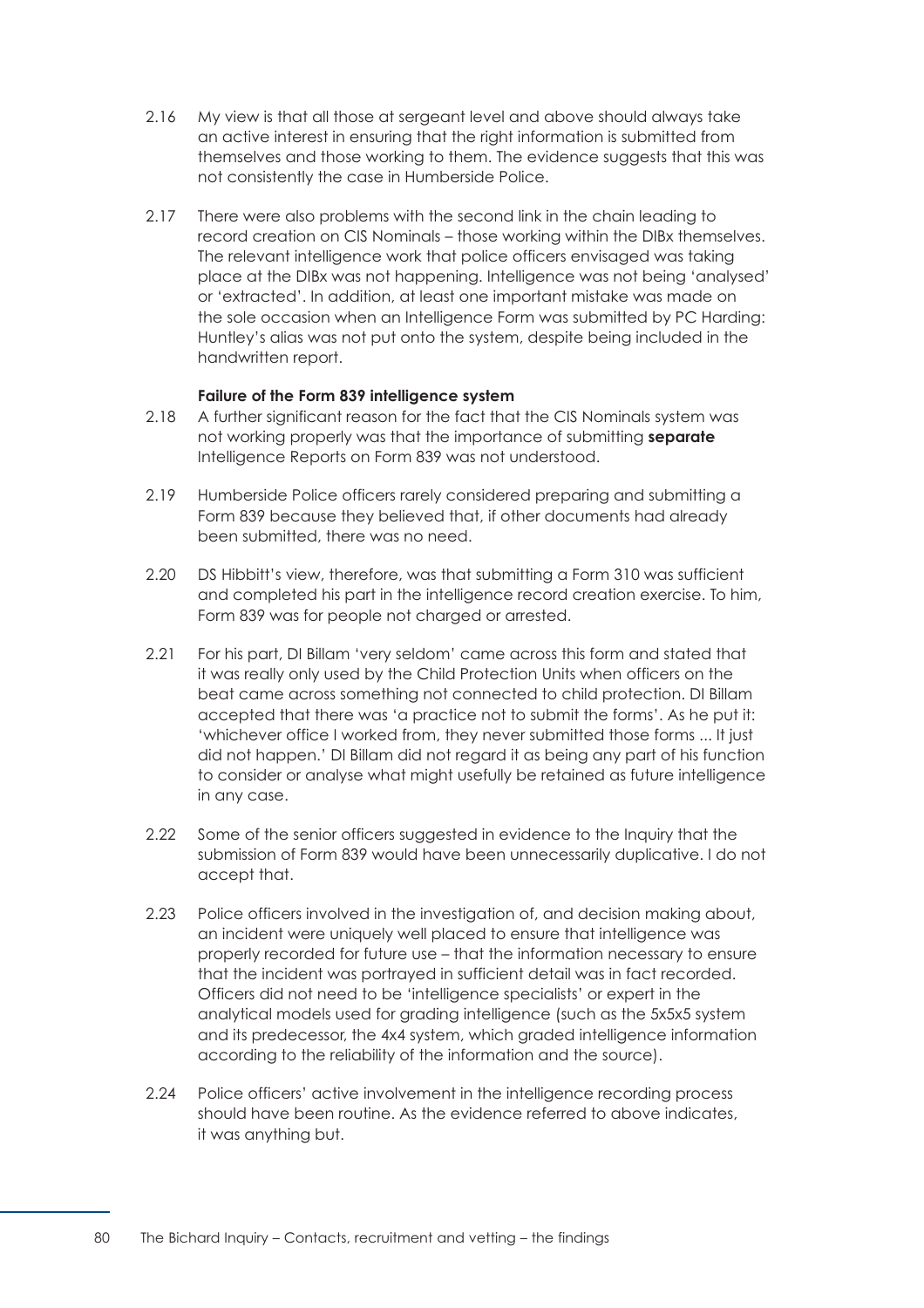2.16 My view is that all those at sergeant level and above should always take an active interest in ensuring that the right information is submitted from themselves and those working to them. The evidence suggests that this was not consistently the case in Humberside Police.

2.17 There were also problems with the second link in the chain leading to record creation on CIS Nominals – those working within the DIBx themselves. The relevant intelligence work that police officers envisaged was taking place at the DIBx was not happening. Intelligence was not being 'analysed' or 'extracted'. In addition, at least one important mistake was made on the sole occasion when an Intelligence Form was submitted by PC Harding: Huntley's alias was not put onto the system, despite being included in the handwritten report.

**Failure of the Form 839 intelligence system**

2.18 A further significant reason for the fact that the CIS Nominals system was not working properly was that the importance of submitting **separate** Intelligence Reports on Form 839 was not understood.

2.19 Humberside Police officers rarely considered preparing and submitting a Form 839 because they believed that, if other documents had already been submitted, there was no need.

2.20 DS Hibbitt's view, therefore, was that submitting a Form 310 was sufficient and completed his part in the intelligence record creation exercise. To him, Form 839 was for people not charged or arrested.

2.21 For his part, DI Billam 'very seldom' came across this form and stated that it was really only used by the Child Protection Units when officers on the beat came across something not connected to child protection. DI Billam accepted that there was 'a practice not to submit the forms'. As he put it: 'whichever office I worked from, they never submitted those forms ... It just did not happen.' DI Billam did not regard it as being any part of his function to consider or analyse what might usefully be retained as future intelligence in any case.

2.22 Some of the senior officers suggested in evidence to the Inquiry that the submission of Form 839 would have been unnecessarily duplicative. I do not accept that.

2.23 Police officers involved in the investigation of, and decision making about, an incident were uniquely well placed to ensure that intelligence was properly recorded for future use – that the information necessary to ensure that the incident was portrayed in sufficient detail was in fact recorded. Officers did not need to be 'intelligence specialists' or expert in the analytical models used for grading intelligence (such as the 5x5x5 system and its predecessor, the 4x4 system, which graded intelligence information according to the reliability of the information and the source).

2.24 Police officers' active involvement in the intelligence recording process should have been routine. As the evidence referred to above indicates, it was anything but.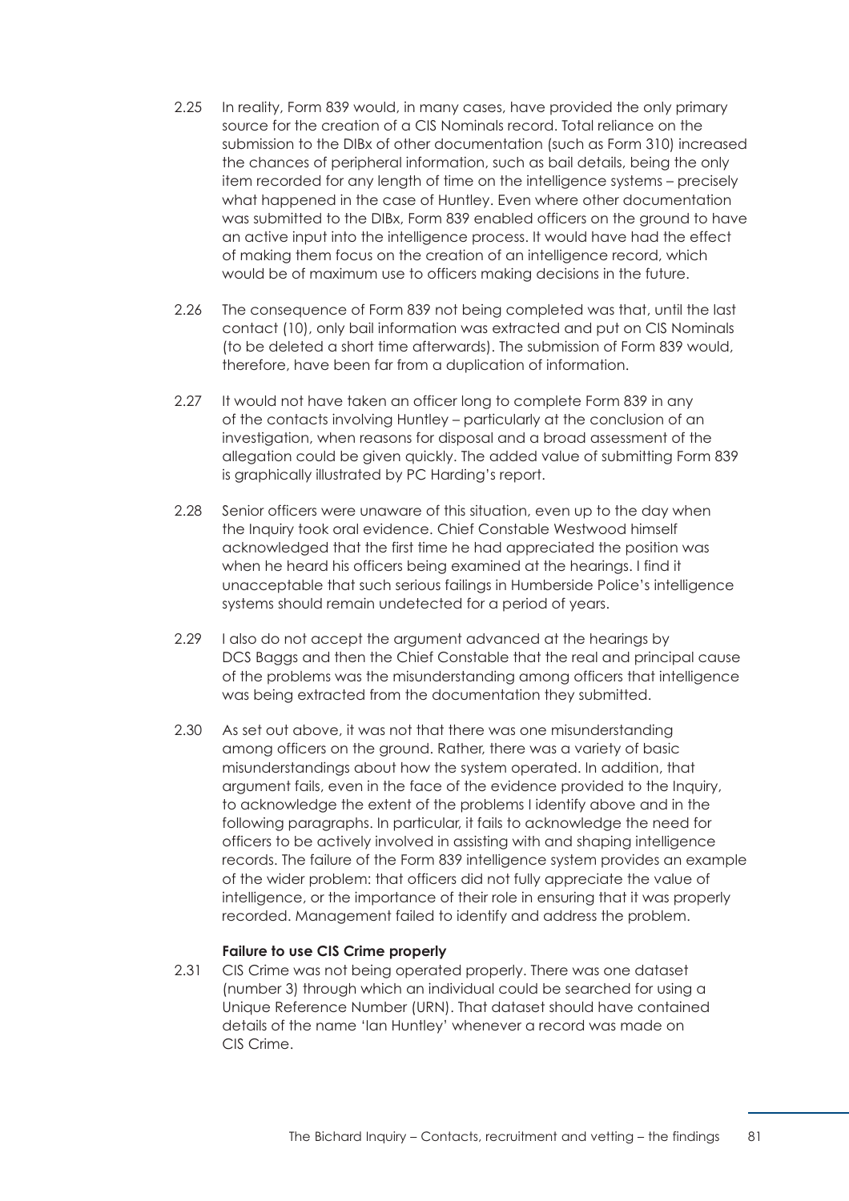2.25 In reality, Form 839 would, in many cases, have provided the only primary source for the creation of a CIS Nominals record. Total reliance on the submission to the DIBx of other documentation (such as Form 310) increased the chances of peripheral information, such as bail details, being the only item recorded for any length of time on the intelligence systems – precisely what happened in the case of Huntley. Even where other documentation was submitted to the DIBx, Form 839 enabled officers on the ground to have an active input into the intelligence process. It would have had the effect of making them focus on the creation of an intelligence record, which would be of maximum use to officers making decisions in the future.

2.26 The consequence of Form 839 not being completed was that, until the last contact (10), only bail information was extracted and put on CIS Nominals (to be deleted a short time afterwards). The submission of Form 839 would, therefore, have been far from a duplication of information.

2.27 It would not have taken an officer long to complete Form 839 in any of the contacts involving Huntley – particularly at the conclusion of an investigation, when reasons for disposal and a broad assessment of the allegation could be given quickly. The added value of submitting Form 839 is graphically illustrated by PC Harding's report.

2.28 Senior officers were unaware of this situation, even up to the day when the Inquiry took oral evidence. Chief Constable Westwood himself acknowledged that the first time he had appreciated the position was when he heard his officers being examined at the hearings. I find it unacceptable that such serious failings in Humberside Police's intelligence systems should remain undetected for a period of years.

2.29 I also do not accept the argument advanced at the hearings by DCS Baggs and then the Chief Constable that the real and principal cause of the problems was the misunderstanding among officers that intelligence was being extracted from the documentation they submitted.

2.30 As set out above, it was not that there was one misunderstanding among officers on the ground. Rather, there was a variety of basic misunderstandings about how the system operated. In addition, that argument fails, even in the face of the evidence provided to the Inquiry, to acknowledge the extent of the problems I identify above and in the following paragraphs. In particular, it fails to acknowledge the need for officers to be actively involved in assisting with and shaping intelligence records. The failure of the Form 839 intelligence system provides an example of the wider problem: that officers did not fully appreciate the value of intelligence, or the importance of their role in ensuring that it was properly recorded. Management failed to identify and address the problem.

**Failure to use CIS Crime properly**

2.31 CIS Crime was not being operated properly. There was one dataset (number 3) through which an individual could be searched for using a Unique Reference Number (URN). That dataset should have contained details of the name 'Ian Huntley' whenever a record was made on CIS Crime.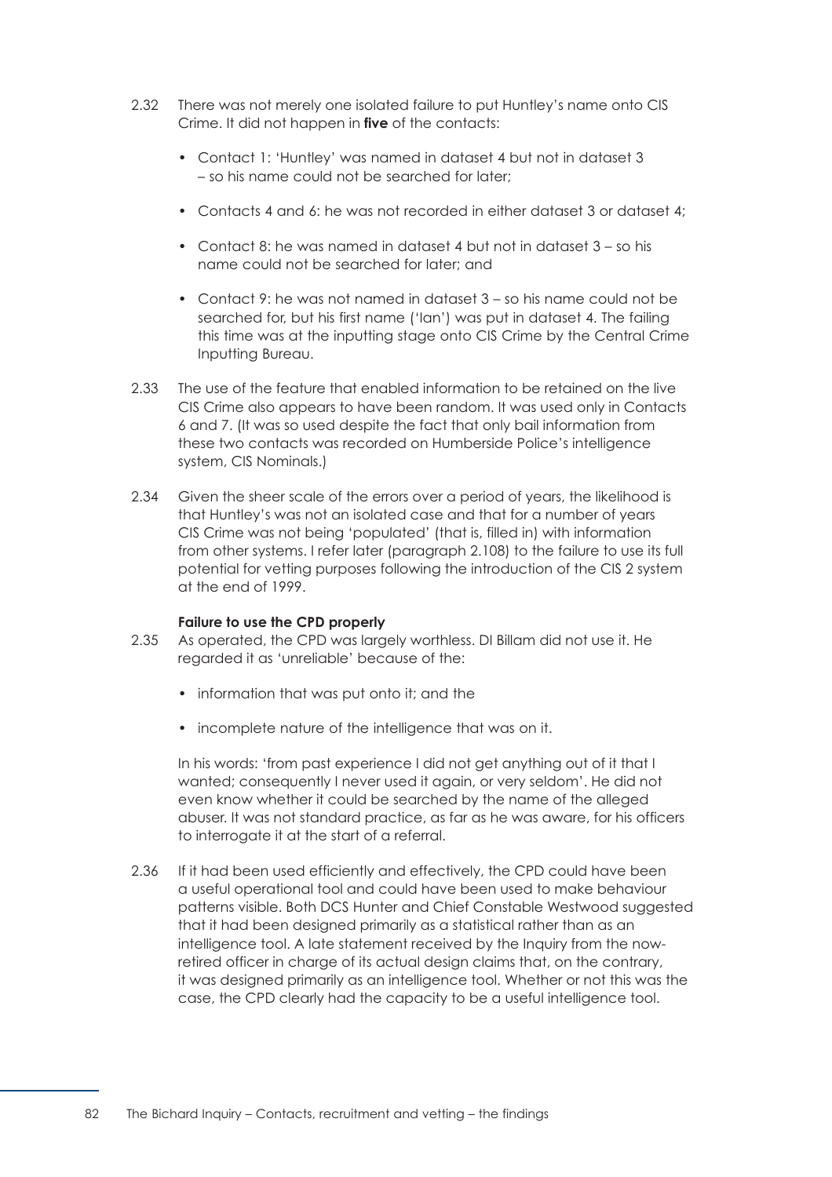2.32 There was not merely one isolated failure to put Huntley's name onto CIS Crime. It did not happen in **five** of the contacts:

- Contact 1: 'Huntley' was named in dataset 4 but not in dataset 3 – so his name could not be searched for later;
- Contacts 4 and 6: he was not recorded in either dataset 3 or dataset 4;
- Contact 8: he was named in dataset 4 but not in dataset 3 – so his name could not be searched for later; and
- Contact 9: he was not named in dataset 3 – so his name could not be searched for, but his first name ('Ian') was put in dataset 4. The failing this time was at the inputting stage onto CIS Crime by the Central Crime Inputting Bureau.

2.33 The use of the feature that enabled information to be retained on the live CIS Crime also appears to have been random. It was used only in Contacts 6 and 7. (It was so used despite the fact that only bail information from these two contacts was recorded on Humberside Police's intelligence system, CIS Nominals.)

2.34 Given the sheer scale of the errors over a period of years, the likelihood is that Huntley's was not an isolated case and that for a number of years CIS Crime was not being 'populated' (that is, filled in) with information from other systems. I refer later (paragraph 2.108) to the failure to use its full potential for vetting purposes following the introduction of the CIS 2 system at the end of 1999.

**Failure to use the CPD properly**

2.35 As operated, the CPD was largely worthless. DI Billam did not use it. He regarded it as 'unreliable' because of the:

- information that was put onto it; and the
- incomplete nature of the intelligence that was on it.

In his words: 'from past experience I did not get anything out of it that I wanted; consequently I never used it again, or very seldom'. He did not even know whether it could be searched by the name of the alleged abuser. It was not standard practice, as far as he was aware, for his officers to interrogate it at the start of a referral.

2.36 If it had been used efficiently and effectively, the CPD could have been a useful operational tool and could have been used to make behaviour patterns visible. Both DCS Hunter and Chief Constable Westwood suggested that it had been designed primarily as a statistical rather than as an intelligence tool. A late statement received by the Inquiry from the now-retired officer in charge of its actual design claims that, on the contrary, it was designed primarily as an intelligence tool. Whether or not this was the case, the CPD clearly had the capacity to be a useful intelligence tool.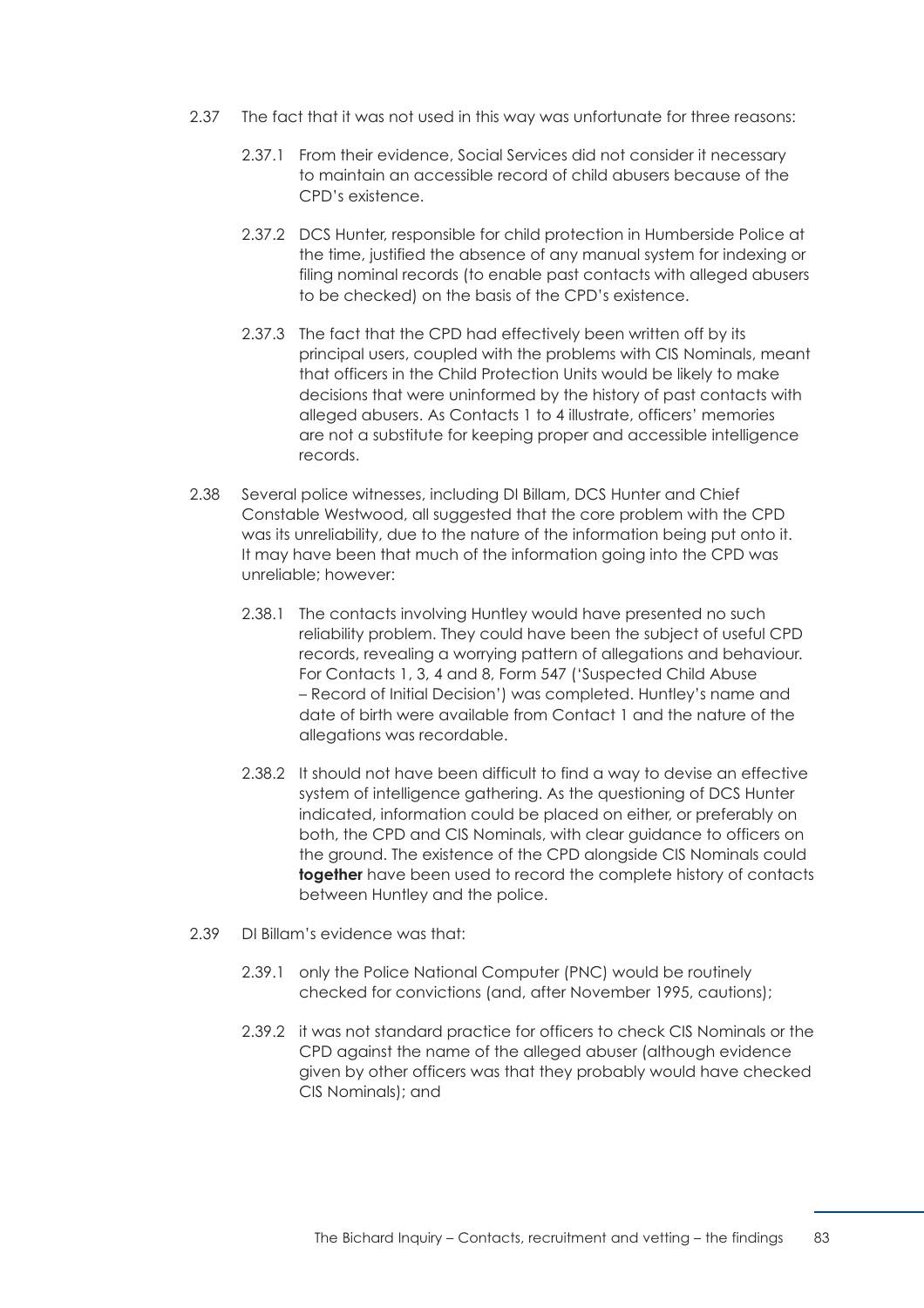2.37 The fact that it was not used in this way was unfortunate for three reasons:

2.37.1 From their evidence, Social Services did not consider it necessary to maintain an accessible record of child abusers because of the CPD's existence.

2.37.2 DCS Hunter, responsible for child protection in Humberside Police at the time, justified the absence of any manual system for indexing or filing nominal records (to enable past contacts with alleged abusers to be checked) on the basis of the CPD's existence.

2.37.3 The fact that the CPD had effectively been written off by its principal users, coupled with the problems with CIS Nominals, meant that officers in the Child Protection Units would be likely to make decisions that were uninformed by the history of past contacts with alleged abusers. As Contacts 1 to 4 illustrate, officers' memories are not a substitute for keeping proper and accessible intelligence records.

2.38 Several police witnesses, including DI Billam, DCS Hunter and Chief Constable Westwood, all suggested that the core problem with the CPD was its unreliability, due to the nature of the information being put onto it. It may have been that much of the information going into the CPD was unreliable; however:

2.38.1 The contacts involving Huntley would have presented no such reliability problem. They could have been the subject of useful CPD records, revealing a worrying pattern of allegations and behaviour. For Contacts 1, 3, 4 and 8, Form 547 ('Suspected Child Abuse – Record of Initial Decision') was completed. Huntley's name and date of birth were available from Contact 1 and the nature of the allegations was recordable.

2.38.2 It should not have been difficult to find a way to devise an effective system of intelligence gathering. As the questioning of DCS Hunter indicated, information could be placed on either, or preferably on both, the CPD and CIS Nominals, with clear guidance to officers on the ground. The existence of the CPD alongside CIS Nominals could **together** have been used to record the complete history of contacts between Huntley and the police.

2.39 DI Billam's evidence was that:

2.39.1 only the Police National Computer (PNC) would be routinely checked for convictions (and, after November 1995, cautions);

2.39.2 it was not standard practice for officers to check CIS Nominals or the CPD against the name of the alleged abuser (although evidence given by other officers was that they probably would have checked CIS Nominals); and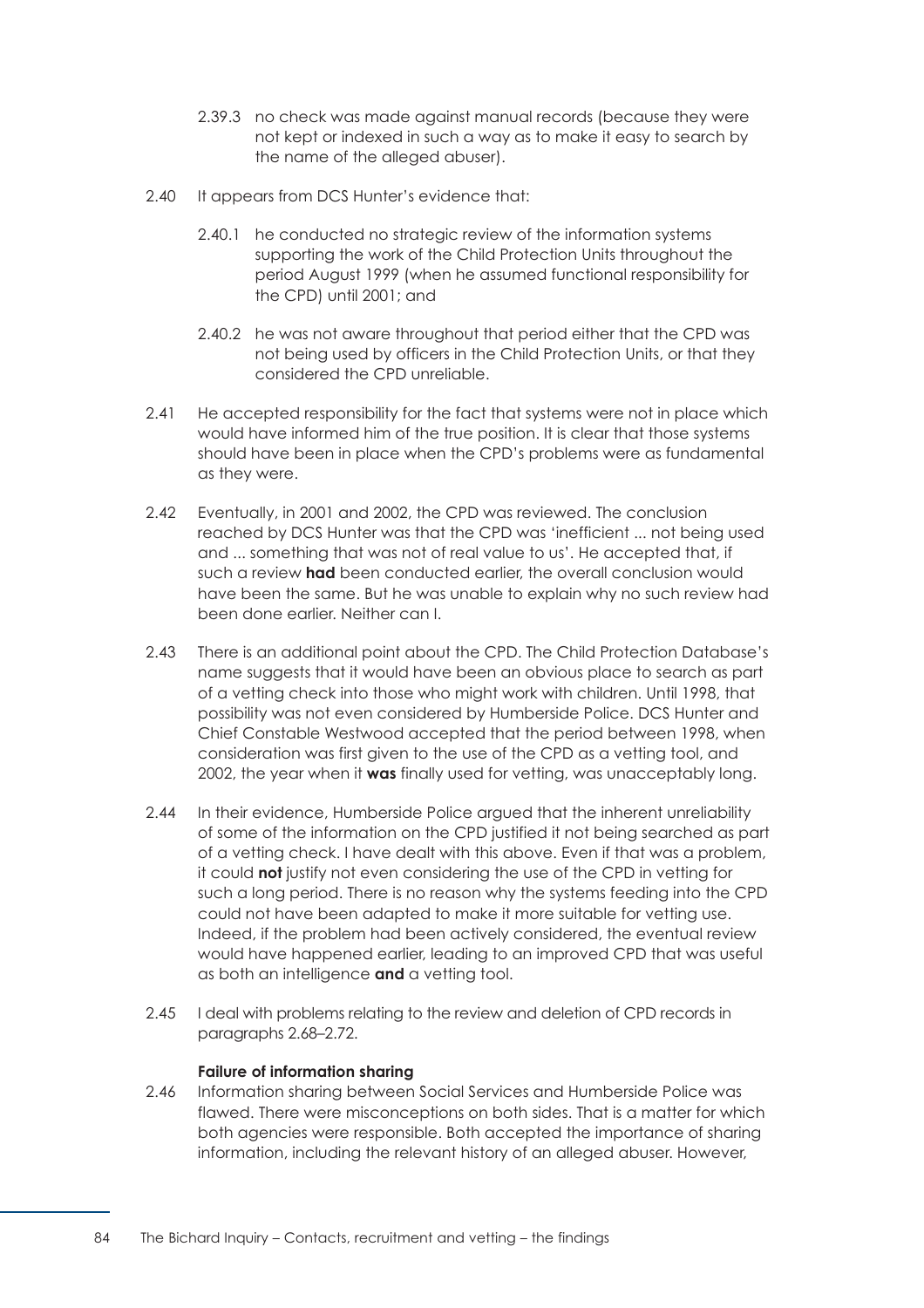2.39.3 no check was made against manual records (because they were not kept or indexed in such a way as to make it easy to search by the name of the alleged abuser).

2.40 It appears from DCS Hunter's evidence that:

2.40.1 he conducted no strategic review of the information systems supporting the work of the Child Protection Units throughout the period August 1999 (when he assumed functional responsibility for the CPD) until 2001; and

2.40.2 he was not aware throughout that period either that the CPD was not being used by officers in the Child Protection Units, or that they considered the CPD unreliable.

2.41 He accepted responsibility for the fact that systems were not in place which would have informed him of the true position. It is clear that those systems should have been in place when the CPD's problems were as fundamental as they were.

2.42 Eventually, in 2001 and 2002, the CPD was reviewed. The conclusion reached by DCS Hunter was that the CPD was 'inefficient ... not being used and ... something that was not of real value to us'. He accepted that, if such a review **had** been conducted earlier, the overall conclusion would have been the same. But he was unable to explain why no such review had been done earlier. Neither can I.

2.43 There is an additional point about the CPD. The Child Protection Database's name suggests that it would have been an obvious place to search as part of a vetting check into those who might work with children. Until 1998, that possibility was not even considered by Humberside Police. DCS Hunter and Chief Constable Westwood accepted that the period between 1998, when consideration was first given to the use of the CPD as a vetting tool, and 2002, the year when it **was** finally used for vetting, was unacceptably long.

2.44 In their evidence, Humberside Police argued that the inherent unreliability of some of the information on the CPD justified it not being searched as part of a vetting check. I have dealt with this above. Even if that was a problem, it could **not** justify not even considering the use of the CPD in vetting for such a long period. There is no reason why the systems feeding into the CPD could not have been adapted to make it more suitable for vetting use. Indeed, if the problem had been actively considered, the eventual review would have happened earlier, leading to an improved CPD that was useful as both an intelligence **and** a vetting tool.

2.45 I deal with problems relating to the review and deletion of CPD records in paragraphs 2.68–2.72.

**Failure of information sharing**

2.46 Information sharing between Social Services and Humberside Police was flawed. There were misconceptions on both sides. That is a matter for which both agencies were responsible. Both accepted the importance of sharing information, including the relevant history of an alleged abuser. However,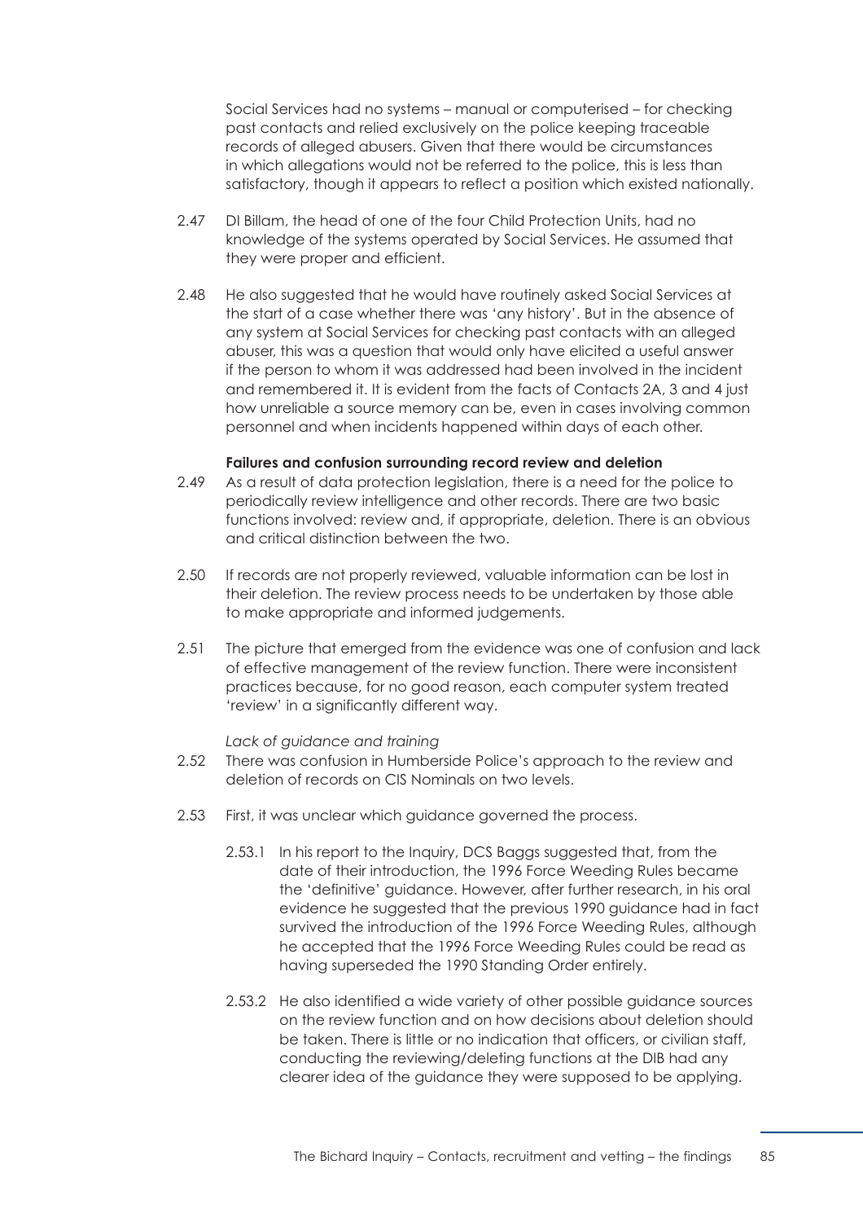Social Services had no systems – manual or computerised – for checking past contacts and relied exclusively on the police keeping traceable records of alleged abusers. Given that there would be circumstances in which allegations would not be referred to the police, this is less than satisfactory, though it appears to reflect a position which existed nationally.

2.47 DI Billam, the head of one of the four Child Protection Units, had no knowledge of the systems operated by Social Services. He assumed that they were proper and efficient.

2.48 He also suggested that he would have routinely asked Social Services at the start of a case whether there was 'any history'. But in the absence of any system at Social Services for checking past contacts with an alleged abuser, this was a question that would only have elicited a useful answer if the person to whom it was addressed had been involved in the incident and remembered it. It is evident from the facts of Contacts 2A, 3 and 4 just how unreliable a source memory can be, even in cases involving common personnel and when incidents happened within days of each other.

**Failures and confusion surrounding record review and deletion**

2.49 As a result of data protection legislation, there is a need for the police to periodically review intelligence and other records. There are two basic functions involved: review and, if appropriate, deletion. There is an obvious and critical distinction between the two.

2.50 If records are not properly reviewed, valuable information can be lost in their deletion. The review process needs to be undertaken by those able to make appropriate and informed judgements.

2.51 The picture that emerged from the evidence was one of confusion and lack of effective management of the review function. There were inconsistent practices because, for no good reason, each computer system treated 'review' in a significantly different way.

*Lack of guidance and training*

2.52 There was confusion in Humberside Police's approach to the review and deletion of records on CIS Nominals on two levels.

2.53 First, it was unclear which guidance governed the process.

2.53.1 In his report to the Inquiry, DCS Baggs suggested that, from the date of their introduction, the 1996 Force Weeding Rules became the 'definitive' guidance. However, after further research, in his oral evidence he suggested that the previous 1990 guidance had in fact survived the introduction of the 1996 Force Weeding Rules, although he accepted that the 1996 Force Weeding Rules could be read as having superseded the 1990 Standing Order entirely.

2.53.2 He also identified a wide variety of other possible guidance sources on the review function and on how decisions about deletion should be taken. There is little or no indication that officers, or civilian staff, conducting the reviewing/deleting functions at the DIB had any clearer idea of the guidance they were supposed to be applying.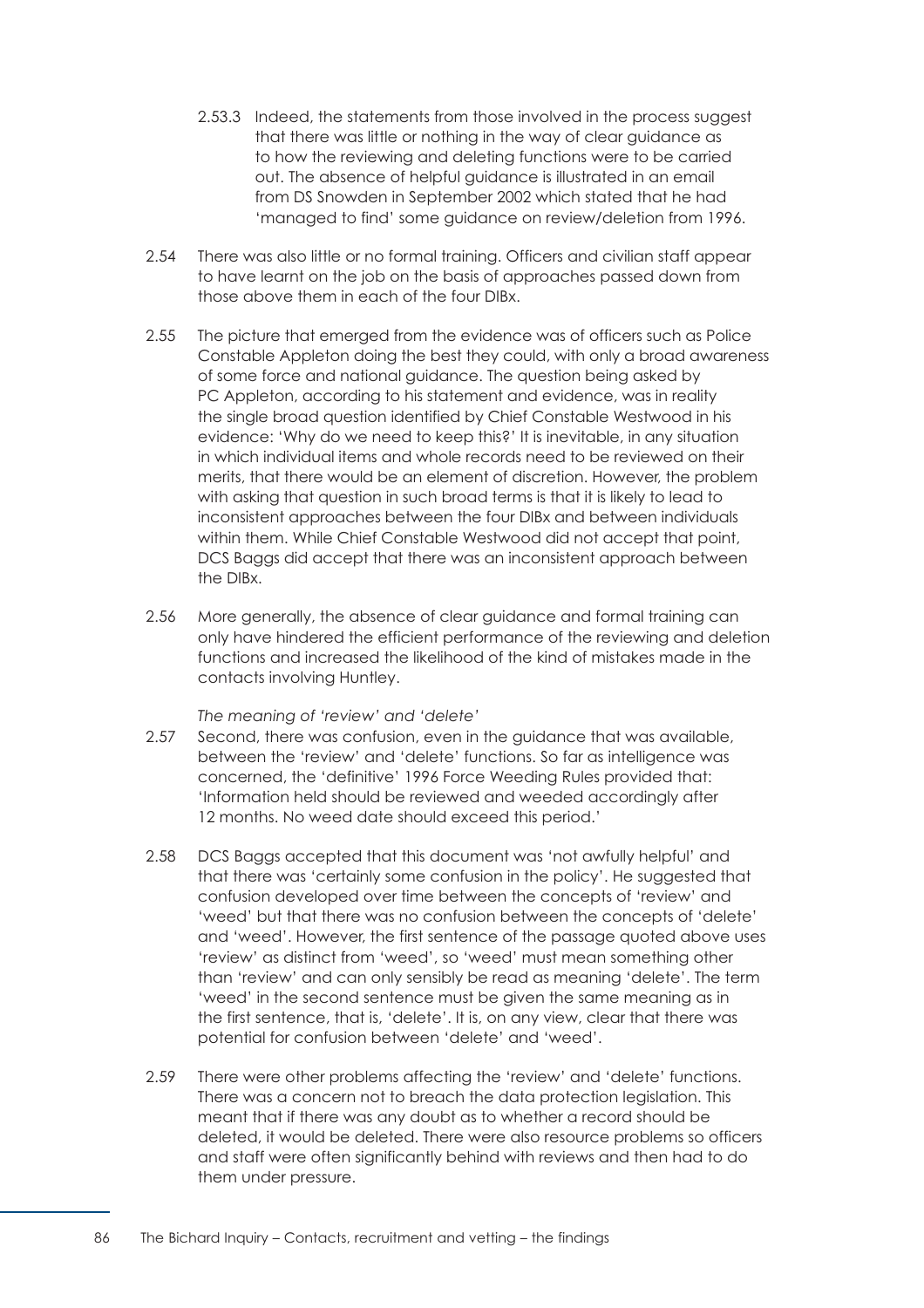2.53.3 Indeed, the statements from those involved in the process suggest that there was little or nothing in the way of clear guidance as to how the reviewing and deleting functions were to be carried out. The absence of helpful guidance is illustrated in an email from DS Snowden in September 2002 which stated that he had 'managed to find' some guidance on review/deletion from 1996.

2.54 There was also little or no formal training. Officers and civilian staff appear to have learnt on the job on the basis of approaches passed down from those above them in each of the four DIBx.

2.55 The picture that emerged from the evidence was of officers such as Police Constable Appleton doing the best they could, with only a broad awareness of some force and national guidance. The question being asked by PC Appleton, according to his statement and evidence, was in reality the single broad question identified by Chief Constable Westwood in his evidence: 'Why do we need to keep this?' It is inevitable, in any situation in which individual items and whole records need to be reviewed on their merits, that there would be an element of discretion. However, the problem with asking that question in such broad terms is that it is likely to lead to inconsistent approaches between the four DIBx and between individuals within them. While Chief Constable Westwood did not accept that point, DCS Baggs did accept that there was an inconsistent approach between the DIBx.

2.56 More generally, the absence of clear guidance and formal training can only have hindered the efficient performance of the reviewing and deletion functions and increased the likelihood of the kind of mistakes made in the contacts involving Huntley.

*The meaning of 'review' and 'delete'*

2.57 Second, there was confusion, even in the guidance that was available, between the 'review' and 'delete' functions. So far as intelligence was concerned, the 'definitive' 1996 Force Weeding Rules provided that: 'Information held should be reviewed and weeded accordingly after 12 months. No weed date should exceed this period.'

2.58 DCS Baggs accepted that this document was 'not awfully helpful' and that there was 'certainly some confusion in the policy'. He suggested that confusion developed over time between the concepts of 'review' and 'weed' but that there was no confusion between the concepts of 'delete' and 'weed'. However, the first sentence of the passage quoted above uses 'review' as distinct from 'weed', so 'weed' must mean something other than 'review' and can only sensibly be read as meaning 'delete'. The term 'weed' in the second sentence must be given the same meaning as in the first sentence, that is, 'delete'. It is, on any view, clear that there was potential for confusion between 'delete' and 'weed'.

2.59 There were other problems affecting the 'review' and 'delete' functions. There was a concern not to breach the data protection legislation. This meant that if there was any doubt as to whether a record should be deleted, it would be deleted. There were also resource problems so officers and staff were often significantly behind with reviews and then had to do them under pressure.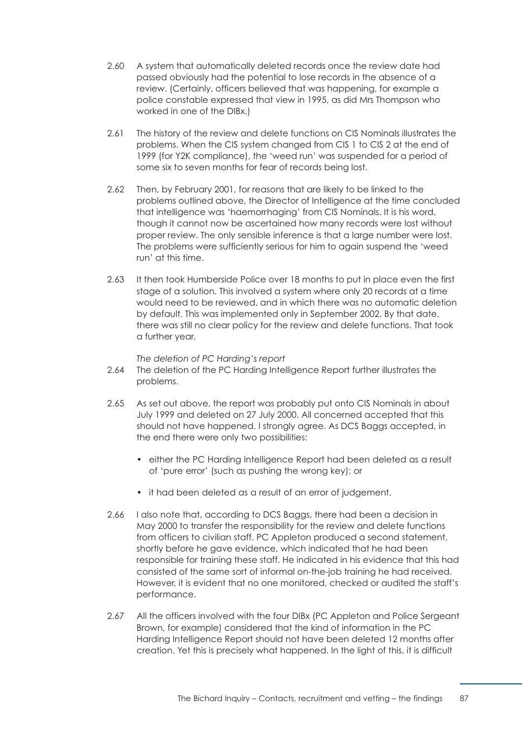2.60 A system that automatically deleted records once the review date had passed obviously had the potential to lose records in the absence of a review. (Certainly, officers believed that was happening, for example a police constable expressed that view in 1995, as did Mrs Thompson who worked in one of the DIBx.)

2.61 The history of the review and delete functions on CIS Nominals illustrates the problems. When the CIS system changed from CIS 1 to CIS 2 at the end of 1999 (for Y2K compliance), the 'weed run' was suspended for a period of some six to seven months for fear of records being lost.

2.62 Then, by February 2001, for reasons that are likely to be linked to the problems outlined above, the Director of Intelligence at the time concluded that intelligence was 'haemorrhaging' from CIS Nominals. It is his word, though it cannot now be ascertained how many records were lost without proper review. The only sensible inference is that a large number were lost. The problems were sufficiently serious for him to again suspend the 'weed run' at this time.

2.63 It then took Humberside Police over 18 months to put in place even the first stage of a solution. This involved a system where only 20 records at a time would need to be reviewed, and in which there was no automatic deletion by default. This was implemented only in September 2002. By that date, there was still no clear policy for the review and delete functions. That took a further year.

*The deletion of PC Harding's report*

2.64 The deletion of the PC Harding Intelligence Report further illustrates the problems.

2.65 As set out above, the report was probably put onto CIS Nominals in about July 1999 and deleted on 27 July 2000. All concerned accepted that this should not have happened. I strongly agree. As DCS Baggs accepted, in the end there were only two possibilities:

- either the PC Harding Intelligence Report had been deleted as a result of 'pure error' (such as pushing the wrong key); or
- it had been deleted as a result of an error of judgement.

2.66 I also note that, according to DCS Baggs, there had been a decision in May 2000 to transfer the responsibility for the review and delete functions from officers to civilian staff. PC Appleton produced a second statement, shortly before he gave evidence, which indicated that he had been responsible for training these staff. He indicated in his evidence that this had consisted of the same sort of informal on-the-job training he had received. However, it is evident that no one monitored, checked or audited the staff's performance.

2.67 All the officers involved with the four DIBx (PC Appleton and Police Sergeant Brown, for example) considered that the kind of information in the PC Harding Intelligence Report should not have been deleted 12 months after creation. Yet this is precisely what happened. In the light of this, it is difficult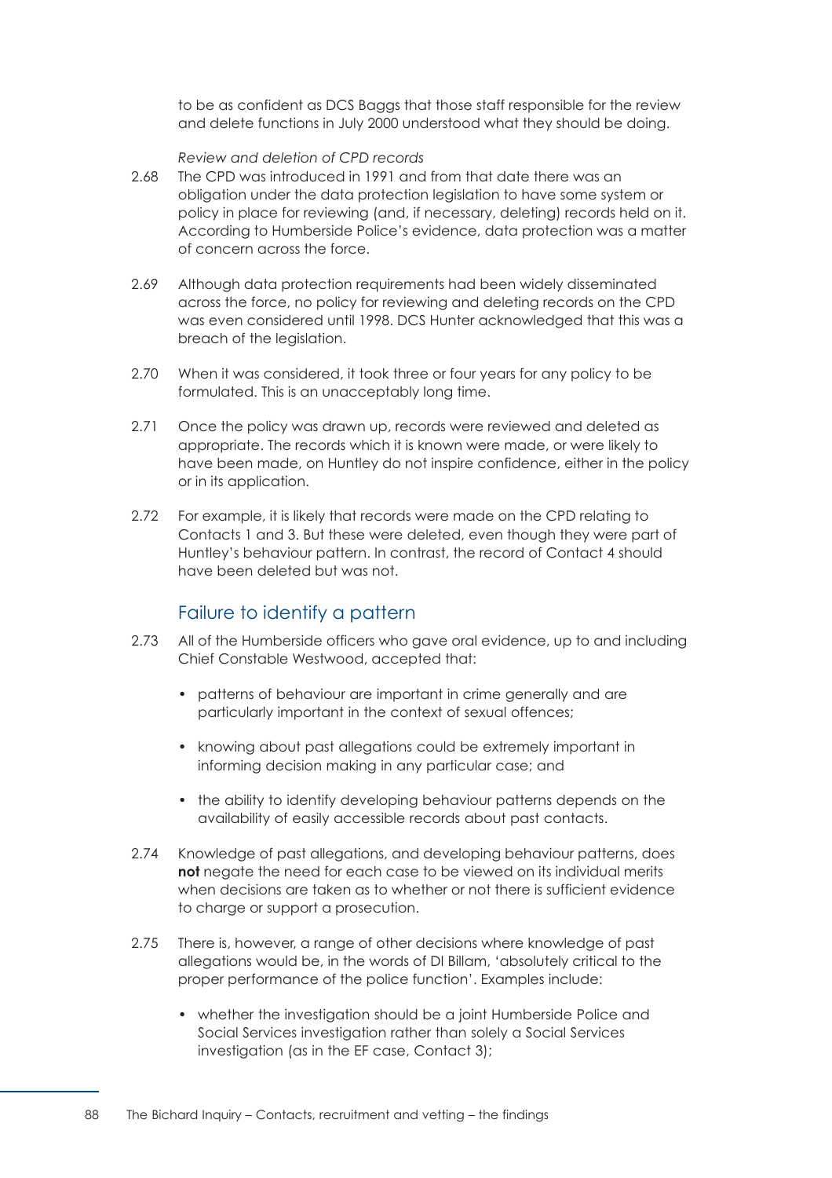to be as confident as DCS Baggs that those staff responsible for the review and delete functions in July 2000 understood what they should be doing.

*Review and deletion of CPD records*

2.68 The CPD was introduced in 1991 and from that date there was an obligation under the data protection legislation to have some system or policy in place for reviewing (and, if necessary, deleting) records held on it. According to Humberside Police's evidence, data protection was a matter of concern across the force.

2.69 Although data protection requirements had been widely disseminated across the force, no policy for reviewing and deleting records on the CPD was even considered until 1998. DCS Hunter acknowledged that this was a breach of the legislation.

2.70 When it was considered, it took three or four years for any policy to be formulated. This is an unacceptably long time.

2.71 Once the policy was drawn up, records were reviewed and deleted as appropriate. The records which it is known were made, or were likely to have been made, on Huntley do not inspire confidence, either in the policy or in its application.

2.72 For example, it is likely that records were made on the CPD relating to Contacts 1 and 3. But these were deleted, even though they were part of Huntley's behaviour pattern. In contrast, the record of Contact 4 should have been deleted but was not.

## Failure to identify a pattern

2.73 All of the Humberside officers who gave oral evidence, up to and including Chief Constable Westwood, accepted that:

- patterns of behaviour are important in crime generally and are particularly important in the context of sexual offences;
- knowing about past allegations could be extremely important in informing decision making in any particular case; and
- the ability to identify developing behaviour patterns depends on the availability of easily accessible records about past contacts.

2.74 Knowledge of past allegations, and developing behaviour patterns, does **not** negate the need for each case to be viewed on its individual merits when decisions are taken as to whether or not there is sufficient evidence to charge or support a prosecution.

2.75 There is, however, a range of other decisions where knowledge of past allegations would be, in the words of DI Billam, 'absolutely critical to the proper performance of the police function'. Examples include:

- whether the investigation should be a joint Humberside Police and Social Services investigation rather than solely a Social Services investigation (as in the EF case, Contact 3);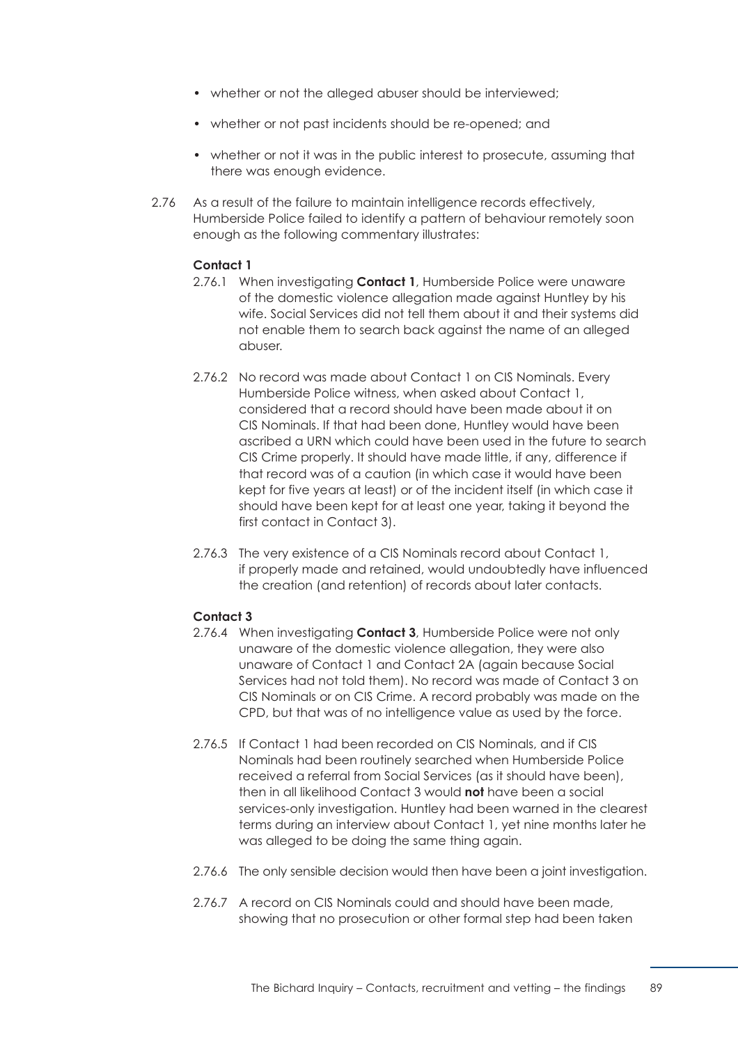- whether or not the alleged abuser should be interviewed;
- whether or not past incidents should be re-opened; and
- whether or not it was in the public interest to prosecute, assuming that there was enough evidence.

2.76 As a result of the failure to maintain intelligence records effectively, Humberside Police failed to identify a pattern of behaviour remotely soon enough as the following commentary illustrates:

**Contact 1**

2.76.1 When investigating **Contact 1**, Humberside Police were unaware of the domestic violence allegation made against Huntley by his wife. Social Services did not tell them about it and their systems did not enable them to search back against the name of an alleged abuser.

2.76.2 No record was made about Contact 1 on CIS Nominals. Every Humberside Police witness, when asked about Contact 1, considered that a record should have been made about it on CIS Nominals. If that had been done, Huntley would have been ascribed a URN which could have been used in the future to search CIS Crime properly. It should have made little, if any, difference if that record was of a caution (in which case it would have been kept for five years at least) or of the incident itself (in which case it should have been kept for at least one year, taking it beyond the first contact in Contact 3).

2.76.3 The very existence of a CIS Nominals record about Contact 1, if properly made and retained, would undoubtedly have influenced the creation (and retention) of records about later contacts.

**Contact 3**

2.76.4 When investigating **Contact 3**, Humberside Police were not only unaware of the domestic violence allegation, they were also unaware of Contact 1 and Contact 2A (again because Social Services had not told them). No record was made of Contact 3 on CIS Nominals or on CIS Crime. A record probably was made on the CPD, but that was of no intelligence value as used by the force.

2.76.5 If Contact 1 had been recorded on CIS Nominals, and if CIS Nominals had been routinely searched when Humberside Police received a referral from Social Services (as it should have been), then in all likelihood Contact 3 would **not** have been a social services-only investigation. Huntley had been warned in the clearest terms during an interview about Contact 1, yet nine months later he was alleged to be doing the same thing again.

2.76.6 The only sensible decision would then have been a joint investigation.

2.76.7 A record on CIS Nominals could and should have been made, showing that no prosecution or other formal step had been taken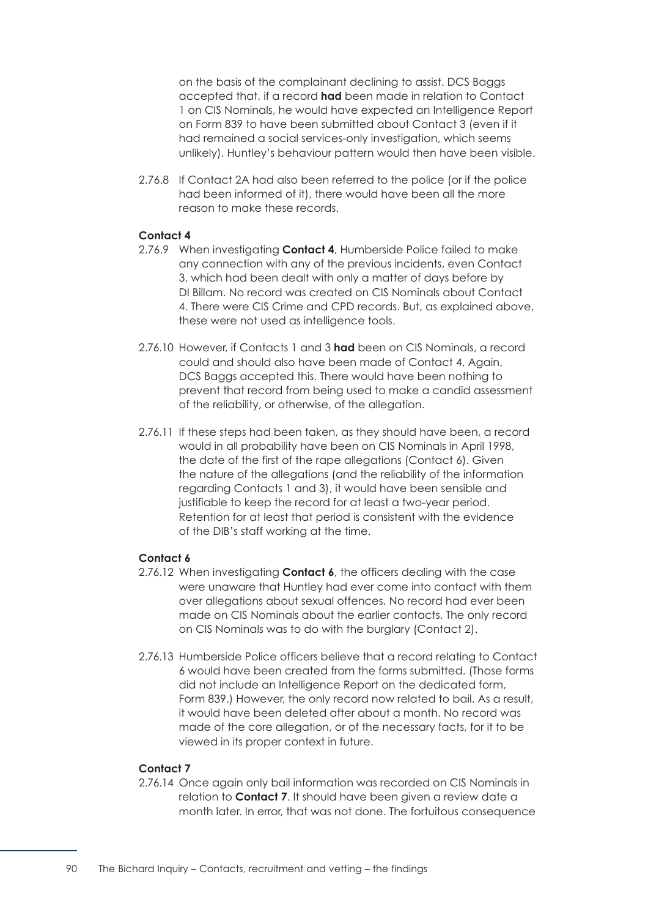on the basis of the complainant declining to assist. DCS Baggs accepted that, if a record **had** been made in relation to Contact 1 on CIS Nominals, he would have expected an Intelligence Report on Form 839 to have been submitted about Contact 3 (even if it had remained a social services-only investigation, which seems unlikely). Huntley's behaviour pattern would then have been visible.

2.76.8 If Contact 2A had also been referred to the police (or if the police had been informed of it), there would have been all the more reason to make these records.

**Contact 4**

2.76.9 When investigating **Contact 4**, Humberside Police failed to make any connection with any of the previous incidents, even Contact 3, which had been dealt with only a matter of days before by DI Billam. No record was created on CIS Nominals about Contact 4. There were CIS Crime and CPD records. But, as explained above, these were not used as intelligence tools.

2.76.10 However, if Contacts 1 and 3 **had** been on CIS Nominals, a record could and should also have been made of Contact 4. Again, DCS Baggs accepted this. There would have been nothing to prevent that record from being used to make a candid assessment of the reliability, or otherwise, of the allegation.

2.76.11 If these steps had been taken, as they should have been, a record would in all probability have been on CIS Nominals in April 1998, the date of the first of the rape allegations (Contact 6). Given the nature of the allegations (and the reliability of the information regarding Contacts 1 and 3), it would have been sensible and justifiable to keep the record for at least a two-year period. Retention for at least that period is consistent with the evidence of the DIB's staff working at the time.

**Contact 6**

2.76.12 When investigating **Contact 6**, the officers dealing with the case were unaware that Huntley had ever come into contact with them over allegations about sexual offences. No record had ever been made on CIS Nominals about the earlier contacts. The only record on CIS Nominals was to do with the burglary (Contact 2).

2.76.13 Humberside Police officers believe that a record relating to Contact 6 would have been created from the forms submitted. (Those forms did not include an Intelligence Report on the dedicated form, Form 839.) However, the only record now related to bail. As a result, it would have been deleted after about a month. No record was made of the core allegation, or of the necessary facts, for it to be viewed in its proper context in future.

**Contact 7**

2.76.14 Once again only bail information was recorded on CIS Nominals in relation to **Contact 7**. It should have been given a review date a month later. In error, that was not done. The fortuitous consequence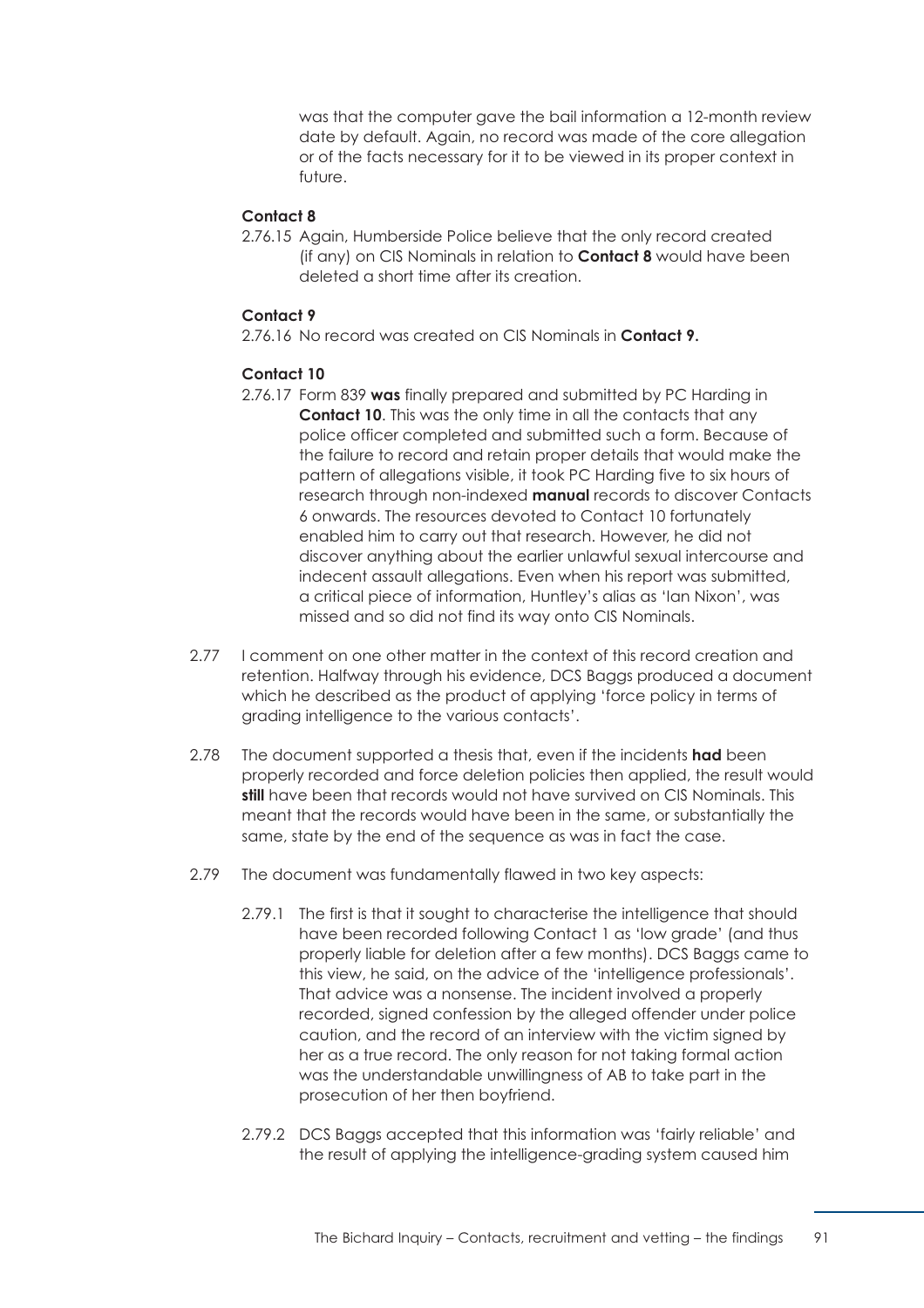was that the computer gave the bail information a 12-month review date by default. Again, no record was made of the core allegation or of the facts necessary for it to be viewed in its proper context in future.

**Contact 8**

2.76.15 Again, Humberside Police believe that the only record created (if any) on CIS Nominals in relation to **Contact 8** would have been deleted a short time after its creation.

**Contact 9**

2.76.16 No record was created on CIS Nominals in **Contact 9.**

**Contact 10**

2.76.17 Form 839 **was** finally prepared and submitted by PC Harding in **Contact 10**. This was the only time in all the contacts that any police officer completed and submitted such a form. Because of the failure to record and retain proper details that would make the pattern of allegations visible, it took PC Harding five to six hours of research through non-indexed **manual** records to discover Contacts 6 onwards. The resources devoted to Contact 10 fortunately enabled him to carry out that research. However, he did not discover anything about the earlier unlawful sexual intercourse and indecent assault allegations. Even when his report was submitted, a critical piece of information, Huntley's alias as 'Ian Nixon', was missed and so did not find its way onto CIS Nominals.

2.77 I comment on one other matter in the context of this record creation and retention. Halfway through his evidence, DCS Baggs produced a document which he described as the product of applying 'force policy in terms of grading intelligence to the various contacts'.

2.78 The document supported a thesis that, even if the incidents **had** been properly recorded and force deletion policies then applied, the result would **still** have been that records would not have survived on CIS Nominals. This meant that the records would have been in the same, or substantially the same, state by the end of the sequence as was in fact the case.

2.79 The document was fundamentally flawed in two key aspects:

2.79.1 The first is that it sought to characterise the intelligence that should have been recorded following Contact 1 as 'low grade' (and thus properly liable for deletion after a few months). DCS Baggs came to this view, he said, on the advice of the 'intelligence professionals'. That advice was a nonsense. The incident involved a properly recorded, signed confession by the alleged offender under police caution, and the record of an interview with the victim signed by her as a true record. The only reason for not taking formal action was the understandable unwillingness of AB to take part in the prosecution of her then boyfriend.

2.79.2 DCS Baggs accepted that this information was 'fairly reliable' and the result of applying the intelligence-grading system caused him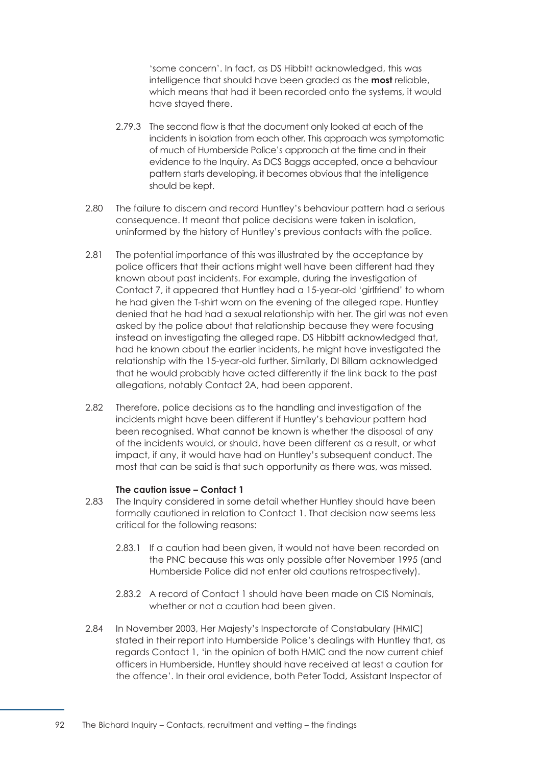'some concern'. In fact, as DS Hibbitt acknowledged, this was intelligence that should have been graded as the **most** reliable, which means that had it been recorded onto the systems, it would have stayed there.

2.79.3 The second flaw is that the document only looked at each of the incidents in isolation from each other. This approach was symptomatic of much of Humberside Police's approach at the time and in their evidence to the Inquiry. As DCS Baggs accepted, once a behaviour pattern starts developing, it becomes obvious that the intelligence should be kept.

2.80 The failure to discern and record Huntley's behaviour pattern had a serious consequence. It meant that police decisions were taken in isolation, uninformed by the history of Huntley's previous contacts with the police.

2.81 The potential importance of this was illustrated by the acceptance by police officers that their actions might well have been different had they known about past incidents. For example, during the investigation of Contact 7, it appeared that Huntley had a 15-year-old 'girlfriend' to whom he had given the T-shirt worn on the evening of the alleged rape. Huntley denied that he had had a sexual relationship with her. The girl was not even asked by the police about that relationship because they were focusing instead on investigating the alleged rape. DS Hibbitt acknowledged that, had he known about the earlier incidents, he might have investigated the relationship with the 15-year-old further. Similarly, DI Billam acknowledged that he would probably have acted differently if the link back to the past allegations, notably Contact 2A, had been apparent.

2.82 Therefore, police decisions as to the handling and investigation of the incidents might have been different if Huntley's behaviour pattern had been recognised. What cannot be known is whether the disposal of any of the incidents would, or should, have been different as a result, or what impact, if any, it would have had on Huntley's subsequent conduct. The most that can be said is that such opportunity as there was, was missed.

**The caution issue – Contact 1**

2.83 The Inquiry considered in some detail whether Huntley should have been formally cautioned in relation to Contact 1. That decision now seems less critical for the following reasons:

2.83.1 If a caution had been given, it would not have been recorded on the PNC because this was only possible after November 1995 (and Humberside Police did not enter old cautions retrospectively).

2.83.2 A record of Contact 1 should have been made on CIS Nominals, whether or not a caution had been given.

2.84 In November 2003, Her Majesty's Inspectorate of Constabulary (HMIC) stated in their report into Humberside Police's dealings with Huntley that, as regards Contact 1, 'in the opinion of both HMIC and the now current chief officers in Humberside, Huntley should have received at least a caution for the offence'. In their oral evidence, both Peter Todd, Assistant Inspector of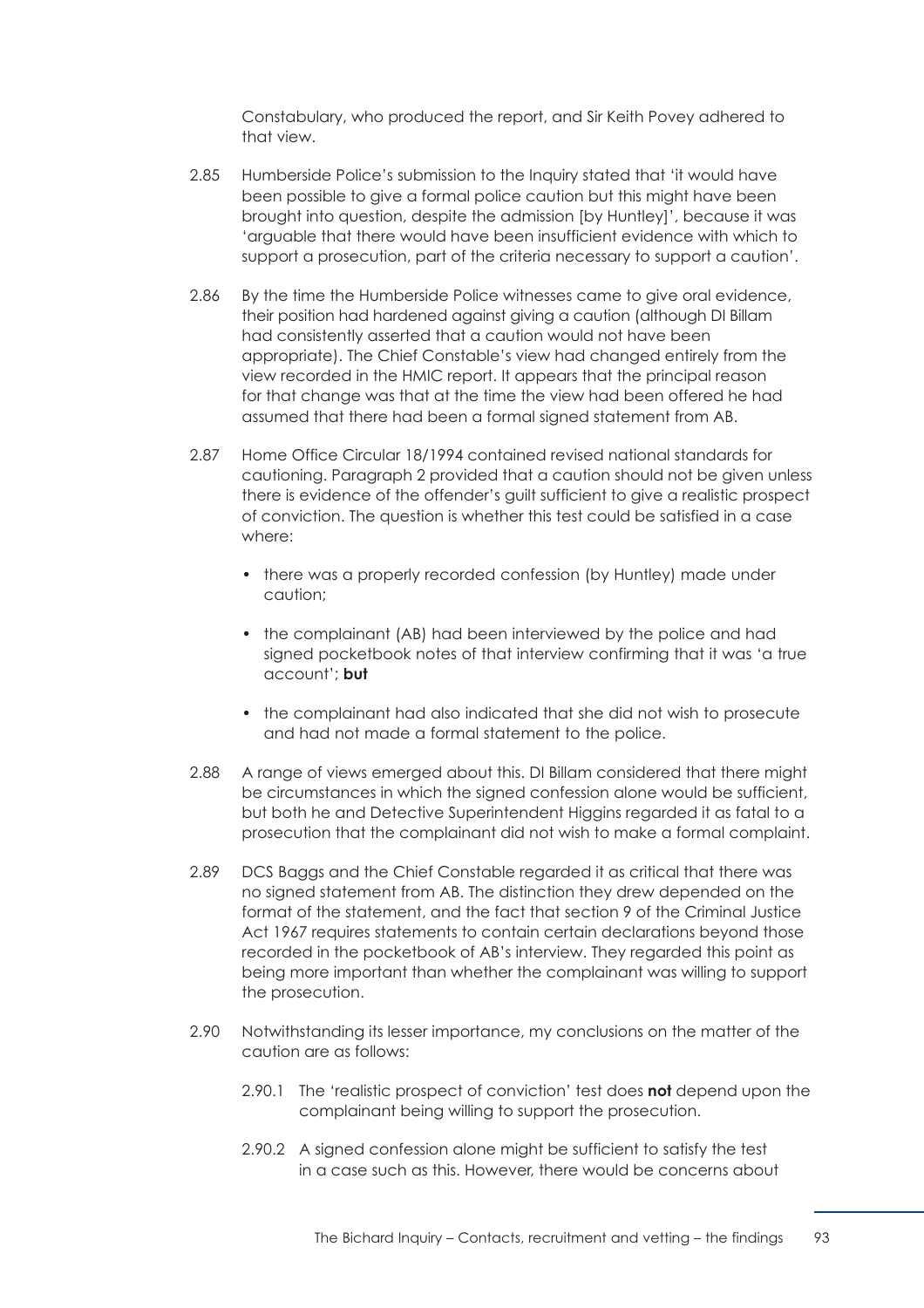Constabulary, who produced the report, and Sir Keith Povey adhered to that view.

2.85 Humberside Police's submission to the Inquiry stated that 'it would have been possible to give a formal police caution but this might have been brought into question, despite the admission [by Huntley]', because it was 'arguable that there would have been insufficient evidence with which to support a prosecution, part of the criteria necessary to support a caution'.

2.86 By the time the Humberside Police witnesses came to give oral evidence, their position had hardened against giving a caution (although DI Billam had consistently asserted that a caution would not have been appropriate). The Chief Constable's view had changed entirely from the view recorded in the HMIC report. It appears that the principal reason for that change was that at the time the view had been offered he had assumed that there had been a formal signed statement from AB.

2.87 Home Office Circular 18/1994 contained revised national standards for cautioning. Paragraph 2 provided that a caution should not be given unless there is evidence of the offender's guilt sufficient to give a realistic prospect of conviction. The question is whether this test could be satisfied in a case where:

- there was a properly recorded confession (by Huntley) made under caution;
- the complainant (AB) had been interviewed by the police and had signed pocketbook notes of that interview confirming that it was 'a true account'; **but**
- the complainant had also indicated that she did not wish to prosecute and had not made a formal statement to the police.

2.88 A range of views emerged about this. DI Billam considered that there might be circumstances in which the signed confession alone would be sufficient, but both he and Detective Superintendent Higgins regarded it as fatal to a prosecution that the complainant did not wish to make a formal complaint.

2.89 DCS Baggs and the Chief Constable regarded it as critical that there was no signed statement from AB. The distinction they drew depended on the format of the statement, and the fact that section 9 of the Criminal Justice Act 1967 requires statements to contain certain declarations beyond those recorded in the pocketbook of AB's interview. They regarded this point as being more important than whether the complainant was willing to support the prosecution.

2.90 Notwithstanding its lesser importance, my conclusions on the matter of the caution are as follows:

2.90.1 The 'realistic prospect of conviction' test does **not** depend upon the complainant being willing to support the prosecution.

2.90.2 A signed confession alone might be sufficient to satisfy the test in a case such as this. However, there would be concerns about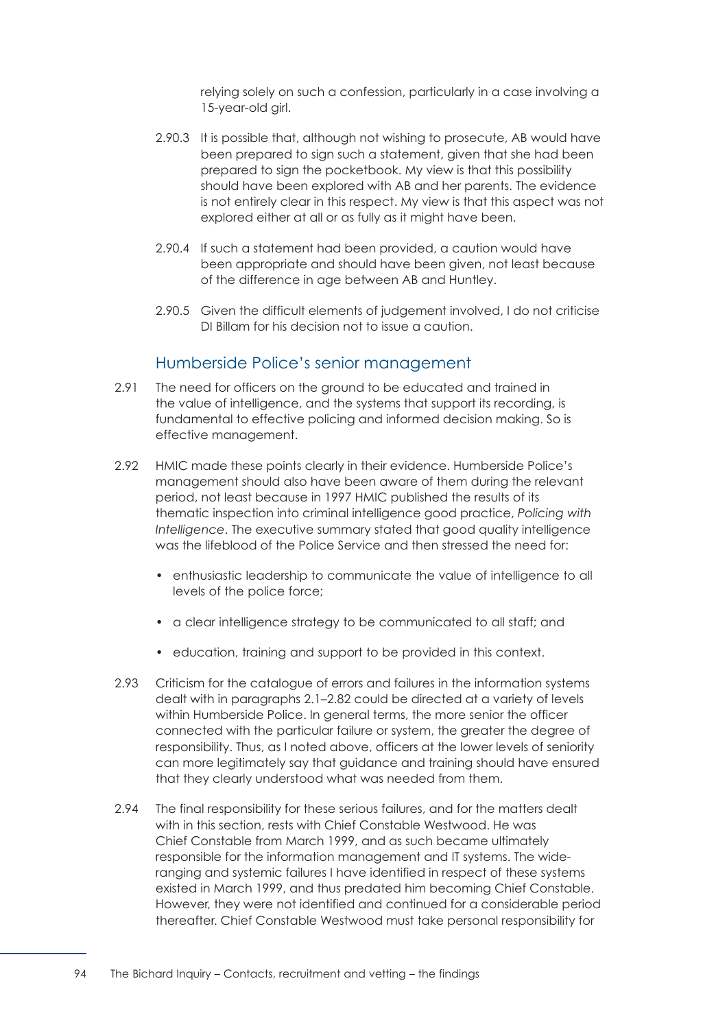relying solely on such a confession, particularly in a case involving a 15-year-old girl.

2.90.3 It is possible that, although not wishing to prosecute, AB would have been prepared to sign such a statement, given that she had been prepared to sign the pocketbook. My view is that this possibility should have been explored with AB and her parents. The evidence is not entirely clear in this respect. My view is that this aspect was not explored either at all or as fully as it might have been.

2.90.4 If such a statement had been provided, a caution would have been appropriate and should have been given, not least because of the difference in age between AB and Huntley.

2.90.5 Given the difficult elements of judgement involved, I do not criticise DI Billam for his decision not to issue a caution.

## Humberside Police's senior management

2.91 The need for officers on the ground to be educated and trained in the value of intelligence, and the systems that support its recording, is fundamental to effective policing and informed decision making. So is effective management.

2.92 HMIC made these points clearly in their evidence. Humberside Police's management should also have been aware of them during the relevant period, not least because in 1997 HMIC published the results of its thematic inspection into criminal intelligence good practice, *Policing with Intelligence*. The executive summary stated that good quality intelligence was the lifeblood of the Police Service and then stressed the need for:

- enthusiastic leadership to communicate the value of intelligence to all levels of the police force;
- a clear intelligence strategy to be communicated to all staff; and
- education, training and support to be provided in this context.

2.93 Criticism for the catalogue of errors and failures in the information systems dealt with in paragraphs 2.1–2.82 could be directed at a variety of levels within Humberside Police. In general terms, the more senior the officer connected with the particular failure or system, the greater the degree of responsibility. Thus, as I noted above, officers at the lower levels of seniority can more legitimately say that guidance and training should have ensured that they clearly understood what was needed from them.

2.94 The final responsibility for these serious failures, and for the matters dealt with in this section, rests with Chief Constable Westwood. He was Chief Constable from March 1999, and as such became ultimately responsible for the information management and IT systems. The wide-ranging and systemic failures I have identified in respect of these systems existed in March 1999, and thus predated him becoming Chief Constable. However, they were not identified and continued for a considerable period thereafter. Chief Constable Westwood must take personal responsibility for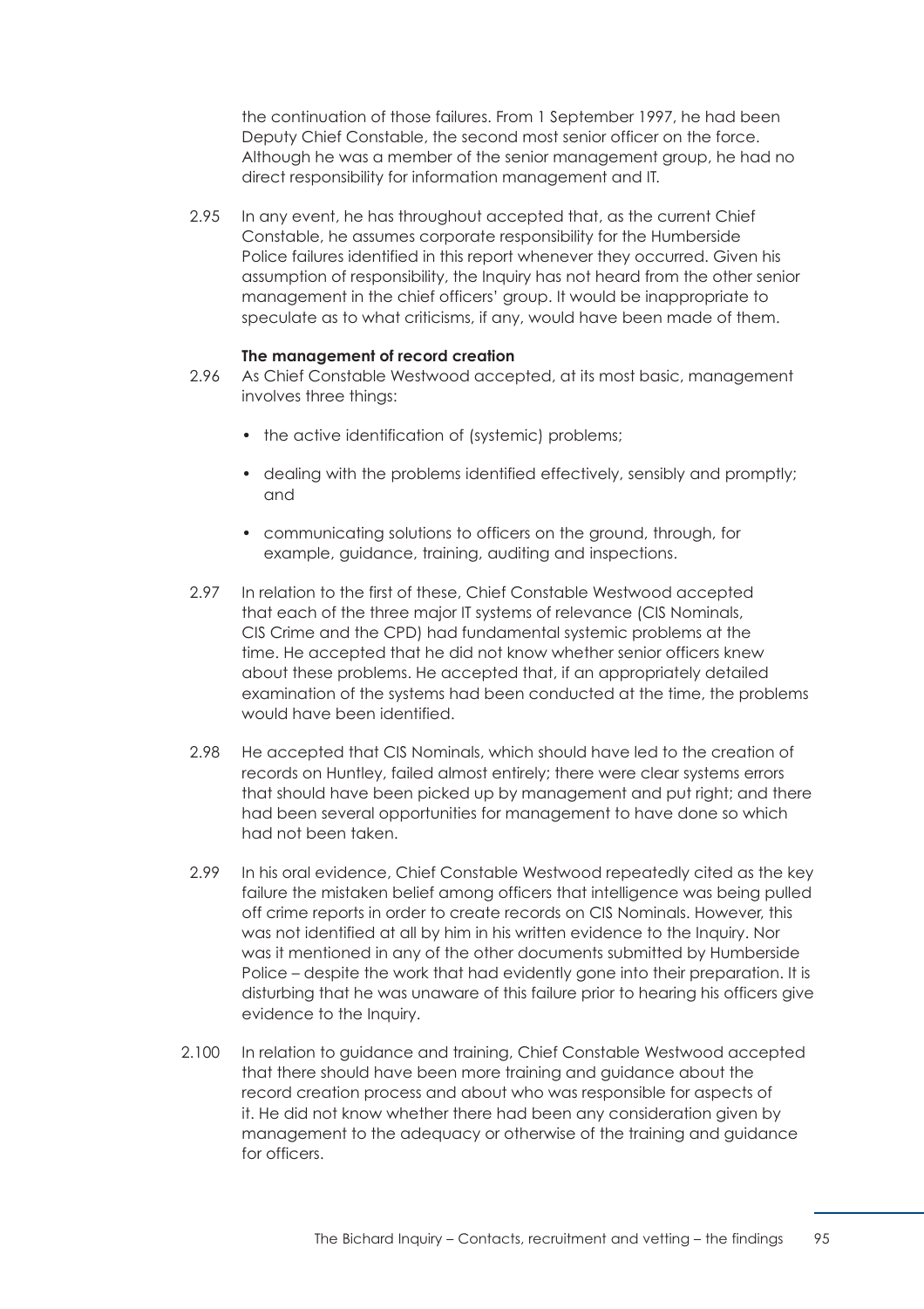the continuation of those failures. From 1 September 1997, he had been Deputy Chief Constable, the second most senior officer on the force. Although he was a member of the senior management group, he had no direct responsibility for information management and IT.

2.95 In any event, he has throughout accepted that, as the current Chief Constable, he assumes corporate responsibility for the Humberside Police failures identified in this report whenever they occurred. Given his assumption of responsibility, the Inquiry has not heard from the other senior management in the chief officers' group. It would be inappropriate to speculate as to what criticisms, if any, would have been made of them.

**The management of record creation**

2.96 As Chief Constable Westwood accepted, at its most basic, management involves three things:

- the active identification of (systemic) problems;
- dealing with the problems identified effectively, sensibly and promptly; and
- communicating solutions to officers on the ground, through, for example, guidance, training, auditing and inspections.

2.97 In relation to the first of these, Chief Constable Westwood accepted that each of the three major IT systems of relevance (CIS Nominals, CIS Crime and the CPD) had fundamental systemic problems at the time. He accepted that he did not know whether senior officers knew about these problems. He accepted that, if an appropriately detailed examination of the systems had been conducted at the time, the problems would have been identified.

2.98 He accepted that CIS Nominals, which should have led to the creation of records on Huntley, failed almost entirely; there were clear systems errors that should have been picked up by management and put right; and there had been several opportunities for management to have done so which had not been taken.

2.99 In his oral evidence, Chief Constable Westwood repeatedly cited as the key failure the mistaken belief among officers that intelligence was being pulled off crime reports in order to create records on CIS Nominals. However, this was not identified at all by him in his written evidence to the Inquiry. Nor was it mentioned in any of the other documents submitted by Humberside Police – despite the work that had evidently gone into their preparation. It is disturbing that he was unaware of this failure prior to hearing his officers give evidence to the Inquiry.

2.100 In relation to guidance and training, Chief Constable Westwood accepted that there should have been more training and guidance about the record creation process and about who was responsible for aspects of it. He did not know whether there had been any consideration given by management to the adequacy or otherwise of the training and guidance for officers.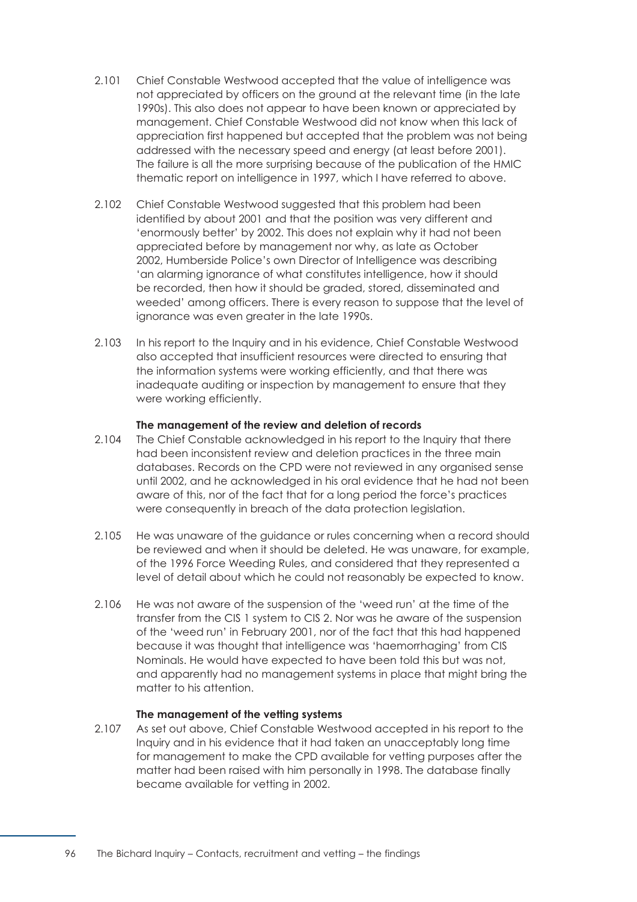2.101 Chief Constable Westwood accepted that the value of intelligence was not appreciated by officers on the ground at the relevant time (in the late 1990s). This also does not appear to have been known or appreciated by management. Chief Constable Westwood did not know when this lack of appreciation first happened but accepted that the problem was not being addressed with the necessary speed and energy (at least before 2001). The failure is all the more surprising because of the publication of the HMIC thematic report on intelligence in 1997, which I have referred to above.

2.102 Chief Constable Westwood suggested that this problem had been identified by about 2001 and that the position was very different and 'enormously better' by 2002. This does not explain why it had not been appreciated before by management nor why, as late as October 2002, Humberside Police's own Director of Intelligence was describing 'an alarming ignorance of what constitutes intelligence, how it should be recorded, then how it should be graded, stored, disseminated and weeded' among officers. There is every reason to suppose that the level of ignorance was even greater in the late 1990s.

2.103 In his report to the Inquiry and in his evidence, Chief Constable Westwood also accepted that insufficient resources were directed to ensuring that the information systems were working efficiently, and that there was inadequate auditing or inspection by management to ensure that they were working efficiently.

**The management of the review and deletion of records**

2.104 The Chief Constable acknowledged in his report to the Inquiry that there had been inconsistent review and deletion practices in the three main databases. Records on the CPD were not reviewed in any organised sense until 2002, and he acknowledged in his oral evidence that he had not been aware of this, nor of the fact that for a long period the force's practices were consequently in breach of the data protection legislation.

2.105 He was unaware of the guidance or rules concerning when a record should be reviewed and when it should be deleted. He was unaware, for example, of the 1996 Force Weeding Rules, and considered that they represented a level of detail about which he could not reasonably be expected to know.

2.106 He was not aware of the suspension of the 'weed run' at the time of the transfer from the CIS 1 system to CIS 2. Nor was he aware of the suspension of the 'weed run' in February 2001, nor of the fact that this had happened because it was thought that intelligence was 'haemorrhaging' from CIS Nominals. He would have expected to have been told this but was not, and apparently had no management systems in place that might bring the matter to his attention.

**The management of the vetting systems**

2.107 As set out above, Chief Constable Westwood accepted in his report to the Inquiry and in his evidence that it had taken an unacceptably long time for management to make the CPD available for vetting purposes after the matter had been raised with him personally in 1998. The database finally became available for vetting in 2002.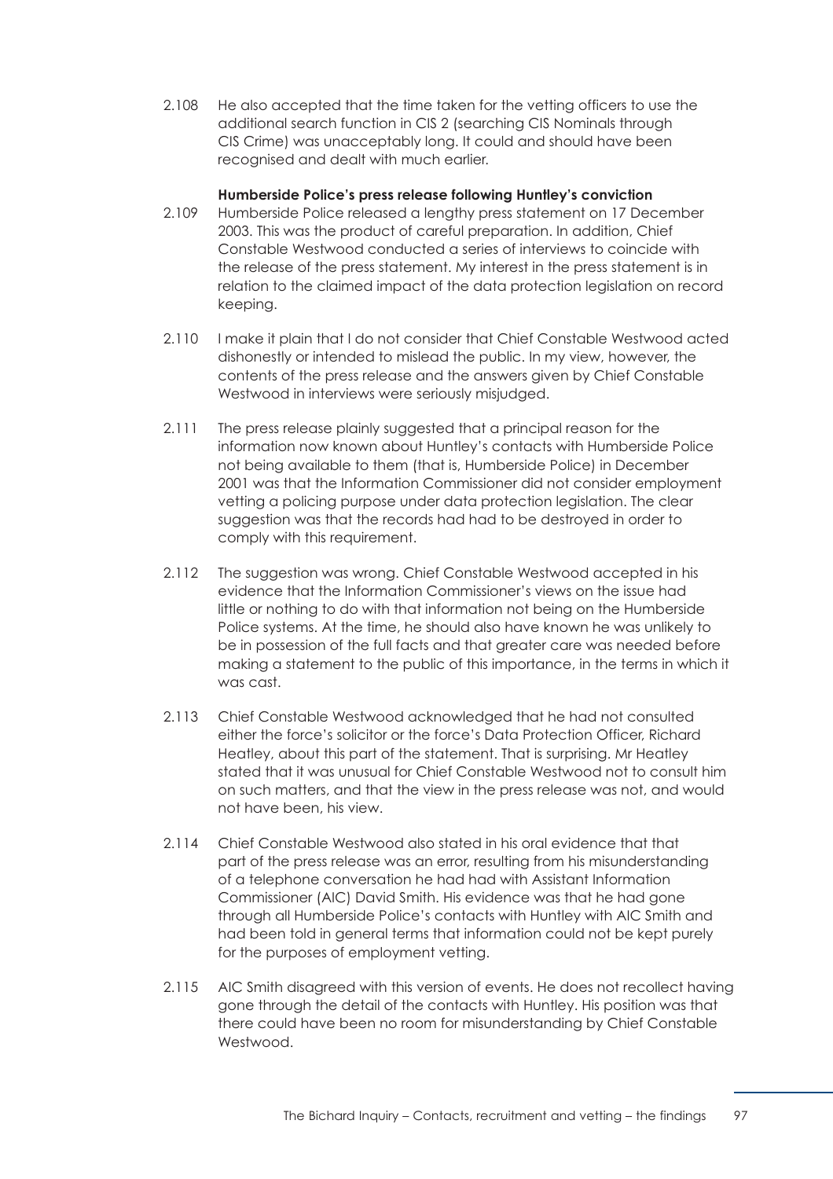2.108 He also accepted that the time taken for the vetting officers to use the additional search function in CIS 2 (searching CIS Nominals through CIS Crime) was unacceptably long. It could and should have been recognised and dealt with much earlier.

**Humberside Police's press release following Huntley's conviction**

2.109 Humberside Police released a lengthy press statement on 17 December 2003. This was the product of careful preparation. In addition, Chief Constable Westwood conducted a series of interviews to coincide with the release of the press statement. My interest in the press statement is in relation to the claimed impact of the data protection legislation on record keeping.

2.110 I make it plain that I do not consider that Chief Constable Westwood acted dishonestly or intended to mislead the public. In my view, however, the contents of the press release and the answers given by Chief Constable Westwood in interviews were seriously misjudged.

2.111 The press release plainly suggested that a principal reason for the information now known about Huntley's contacts with Humberside Police not being available to them (that is, Humberside Police) in December 2001 was that the Information Commissioner did not consider employment vetting a policing purpose under data protection legislation. The clear suggestion was that the records had had to be destroyed in order to comply with this requirement.

2.112 The suggestion was wrong. Chief Constable Westwood accepted in his evidence that the Information Commissioner's views on the issue had little or nothing to do with that information not being on the Humberside Police systems. At the time, he should also have known he was unlikely to be in possession of the full facts and that greater care was needed before making a statement to the public of this importance, in the terms in which it was cast.

2.113 Chief Constable Westwood acknowledged that he had not consulted either the force's solicitor or the force's Data Protection Officer, Richard Heatley, about this part of the statement. That is surprising. Mr Heatley stated that it was unusual for Chief Constable Westwood not to consult him on such matters, and that the view in the press release was not, and would not have been, his view.

2.114 Chief Constable Westwood also stated in his oral evidence that that part of the press release was an error, resulting from his misunderstanding of a telephone conversation he had had with Assistant Information Commissioner (AIC) David Smith. His evidence was that he had gone through all Humberside Police's contacts with Huntley with AIC Smith and had been told in general terms that information could not be kept purely for the purposes of employment vetting.

2.115 AIC Smith disagreed with this version of events. He does not recollect having gone through the detail of the contacts with Huntley. His position was that there could have been no room for misunderstanding by Chief Constable Westwood.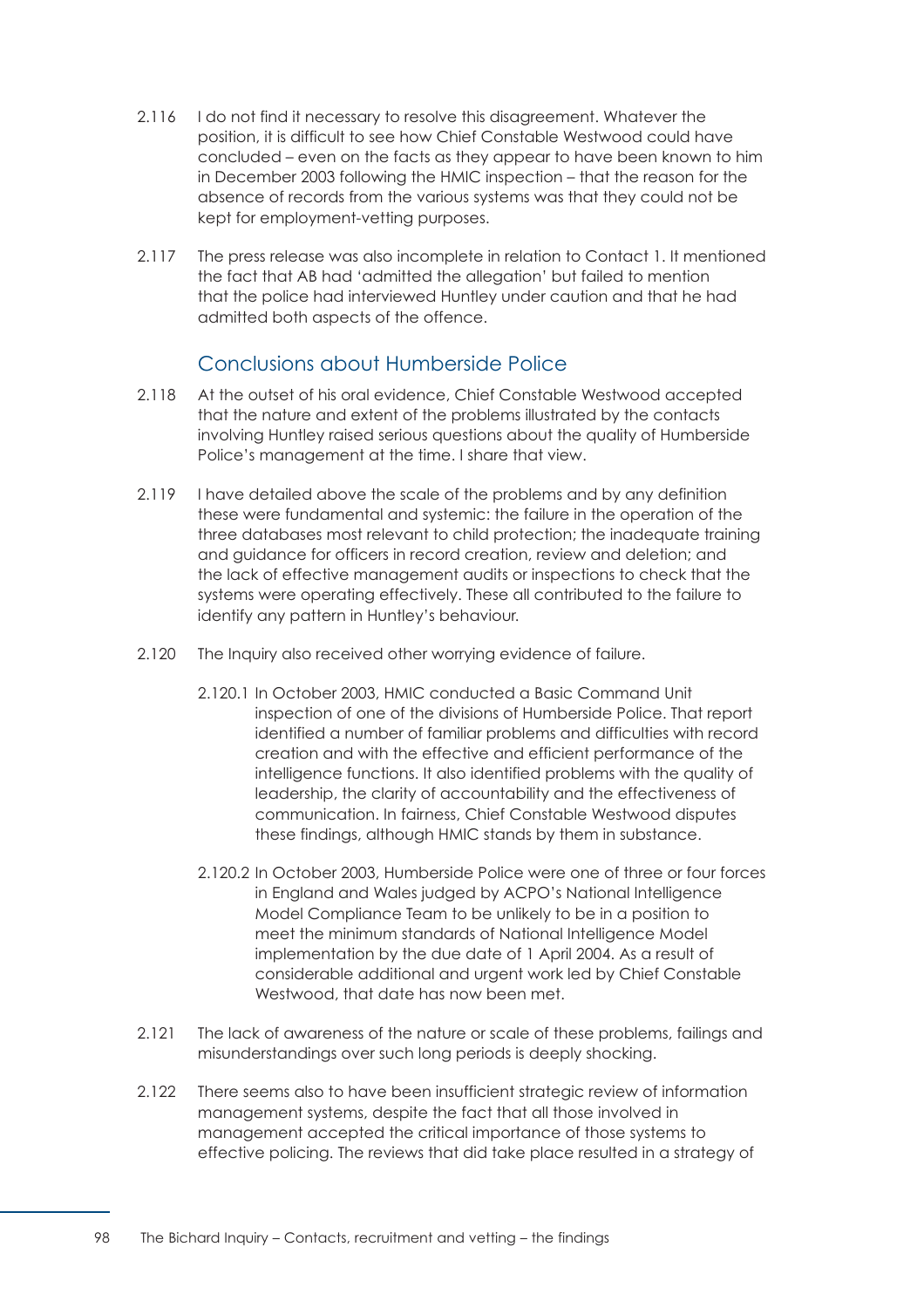2.116 I do not find it necessary to resolve this disagreement. Whatever the position, it is difficult to see how Chief Constable Westwood could have concluded – even on the facts as they appear to have been known to him in December 2003 following the HMIC inspection – that the reason for the absence of records from the various systems was that they could not be kept for employment-vetting purposes.

2.117 The press release was also incomplete in relation to Contact 1. It mentioned the fact that AB had 'admitted the allegation' but failed to mention that the police had interviewed Huntley under caution and that he had admitted both aspects of the offence.

## Conclusions about Humberside Police

2.118 At the outset of his oral evidence, Chief Constable Westwood accepted that the nature and extent of the problems illustrated by the contacts involving Huntley raised serious questions about the quality of Humberside Police's management at the time. I share that view.

2.119 I have detailed above the scale of the problems and by any definition these were fundamental and systemic: the failure in the operation of the three databases most relevant to child protection; the inadequate training and guidance for officers in record creation, review and deletion; and the lack of effective management audits or inspections to check that the systems were operating effectively. These all contributed to the failure to identify any pattern in Huntley's behaviour.

2.120 The Inquiry also received other worrying evidence of failure.

2.120.1 In October 2003, HMIC conducted a Basic Command Unit inspection of one of the divisions of Humberside Police. That report identified a number of familiar problems and difficulties with record creation and with the effective and efficient performance of the intelligence functions. It also identified problems with the quality of leadership, the clarity of accountability and the effectiveness of communication. In fairness, Chief Constable Westwood disputes these findings, although HMIC stands by them in substance.

2.120.2 In October 2003, Humberside Police were one of three or four forces in England and Wales judged by ACPO's National Intelligence Model Compliance Team to be unlikely to be in a position to meet the minimum standards of National Intelligence Model implementation by the due date of 1 April 2004. As a result of considerable additional and urgent work led by Chief Constable Westwood, that date has now been met.

2.121 The lack of awareness of the nature or scale of these problems, failings and misunderstandings over such long periods is deeply shocking.

2.122 There seems also to have been insufficient strategic review of information management systems, despite the fact that all those involved in management accepted the critical importance of those systems to effective policing. The reviews that did take place resulted in a strategy of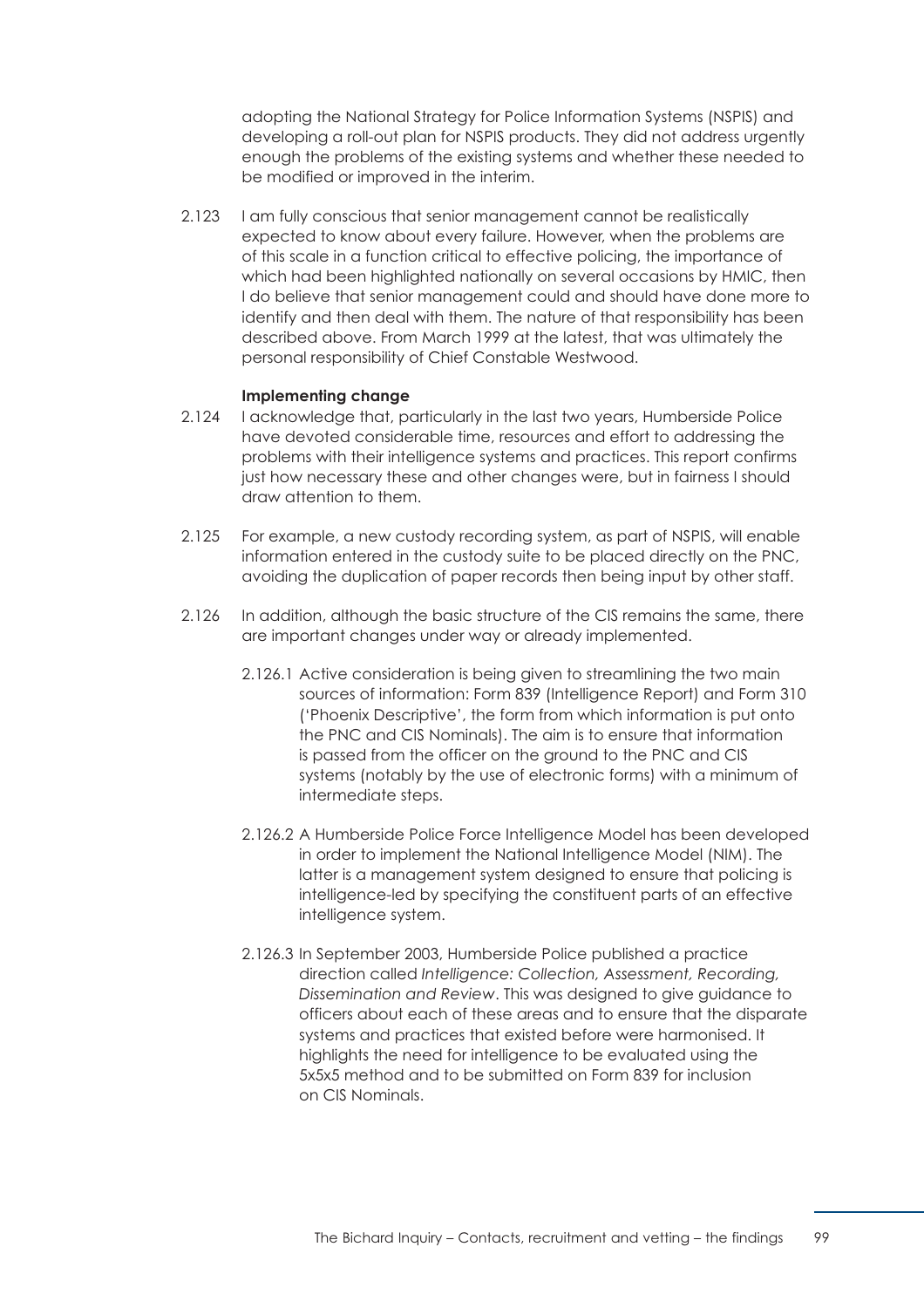adopting the National Strategy for Police Information Systems (NSPIS) and developing a roll-out plan for NSPIS products. They did not address urgently enough the problems of the existing systems and whether these needed to be modified or improved in the interim.

2.123 I am fully conscious that senior management cannot be realistically expected to know about every failure. However, when the problems are of this scale in a function critical to effective policing, the importance of which had been highlighted nationally on several occasions by HMIC, then I do believe that senior management could and should have done more to identify and then deal with them. The nature of that responsibility has been described above. From March 1999 at the latest, that was ultimately the personal responsibility of Chief Constable Westwood.

**Implementing change**

2.124 I acknowledge that, particularly in the last two years, Humberside Police have devoted considerable time, resources and effort to addressing the problems with their intelligence systems and practices. This report confirms just how necessary these and other changes were, but in fairness I should draw attention to them.

2.125 For example, a new custody recording system, as part of NSPIS, will enable information entered in the custody suite to be placed directly on the PNC, avoiding the duplication of paper records then being input by other staff.

2.126 In addition, although the basic structure of the CIS remains the same, there are important changes under way or already implemented.

2.126.1 Active consideration is being given to streamlining the two main sources of information: Form 839 (Intelligence Report) and Form 310 ('Phoenix Descriptive', the form from which information is put onto the PNC and CIS Nominals). The aim is to ensure that information is passed from the officer on the ground to the PNC and CIS systems (notably by the use of electronic forms) with a minimum of intermediate steps.

2.126.2 A Humberside Police Force Intelligence Model has been developed in order to implement the National Intelligence Model (NIM). The latter is a management system designed to ensure that policing is intelligence-led by specifying the constituent parts of an effective intelligence system.

2.126.3 In September 2003, Humberside Police published a practice direction called *Intelligence: Collection, Assessment, Recording, Dissemination and Review*. This was designed to give guidance to officers about each of these areas and to ensure that the disparate systems and practices that existed before were harmonised. It highlights the need for intelligence to be evaluated using the 5x5x5 method and to be submitted on Form 839 for inclusion on CIS Nominals.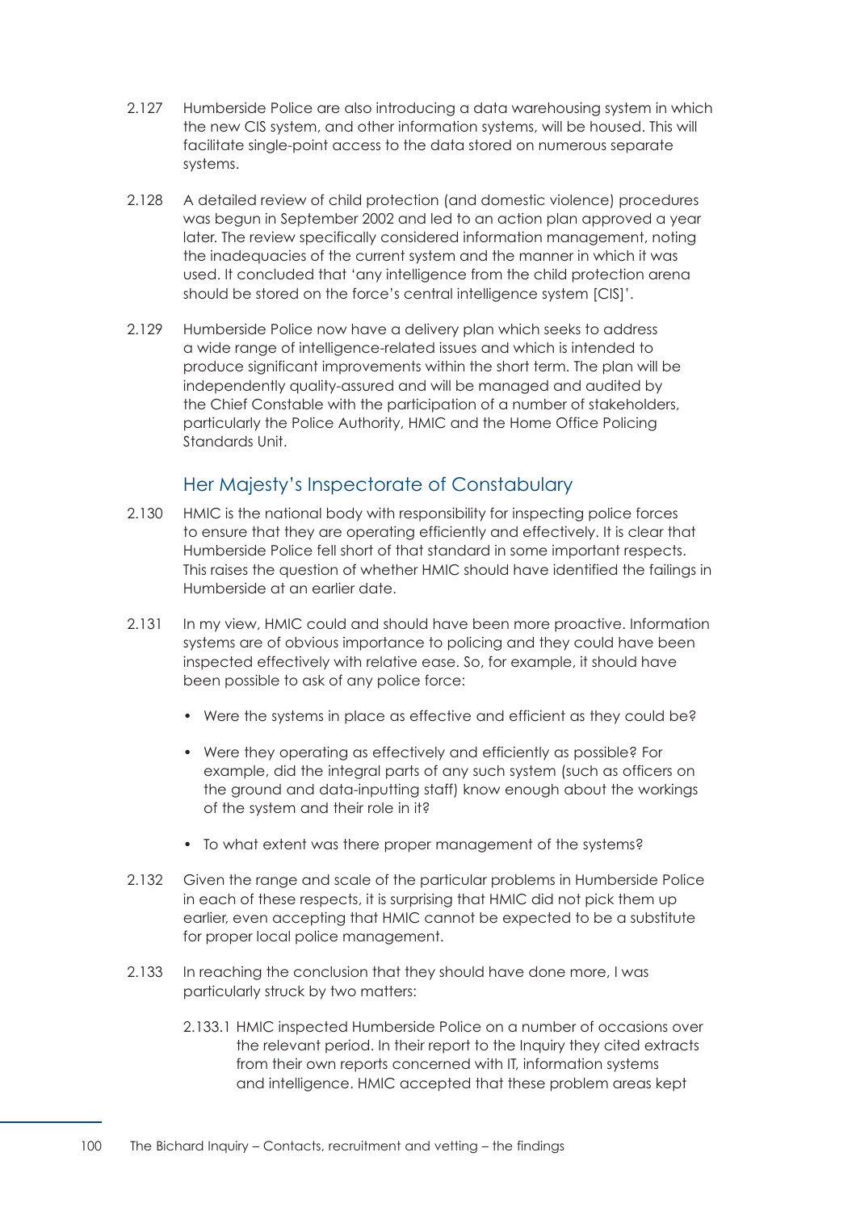2.127 Humberside Police are also introducing a data warehousing system in which the new CIS system, and other information systems, will be housed. This will facilitate single-point access to the data stored on numerous separate systems.

2.128 A detailed review of child protection (and domestic violence) procedures was begun in September 2002 and led to an action plan approved a year later. The review specifically considered information management, noting the inadequacies of the current system and the manner in which it was used. It concluded that 'any intelligence from the child protection arena should be stored on the force's central intelligence system [CIS]'.

2.129 Humberside Police now have a delivery plan which seeks to address a wide range of intelligence-related issues and which is intended to produce significant improvements within the short term. The plan will be independently quality-assured and will be managed and audited by the Chief Constable with the participation of a number of stakeholders, particularly the Police Authority, HMIC and the Home Office Policing Standards Unit.

## Her Majesty's Inspectorate of Constabulary

2.130 HMIC is the national body with responsibility for inspecting police forces to ensure that they are operating efficiently and effectively. It is clear that Humberside Police fell short of that standard in some important respects. This raises the question of whether HMIC should have identified the failings in Humberside at an earlier date.

2.131 In my view, HMIC could and should have been more proactive. Information systems are of obvious importance to policing and they could have been inspected effectively with relative ease. So, for example, it should have been possible to ask of any police force:

- Were the systems in place as effective and efficient as they could be?
- Were they operating as effectively and efficiently as possible? For example, did the integral parts of any such system (such as officers on the ground and data-inputting staff) know enough about the workings of the system and their role in it?
- To what extent was there proper management of the systems?

2.132 Given the range and scale of the particular problems in Humberside Police in each of these respects, it is surprising that HMIC did not pick them up earlier, even accepting that HMIC cannot be expected to be a substitute for proper local police management.

2.133 In reaching the conclusion that they should have done more, I was particularly struck by two matters:

2.133.1 HMIC inspected Humberside Police on a number of occasions over the relevant period. In their report to the Inquiry they cited extracts from their own reports concerned with IT, information systems and intelligence. HMIC accepted that these problem areas kept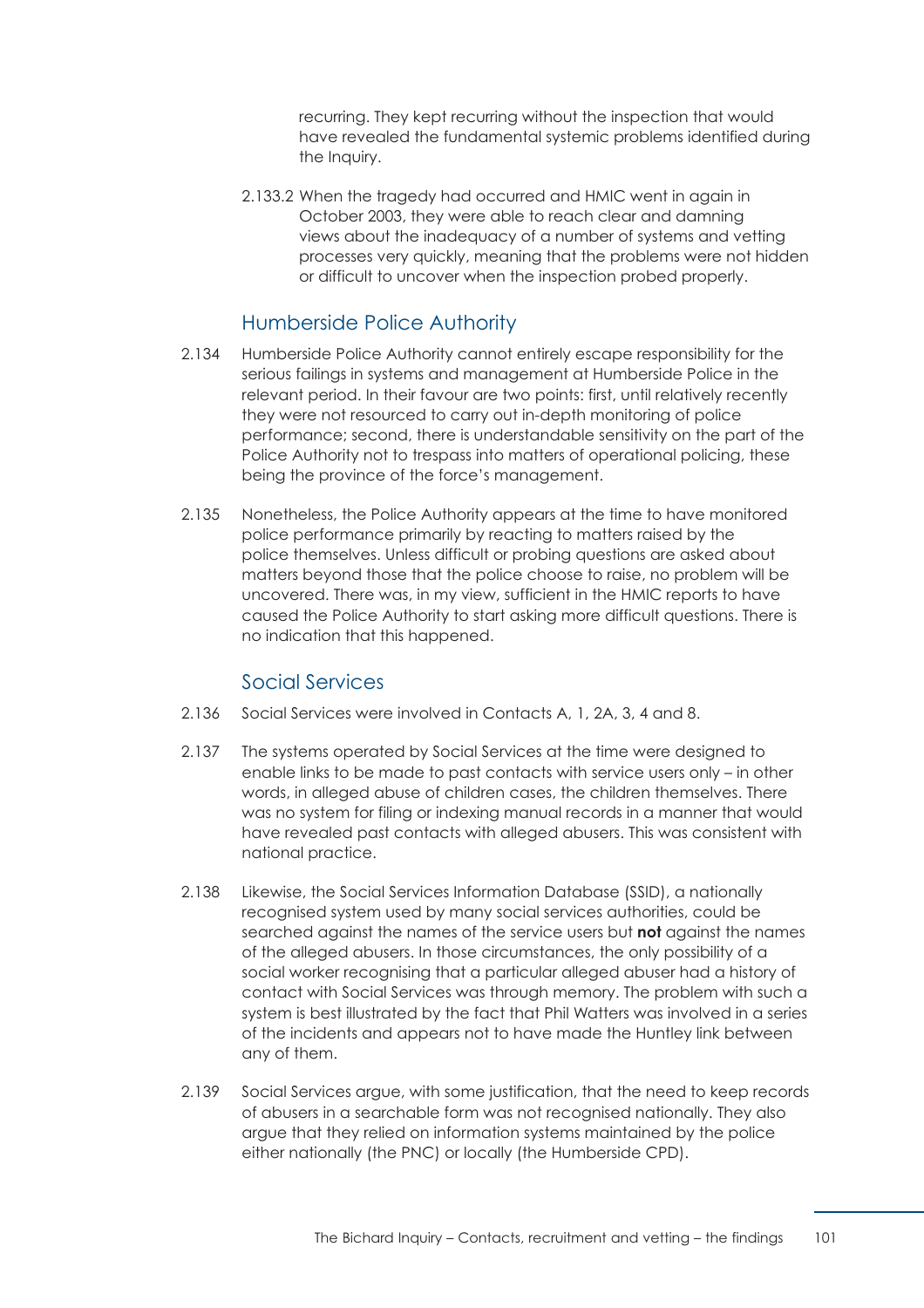recurring. They kept recurring without the inspection that would have revealed the fundamental systemic problems identified during the Inquiry.

2.133.2 When the tragedy had occurred and HMIC went in again in October 2003, they were able to reach clear and damning views about the inadequacy of a number of systems and vetting processes very quickly, meaning that the problems were not hidden or difficult to uncover when the inspection probed properly.

## Humberside Police Authority

2.134 Humberside Police Authority cannot entirely escape responsibility for the serious failings in systems and management at Humberside Police in the relevant period. In their favour are two points: first, until relatively recently they were not resourced to carry out in-depth monitoring of police performance; second, there is understandable sensitivity on the part of the Police Authority not to trespass into matters of operational policing, these being the province of the force's management.

2.135 Nonetheless, the Police Authority appears at the time to have monitored police performance primarily by reacting to matters raised by the police themselves. Unless difficult or probing questions are asked about matters beyond those that the police choose to raise, no problem will be uncovered. There was, in my view, sufficient in the HMIC reports to have caused the Police Authority to start asking more difficult questions. There is no indication that this happened.

## Social Services

2.136 Social Services were involved in Contacts A, 1, 2A, 3, 4 and 8.

2.137 The systems operated by Social Services at the time were designed to enable links to be made to past contacts with service users only – in other words, in alleged abuse of children cases, the children themselves. There was no system for filing or indexing manual records in a manner that would have revealed past contacts with alleged abusers. This was consistent with national practice.

2.138 Likewise, the Social Services Information Database (SSID), a nationally recognised system used by many social services authorities, could be searched against the names of the service users but **not** against the names of the alleged abusers. In those circumstances, the only possibility of a social worker recognising that a particular alleged abuser had a history of contact with Social Services was through memory. The problem with such a system is best illustrated by the fact that Phil Watters was involved in a series of the incidents and appears not to have made the Huntley link between any of them.

2.139 Social Services argue, with some justification, that the need to keep records of abusers in a searchable form was not recognised nationally. They also argue that they relied on information systems maintained by the police either nationally (the PNC) or locally (the Humberside CPD).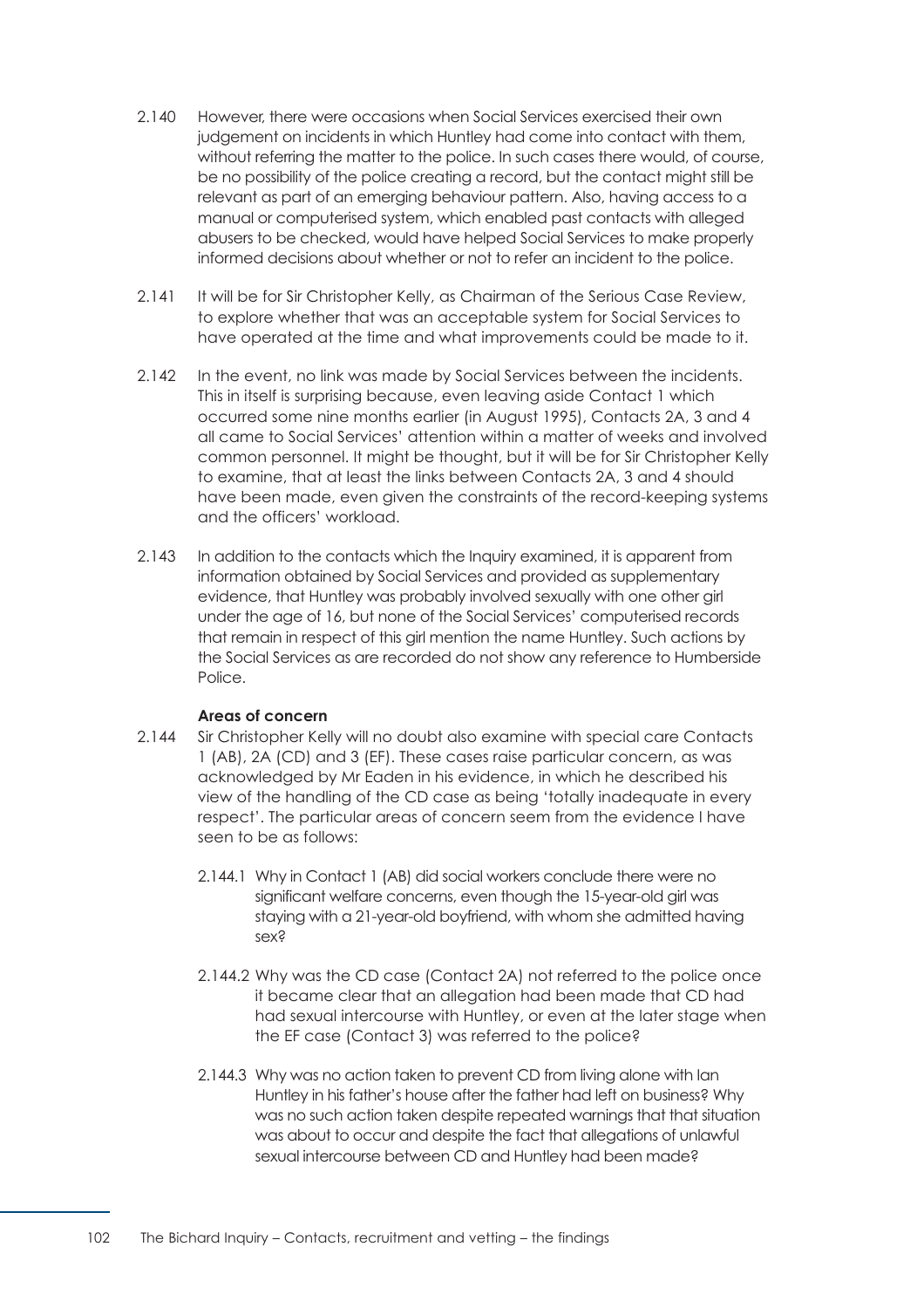2.140 However, there were occasions when Social Services exercised their own judgement on incidents in which Huntley had come into contact with them, without referring the matter to the police. In such cases there would, of course, be no possibility of the police creating a record, but the contact might still be relevant as part of an emerging behaviour pattern. Also, having access to a manual or computerised system, which enabled past contacts with alleged abusers to be checked, would have helped Social Services to make properly informed decisions about whether or not to refer an incident to the police.

2.141 It will be for Sir Christopher Kelly, as Chairman of the Serious Case Review, to explore whether that was an acceptable system for Social Services to have operated at the time and what improvements could be made to it.

2.142 In the event, no link was made by Social Services between the incidents. This in itself is surprising because, even leaving aside Contact 1 which occurred some nine months earlier (in August 1995), Contacts 2A, 3 and 4 all came to Social Services' attention within a matter of weeks and involved common personnel. It might be thought, but it will be for Sir Christopher Kelly to examine, that at least the links between Contacts 2A, 3 and 4 should have been made, even given the constraints of the record-keeping systems and the officers' workload.

2.143 In addition to the contacts which the Inquiry examined, it is apparent from information obtained by Social Services and provided as supplementary evidence, that Huntley was probably involved sexually with one other girl under the age of 16, but none of the Social Services' computerised records that remain in respect of this girl mention the name Huntley. Such actions by the Social Services as are recorded do not show any reference to Humberside Police.

**Areas of concern**

2.144 Sir Christopher Kelly will no doubt also examine with special care Contacts 1 (AB), 2A (CD) and 3 (EF). These cases raise particular concern, as was acknowledged by Mr Eaden in his evidence, in which he described his view of the handling of the CD case as being 'totally inadequate in every respect'. The particular areas of concern seem from the evidence I have seen to be as follows:

2.144.1 Why in Contact 1 (AB) did social workers conclude there were no significant welfare concerns, even though the 15-year-old girl was staying with a 21-year-old boyfriend, with whom she admitted having sex?

2.144.2 Why was the CD case (Contact 2A) not referred to the police once it became clear that an allegation had been made that CD had had sexual intercourse with Huntley, or even at the later stage when the EF case (Contact 3) was referred to the police?

2.144.3 Why was no action taken to prevent CD from living alone with Ian Huntley in his father's house after the father had left on business? Why was no such action taken despite repeated warnings that that situation was about to occur and despite the fact that allegations of unlawful sexual intercourse between CD and Huntley had been made?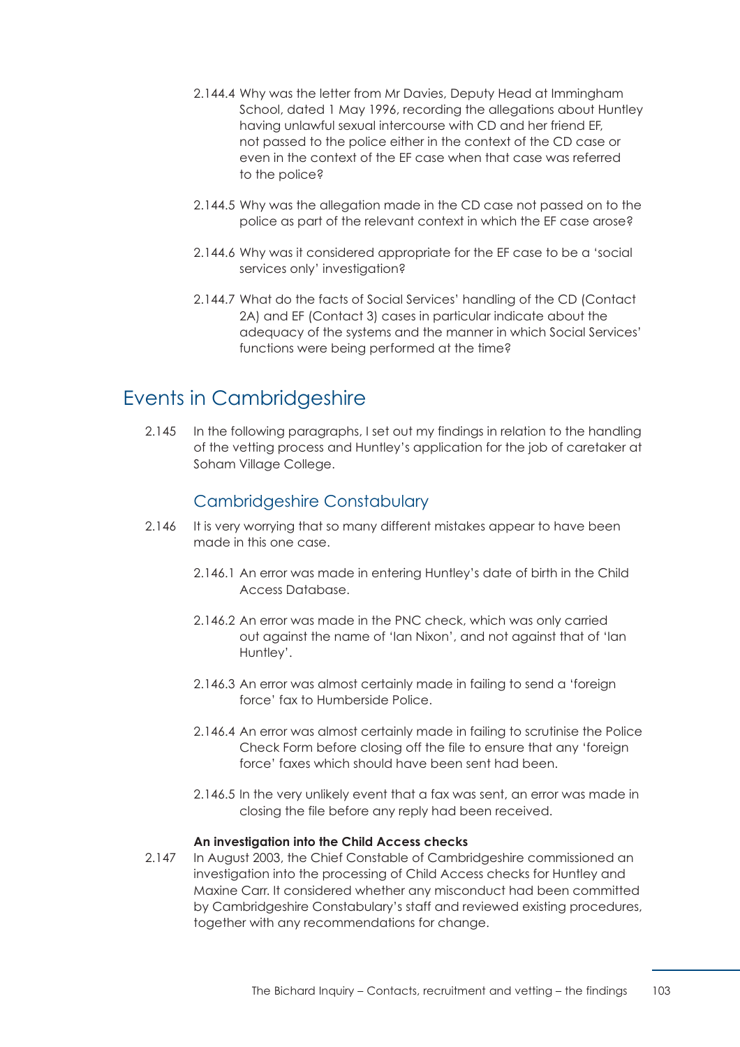2.144.4 Why was the letter from Mr Davies, Deputy Head at Immingham School, dated 1 May 1996, recording the allegations about Huntley having unlawful sexual intercourse with CD and her friend EF, not passed to the police either in the context of the CD case or even in the context of the EF case when that case was referred to the police?

2.144.5 Why was the allegation made in the CD case not passed on to the police as part of the relevant context in which the EF case arose?

2.144.6 Why was it considered appropriate for the EF case to be a 'social services only' investigation?

2.144.7 What do the facts of Social Services' handling of the CD (Contact 2A) and EF (Contact 3) cases in particular indicate about the adequacy of the systems and the manner in which Social Services' functions were being performed at the time?

## Events in Cambridgeshire

2.145 In the following paragraphs, I set out my findings in relation to the handling of the vetting process and Huntley's application for the job of caretaker at Soham Village College.

### Cambridgeshire Constabulary

2.146 It is very worrying that so many different mistakes appear to have been made in this one case.

2.146.1 An error was made in entering Huntley's date of birth in the Child Access Database.

2.146.2 An error was made in the PNC check, which was only carried out against the name of 'Ian Nixon', and not against that of 'Ian Huntley'.

2.146.3 An error was almost certainly made in failing to send a 'foreign force' fax to Humberside Police.

2.146.4 An error was almost certainly made in failing to scrutinise the Police Check Form before closing off the file to ensure that any 'foreign force' faxes which should have been sent had been.

2.146.5 In the very unlikely event that a fax was sent, an error was made in closing the file before any reply had been received.

**An investigation into the Child Access checks**

2.147 In August 2003, the Chief Constable of Cambridgeshire commissioned an investigation into the processing of Child Access checks for Huntley and Maxine Carr. It considered whether any misconduct had been committed by Cambridgeshire Constabulary's staff and reviewed existing procedures, together with any recommendations for change.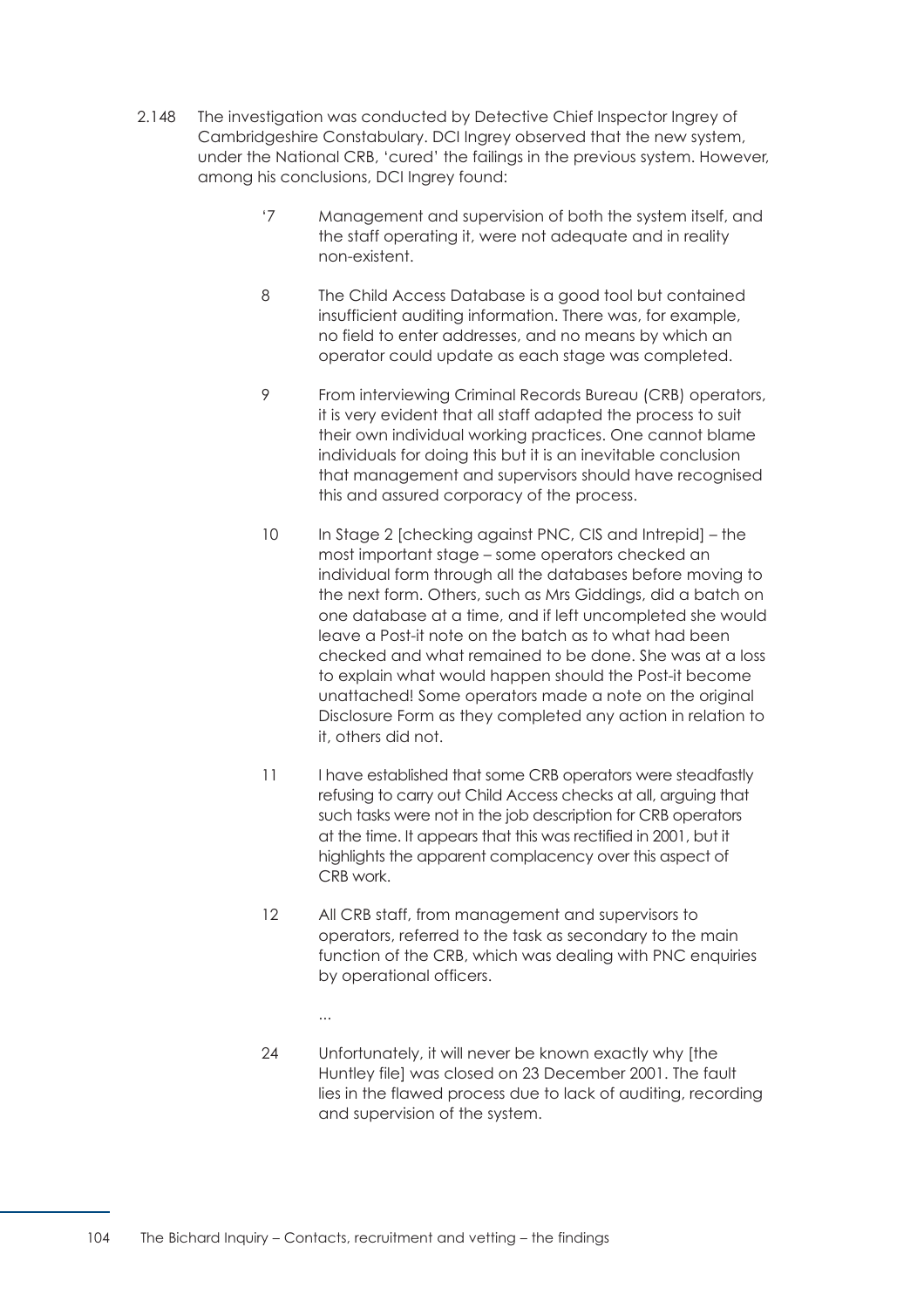2.148 The investigation was conducted by Detective Chief Inspector Ingrey of Cambridgeshire Constabulary. DCI Ingrey observed that the new system, under the National CRB, 'cured' the failings in the previous system. However, among his conclusions, DCI Ingrey found:

> '7 Management and supervision of both the system itself, and the staff operating it, were not adequate and in reality non-existent.
>
> 8 The Child Access Database is a good tool but contained insufficient auditing information. There was, for example, no field to enter addresses, and no means by which an operator could update as each stage was completed.
>
> 9 From interviewing Criminal Records Bureau (CRB) operators, it is very evident that all staff adapted the process to suit their own individual working practices. One cannot blame individuals for doing this but it is an inevitable conclusion that management and supervisors should have recognised this and assured corporacy of the process.
>
> 10 In Stage 2 [checking against PNC, CIS and Intrepid] – the most important stage – some operators checked an individual form through all the databases before moving to the next form. Others, such as Mrs Giddings, did a batch on one database at a time, and if left uncompleted she would leave a Post-it note on the batch as to what had been checked and what remained to be done. She was at a loss to explain what would happen should the Post-it become unattached! Some operators made a note on the original Disclosure Form as they completed any action in relation to it, others did not.
>
> 11 I have established that some CRB operators were steadfastly refusing to carry out Child Access checks at all, arguing that such tasks were not in the job description for CRB operators at the time. It appears that this was rectified in 2001, but it highlights the apparent complacency over this aspect of CRB work.
>
> 12 All CRB staff, from management and supervisors to operators, referred to the task as secondary to the main function of the CRB, which was dealing with PNC enquiries by operational officers.
>
> ...
>
> 24 Unfortunately, it will never be known exactly why [the Huntley file] was closed on 23 December 2001. The fault lies in the flawed process due to lack of auditing, recording and supervision of the system.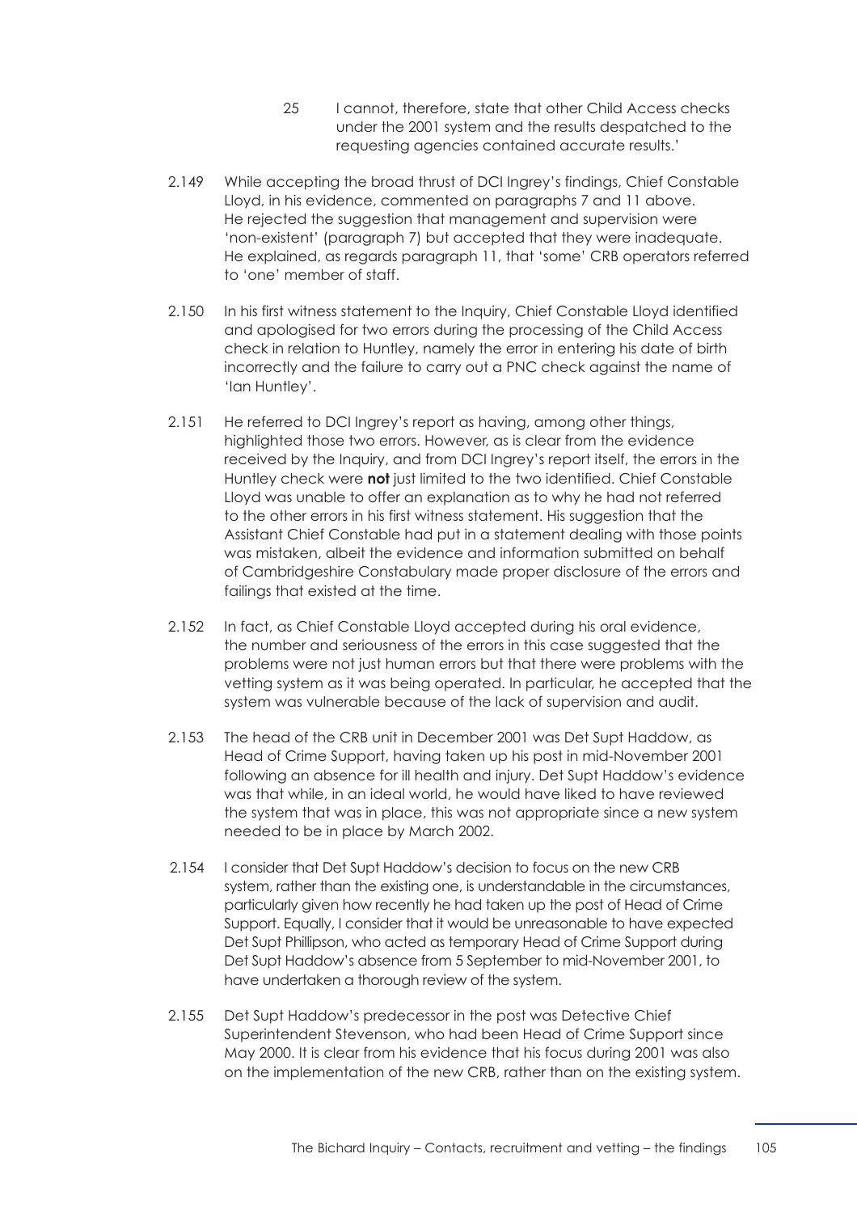25 I cannot, therefore, state that other Child Access checks under the 2001 system and the results despatched to the requesting agencies contained accurate results.'

2.149 While accepting the broad thrust of DCI Ingrey's findings, Chief Constable Lloyd, in his evidence, commented on paragraphs 7 and 11 above. He rejected the suggestion that management and supervision were 'non-existent' (paragraph 7) but accepted that they were inadequate. He explained, as regards paragraph 11, that 'some' CRB operators referred to 'one' member of staff.

2.150 In his first witness statement to the Inquiry, Chief Constable Lloyd identified and apologised for two errors during the processing of the Child Access check in relation to Huntley, namely the error in entering his date of birth incorrectly and the failure to carry out a PNC check against the name of 'Ian Huntley'.

2.151 He referred to DCI Ingrey's report as having, among other things, highlighted those two errors. However, as is clear from the evidence received by the Inquiry, and from DCI Ingrey's report itself, the errors in the Huntley check were **not** just limited to the two identified. Chief Constable Lloyd was unable to offer an explanation as to why he had not referred to the other errors in his first witness statement. His suggestion that the Assistant Chief Constable had put in a statement dealing with those points was mistaken, albeit the evidence and information submitted on behalf of Cambridgeshire Constabulary made proper disclosure of the errors and failings that existed at the time.

2.152 In fact, as Chief Constable Lloyd accepted during his oral evidence, the number and seriousness of the errors in this case suggested that the problems were not just human errors but that there were problems with the vetting system as it was being operated. In particular, he accepted that the system was vulnerable because of the lack of supervision and audit.

2.153 The head of the CRB unit in December 2001 was Det Supt Haddow, as Head of Crime Support, having taken up his post in mid-November 2001 following an absence for ill health and injury. Det Supt Haddow's evidence was that while, in an ideal world, he would have liked to have reviewed the system that was in place, this was not appropriate since a new system needed to be in place by March 2002.

2.154 I consider that Det Supt Haddow's decision to focus on the new CRB system, rather than the existing one, is understandable in the circumstances, particularly given how recently he had taken up the post of Head of Crime Support. Equally, I consider that it would be unreasonable to have expected Det Supt Phillipson, who acted as temporary Head of Crime Support during Det Supt Haddow's absence from 5 September to mid-November 2001, to have undertaken a thorough review of the system.

2.155 Det Supt Haddow's predecessor in the post was Detective Chief Superintendent Stevenson, who had been Head of Crime Support since May 2000. It is clear from his evidence that his focus during 2001 was also on the implementation of the new CRB, rather than on the existing system.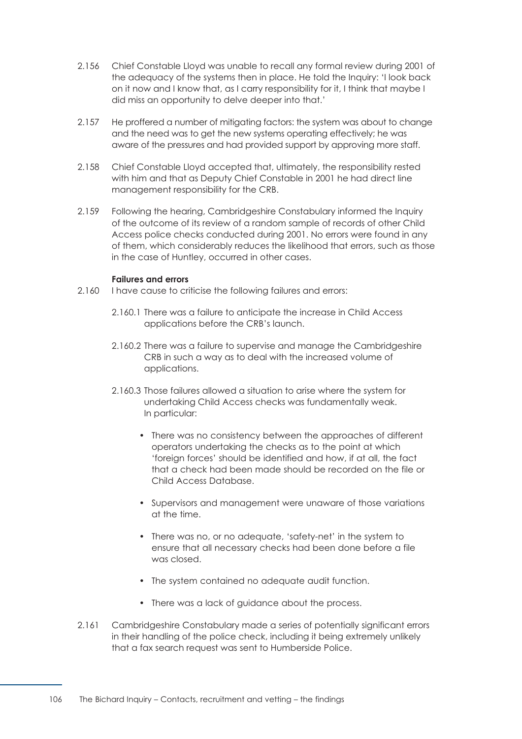2.156 Chief Constable Lloyd was unable to recall any formal review during 2001 of the adequacy of the systems then in place. He told the Inquiry: 'I look back on it now and I know that, as I carry responsibility for it, I think that maybe I did miss an opportunity to delve deeper into that.'

2.157 He proffered a number of mitigating factors: the system was about to change and the need was to get the new systems operating effectively; he was aware of the pressures and had provided support by approving more staff.

2.158 Chief Constable Lloyd accepted that, ultimately, the responsibility rested with him and that as Deputy Chief Constable in 2001 he had direct line management responsibility for the CRB.

2.159 Following the hearing, Cambridgeshire Constabulary informed the Inquiry of the outcome of its review of a random sample of records of other Child Access police checks conducted during 2001. No errors were found in any of them, which considerably reduces the likelihood that errors, such as those in the case of Huntley, occurred in other cases.

**Failures and errors**

2.160 I have cause to criticise the following failures and errors:

2.160.1 There was a failure to anticipate the increase in Child Access applications before the CRB's launch.

2.160.2 There was a failure to supervise and manage the Cambridgeshire CRB in such a way as to deal with the increased volume of applications.

2.160.3 Those failures allowed a situation to arise where the system for undertaking Child Access checks was fundamentally weak. In particular:

- There was no consistency between the approaches of different operators undertaking the checks as to the point at which 'foreign forces' should be identified and how, if at all, the fact that a check had been made should be recorded on the file or Child Access Database.
- Supervisors and management were unaware of those variations at the time.
- There was no, or no adequate, 'safety-net' in the system to ensure that all necessary checks had been done before a file was closed.
- The system contained no adequate audit function.
- There was a lack of guidance about the process.

2.161 Cambridgeshire Constabulary made a series of potentially significant errors in their handling of the police check, including it being extremely unlikely that a fax search request was sent to Humberside Police.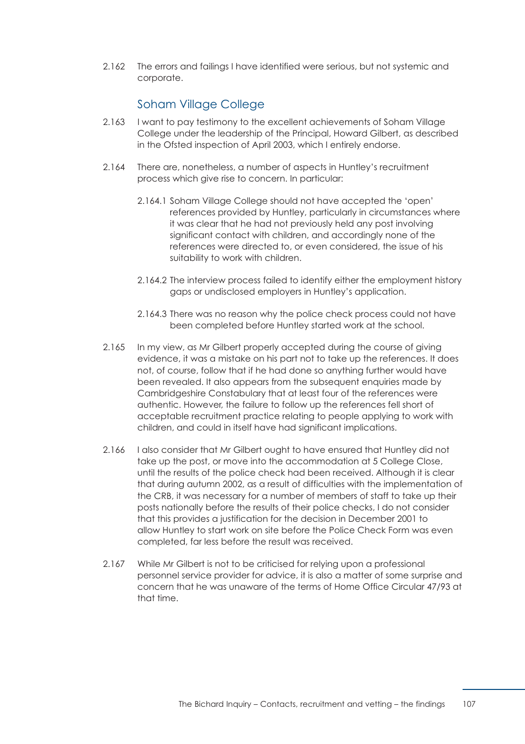2.162 The errors and failings I have identified were serious, but not systemic and corporate.

## Soham Village College

2.163 I want to pay testimony to the excellent achievements of Soham Village College under the leadership of the Principal, Howard Gilbert, as described in the Ofsted inspection of April 2003, which I entirely endorse.

2.164 There are, nonetheless, a number of aspects in Huntley's recruitment process which give rise to concern. In particular:

2.164.1 Soham Village College should not have accepted the 'open' references provided by Huntley, particularly in circumstances where it was clear that he had not previously held any post involving significant contact with children, and accordingly none of the references were directed to, or even considered, the issue of his suitability to work with children.

2.164.2 The interview process failed to identify either the employment history gaps or undisclosed employers in Huntley's application.

2.164.3 There was no reason why the police check process could not have been completed before Huntley started work at the school.

2.165 In my view, as Mr Gilbert properly accepted during the course of giving evidence, it was a mistake on his part not to take up the references. It does not, of course, follow that if he had done so anything further would have been revealed. It also appears from the subsequent enquiries made by Cambridgeshire Constabulary that at least four of the references were authentic. However, the failure to follow up the references fell short of acceptable recruitment practice relating to people applying to work with children, and could in itself have had significant implications.

2.166 I also consider that Mr Gilbert ought to have ensured that Huntley did not take up the post, or move into the accommodation at 5 College Close, until the results of the police check had been received. Although it is clear that during autumn 2002, as a result of difficulties with the implementation of the CRB, it was necessary for a number of members of staff to take up their posts nationally before the results of their police checks, I do not consider that this provides a justification for the decision in December 2001 to allow Huntley to start work on site before the Police Check Form was even completed, far less before the result was received.

2.167 While Mr Gilbert is not to be criticised for relying upon a professional personnel service provider for advice, it is also a matter of some surprise and concern that he was unaware of the terms of Home Office Circular 47/93 at that time.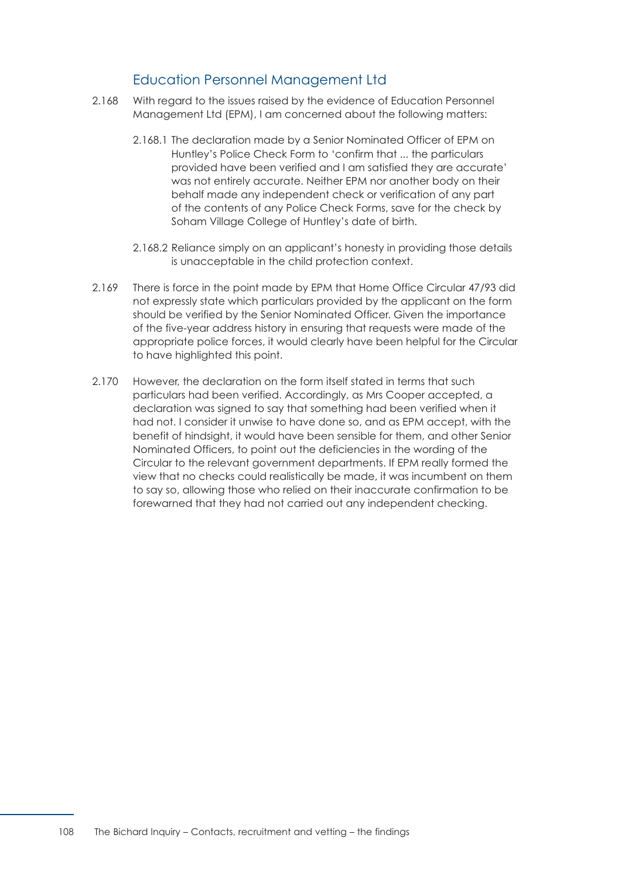## Education Personnel Management Ltd

2.168 With regard to the issues raised by the evidence of Education Personnel Management Ltd (EPM), I am concerned about the following matters:

2.168.1 The declaration made by a Senior Nominated Officer of EPM on Huntley's Police Check Form to 'confirm that ... the particulars provided have been verified and I am satisfied they are accurate' was not entirely accurate. Neither EPM nor another body on their behalf made any independent check or verification of any part of the contents of any Police Check Forms, save for the check by Soham Village College of Huntley's date of birth.

2.168.2 Reliance simply on an applicant's honesty in providing those details is unacceptable in the child protection context.

2.169 There is force in the point made by EPM that Home Office Circular 47/93 did not expressly state which particulars provided by the applicant on the form should be verified by the Senior Nominated Officer. Given the importance of the five-year address history in ensuring that requests were made of the appropriate police forces, it would clearly have been helpful for the Circular to have highlighted this point.

2.170 However, the declaration on the form itself stated in terms that such particulars had been verified. Accordingly, as Mrs Cooper accepted, a declaration was signed to say that something had been verified when it had not. I consider it unwise to have done so, and as EPM accept, with the benefit of hindsight, it would have been sensible for them, and other Senior Nominated Officers, to point out the deficiencies in the wording of the Circular to the relevant government departments. If EPM really formed the view that no checks could realistically be made, it was incumbent on them to say so, allowing those who relied on their inaccurate confirmation to be forewarned that they had not carried out any independent checking.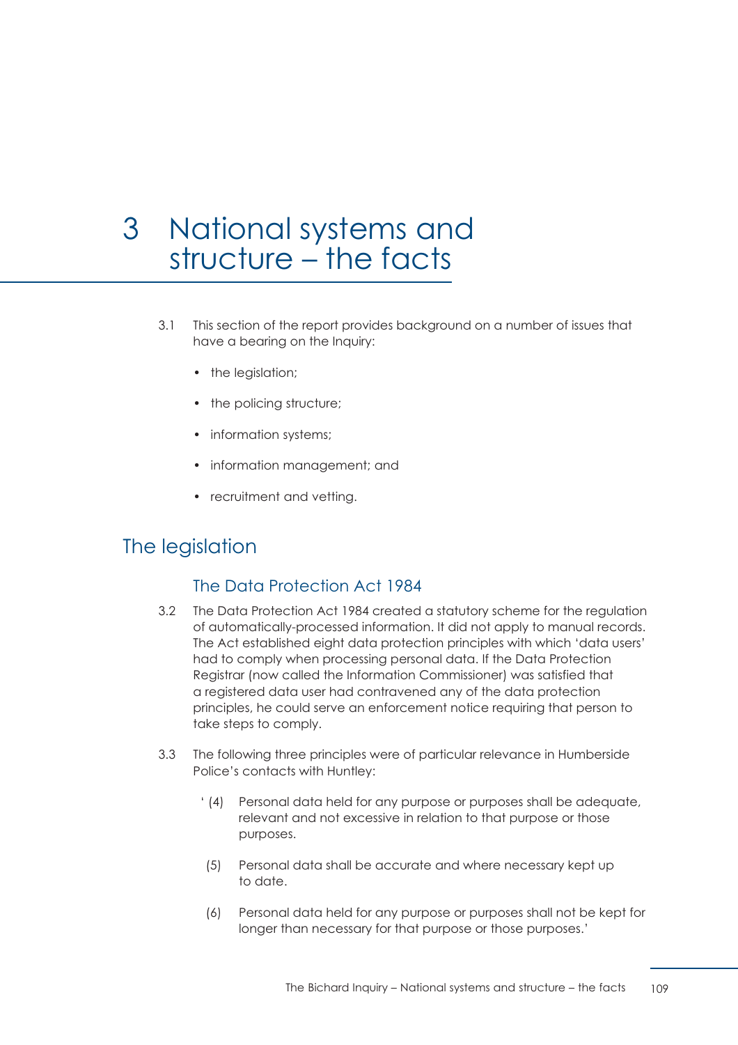# 3 National systems and structure – the facts

3.1 This section of the report provides background on a number of issues that have a bearing on the Inquiry:

- the legislation;
- the policing structure;
- information systems;
- information management; and
- recruitment and vetting.

## The legislation

### The Data Protection Act 1984

3.2 The Data Protection Act 1984 created a statutory scheme for the regulation of automatically-processed information. It did not apply to manual records. The Act established eight data protection principles with which 'data users' had to comply when processing personal data. If the Data Protection Registrar (now called the Information Commissioner) was satisfied that a registered data user had contravened any of the data protection principles, he could serve an enforcement notice requiring that person to take steps to comply.

3.3 The following three principles were of particular relevance in Humberside Police's contacts with Huntley:

> '(4) Personal data held for any purpose or purposes shall be adequate, relevant and not excessive in relation to that purpose or those purposes.
>
> (5) Personal data shall be accurate and where necessary kept up to date.
>
> (6) Personal data held for any purpose or purposes shall not be kept for longer than necessary for that purpose or those purposes.'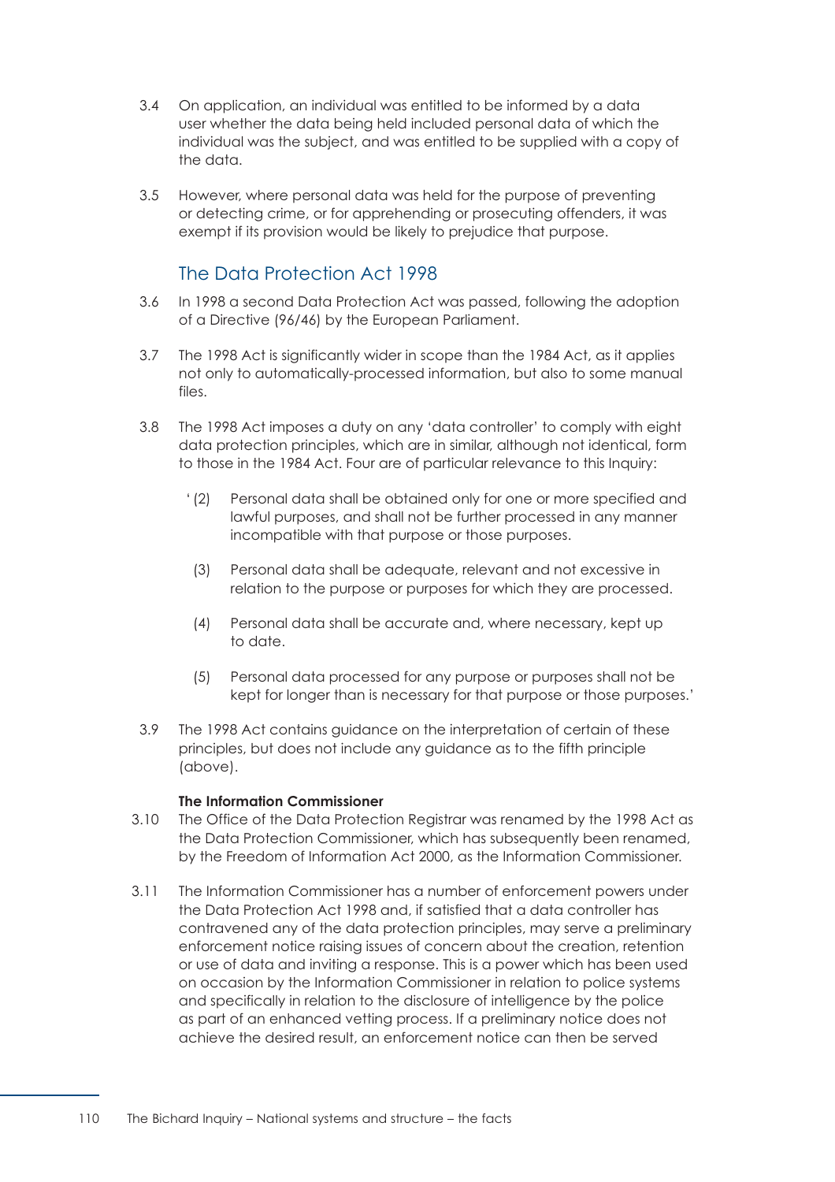3.4 On application, an individual was entitled to be informed by a data user whether the data being held included personal data of which the individual was the subject, and was entitled to be supplied with a copy of the data.

3.5 However, where personal data was held for the purpose of preventing or detecting crime, or for apprehending or prosecuting offenders, it was exempt if its provision would be likely to prejudice that purpose.

## The Data Protection Act 1998

3.6 In 1998 a second Data Protection Act was passed, following the adoption of a Directive (96/46) by the European Parliament.

3.7 The 1998 Act is significantly wider in scope than the 1984 Act, as it applies not only to automatically-processed information, but also to some manual files.

3.8 The 1998 Act imposes a duty on any 'data controller' to comply with eight data protection principles, which are in similar, although not identical, form to those in the 1984 Act. Four are of particular relevance to this Inquiry:

> '(2) Personal data shall be obtained only for one or more specified and lawful purposes, and shall not be further processed in any manner incompatible with that purpose or those purposes.
>
> (3) Personal data shall be adequate, relevant and not excessive in relation to the purpose or purposes for which they are processed.
>
> (4) Personal data shall be accurate and, where necessary, kept up to date.
>
> (5) Personal data processed for any purpose or purposes shall not be kept for longer than is necessary for that purpose or those purposes.'

3.9 The 1998 Act contains guidance on the interpretation of certain of these principles, but does not include any guidance as to the fifth principle (above).

**The Information Commissioner**

3.10 The Office of the Data Protection Registrar was renamed by the 1998 Act as the Data Protection Commissioner, which has subsequently been renamed, by the Freedom of Information Act 2000, as the Information Commissioner.

3.11 The Information Commissioner has a number of enforcement powers under the Data Protection Act 1998 and, if satisfied that a data controller has contravened any of the data protection principles, may serve a preliminary enforcement notice raising issues of concern about the creation, retention or use of data and inviting a response. This is a power which has been used on occasion by the Information Commissioner in relation to police systems and specifically in relation to the disclosure of intelligence by the police as part of an enhanced vetting process. If a preliminary notice does not achieve the desired result, an enforcement notice can then be served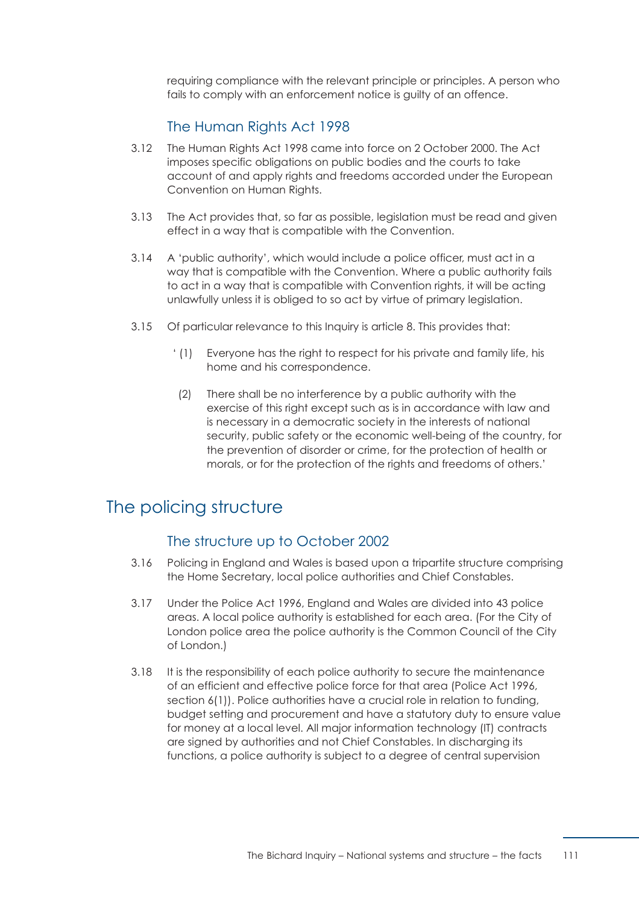requiring compliance with the relevant principle or principles. A person who fails to comply with an enforcement notice is guilty of an offence.

### The Human Rights Act 1998

3.12 The Human Rights Act 1998 came into force on 2 October 2000. The Act imposes specific obligations on public bodies and the courts to take account of and apply rights and freedoms accorded under the European Convention on Human Rights.

3.13 The Act provides that, so far as possible, legislation must be read and given effect in a way that is compatible with the Convention.

3.14 A 'public authority', which would include a police officer, must act in a way that is compatible with the Convention. Where a public authority fails to act in a way that is compatible with Convention rights, it will be acting unlawfully unless it is obliged to so act by virtue of primary legislation.

3.15 Of particular relevance to this Inquiry is article 8. This provides that:

> '(1) Everyone has the right to respect for his private and family life, his home and his correspondence.
>
> (2) There shall be no interference by a public authority with the exercise of this right except such as is in accordance with law and is necessary in a democratic society in the interests of national security, public safety or the economic well-being of the country, for the prevention of disorder or crime, for the protection of health or morals, or for the protection of the rights and freedoms of others.'

## The policing structure

### The structure up to October 2002

3.16 Policing in England and Wales is based upon a tripartite structure comprising the Home Secretary, local police authorities and Chief Constables.

3.17 Under the Police Act 1996, England and Wales are divided into 43 police areas. A local police authority is established for each area. (For the City of London police area the police authority is the Common Council of the City of London.)

3.18 It is the responsibility of each police authority to secure the maintenance of an efficient and effective police force for that area (Police Act 1996, section 6(1)). Police authorities have a crucial role in relation to funding, budget setting and procurement and have a statutory duty to ensure value for money at a local level. All major information technology (IT) contracts are signed by authorities and not Chief Constables. In discharging its functions, a police authority is subject to a degree of central supervision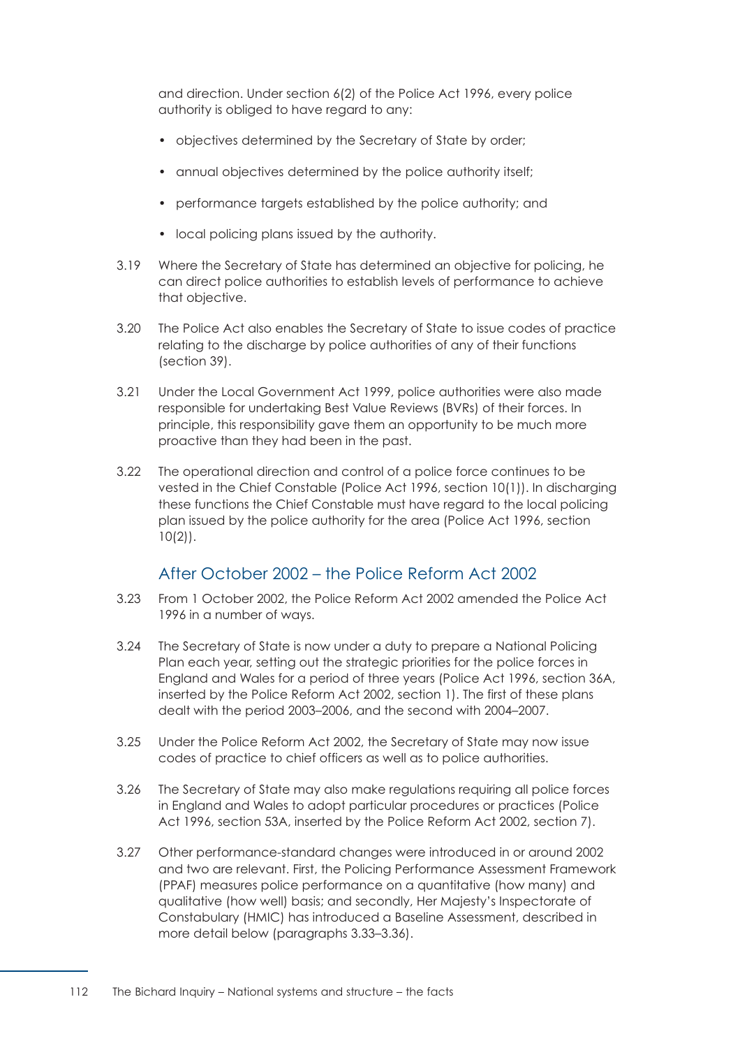and direction. Under section 6(2) of the Police Act 1996, every police authority is obliged to have regard to any:

- objectives determined by the Secretary of State by order;
- annual objectives determined by the police authority itself;
- performance targets established by the police authority; and
- local policing plans issued by the authority.

3.19 Where the Secretary of State has determined an objective for policing, he can direct police authorities to establish levels of performance to achieve that objective.

3.20 The Police Act also enables the Secretary of State to issue codes of practice relating to the discharge by police authorities of any of their functions (section 39).

3.21 Under the Local Government Act 1999, police authorities were also made responsible for undertaking Best Value Reviews (BVRs) of their forces. In principle, this responsibility gave them an opportunity to be much more proactive than they had been in the past.

3.22 The operational direction and control of a police force continues to be vested in the Chief Constable (Police Act 1996, section 10(1)). In discharging these functions the Chief Constable must have regard to the local policing plan issued by the police authority for the area (Police Act 1996, section 10(2)).

## After October 2002 – the Police Reform Act 2002

3.23 From 1 October 2002, the Police Reform Act 2002 amended the Police Act 1996 in a number of ways.

3.24 The Secretary of State is now under a duty to prepare a National Policing Plan each year, setting out the strategic priorities for the police forces in England and Wales for a period of three years (Police Act 1996, section 36A, inserted by the Police Reform Act 2002, section 1). The first of these plans dealt with the period 2003–2006, and the second with 2004–2007.

3.25 Under the Police Reform Act 2002, the Secretary of State may now issue codes of practice to chief officers as well as to police authorities.

3.26 The Secretary of State may also make regulations requiring all police forces in England and Wales to adopt particular procedures or practices (Police Act 1996, section 53A, inserted by the Police Reform Act 2002, section 7).

3.27 Other performance-standard changes were introduced in or around 2002 and two are relevant. First, the Policing Performance Assessment Framework (PPAF) measures police performance on a quantitative (how many) and qualitative (how well) basis; and secondly, Her Majesty's Inspectorate of Constabulary (HMIC) has introduced a Baseline Assessment, described in more detail below (paragraphs 3.33–3.36).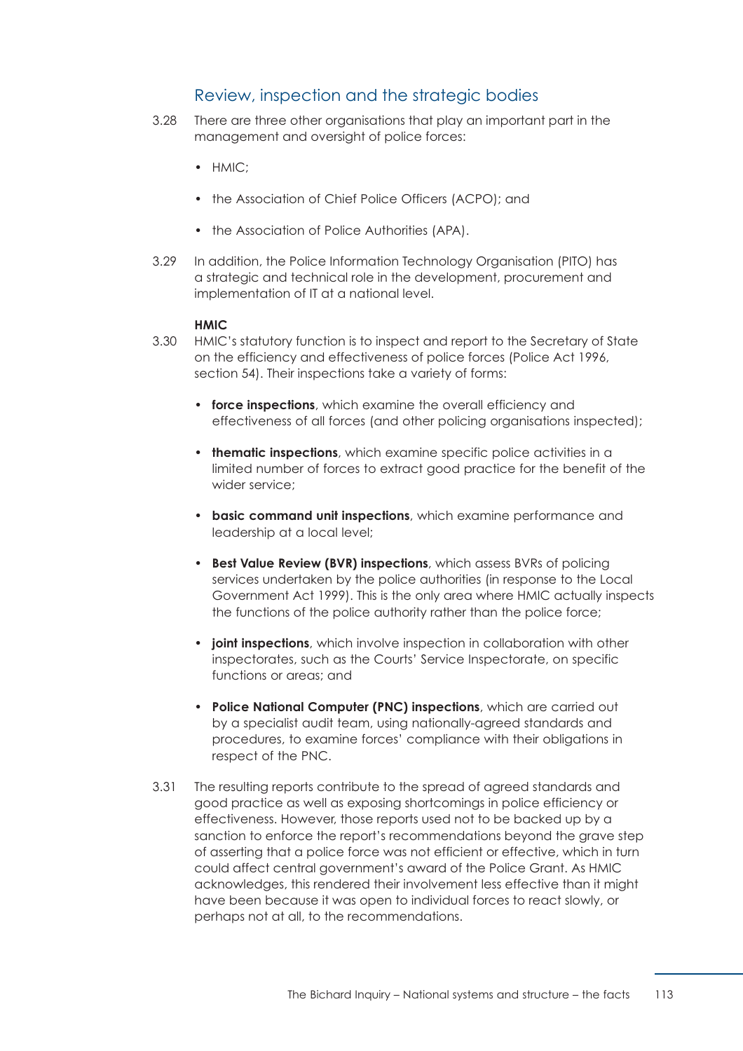## Review, inspection and the strategic bodies

3.28 There are three other organisations that play an important part in the management and oversight of police forces:

- HMIC;
- the Association of Chief Police Officers (ACPO); and
- the Association of Police Authorities (APA).

3.29 In addition, the Police Information Technology Organisation (PITO) has a strategic and technical role in the development, procurement and implementation of IT at a national level.

### HMIC

3.30 HMIC's statutory function is to inspect and report to the Secretary of State on the efficiency and effectiveness of police forces (Police Act 1996, section 54). Their inspections take a variety of forms:

- **force inspections**, which examine the overall efficiency and effectiveness of all forces (and other policing organisations inspected);
- **thematic inspections**, which examine specific police activities in a limited number of forces to extract good practice for the benefit of the wider service;
- **basic command unit inspections**, which examine performance and leadership at a local level;
- **Best Value Review (BVR) inspections**, which assess BVRs of policing services undertaken by the police authorities (in response to the Local Government Act 1999). This is the only area where HMIC actually inspects the functions of the police authority rather than the police force;
- **joint inspections**, which involve inspection in collaboration with other inspectorates, such as the Courts' Service Inspectorate, on specific functions or areas; and
- **Police National Computer (PNC) inspections**, which are carried out by a specialist audit team, using nationally-agreed standards and procedures, to examine forces' compliance with their obligations in respect of the PNC.

3.31 The resulting reports contribute to the spread of agreed standards and good practice as well as exposing shortcomings in police efficiency or effectiveness. However, those reports used not to be backed up by a sanction to enforce the report's recommendations beyond the grave step of asserting that a police force was not efficient or effective, which in turn could affect central government's award of the Police Grant. As HMIC acknowledges, this rendered their involvement less effective than it might have been because it was open to individual forces to react slowly, or perhaps not at all, to the recommendations.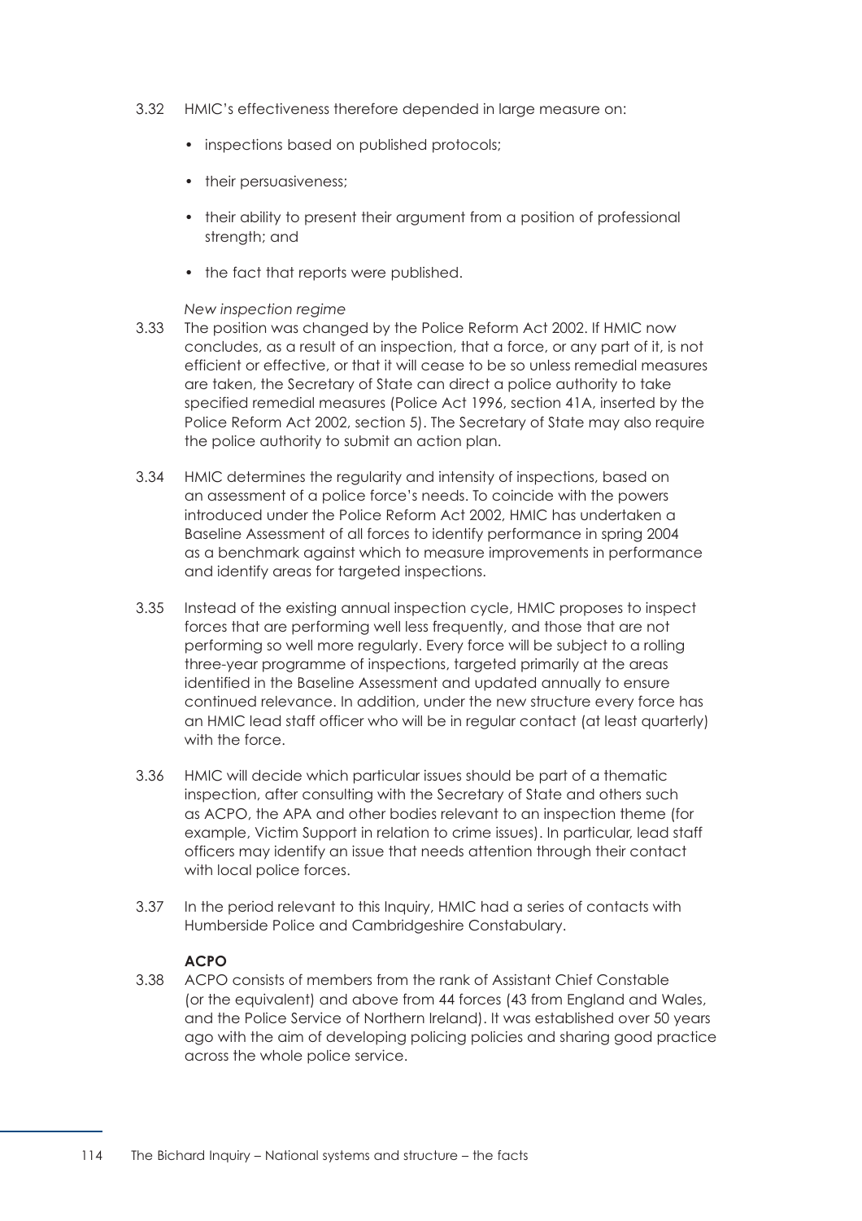3.32 HMIC's effectiveness therefore depended in large measure on:

- inspections based on published protocols;
- their persuasiveness;
- their ability to present their argument from a position of professional strength; and
- the fact that reports were published.

*New inspection regime*

3.33 The position was changed by the Police Reform Act 2002. If HMIC now concludes, as a result of an inspection, that a force, or any part of it, is not efficient or effective, or that it will cease to be so unless remedial measures are taken, the Secretary of State can direct a police authority to take specified remedial measures (Police Act 1996, section 41A, inserted by the Police Reform Act 2002, section 5). The Secretary of State may also require the police authority to submit an action plan.

3.34 HMIC determines the regularity and intensity of inspections, based on an assessment of a police force's needs. To coincide with the powers introduced under the Police Reform Act 2002, HMIC has undertaken a Baseline Assessment of all forces to identify performance in spring 2004 as a benchmark against which to measure improvements in performance and identify areas for targeted inspections.

3.35 Instead of the existing annual inspection cycle, HMIC proposes to inspect forces that are performing well less frequently, and those that are not performing so well more regularly. Every force will be subject to a rolling three-year programme of inspections, targeted primarily at the areas identified in the Baseline Assessment and updated annually to ensure continued relevance. In addition, under the new structure every force has an HMIC lead staff officer who will be in regular contact (at least quarterly) with the force.

3.36 HMIC will decide which particular issues should be part of a thematic inspection, after consulting with the Secretary of State and others such as ACPO, the APA and other bodies relevant to an inspection theme (for example, Victim Support in relation to crime issues). In particular, lead staff officers may identify an issue that needs attention through their contact with local police forces.

3.37 In the period relevant to this Inquiry, HMIC had a series of contacts with Humberside Police and Cambridgeshire Constabulary.

**ACPO**

3.38 ACPO consists of members from the rank of Assistant Chief Constable (or the equivalent) and above from 44 forces (43 from England and Wales, and the Police Service of Northern Ireland). It was established over 50 years ago with the aim of developing policing policies and sharing good practice across the whole police service.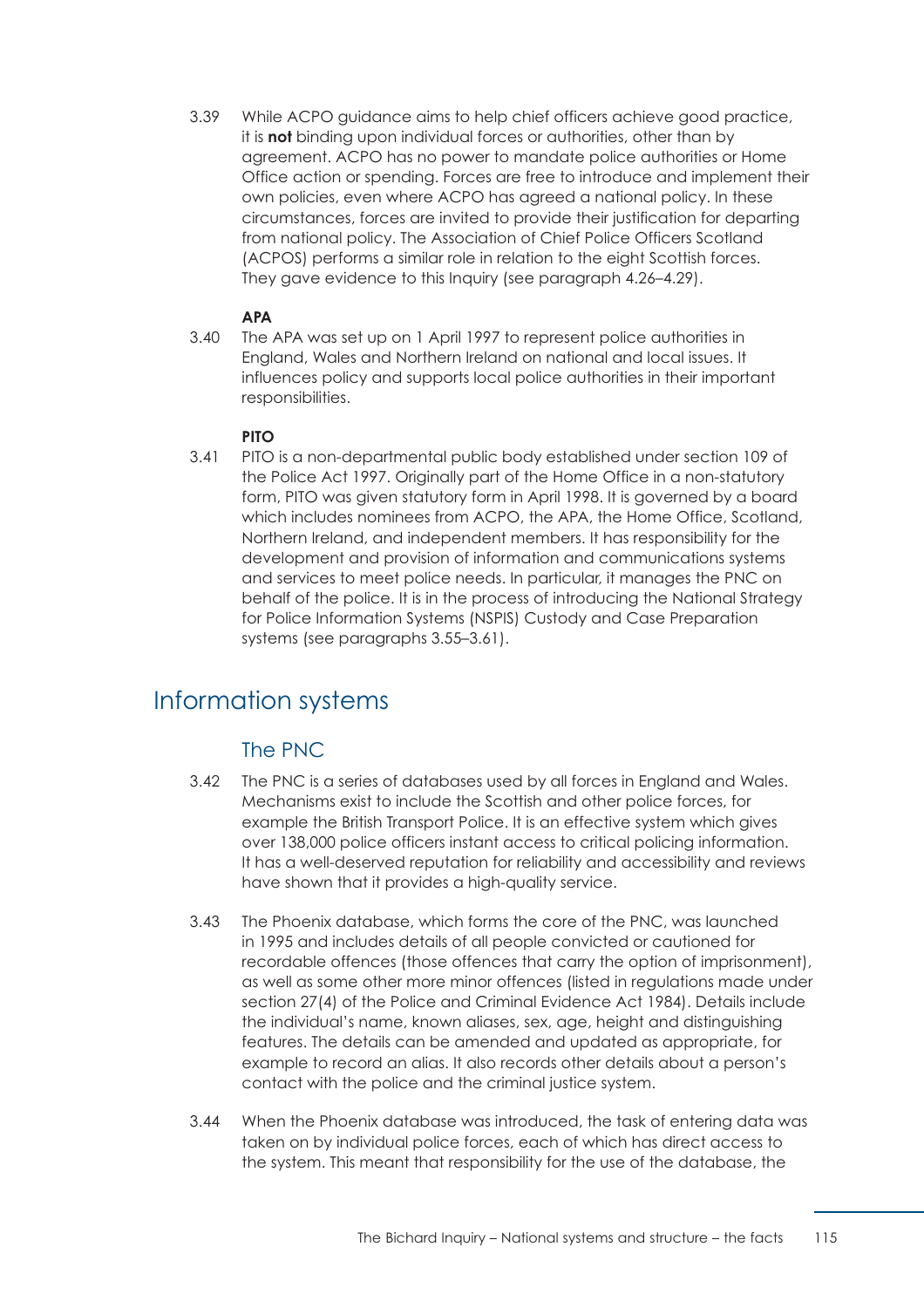3.39 While ACPO guidance aims to help chief officers achieve good practice, it is **not** binding upon individual forces or authorities, other than by agreement. ACPO has no power to mandate police authorities or Home Office action or spending. Forces are free to introduce and implement their own policies, even where ACPO has agreed a national policy. In these circumstances, forces are invited to provide their justification for departing from national policy. The Association of Chief Police Officers Scotland (ACPOS) performs a similar role in relation to the eight Scottish forces. They gave evidence to this Inquiry (see paragraph 4.26–4.29).

#### APA

3.40 The APA was set up on 1 April 1997 to represent police authorities in England, Wales and Northern Ireland on national and local issues. It influences policy and supports local police authorities in their important responsibilities.

#### PITO

3.41 PITO is a non-departmental public body established under section 109 of the Police Act 1997. Originally part of the Home Office in a non-statutory form, PITO was given statutory form in April 1998. It is governed by a board which includes nominees from ACPO, the APA, the Home Office, Scotland, Northern Ireland, and independent members. It has responsibility for the development and provision of information and communications systems and services to meet police needs. In particular, it manages the PNC on behalf of the police. It is in the process of introducing the National Strategy for Police Information Systems (NSPIS) Custody and Case Preparation systems (see paragraphs 3.55–3.61).

## Information systems

### The PNC

3.42 The PNC is a series of databases used by all forces in England and Wales. Mechanisms exist to include the Scottish and other police forces, for example the British Transport Police. It is an effective system which gives over 138,000 police officers instant access to critical policing information. It has a well-deserved reputation for reliability and accessibility and reviews have shown that it provides a high-quality service.

3.43 The Phoenix database, which forms the core of the PNC, was launched in 1995 and includes details of all people convicted or cautioned for recordable offences (those offences that carry the option of imprisonment), as well as some other more minor offences (listed in regulations made under section 27(4) of the Police and Criminal Evidence Act 1984). Details include the individual's name, known aliases, sex, age, height and distinguishing features. The details can be amended and updated as appropriate, for example to record an alias. It also records other details about a person's contact with the police and the criminal justice system.

3.44 When the Phoenix database was introduced, the task of entering data was taken on by individual police forces, each of which has direct access to the system. This meant that responsibility for the use of the database, the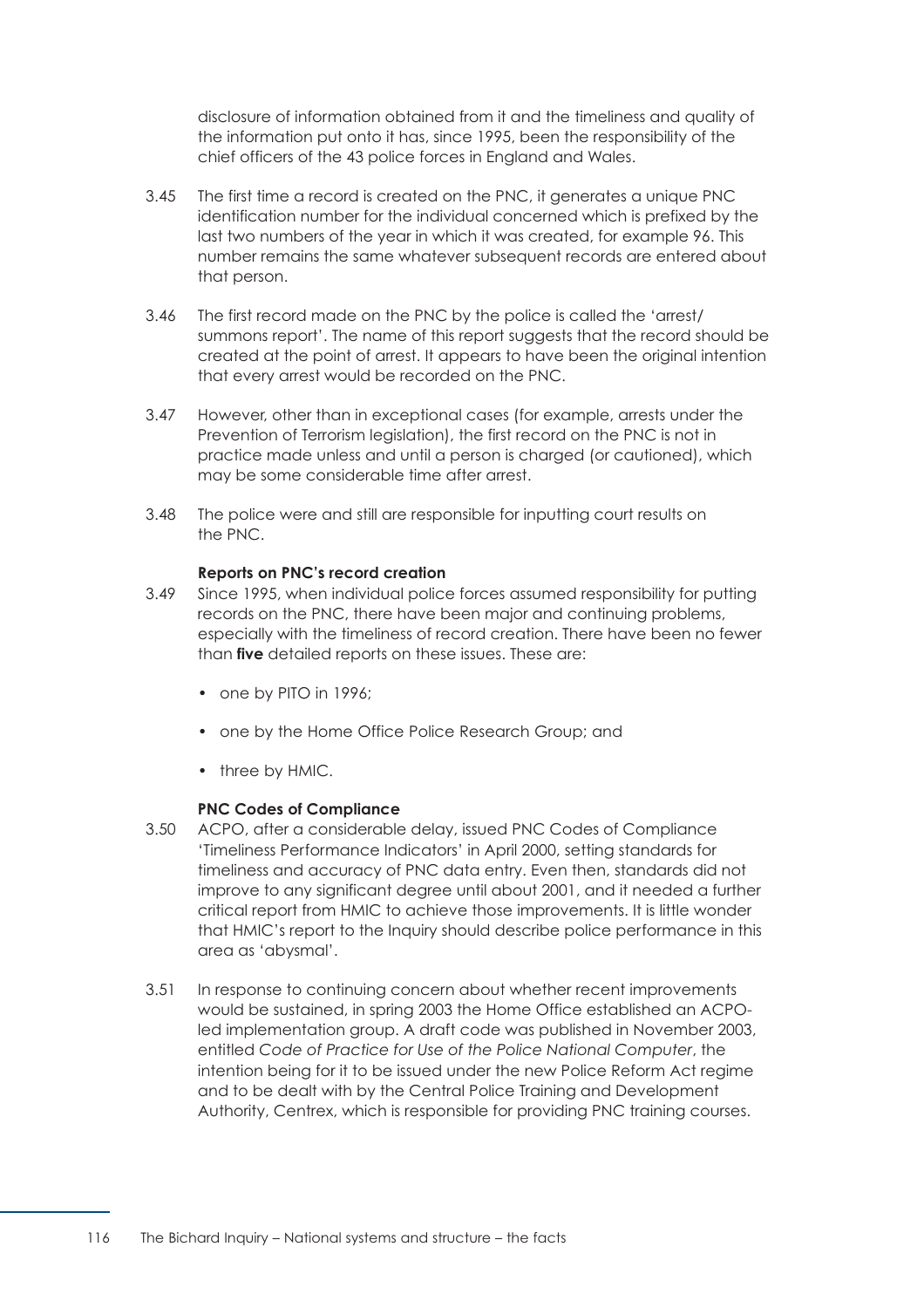disclosure of information obtained from it and the timeliness and quality of the information put onto it has, since 1995, been the responsibility of the chief officers of the 43 police forces in England and Wales.

3.45 The first time a record is created on the PNC, it generates a unique PNC identification number for the individual concerned which is prefixed by the last two numbers of the year in which it was created, for example 96. This number remains the same whatever subsequent records are entered about that person.

3.46 The first record made on the PNC by the police is called the 'arrest/ summons report'. The name of this report suggests that the record should be created at the point of arrest. It appears to have been the original intention that every arrest would be recorded on the PNC.

3.47 However, other than in exceptional cases (for example, arrests under the Prevention of Terrorism legislation), the first record on the PNC is not in practice made unless and until a person is charged (or cautioned), which may be some considerable time after arrest.

3.48 The police were and still are responsible for inputting court results on the PNC.

**Reports on PNC's record creation**

3.49 Since 1995, when individual police forces assumed responsibility for putting records on the PNC, there have been major and continuing problems, especially with the timeliness of record creation. There have been no fewer than **five** detailed reports on these issues. These are:

- one by PITO in 1996;
- one by the Home Office Police Research Group; and
- three by HMIC.

**PNC Codes of Compliance**

3.50 ACPO, after a considerable delay, issued PNC Codes of Compliance 'Timeliness Performance Indicators' in April 2000, setting standards for timeliness and accuracy of PNC data entry. Even then, standards did not improve to any significant degree until about 2001, and it needed a further critical report from HMIC to achieve those improvements. It is little wonder that HMIC's report to the Inquiry should describe police performance in this area as 'abysmal'.

3.51 In response to continuing concern about whether recent improvements would be sustained, in spring 2003 the Home Office established an ACPO-led implementation group. A draft code was published in November 2003, entitled *Code of Practice for Use of the Police National Computer*, the intention being for it to be issued under the new Police Reform Act regime and to be dealt with by the Central Police Training and Development Authority, Centrex, which is responsible for providing PNC training courses.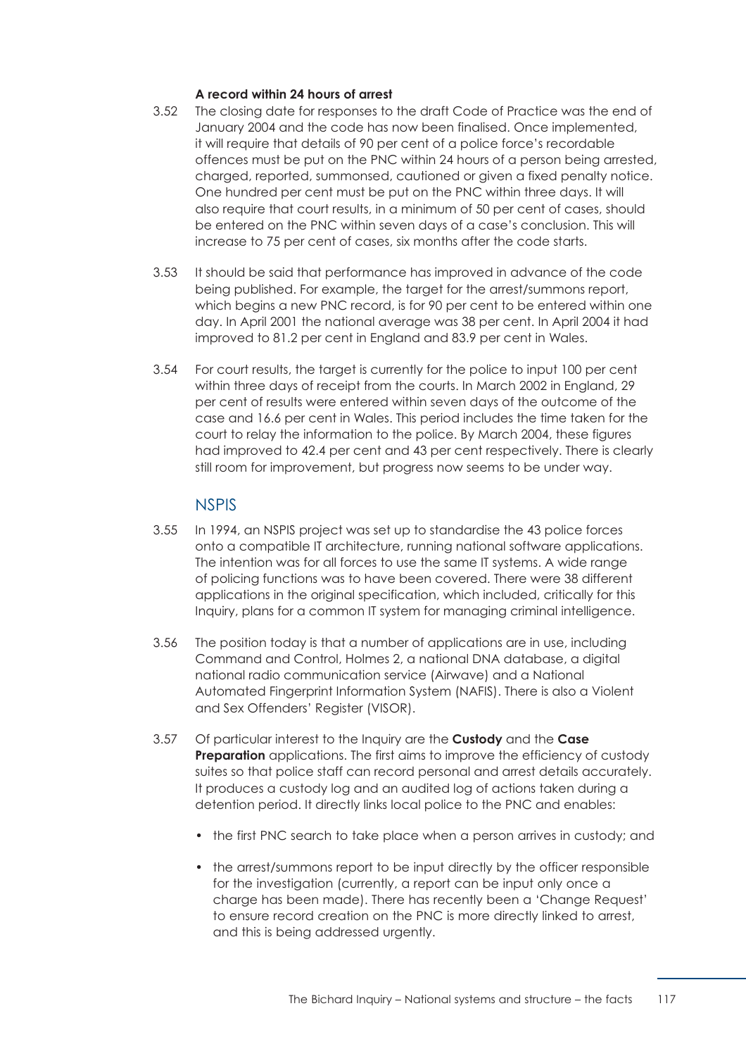#### A record within 24 hours of arrest

3.52 The closing date for responses to the draft Code of Practice was the end of January 2004 and the code has now been finalised. Once implemented, it will require that details of 90 per cent of a police force's recordable offences must be put on the PNC within 24 hours of a person being arrested, charged, reported, summonsed, cautioned or given a fixed penalty notice. One hundred per cent must be put on the PNC within three days. It will also require that court results, in a minimum of 50 per cent of cases, should be entered on the PNC within seven days of a case's conclusion. This will increase to 75 per cent of cases, six months after the code starts.

3.53 It should be said that performance has improved in advance of the code being published. For example, the target for the arrest/summons report, which begins a new PNC record, is for 90 per cent to be entered within one day. In April 2001 the national average was 38 per cent. In April 2004 it had improved to 81.2 per cent in England and 83.9 per cent in Wales.

3.54 For court results, the target is currently for the police to input 100 per cent within three days of receipt from the courts. In March 2002 in England, 29 per cent of results were entered within seven days of the outcome of the case and 16.6 per cent in Wales. This period includes the time taken for the court to relay the information to the police. By March 2004, these figures had improved to 42.4 per cent and 43 per cent respectively. There is clearly still room for improvement, but progress now seems to be under way.

### NSPIS

3.55 In 1994, an NSPIS project was set up to standardise the 43 police forces onto a compatible IT architecture, running national software applications. The intention was for all forces to use the same IT systems. A wide range of policing functions was to have been covered. There were 38 different applications in the original specification, which included, critically for this Inquiry, plans for a common IT system for managing criminal intelligence.

3.56 The position today is that a number of applications are in use, including Command and Control, Holmes 2, a national DNA database, a digital national radio communication service (Airwave) and a National Automated Fingerprint Information System (NAFIS). There is also a Violent and Sex Offenders' Register (VISOR).

3.57 Of particular interest to the Inquiry are the **Custody** and the **Case Preparation** applications. The first aims to improve the efficiency of custody suites so that police staff can record personal and arrest details accurately. It produces a custody log and an audited log of actions taken during a detention period. It directly links local police to the PNC and enables:

- the first PNC search to take place when a person arrives in custody; and
- the arrest/summons report to be input directly by the officer responsible for the investigation (currently, a report can be input only once a charge has been made). There has recently been a 'Change Request' to ensure record creation on the PNC is more directly linked to arrest, and this is being addressed urgently.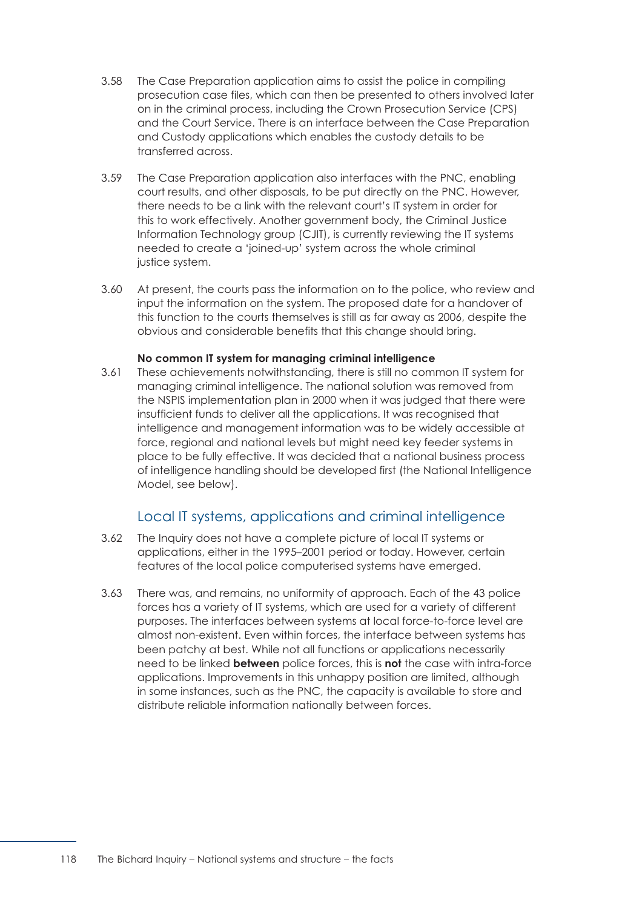3.58 The Case Preparation application aims to assist the police in compiling prosecution case files, which can then be presented to others involved later on in the criminal process, including the Crown Prosecution Service (CPS) and the Court Service. There is an interface between the Case Preparation and Custody applications which enables the custody details to be transferred across.

3.59 The Case Preparation application also interfaces with the PNC, enabling court results, and other disposals, to be put directly on the PNC. However, there needs to be a link with the relevant court's IT system in order for this to work effectively. Another government body, the Criminal Justice Information Technology group (CJIT), is currently reviewing the IT systems needed to create a 'joined-up' system across the whole criminal justice system.

3.60 At present, the courts pass the information on to the police, who review and input the information on the system. The proposed date for a handover of this function to the courts themselves is still as far away as 2006, despite the obvious and considerable benefits that this change should bring.

**No common IT system for managing criminal intelligence**

3.61 These achievements notwithstanding, there is still no common IT system for managing criminal intelligence. The national solution was removed from the NSPIS implementation plan in 2000 when it was judged that there were insufficient funds to deliver all the applications. It was recognised that intelligence and management information was to be widely accessible at force, regional and national levels but might need key feeder systems in place to be fully effective. It was decided that a national business process of intelligence handling should be developed first (the National Intelligence Model, see below).

## Local IT systems, applications and criminal intelligence

3.62 The Inquiry does not have a complete picture of local IT systems or applications, either in the 1995–2001 period or today. However, certain features of the local police computerised systems have emerged.

3.63 There was, and remains, no uniformity of approach. Each of the 43 police forces has a variety of IT systems, which are used for a variety of different purposes. The interfaces between systems at local force-to-force level are almost non-existent. Even within forces, the interface between systems has been patchy at best. While not all functions or applications necessarily need to be linked **between** police forces, this is **not** the case with intra-force applications. Improvements in this unhappy position are limited, although in some instances, such as the PNC, the capacity is available to store and distribute reliable information nationally between forces.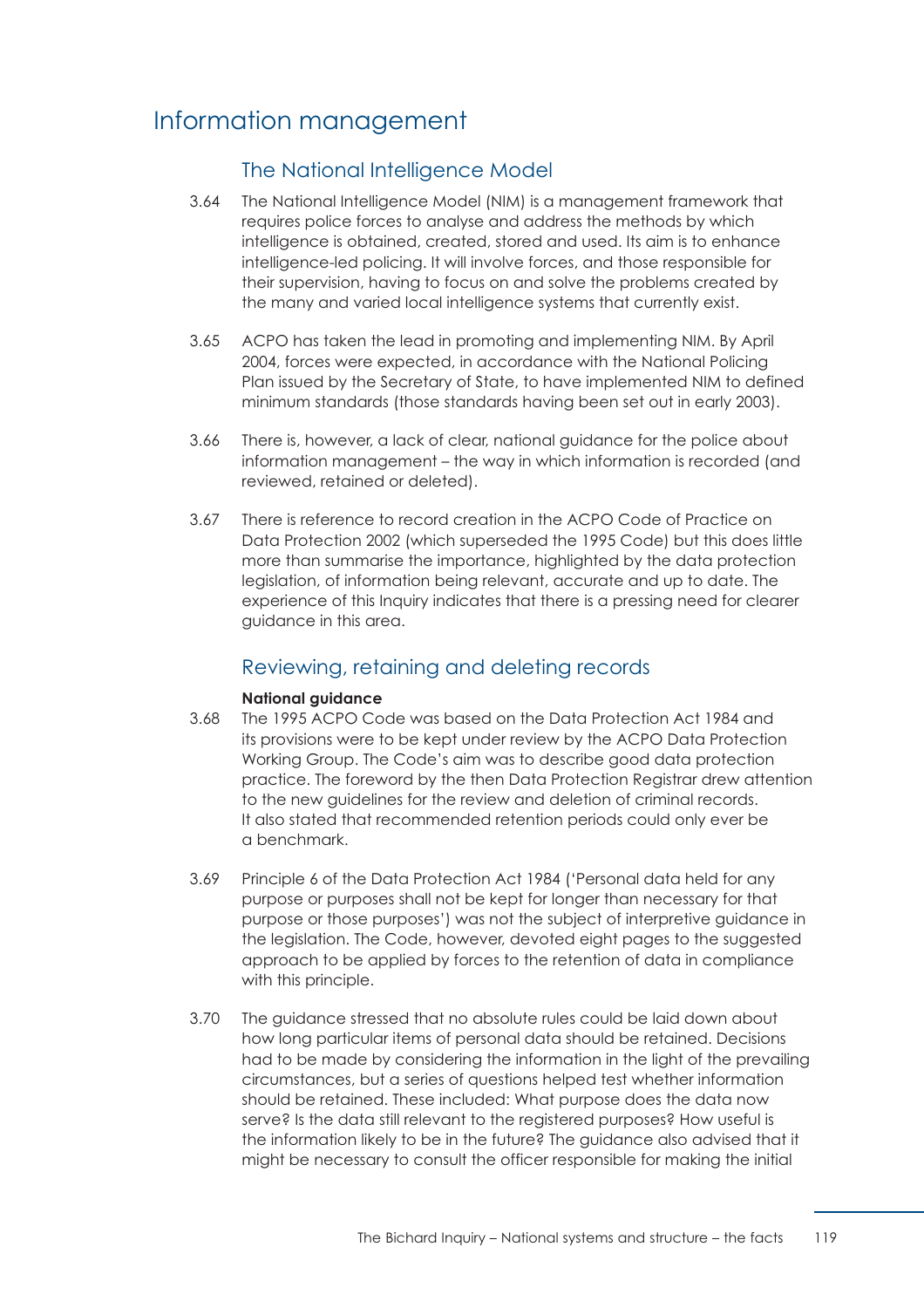# Information management

## The National Intelligence Model

3.64 The National Intelligence Model (NIM) is a management framework that requires police forces to analyse and address the methods by which intelligence is obtained, created, stored and used. Its aim is to enhance intelligence-led policing. It will involve forces, and those responsible for their supervision, having to focus on and solve the problems created by the many and varied local intelligence systems that currently exist.

3.65 ACPO has taken the lead in promoting and implementing NIM. By April 2004, forces were expected, in accordance with the National Policing Plan issued by the Secretary of State, to have implemented NIM to defined minimum standards (those standards having been set out in early 2003).

3.66 There is, however, a lack of clear, national guidance for the police about information management – the way in which information is recorded (and reviewed, retained or deleted).

3.67 There is reference to record creation in the ACPO Code of Practice on Data Protection 2002 (which superseded the 1995 Code) but this does little more than summarise the importance, highlighted by the data protection legislation, of information being relevant, accurate and up to date. The experience of this Inquiry indicates that there is a pressing need for clearer guidance in this area.

## Reviewing, retaining and deleting records

**National guidance**

3.68 The 1995 ACPO Code was based on the Data Protection Act 1984 and its provisions were to be kept under review by the ACPO Data Protection Working Group. The Code's aim was to describe good data protection practice. The foreword by the then Data Protection Registrar drew attention to the new guidelines for the review and deletion of criminal records. It also stated that recommended retention periods could only ever be a benchmark.

3.69 Principle 6 of the Data Protection Act 1984 ('Personal data held for any purpose or purposes shall not be kept for longer than necessary for that purpose or those purposes') was not the subject of interpretive guidance in the legislation. The Code, however, devoted eight pages to the suggested approach to be applied by forces to the retention of data in compliance with this principle.

3.70 The guidance stressed that no absolute rules could be laid down about how long particular items of personal data should be retained. Decisions had to be made by considering the information in the light of the prevailing circumstances, but a series of questions helped test whether information should be retained. These included: What purpose does the data now serve? Is the data still relevant to the registered purposes? How useful is the information likely to be in the future? The guidance also advised that it might be necessary to consult the officer responsible for making the initial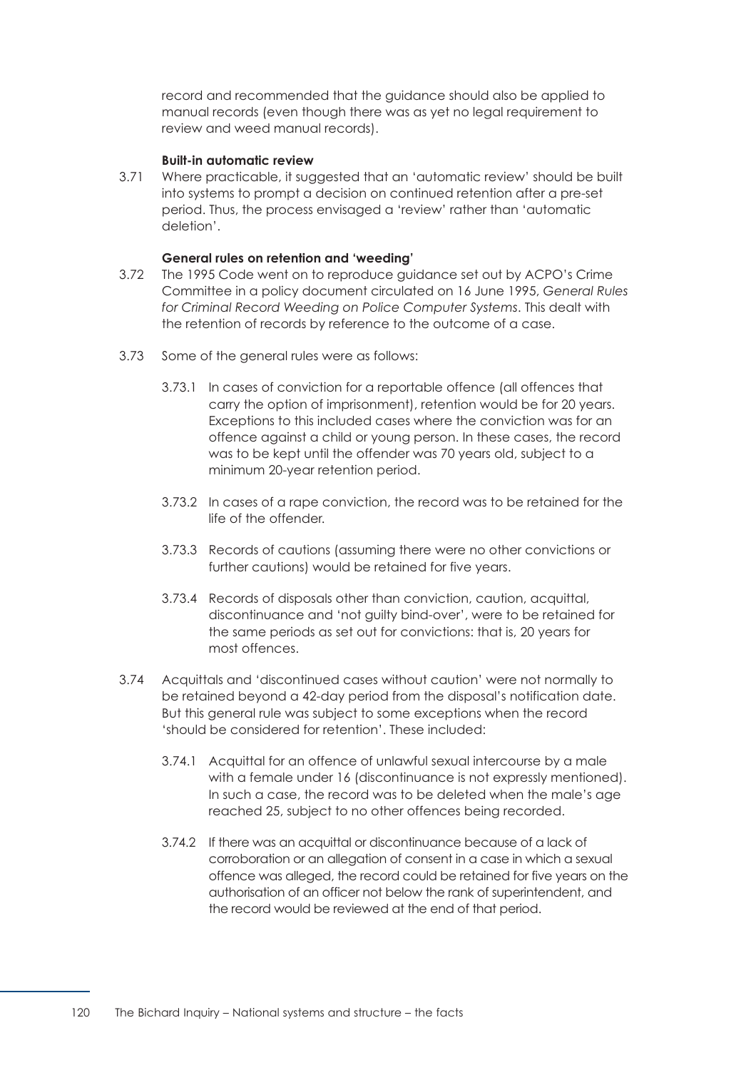record and recommended that the guidance should also be applied to manual records (even though there was as yet no legal requirement to review and weed manual records).

**Built-in automatic review**

3.71 Where practicable, it suggested that an 'automatic review' should be built into systems to prompt a decision on continued retention after a pre-set period. Thus, the process envisaged a 'review' rather than 'automatic deletion'.

**General rules on retention and 'weeding'**

3.72 The 1995 Code went on to reproduce guidance set out by ACPO's Crime Committee in a policy document circulated on 16 June 1995, *General Rules for Criminal Record Weeding on Police Computer Systems*. This dealt with the retention of records by reference to the outcome of a case.

3.73 Some of the general rules were as follows:

3.73.1 In cases of conviction for a reportable offence (all offences that carry the option of imprisonment), retention would be for 20 years. Exceptions to this included cases where the conviction was for an offence against a child or young person. In these cases, the record was to be kept until the offender was 70 years old, subject to a minimum 20-year retention period.

3.73.2 In cases of a rape conviction, the record was to be retained for the life of the offender.

3.73.3 Records of cautions (assuming there were no other convictions or further cautions) would be retained for five years.

3.73.4 Records of disposals other than conviction, caution, acquittal, discontinuance and 'not guilty bind-over', were to be retained for the same periods as set out for convictions: that is, 20 years for most offences.

3.74 Acquittals and 'discontinued cases without caution' were not normally to be retained beyond a 42-day period from the disposal's notification date. But this general rule was subject to some exceptions when the record 'should be considered for retention'. These included:

3.74.1 Acquittal for an offence of unlawful sexual intercourse by a male with a female under 16 (discontinuance is not expressly mentioned). In such a case, the record was to be deleted when the male's age reached 25, subject to no other offences being recorded.

3.74.2 If there was an acquittal or discontinuance because of a lack of corroboration or an allegation of consent in a case in which a sexual offence was alleged, the record could be retained for five years on the authorisation of an officer not below the rank of superintendent, and the record would be reviewed at the end of that period.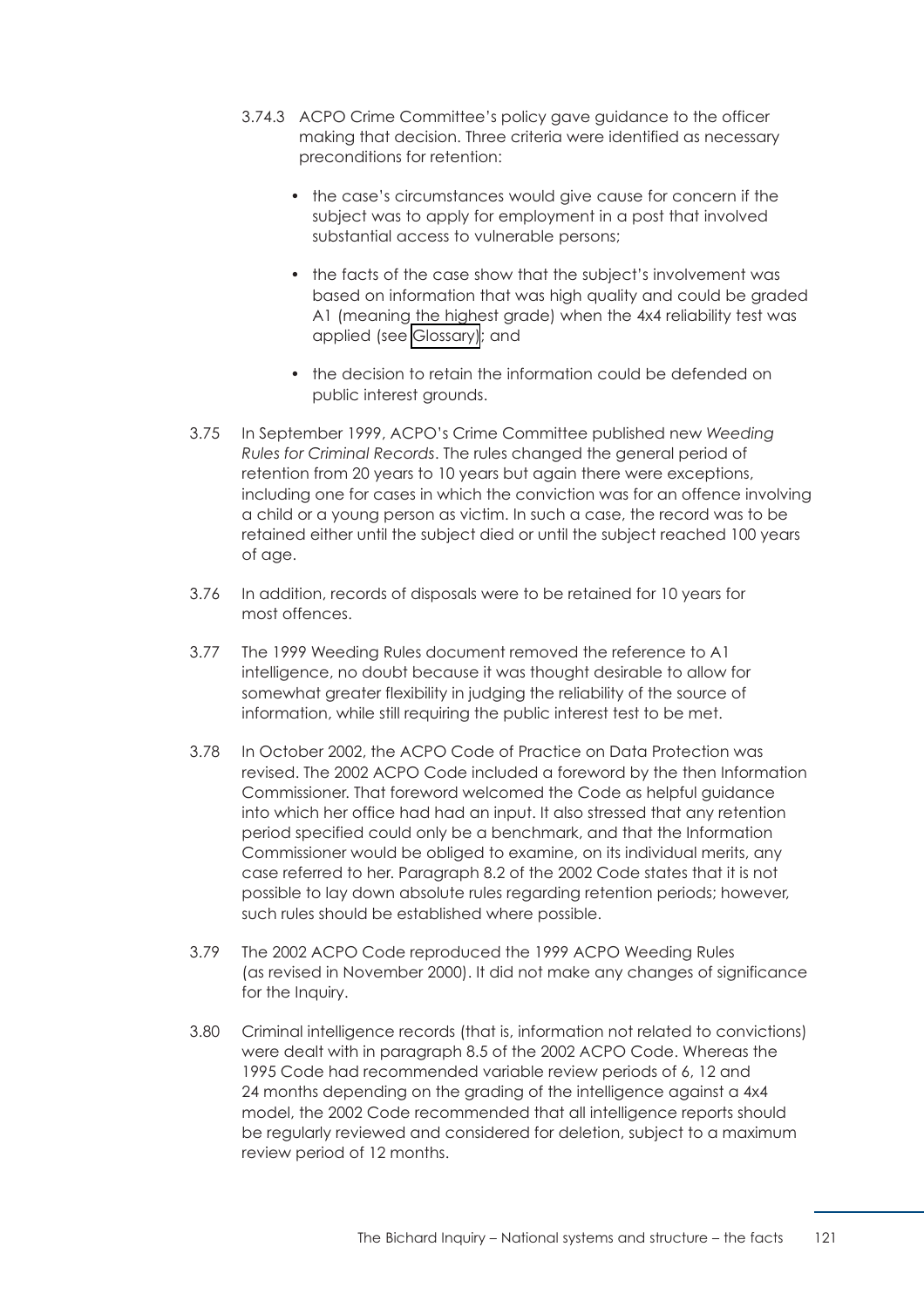3.74.3 ACPO Crime Committee's policy gave guidance to the officer making that decision. Three criteria were identified as necessary preconditions for retention:

- the case's circumstances would give cause for concern if the subject was to apply for employment in a post that involved substantial access to vulnerable persons;
- the facts of the case show that the subject's involvement was based on information that was high quality and could be graded A1 (meaning the highest grade) when the 4x4 reliability test was applied (see Glossary); and
- the decision to retain the information could be defended on public interest grounds.

3.75 In September 1999, ACPO's Crime Committee published new *Weeding Rules for Criminal Records*. The rules changed the general period of retention from 20 years to 10 years but again there were exceptions, including one for cases in which the conviction was for an offence involving a child or a young person as victim. In such a case, the record was to be retained either until the subject died or until the subject reached 100 years of age.

3.76 In addition, records of disposals were to be retained for 10 years for most offences.

3.77 The 1999 Weeding Rules document removed the reference to A1 intelligence, no doubt because it was thought desirable to allow for somewhat greater flexibility in judging the reliability of the source of information, while still requiring the public interest test to be met.

3.78 In October 2002, the ACPO Code of Practice on Data Protection was revised. The 2002 ACPO Code included a foreword by the then Information Commissioner. That foreword welcomed the Code as helpful guidance into which her office had had an input. It also stressed that any retention period specified could only be a benchmark, and that the Information Commissioner would be obliged to examine, on its individual merits, any case referred to her. Paragraph 8.2 of the 2002 Code states that it is not possible to lay down absolute rules regarding retention periods; however, such rules should be established where possible.

3.79 The 2002 ACPO Code reproduced the 1999 ACPO Weeding Rules (as revised in November 2000). It did not make any changes of significance for the Inquiry.

3.80 Criminal intelligence records (that is, information not related to convictions) were dealt with in paragraph 8.5 of the 2002 ACPO Code. Whereas the 1995 Code had recommended variable review periods of 6, 12 and 24 months depending on the grading of the intelligence against a 4x4 model, the 2002 Code recommended that all intelligence reports should be regularly reviewed and considered for deletion, subject to a maximum review period of 12 months.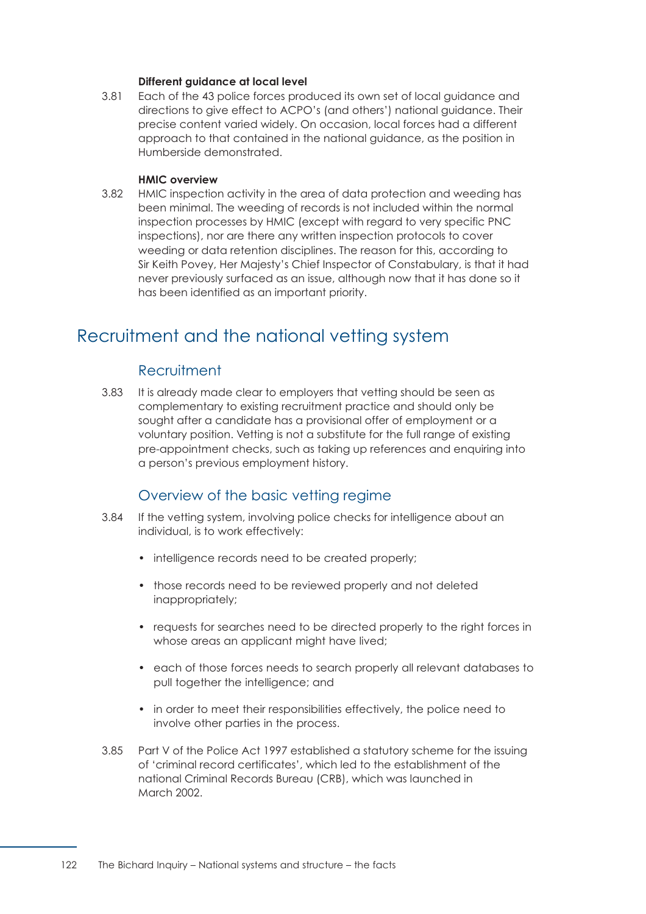**Different guidance at local level**

3.81 Each of the 43 police forces produced its own set of local guidance and directions to give effect to ACPO's (and others') national guidance. Their precise content varied widely. On occasion, local forces had a different approach to that contained in the national guidance, as the position in Humberside demonstrated.

**HMIC overview**

3.82 HMIC inspection activity in the area of data protection and weeding has been minimal. The weeding of records is not included within the normal inspection processes by HMIC (except with regard to very specific PNC inspections), nor are there any written inspection protocols to cover weeding or data retention disciplines. The reason for this, according to Sir Keith Povey, Her Majesty's Chief Inspector of Constabulary, is that it had never previously surfaced as an issue, although now that it has done so it has been identified as an important priority.

## Recruitment and the national vetting system

### Recruitment

3.83 It is already made clear to employers that vetting should be seen as complementary to existing recruitment practice and should only be sought after a candidate has a provisional offer of employment or a voluntary position. Vetting is not a substitute for the full range of existing pre-appointment checks, such as taking up references and enquiring into a person's previous employment history.

### Overview of the basic vetting regime

3.84 If the vetting system, involving police checks for intelligence about an individual, is to work effectively:

- intelligence records need to be created properly;
- those records need to be reviewed properly and not deleted inappropriately;
- requests for searches need to be directed properly to the right forces in whose areas an applicant might have lived;
- each of those forces needs to search properly all relevant databases to pull together the intelligence; and
- in order to meet their responsibilities effectively, the police need to involve other parties in the process.

3.85 Part V of the Police Act 1997 established a statutory scheme for the issuing of 'criminal record certificates', which led to the establishment of the national Criminal Records Bureau (CRB), which was launched in March 2002.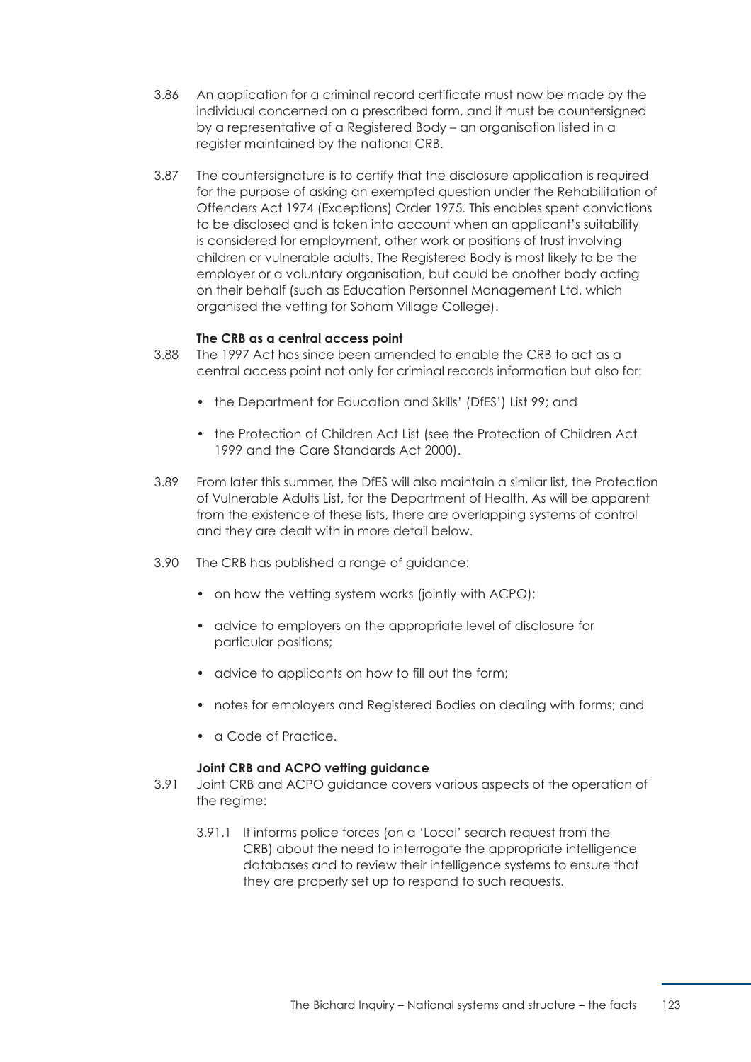3.86 An application for a criminal record certificate must now be made by the individual concerned on a prescribed form, and it must be countersigned by a representative of a Registered Body – an organisation listed in a register maintained by the national CRB.

3.87 The countersignature is to certify that the disclosure application is required for the purpose of asking an exempted question under the Rehabilitation of Offenders Act 1974 (Exceptions) Order 1975. This enables spent convictions to be disclosed and is taken into account when an applicant's suitability is considered for employment, other work or positions of trust involving children or vulnerable adults. The Registered Body is most likely to be the employer or a voluntary organisation, but could be another body acting on their behalf (such as Education Personnel Management Ltd, which organised the vetting for Soham Village College).

**The CRB as a central access point**

3.88 The 1997 Act has since been amended to enable the CRB to act as a central access point not only for criminal records information but also for:

- the Department for Education and Skills' (DfES') List 99; and
- the Protection of Children Act List (see the Protection of Children Act 1999 and the Care Standards Act 2000).

3.89 From later this summer, the DfES will also maintain a similar list, the Protection of Vulnerable Adults List, for the Department of Health. As will be apparent from the existence of these lists, there are overlapping systems of control and they are dealt with in more detail below.

3.90 The CRB has published a range of guidance:

- on how the vetting system works (jointly with ACPO);
- advice to employers on the appropriate level of disclosure for particular positions;
- advice to applicants on how to fill out the form;
- notes for employers and Registered Bodies on dealing with forms; and
- a Code of Practice.

**Joint CRB and ACPO vetting guidance**

3.91 Joint CRB and ACPO guidance covers various aspects of the operation of the regime:

3.91.1 It informs police forces (on a 'Local' search request from the CRB) about the need to interrogate the appropriate intelligence databases and to review their intelligence systems to ensure that they are properly set up to respond to such requests.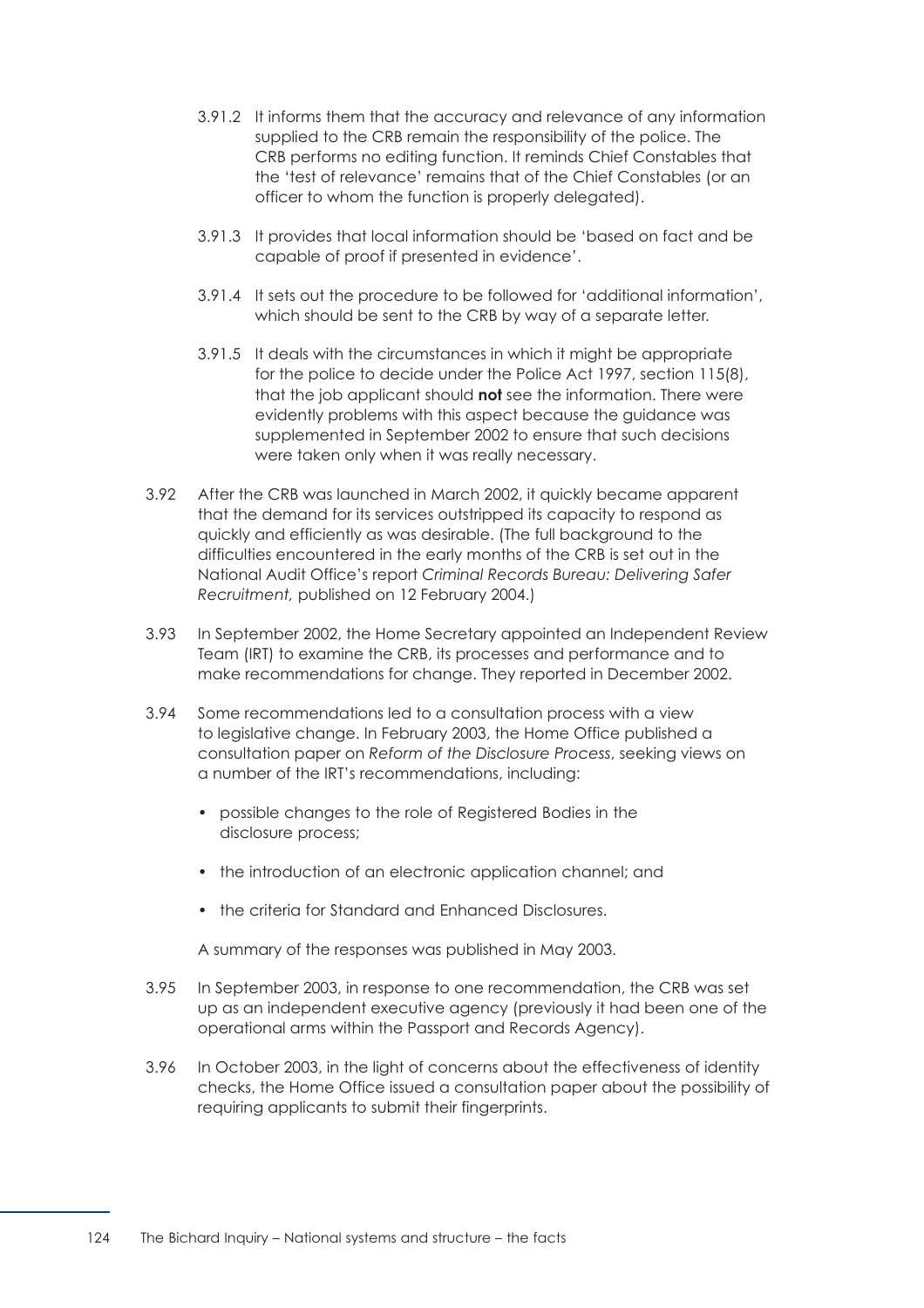3.91.2 It informs them that the accuracy and relevance of any information supplied to the CRB remain the responsibility of the police. The CRB performs no editing function. It reminds Chief Constables that the 'test of relevance' remains that of the Chief Constables (or an officer to whom the function is properly delegated).

3.91.3 It provides that local information should be 'based on fact and be capable of proof if presented in evidence'.

3.91.4 It sets out the procedure to be followed for 'additional information', which should be sent to the CRB by way of a separate letter.

3.91.5 It deals with the circumstances in which it might be appropriate for the police to decide under the Police Act 1997, section 115(8), that the job applicant should **not** see the information. There were evidently problems with this aspect because the guidance was supplemented in September 2002 to ensure that such decisions were taken only when it was really necessary.

3.92 After the CRB was launched in March 2002, it quickly became apparent that the demand for its services outstripped its capacity to respond as quickly and efficiently as was desirable. (The full background to the difficulties encountered in the early months of the CRB is set out in the National Audit Office's report *Criminal Records Bureau: Delivering Safer Recruitment,* published on 12 February 2004.)

3.93 In September 2002, the Home Secretary appointed an Independent Review Team (IRT) to examine the CRB, its processes and performance and to make recommendations for change. They reported in December 2002.

3.94 Some recommendations led to a consultation process with a view to legislative change. In February 2003, the Home Office published a consultation paper on *Reform of the Disclosure Process*, seeking views on a number of the IRT's recommendations, including:

- possible changes to the role of Registered Bodies in the disclosure process;
- the introduction of an electronic application channel; and
- the criteria for Standard and Enhanced Disclosures.

A summary of the responses was published in May 2003.

3.95 In September 2003, in response to one recommendation, the CRB was set up as an independent executive agency (previously it had been one of the operational arms within the Passport and Records Agency).

3.96 In October 2003, in the light of concerns about the effectiveness of identity checks, the Home Office issued a consultation paper about the possibility of requiring applicants to submit their fingerprints.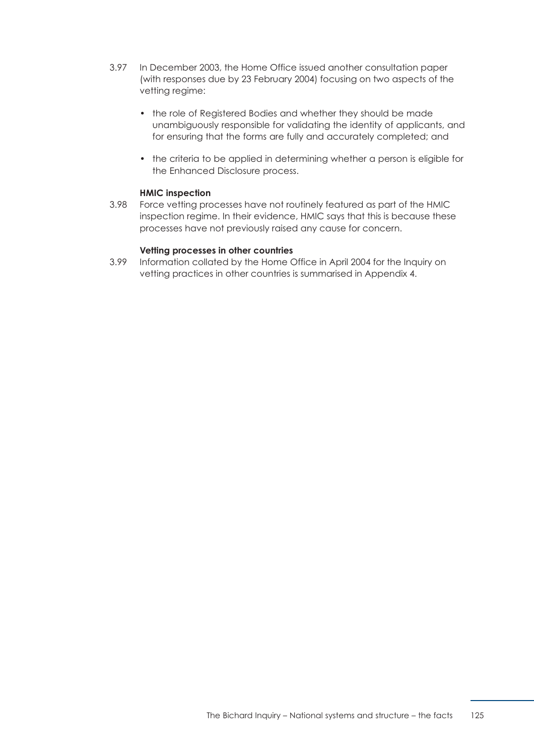3.97 In December 2003, the Home Office issued another consultation paper (with responses due by 23 February 2004) focusing on two aspects of the vetting regime:

- the role of Registered Bodies and whether they should be made unambiguously responsible for validating the identity of applicants, and for ensuring that the forms are fully and accurately completed; and
- the criteria to be applied in determining whether a person is eligible for the Enhanced Disclosure process.

**HMIC inspection**

3.98 Force vetting processes have not routinely featured as part of the HMIC inspection regime. In their evidence, HMIC says that this is because these processes have not previously raised any cause for concern.

**Vetting processes in other countries**

3.99 Information collated by the Home Office in April 2004 for the Inquiry on vetting practices in other countries is summarised in Appendix 4.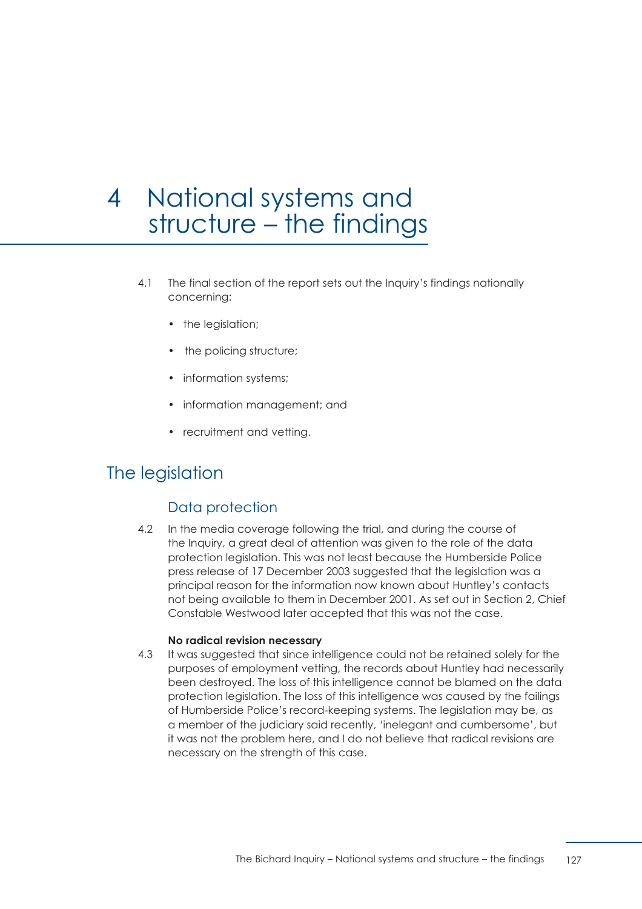# 4 National systems and structure – the findings

4.1 The final section of the report sets out the Inquiry's findings nationally concerning:

- the legislation;
- the policing structure;
- information systems;
- information management; and
- recruitment and vetting.

## The legislation

### Data protection

4.2 In the media coverage following the trial, and during the course of the Inquiry, a great deal of attention was given to the role of the data protection legislation. This was not least because the Humberside Police press release of 17 December 2003 suggested that the legislation was a principal reason for the information now known about Huntley's contacts not being available to them in December 2001. As set out in Section 2, Chief Constable Westwood later accepted that this was not the case.

**No radical revision necessary**

4.3 It was suggested that since intelligence could not be retained solely for the purposes of employment vetting, the records about Huntley had necessarily been destroyed. The loss of this intelligence cannot be blamed on the data protection legislation. The loss of this intelligence was caused by the failings of Humberside Police's record-keeping systems. The legislation may be, as a member of the judiciary said recently, 'inelegant and cumbersome', but it was not the problem here, and I do not believe that radical revisions are necessary on the strength of this case.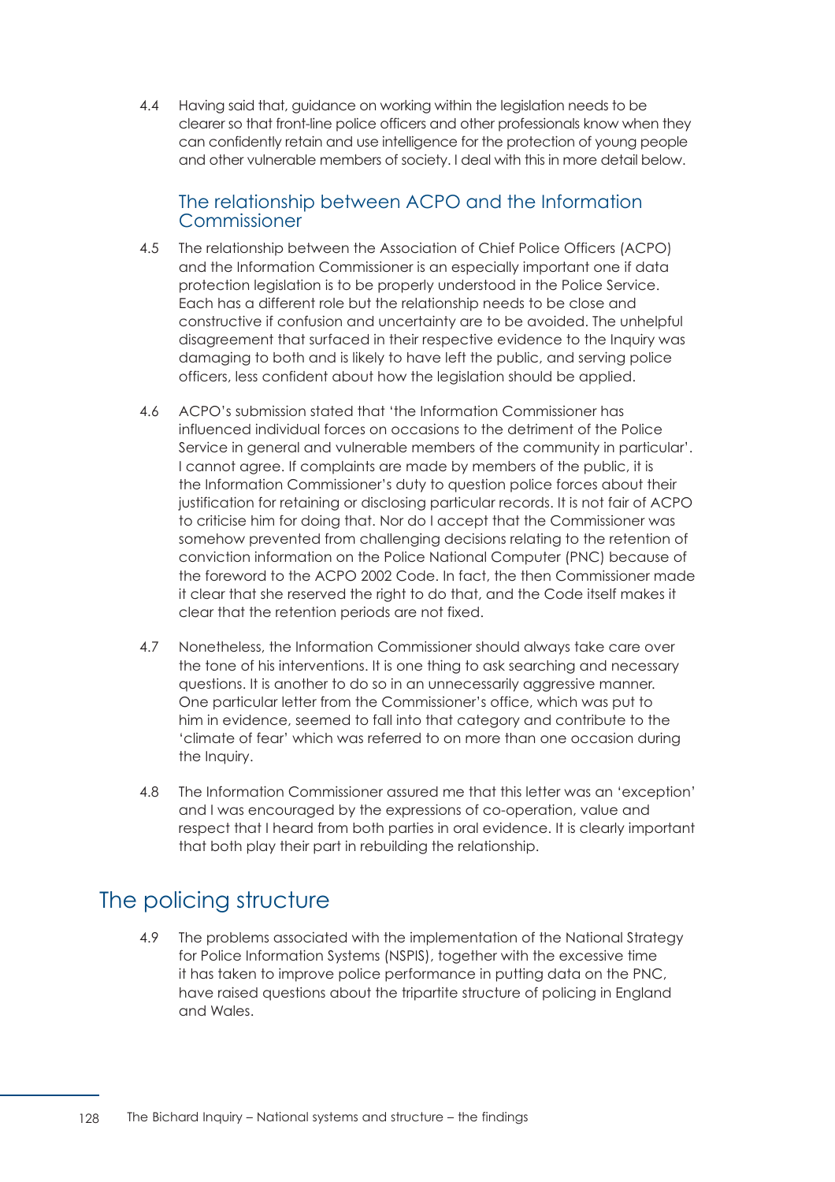4.4 Having said that, guidance on working within the legislation needs to be clearer so that front-line police officers and other professionals know when they can confidently retain and use intelligence for the protection of young people and other vulnerable members of society. I deal with this in more detail below.

### The relationship between ACPO and the Information Commissioner

4.5 The relationship between the Association of Chief Police Officers (ACPO) and the Information Commissioner is an especially important one if data protection legislation is to be properly understood in the Police Service. Each has a different role but the relationship needs to be close and constructive if confusion and uncertainty are to be avoided. The unhelpful disagreement that surfaced in their respective evidence to the Inquiry was damaging to both and is likely to have left the public, and serving police officers, less confident about how the legislation should be applied.

4.6 ACPO's submission stated that 'the Information Commissioner has influenced individual forces on occasions to the detriment of the Police Service in general and vulnerable members of the community in particular'. I cannot agree. If complaints are made by members of the public, it is the Information Commissioner's duty to question police forces about their justification for retaining or disclosing particular records. It is not fair of ACPO to criticise him for doing that. Nor do I accept that the Commissioner was somehow prevented from challenging decisions relating to the retention of conviction information on the Police National Computer (PNC) because of the foreword to the ACPO 2002 Code. In fact, the then Commissioner made it clear that she reserved the right to do that, and the Code itself makes it clear that the retention periods are not fixed.

4.7 Nonetheless, the Information Commissioner should always take care over the tone of his interventions. It is one thing to ask searching and necessary questions. It is another to do so in an unnecessarily aggressive manner. One particular letter from the Commissioner's office, which was put to him in evidence, seemed to fall into that category and contribute to the 'climate of fear' which was referred to on more than one occasion during the Inquiry.

4.8 The Information Commissioner assured me that this letter was an 'exception' and I was encouraged by the expressions of co-operation, value and respect that I heard from both parties in oral evidence. It is clearly important that both play their part in rebuilding the relationship.

## The policing structure

4.9 The problems associated with the implementation of the National Strategy for Police Information Systems (NSPIS), together with the excessive time it has taken to improve police performance in putting data on the PNC, have raised questions about the tripartite structure of policing in England and Wales.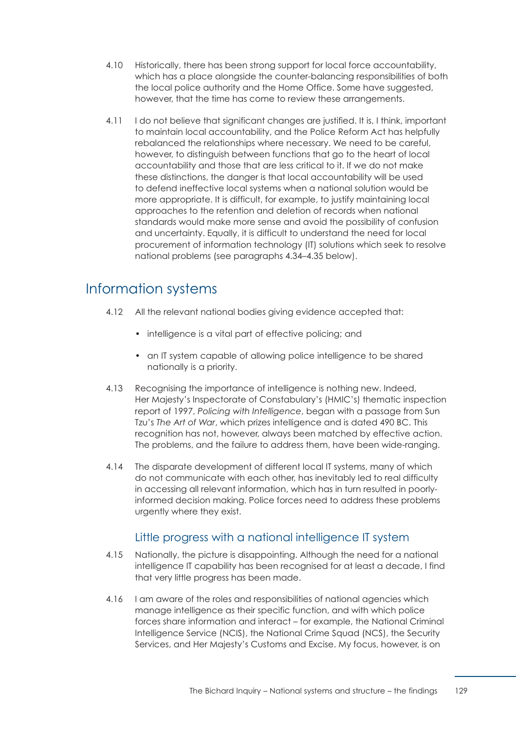4.10 Historically, there has been strong support for local force accountability, which has a place alongside the counter-balancing responsibilities of both the local police authority and the Home Office. Some have suggested, however, that the time has come to review these arrangements.

4.11 I do not believe that significant changes are justified. It is, I think, important to maintain local accountability, and the Police Reform Act has helpfully rebalanced the relationships where necessary. We need to be careful, however, to distinguish between functions that go to the heart of local accountability and those that are less critical to it. If we do not make these distinctions, the danger is that local accountability will be used to defend ineffective local systems when a national solution would be more appropriate. It is difficult, for example, to justify maintaining local approaches to the retention and deletion of records when national standards would make more sense and avoid the possibility of confusion and uncertainty. Equally, it is difficult to understand the need for local procurement of information technology (IT) solutions which seek to resolve national problems (see paragraphs 4.34–4.35 below).

## Information systems

4.12 All the relevant national bodies giving evidence accepted that:

- intelligence is a vital part of effective policing; and
- an IT system capable of allowing police intelligence to be shared nationally is a priority.

4.13 Recognising the importance of intelligence is nothing new. Indeed, Her Majesty's Inspectorate of Constabulary's (HMIC's) thematic inspection report of 1997, *Policing with Intelligence*, began with a passage from Sun Tzu's *The Art of War*, which prizes intelligence and is dated 490 BC. This recognition has not, however, always been matched by effective action. The problems, and the failure to address them, have been wide-ranging.

4.14 The disparate development of different local IT systems, many of which do not communicate with each other, has inevitably led to real difficulty in accessing all relevant information, which has in turn resulted in poorly-informed decision making. Police forces need to address these problems urgently where they exist.

### Little progress with a national intelligence IT system

4.15 Nationally, the picture is disappointing. Although the need for a national intelligence IT capability has been recognised for at least a decade, I find that very little progress has been made.

4.16 I am aware of the roles and responsibilities of national agencies which manage intelligence as their specific function, and with which police forces share information and interact – for example, the National Criminal Intelligence Service (NCIS), the National Crime Squad (NCS), the Security Services, and Her Majesty's Customs and Excise. My focus, however, is on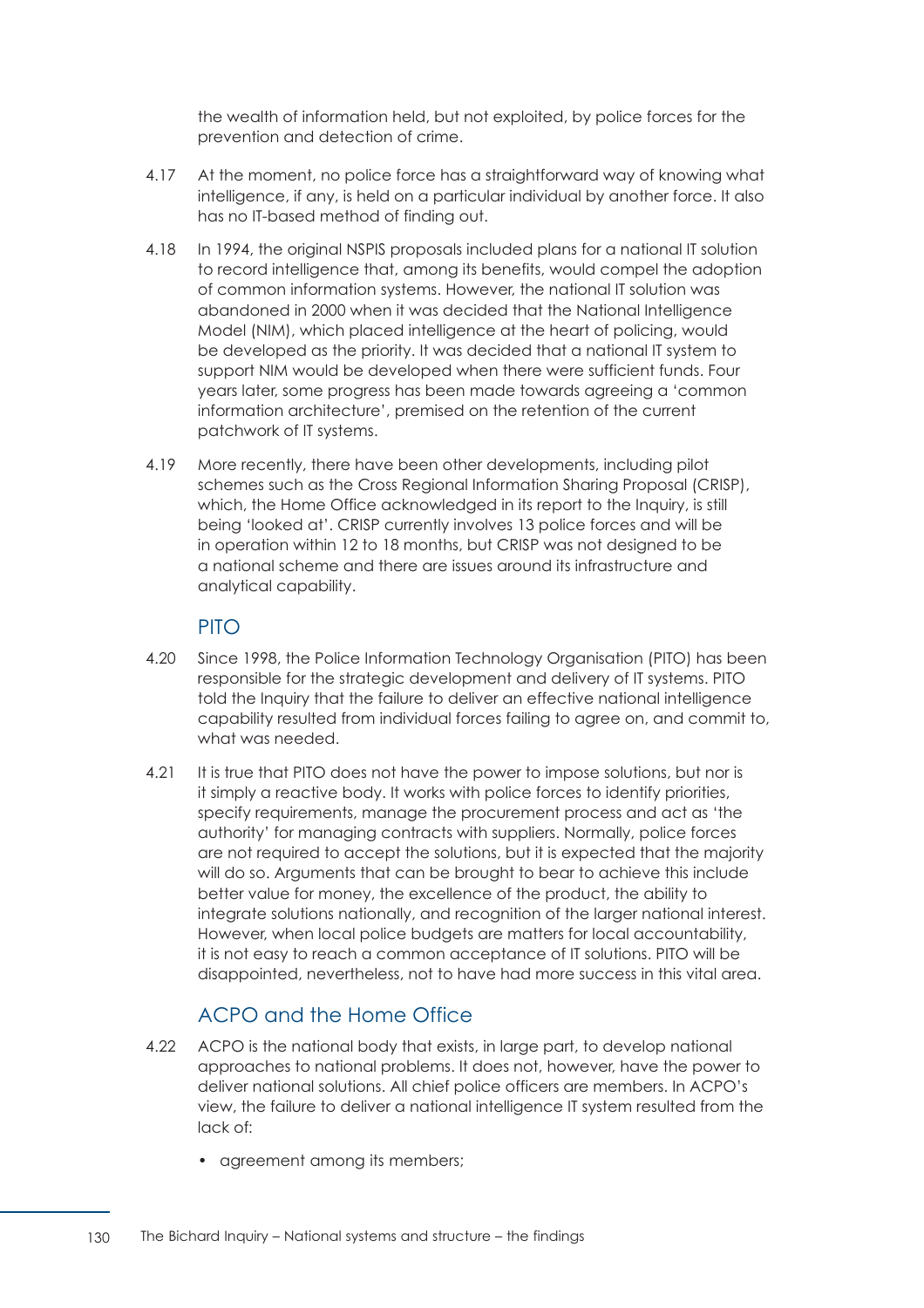the wealth of information held, but not exploited, by police forces for the prevention and detection of crime.

4.17 At the moment, no police force has a straightforward way of knowing what intelligence, if any, is held on a particular individual by another force. It also has no IT-based method of finding out.

4.18 In 1994, the original NSPIS proposals included plans for a national IT solution to record intelligence that, among its benefits, would compel the adoption of common information systems. However, the national IT solution was abandoned in 2000 when it was decided that the National Intelligence Model (NIM), which placed intelligence at the heart of policing, would be developed as the priority. It was decided that a national IT system to support NIM would be developed when there were sufficient funds. Four years later, some progress has been made towards agreeing a 'common information architecture', premised on the retention of the current patchwork of IT systems.

4.19 More recently, there have been other developments, including pilot schemes such as the Cross Regional Information Sharing Proposal (CRISP), which, the Home Office acknowledged in its report to the Inquiry, is still being 'looked at'. CRISP currently involves 13 police forces and will be in operation within 12 to 18 months, but CRISP was not designed to be a national scheme and there are issues around its infrastructure and analytical capability.

## PITO

4.20 Since 1998, the Police Information Technology Organisation (PITO) has been responsible for the strategic development and delivery of IT systems. PITO told the Inquiry that the failure to deliver an effective national intelligence capability resulted from individual forces failing to agree on, and commit to, what was needed.

4.21 It is true that PITO does not have the power to impose solutions, but nor is it simply a reactive body. It works with police forces to identify priorities, specify requirements, manage the procurement process and act as 'the authority' for managing contracts with suppliers. Normally, police forces are not required to accept the solutions, but it is expected that the majority will do so. Arguments that can be brought to bear to achieve this include better value for money, the excellence of the product, the ability to integrate solutions nationally, and recognition of the larger national interest. However, when local police budgets are matters for local accountability, it is not easy to reach a common acceptance of IT solutions. PITO will be disappointed, nevertheless, not to have had more success in this vital area.

## ACPO and the Home Office

4.22 ACPO is the national body that exists, in large part, to develop national approaches to national problems. It does not, however, have the power to deliver national solutions. All chief police officers are members. In ACPO's view, the failure to deliver a national intelligence IT system resulted from the lack of:

- agreement among its members;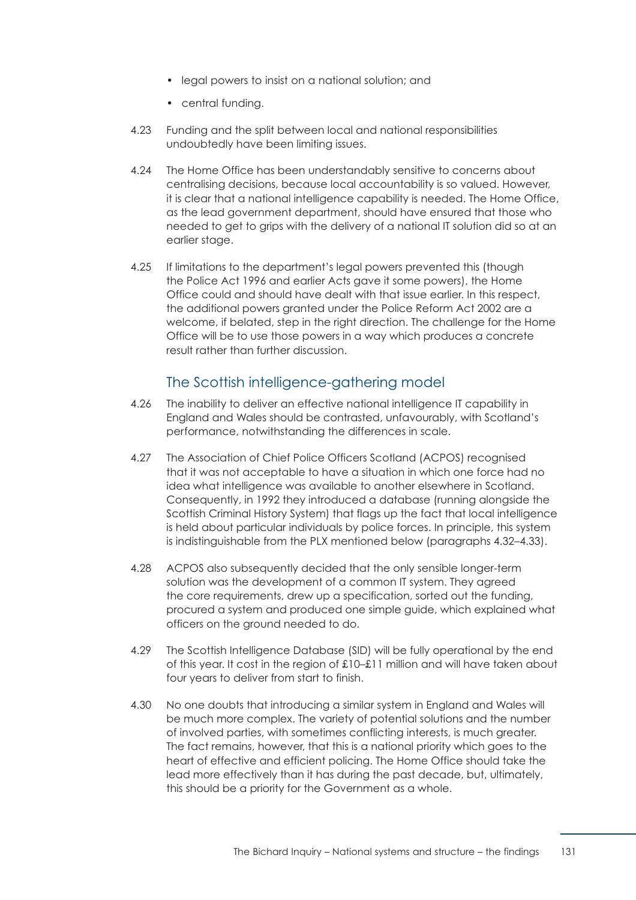- legal powers to insist on a national solution; and
- central funding.

4.23 Funding and the split between local and national responsibilities undoubtedly have been limiting issues.

4.24 The Home Office has been understandably sensitive to concerns about centralising decisions, because local accountability is so valued. However, it is clear that a national intelligence capability is needed. The Home Office, as the lead government department, should have ensured that those who needed to get to grips with the delivery of a national IT solution did so at an earlier stage.

4.25 If limitations to the department's legal powers prevented this (though the Police Act 1996 and earlier Acts gave it some powers), the Home Office could and should have dealt with that issue earlier. In this respect, the additional powers granted under the Police Reform Act 2002 are a welcome, if belated, step in the right direction. The challenge for the Home Office will be to use those powers in a way which produces a concrete result rather than further discussion.

## The Scottish intelligence-gathering model

4.26 The inability to deliver an effective national intelligence IT capability in England and Wales should be contrasted, unfavourably, with Scotland's performance, notwithstanding the differences in scale.

4.27 The Association of Chief Police Officers Scotland (ACPOS) recognised that it was not acceptable to have a situation in which one force had no idea what intelligence was available to another elsewhere in Scotland. Consequently, in 1992 they introduced a database (running alongside the Scottish Criminal History System) that flags up the fact that local intelligence is held about particular individuals by police forces. In principle, this system is indistinguishable from the PLX mentioned below (paragraphs 4.32–4.33).

4.28 ACPOS also subsequently decided that the only sensible longer-term solution was the development of a common IT system. They agreed the core requirements, drew up a specification, sorted out the funding, procured a system and produced one simple guide, which explained what officers on the ground needed to do.

4.29 The Scottish Intelligence Database (SID) will be fully operational by the end of this year. It cost in the region of £10–£11 million and will have taken about four years to deliver from start to finish.

4.30 No one doubts that introducing a similar system in England and Wales will be much more complex. The variety of potential solutions and the number of involved parties, with sometimes conflicting interests, is much greater. The fact remains, however, that this is a national priority which goes to the heart of effective and efficient policing. The Home Office should take the lead more effectively than it has during the past decade, but, ultimately, this should be a priority for the Government as a whole.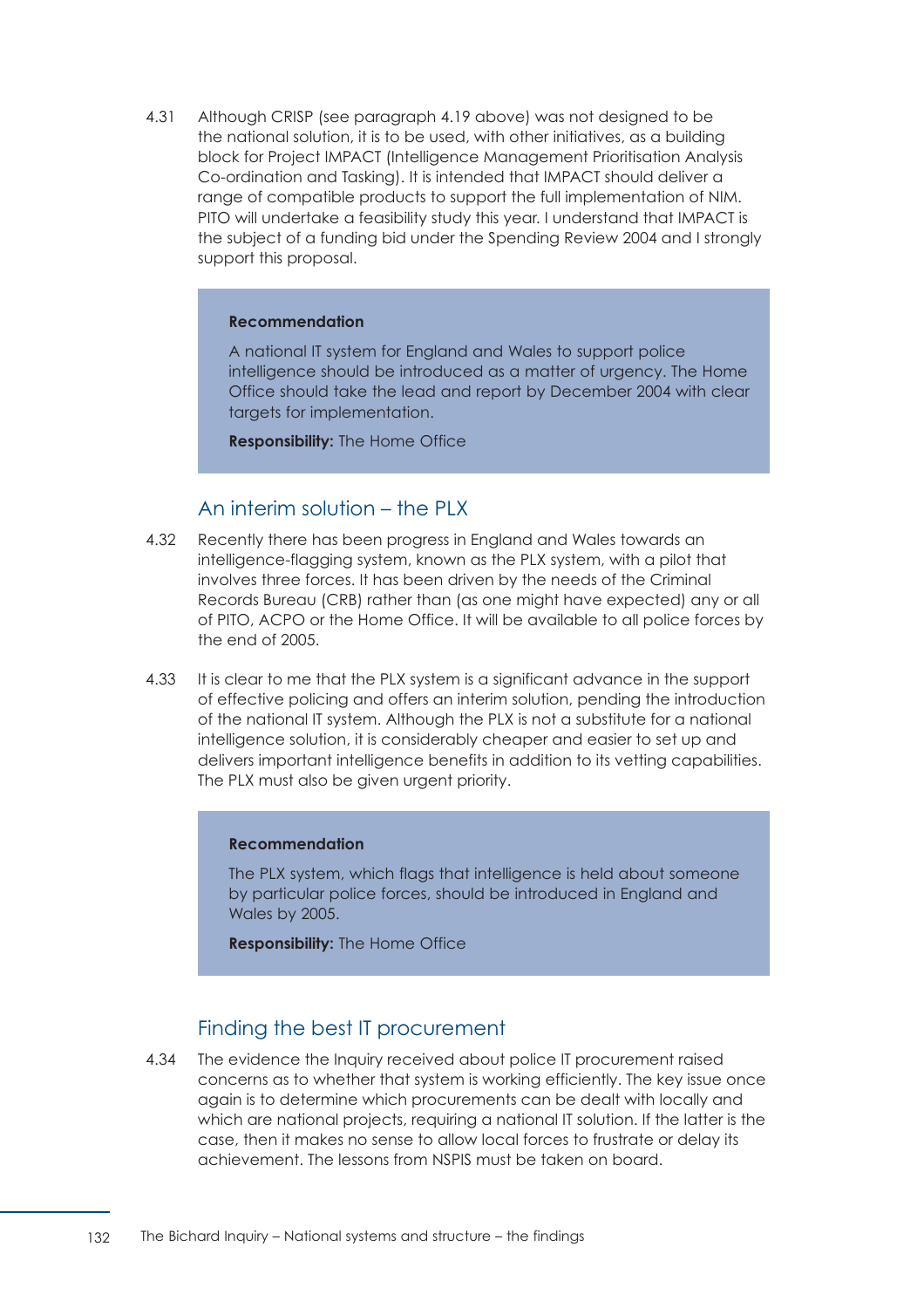4.31 Although CRISP (see paragraph 4.19 above) was not designed to be the national solution, it is to be used, with other initiatives, as a building block for Project IMPACT (Intelligence Management Prioritisation Analysis Co-ordination and Tasking). It is intended that IMPACT should deliver a range of compatible products to support the full implementation of NIM. PITO will undertake a feasibility study this year. I understand that IMPACT is the subject of a funding bid under the Spending Review 2004 and I strongly support this proposal.

> **Recommendation**
>
> A national IT system for England and Wales to support police intelligence should be introduced as a matter of urgency. The Home Office should take the lead and report by December 2004 with clear targets for implementation.
>
> **Responsibility:** The Home Office

## An interim solution – the PLX

4.32 Recently there has been progress in England and Wales towards an intelligence-flagging system, known as the PLX system, with a pilot that involves three forces. It has been driven by the needs of the Criminal Records Bureau (CRB) rather than (as one might have expected) any or all of PITO, ACPO or the Home Office. It will be available to all police forces by the end of 2005.

4.33 It is clear to me that the PLX system is a significant advance in the support of effective policing and offers an interim solution, pending the introduction of the national IT system. Although the PLX is not a substitute for a national intelligence solution, it is considerably cheaper and easier to set up and delivers important intelligence benefits in addition to its vetting capabilities. The PLX must also be given urgent priority.

> **Recommendation**
>
> The PLX system, which flags that intelligence is held about someone by particular police forces, should be introduced in England and Wales by 2005.
>
> **Responsibility:** The Home Office

## Finding the best IT procurement

4.34 The evidence the Inquiry received about police IT procurement raised concerns as to whether that system is working efficiently. The key issue once again is to determine which procurements can be dealt with locally and which are national projects, requiring a national IT solution. If the latter is the case, then it makes no sense to allow local forces to frustrate or delay its achievement. The lessons from NSPIS must be taken on board.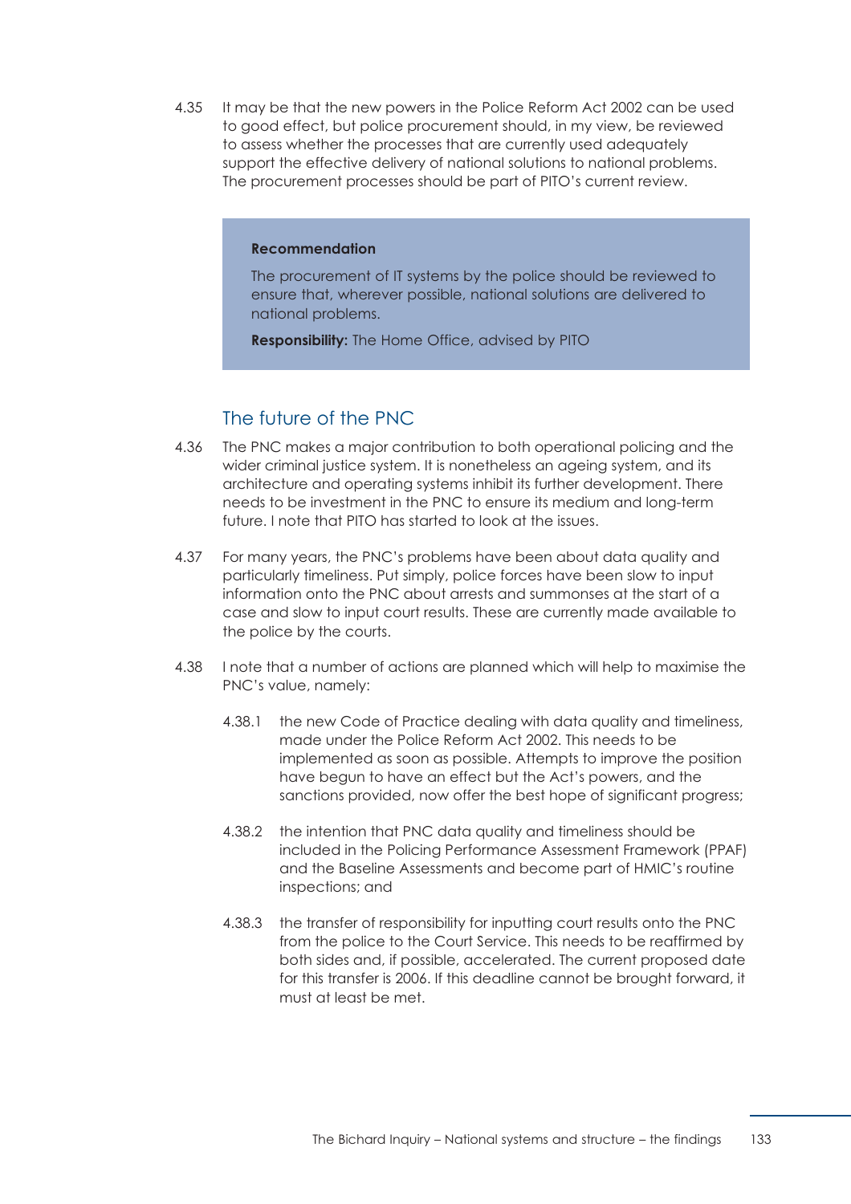4.35 It may be that the new powers in the Police Reform Act 2002 can be used to good effect, but police procurement should, in my view, be reviewed to assess whether the processes that are currently used adequately support the effective delivery of national solutions to national problems. The procurement processes should be part of PITO's current review.

> **Recommendation**
>
> The procurement of IT systems by the police should be reviewed to ensure that, wherever possible, national solutions are delivered to national problems.
>
> **Responsibility:** The Home Office, advised by PITO

## The future of the PNC

4.36 The PNC makes a major contribution to both operational policing and the wider criminal justice system. It is nonetheless an ageing system, and its architecture and operating systems inhibit its further development. There needs to be investment in the PNC to ensure its medium and long-term future. I note that PITO has started to look at the issues.

4.37 For many years, the PNC's problems have been about data quality and particularly timeliness. Put simply, police forces have been slow to input information onto the PNC about arrests and summonses at the start of a case and slow to input court results. These are currently made available to the police by the courts.

4.38 I note that a number of actions are planned which will help to maximise the PNC's value, namely:

4.38.1 the new Code of Practice dealing with data quality and timeliness, made under the Police Reform Act 2002. This needs to be implemented as soon as possible. Attempts to improve the position have begun to have an effect but the Act's powers, and the sanctions provided, now offer the best hope of significant progress;

4.38.2 the intention that PNC data quality and timeliness should be included in the Policing Performance Assessment Framework (PPAF) and the Baseline Assessments and become part of HMIC's routine inspections; and

4.38.3 the transfer of responsibility for inputting court results onto the PNC from the police to the Court Service. This needs to be reaffirmed by both sides and, if possible, accelerated. The current proposed date for this transfer is 2006. If this deadline cannot be brought forward, it must at least be met.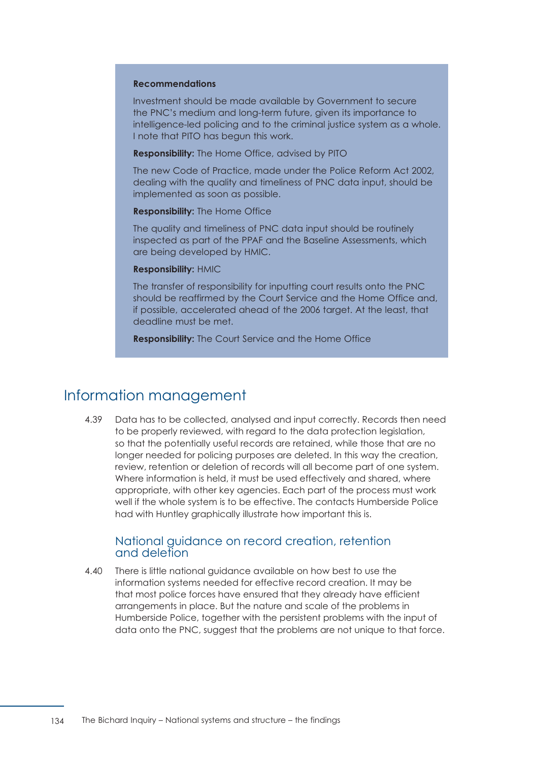**Recommendations**

Investment should be made available by Government to secure the PNC's medium and long-term future, given its importance to intelligence-led policing and to the criminal justice system as a whole. I note that PITO has begun this work.

**Responsibility:** The Home Office, advised by PITO

The new Code of Practice, made under the Police Reform Act 2002, dealing with the quality and timeliness of PNC data input, should be implemented as soon as possible.

**Responsibility:** The Home Office

The quality and timeliness of PNC data input should be routinely inspected as part of the PPAF and the Baseline Assessments, which are being developed by HMIC.

**Responsibility:** HMIC

The transfer of responsibility for inputting court results onto the PNC should be reaffirmed by the Court Service and the Home Office and, if possible, accelerated ahead of the 2006 target. At the least, that deadline must be met.

**Responsibility:** The Court Service and the Home Office

## Information management

4.39 Data has to be collected, analysed and input correctly. Records then need to be properly reviewed, with regard to the data protection legislation, so that the potentially useful records are retained, while those that are no longer needed for policing purposes are deleted. In this way the creation, review, retention or deletion of records will all become part of one system. Where information is held, it must be used effectively and shared, where appropriate, with other key agencies. Each part of the process must work well if the whole system is to be effective. The contacts Humberside Police had with Huntley graphically illustrate how important this is.

### National guidance on record creation, retention and deletion

4.40 There is little national guidance available on how best to use the information systems needed for effective record creation. It may be that most police forces have ensured that they already have efficient arrangements in place. But the nature and scale of the problems in Humberside Police, together with the persistent problems with the input of data onto the PNC, suggest that the problems are not unique to that force.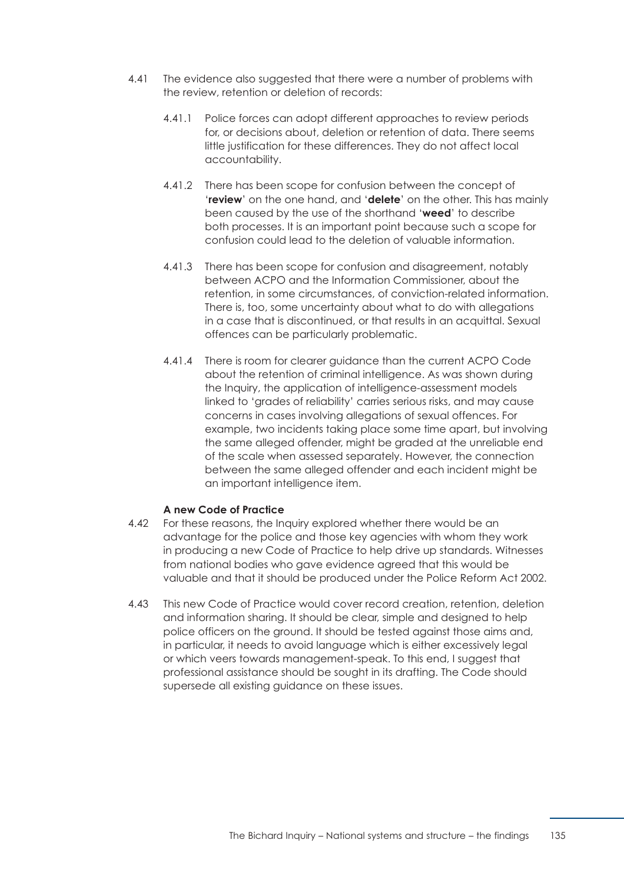4.41 The evidence also suggested that there were a number of problems with the review, retention or deletion of records:

4.41.1 Police forces can adopt different approaches to review periods for, or decisions about, deletion or retention of data. There seems little justification for these differences. They do not affect local accountability.

4.41.2 There has been scope for confusion between the concept of '**review**' on the one hand, and '**delete**' on the other. This has mainly been caused by the use of the shorthand '**weed**' to describe both processes. It is an important point because such a scope for confusion could lead to the deletion of valuable information.

4.41.3 There has been scope for confusion and disagreement, notably between ACPO and the Information Commissioner, about the retention, in some circumstances, of conviction-related information. There is, too, some uncertainty about what to do with allegations in a case that is discontinued, or that results in an acquittal. Sexual offences can be particularly problematic.

4.41.4 There is room for clearer guidance than the current ACPO Code about the retention of criminal intelligence. As was shown during the Inquiry, the application of intelligence-assessment models linked to 'grades of reliability' carries serious risks, and may cause concerns in cases involving allegations of sexual offences. For example, two incidents taking place some time apart, but involving the same alleged offender, might be graded at the unreliable end of the scale when assessed separately. However, the connection between the same alleged offender and each incident might be an important intelligence item.

### A new Code of Practice

4.42 For these reasons, the Inquiry explored whether there would be an advantage for the police and those key agencies with whom they work in producing a new Code of Practice to help drive up standards. Witnesses from national bodies who gave evidence agreed that this would be valuable and that it should be produced under the Police Reform Act 2002.

4.43 This new Code of Practice would cover record creation, retention, deletion and information sharing. It should be clear, simple and designed to help police officers on the ground. It should be tested against those aims and, in particular, it needs to avoid language which is either excessively legal or which veers towards management-speak. To this end, I suggest that professional assistance should be sought in its drafting. The Code should supersede all existing guidance on these issues.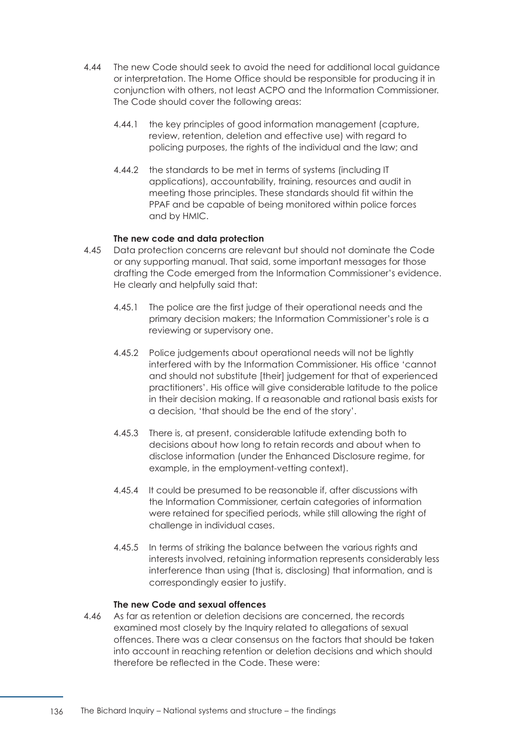4.44 The new Code should seek to avoid the need for additional local guidance or interpretation. The Home Office should be responsible for producing it in conjunction with others, not least ACPO and the Information Commissioner. The Code should cover the following areas:

4.44.1 the key principles of good information management (capture, review, retention, deletion and effective use) with regard to policing purposes, the rights of the individual and the law; and

4.44.2 the standards to be met in terms of systems (including IT applications), accountability, training, resources and audit in meeting those principles. These standards should fit within the PPAF and be capable of being monitored within police forces and by HMIC.

**The new code and data protection**

4.45 Data protection concerns are relevant but should not dominate the Code or any supporting manual. That said, some important messages for those drafting the Code emerged from the Information Commissioner's evidence. He clearly and helpfully said that:

4.45.1 The police are the first judge of their operational needs and the primary decision makers; the Information Commissioner's role is a reviewing or supervisory one.

4.45.2 Police judgements about operational needs will not be lightly interfered with by the Information Commissioner. His office 'cannot and should not substitute [their] judgement for that of experienced practitioners'. His office will give considerable latitude to the police in their decision making. If a reasonable and rational basis exists for a decision, 'that should be the end of the story'.

4.45.3 There is, at present, considerable latitude extending both to decisions about how long to retain records and about when to disclose information (under the Enhanced Disclosure regime, for example, in the employment-vetting context).

4.45.4 It could be presumed to be reasonable if, after discussions with the Information Commissioner, certain categories of information were retained for specified periods, while still allowing the right of challenge in individual cases.

4.45.5 In terms of striking the balance between the various rights and interests involved, retaining information represents considerably less interference than using (that is, disclosing) that information, and is correspondingly easier to justify.

**The new Code and sexual offences**

4.46 As far as retention or deletion decisions are concerned, the records examined most closely by the Inquiry related to allegations of sexual offences. There was a clear consensus on the factors that should be taken into account in reaching retention or deletion decisions and which should therefore be reflected in the Code. These were: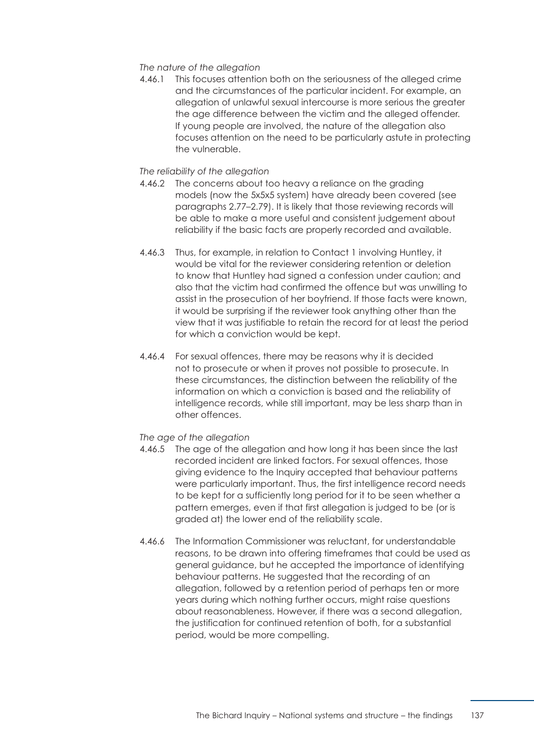*The nature of the allegation*

4.46.1 This focuses attention both on the seriousness of the alleged crime and the circumstances of the particular incident. For example, an allegation of unlawful sexual intercourse is more serious the greater the age difference between the victim and the alleged offender. If young people are involved, the nature of the allegation also focuses attention on the need to be particularly astute in protecting the vulnerable.

*The reliability of the allegation*

4.46.2 The concerns about too heavy a reliance on the grading models (now the 5x5x5 system) have already been covered (see paragraphs 2.77–2.79). It is likely that those reviewing records will be able to make a more useful and consistent judgement about reliability if the basic facts are properly recorded and available.

4.46.3 Thus, for example, in relation to Contact 1 involving Huntley, it would be vital for the reviewer considering retention or deletion to know that Huntley had signed a confession under caution; and also that the victim had confirmed the offence but was unwilling to assist in the prosecution of her boyfriend. If those facts were known, it would be surprising if the reviewer took anything other than the view that it was justifiable to retain the record for at least the period for which a conviction would be kept.

4.46.4 For sexual offences, there may be reasons why it is decided not to prosecute or when it proves not possible to prosecute. In these circumstances, the distinction between the reliability of the information on which a conviction is based and the reliability of intelligence records, while still important, may be less sharp than in other offences.

*The age of the allegation*

4.46.5 The age of the allegation and how long it has been since the last recorded incident are linked factors. For sexual offences, those giving evidence to the Inquiry accepted that behaviour patterns were particularly important. Thus, the first intelligence record needs to be kept for a sufficiently long period for it to be seen whether a pattern emerges, even if that first allegation is judged to be (or is graded at) the lower end of the reliability scale.

4.46.6 The Information Commissioner was reluctant, for understandable reasons, to be drawn into offering timeframes that could be used as general guidance, but he accepted the importance of identifying behaviour patterns. He suggested that the recording of an allegation, followed by a retention period of perhaps ten or more years during which nothing further occurs, might raise questions about reasonableness. However, if there was a second allegation, the justification for continued retention of both, for a substantial period, would be more compelling.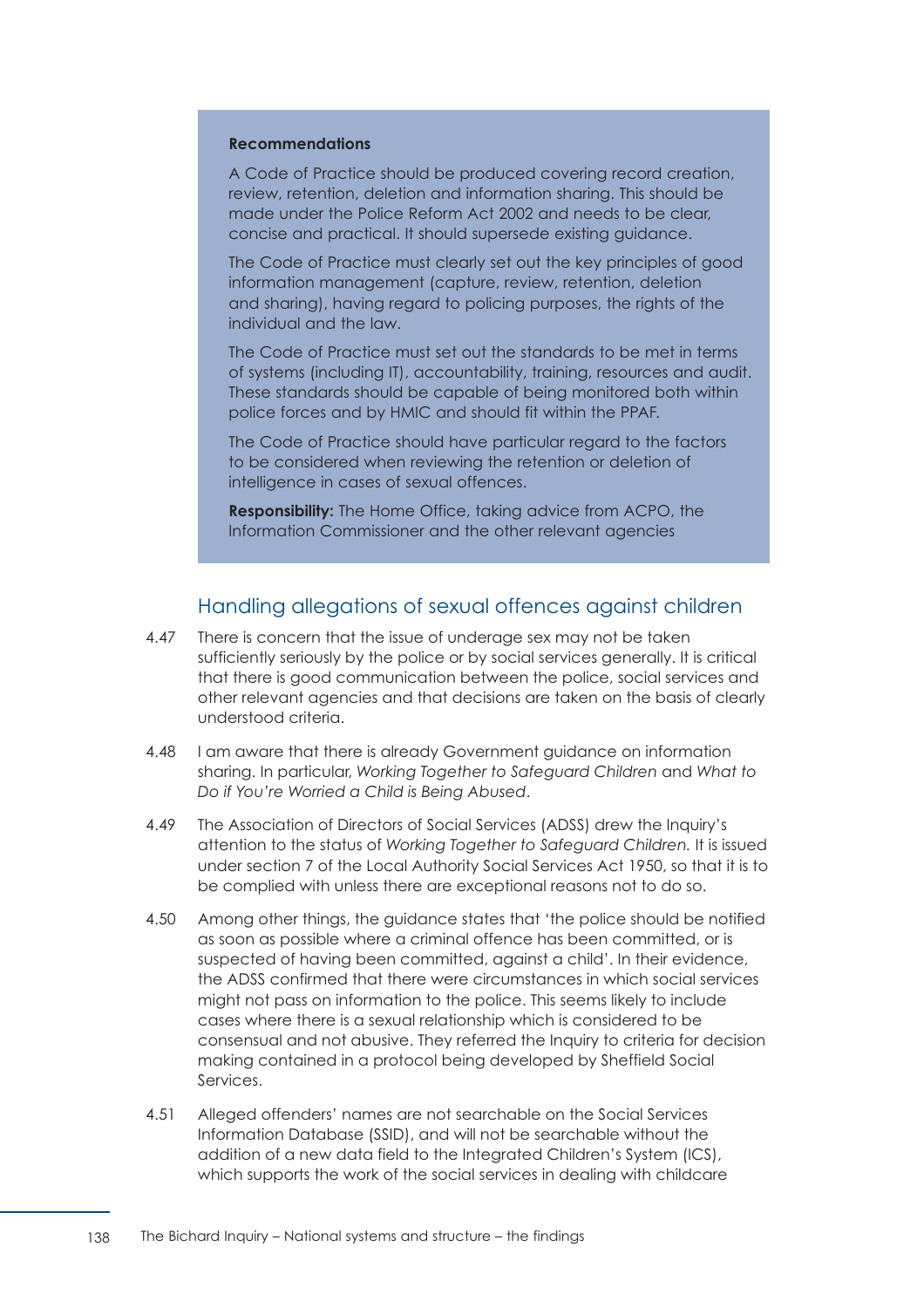**Recommendations**

A Code of Practice should be produced covering record creation, review, retention, deletion and information sharing. This should be made under the Police Reform Act 2002 and needs to be clear, concise and practical. It should supersede existing guidance.

The Code of Practice must clearly set out the key principles of good information management (capture, review, retention, deletion and sharing), having regard to policing purposes, the rights of the individual and the law.

The Code of Practice must set out the standards to be met in terms of systems (including IT), accountability, training, resources and audit. These standards should be capable of being monitored both within police forces and by HMIC and should fit within the PPAF.

The Code of Practice should have particular regard to the factors to be considered when reviewing the retention or deletion of intelligence in cases of sexual offences.

**Responsibility:** The Home Office, taking advice from ACPO, the Information Commissioner and the other relevant agencies

## Handling allegations of sexual offences against children

4.47 There is concern that the issue of underage sex may not be taken sufficiently seriously by the police or by social services generally. It is critical that there is good communication between the police, social services and other relevant agencies and that decisions are taken on the basis of clearly understood criteria.

4.48 I am aware that there is already Government guidance on information sharing. In particular, *Working Together to Safeguard Children* and *What to Do if You're Worried a Child is Being Abused*.

4.49 The Association of Directors of Social Services (ADSS) drew the Inquiry's attention to the status of *Working Together to Safeguard Children.* It is issued under section 7 of the Local Authority Social Services Act 1950, so that it is to be complied with unless there are exceptional reasons not to do so.

4.50 Among other things, the guidance states that 'the police should be notified as soon as possible where a criminal offence has been committed, or is suspected of having been committed, against a child'. In their evidence, the ADSS confirmed that there were circumstances in which social services might not pass on information to the police. This seems likely to include cases where there is a sexual relationship which is considered to be consensual and not abusive. They referred the Inquiry to criteria for decision making contained in a protocol being developed by Sheffield Social Services.

4.51 Alleged offenders' names are not searchable on the Social Services Information Database (SSID), and will not be searchable without the addition of a new data field to the Integrated Children's System (ICS), which supports the work of the social services in dealing with childcare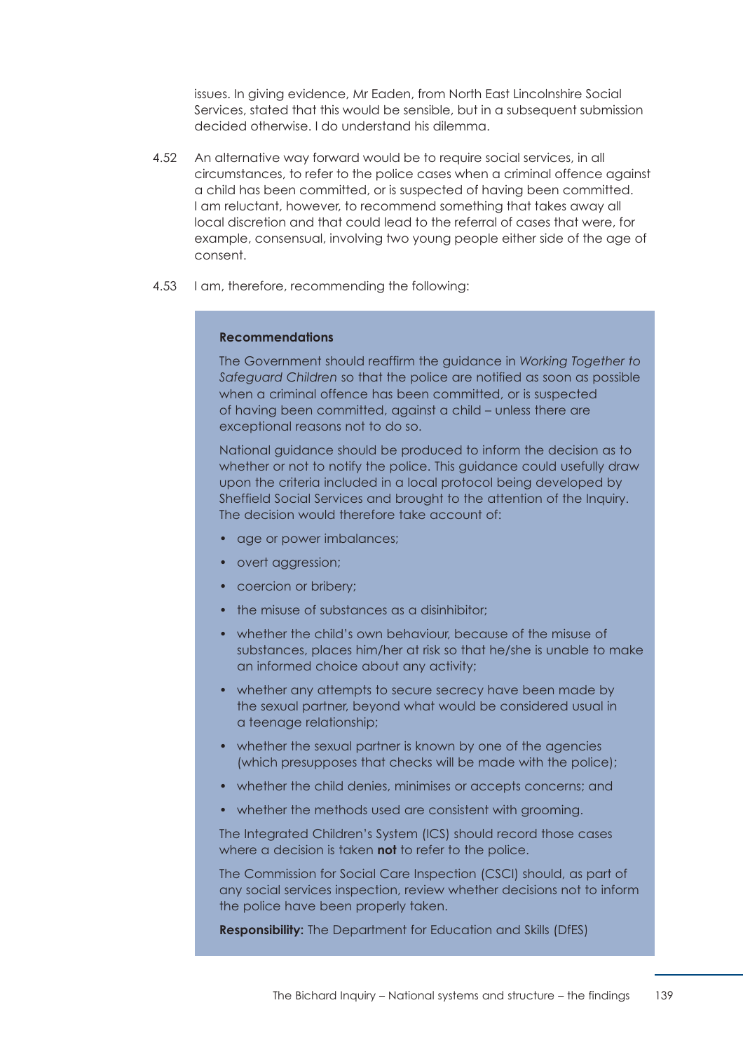issues. In giving evidence, Mr Eaden, from North East Lincolnshire Social Services, stated that this would be sensible, but in a subsequent submission decided otherwise. I do understand his dilemma.

4.52 An alternative way forward would be to require social services, in all circumstances, to refer to the police cases when a criminal offence against a child has been committed, or is suspected of having been committed. I am reluctant, however, to recommend something that takes away all local discretion and that could lead to the referral of cases that were, for example, consensual, involving two young people either side of the age of consent.

4.53 I am, therefore, recommending the following:

**Recommendations**

The Government should reaffirm the guidance in *Working Together to Safeguard Children* so that the police are notified as soon as possible when a criminal offence has been committed, or is suspected of having been committed, against a child – unless there are exceptional reasons not to do so.

National guidance should be produced to inform the decision as to whether or not to notify the police. This guidance could usefully draw upon the criteria included in a local protocol being developed by Sheffield Social Services and brought to the attention of the Inquiry. The decision would therefore take account of:

- age or power imbalances;
- overt aggression;
- coercion or bribery;
- the misuse of substances as a disinhibitor;
- whether the child's own behaviour, because of the misuse of substances, places him/her at risk so that he/she is unable to make an informed choice about any activity;
- whether any attempts to secure secrecy have been made by the sexual partner, beyond what would be considered usual in a teenage relationship;
- whether the sexual partner is known by one of the agencies (which presupposes that checks will be made with the police);
- whether the child denies, minimises or accepts concerns; and
- whether the methods used are consistent with grooming.

The Integrated Children's System (ICS) should record those cases where a decision is taken **not** to refer to the police.

The Commission for Social Care Inspection (CSCI) should, as part of any social services inspection, review whether decisions not to inform the police have been properly taken.

**Responsibility:** The Department for Education and Skills (DfES)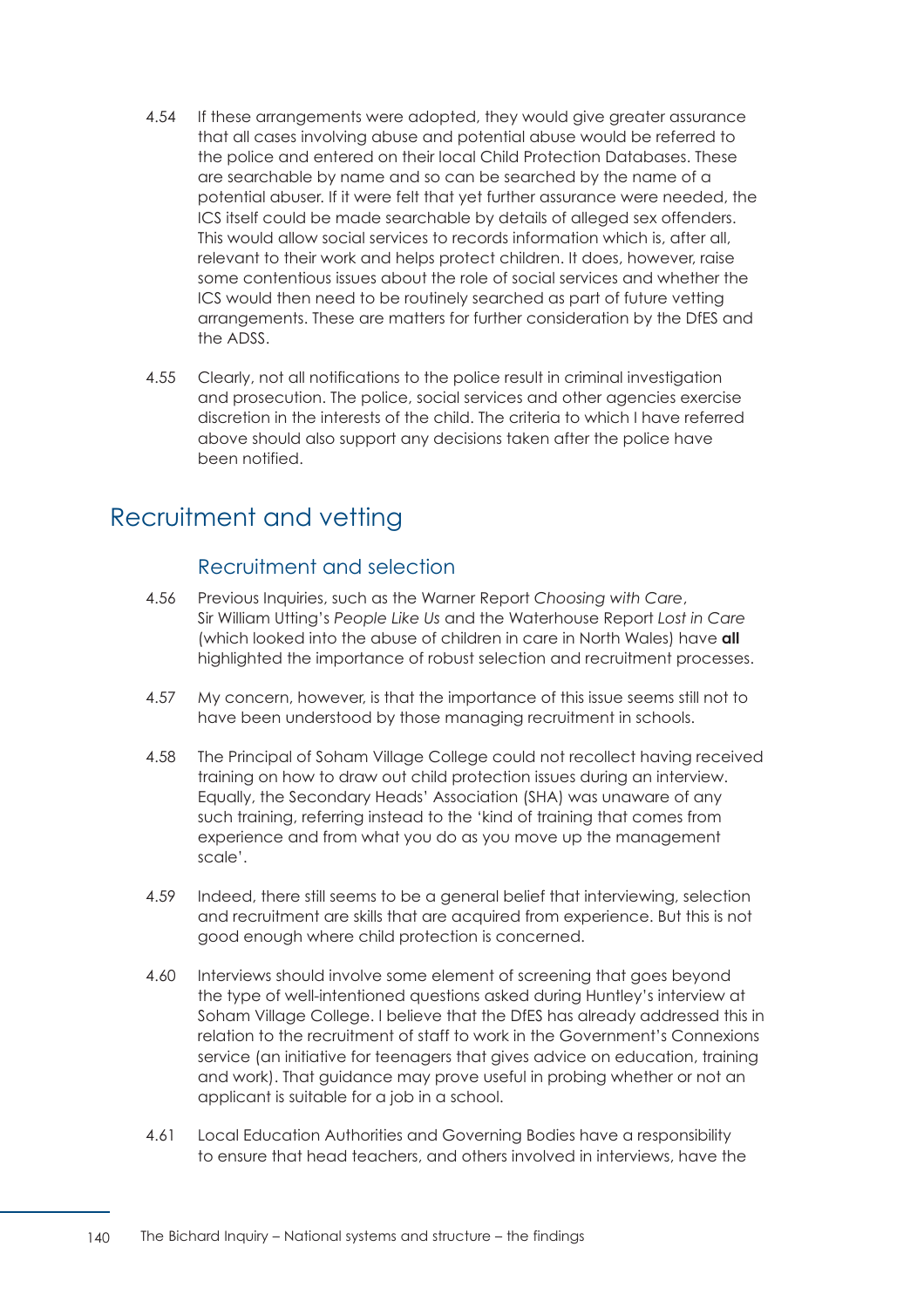4.54 If these arrangements were adopted, they would give greater assurance that all cases involving abuse and potential abuse would be referred to the police and entered on their local Child Protection Databases. These are searchable by name and so can be searched by the name of a potential abuser. If it were felt that yet further assurance were needed, the ICS itself could be made searchable by details of alleged sex offenders. This would allow social services to records information which is, after all, relevant to their work and helps protect children. It does, however, raise some contentious issues about the role of social services and whether the ICS would then need to be routinely searched as part of future vetting arrangements. These are matters for further consideration by the DfES and the ADSS.

4.55 Clearly, not all notifications to the police result in criminal investigation and prosecution. The police, social services and other agencies exercise discretion in the interests of the child. The criteria to which I have referred above should also support any decisions taken after the police have been notified.

## Recruitment and vetting

### Recruitment and selection

4.56 Previous Inquiries, such as the Warner Report *Choosing with Care*, Sir William Utting's *People Like Us* and the Waterhouse Report *Lost in Care* (which looked into the abuse of children in care in North Wales) have **all** highlighted the importance of robust selection and recruitment processes.

4.57 My concern, however, is that the importance of this issue seems still not to have been understood by those managing recruitment in schools.

4.58 The Principal of Soham Village College could not recollect having received training on how to draw out child protection issues during an interview. Equally, the Secondary Heads' Association (SHA) was unaware of any such training, referring instead to the 'kind of training that comes from experience and from what you do as you move up the management scale'.

4.59 Indeed, there still seems to be a general belief that interviewing, selection and recruitment are skills that are acquired from experience. But this is not good enough where child protection is concerned.

4.60 Interviews should involve some element of screening that goes beyond the type of well-intentioned questions asked during Huntley's interview at Soham Village College. I believe that the DfES has already addressed this in relation to the recruitment of staff to work in the Government's Connexions service (an initiative for teenagers that gives advice on education, training and work). That guidance may prove useful in probing whether or not an applicant is suitable for a job in a school.

4.61 Local Education Authorities and Governing Bodies have a responsibility to ensure that head teachers, and others involved in interviews, have the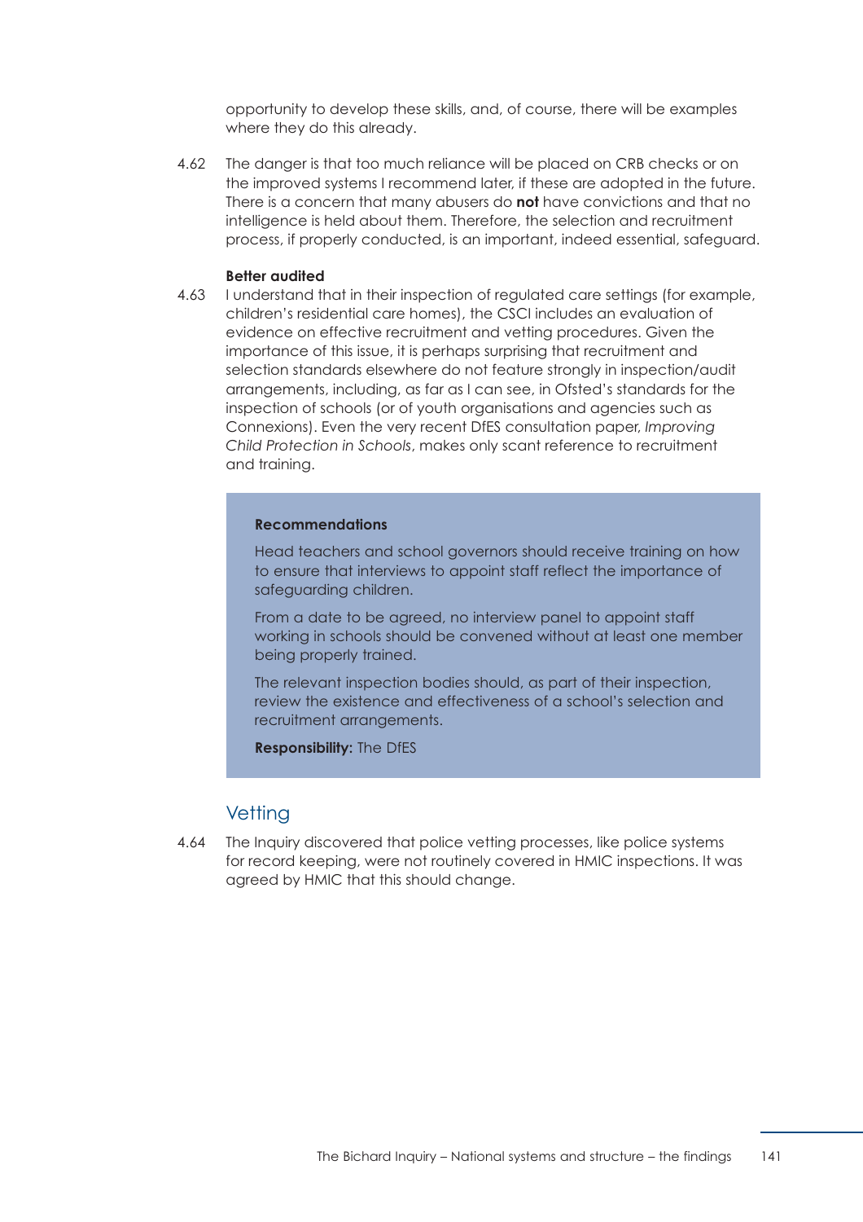opportunity to develop these skills, and, of course, there will be examples where they do this already.

4.62 The danger is that too much reliance will be placed on CRB checks or on the improved systems I recommend later, if these are adopted in the future. There is a concern that many abusers do **not** have convictions and that no intelligence is held about them. Therefore, the selection and recruitment process, if properly conducted, is an important, indeed essential, safeguard.

**Better audited**

4.63 I understand that in their inspection of regulated care settings (for example, children's residential care homes), the CSCI includes an evaluation of evidence on effective recruitment and vetting procedures. Given the importance of this issue, it is perhaps surprising that recruitment and selection standards elsewhere do not feature strongly in inspection/audit arrangements, including, as far as I can see, in Ofsted's standards for the inspection of schools (or of youth organisations and agencies such as Connexions). Even the very recent DfES consultation paper, *Improving Child Protection in Schools*, makes only scant reference to recruitment and training.

> **Recommendations**
>
> Head teachers and school governors should receive training on how to ensure that interviews to appoint staff reflect the importance of safeguarding children.
>
> From a date to be agreed, no interview panel to appoint staff working in schools should be convened without at least one member being properly trained.
>
> The relevant inspection bodies should, as part of their inspection, review the existence and effectiveness of a school's selection and recruitment arrangements.
>
> **Responsibility:** The DfES

## Vetting

4.64 The Inquiry discovered that police vetting processes, like police systems for record keeping, were not routinely covered in HMIC inspections. It was agreed by HMIC that this should change.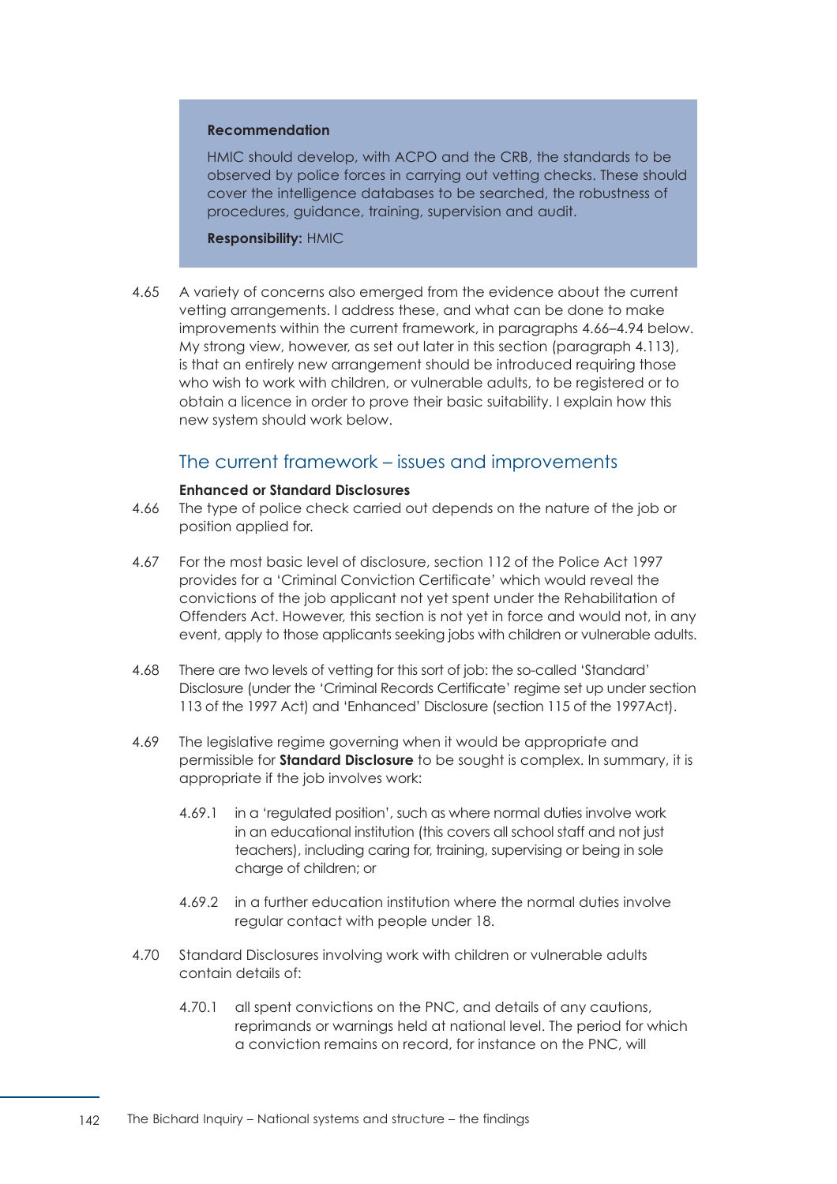> **Recommendation**
>
> HMIC should develop, with ACPO and the CRB, the standards to be observed by police forces in carrying out vetting checks. These should cover the intelligence databases to be searched, the robustness of procedures, guidance, training, supervision and audit.
>
> **Responsibility:** HMIC

4.65 A variety of concerns also emerged from the evidence about the current vetting arrangements. I address these, and what can be done to make improvements within the current framework, in paragraphs 4.66–4.94 below. My strong view, however, as set out later in this section (paragraph 4.113), is that an entirely new arrangement should be introduced requiring those who wish to work with children, or vulnerable adults, to be registered or to obtain a licence in order to prove their basic suitability. I explain how this new system should work below.

## The current framework – issues and improvements

**Enhanced or Standard Disclosures**

4.66 The type of police check carried out depends on the nature of the job or position applied for.

4.67 For the most basic level of disclosure, section 112 of the Police Act 1997 provides for a 'Criminal Conviction Certificate' which would reveal the convictions of the job applicant not yet spent under the Rehabilitation of Offenders Act. However, this section is not yet in force and would not, in any event, apply to those applicants seeking jobs with children or vulnerable adults.

4.68 There are two levels of vetting for this sort of job: the so-called 'Standard' Disclosure (under the 'Criminal Records Certificate' regime set up under section 113 of the 1997 Act) and 'Enhanced' Disclosure (section 115 of the 1997Act).

4.69 The legislative regime governing when it would be appropriate and permissible for **Standard Disclosure** to be sought is complex. In summary, it is appropriate if the job involves work:

4.69.1 in a 'regulated position', such as where normal duties involve work in an educational institution (this covers all school staff and not just teachers), including caring for, training, supervising or being in sole charge of children; or

4.69.2 in a further education institution where the normal duties involve regular contact with people under 18.

4.70 Standard Disclosures involving work with children or vulnerable adults contain details of:

4.70.1 all spent convictions on the PNC, and details of any cautions, reprimands or warnings held at national level. The period for which a conviction remains on record, for instance on the PNC, will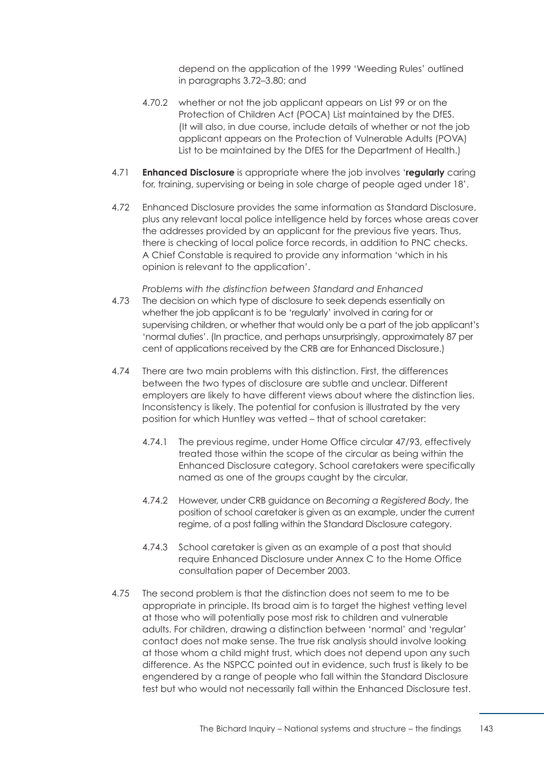depend on the application of the 1999 'Weeding Rules' outlined in paragraphs 3.72–3.80; and

4.70.2 whether or not the job applicant appears on List 99 or on the Protection of Children Act (POCA) List maintained by the DfES. (It will also, in due course, include details of whether or not the job applicant appears on the Protection of Vulnerable Adults (POVA) List to be maintained by the DfES for the Department of Health.)

4.71 **Enhanced Disclosure** is appropriate where the job involves '**regularly** caring for, training, supervising or being in sole charge of people aged under 18'.

4.72 Enhanced Disclosure provides the same information as Standard Disclosure, plus any relevant local police intelligence held by forces whose areas cover the addresses provided by an applicant for the previous five years. Thus, there is checking of local police force records, in addition to PNC checks. A Chief Constable is required to provide any information 'which in his opinion is relevant to the application'.

*Problems with the distinction between Standard and Enhanced*

4.73 The decision on which type of disclosure to seek depends essentially on whether the job applicant is to be 'regularly' involved in caring for or supervising children, or whether that would only be a part of the job applicant's 'normal duties'. (In practice, and perhaps unsurprisingly, approximately 87 per cent of applications received by the CRB are for Enhanced Disclosure.)

4.74 There are two main problems with this distinction. First, the differences between the two types of disclosure are subtle and unclear. Different employers are likely to have different views about where the distinction lies. Inconsistency is likely. The potential for confusion is illustrated by the very position for which Huntley was vetted – that of school caretaker:

4.74.1 The previous regime, under Home Office circular 47/93, effectively treated those within the scope of the circular as being within the Enhanced Disclosure category. School caretakers were specifically named as one of the groups caught by the circular.

4.74.2 However, under CRB guidance on *Becoming a Registered Body*, the position of school caretaker is given as an example, under the current regime, of a post falling within the Standard Disclosure category.

4.74.3 School caretaker is given as an example of a post that should require Enhanced Disclosure under Annex C to the Home Office consultation paper of December 2003.

4.75 The second problem is that the distinction does not seem to me to be appropriate in principle. Its broad aim is to target the highest vetting level at those who will potentially pose most risk to children and vulnerable adults. For children, drawing a distinction between 'normal' and 'regular' contact does not make sense. The true risk analysis should involve looking at those whom a child might trust, which does not depend upon any such difference. As the NSPCC pointed out in evidence, such trust is likely to be engendered by a range of people who fall within the Standard Disclosure test but who would not necessarily fall within the Enhanced Disclosure test.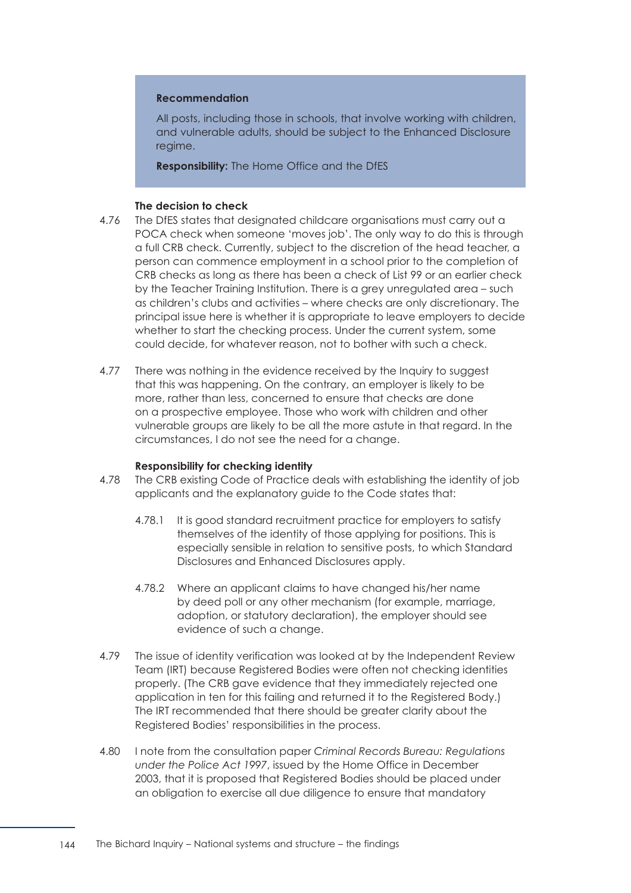> **Recommendation**
>
> All posts, including those in schools, that involve working with children, and vulnerable adults, should be subject to the Enhanced Disclosure regime.
>
> **Responsibility:** The Home Office and the DfES

**The decision to check**

4.76 The DfES states that designated childcare organisations must carry out a POCA check when someone 'moves job'. The only way to do this is through a full CRB check. Currently, subject to the discretion of the head teacher, a person can commence employment in a school prior to the completion of CRB checks as long as there has been a check of List 99 or an earlier check by the Teacher Training Institution. There is a grey unregulated area – such as children's clubs and activities – where checks are only discretionary. The principal issue here is whether it is appropriate to leave employers to decide whether to start the checking process. Under the current system, some could decide, for whatever reason, not to bother with such a check.

4.77 There was nothing in the evidence received by the Inquiry to suggest that this was happening. On the contrary, an employer is likely to be more, rather than less, concerned to ensure that checks are done on a prospective employee. Those who work with children and other vulnerable groups are likely to be all the more astute in that regard. In the circumstances, I do not see the need for a change.

**Responsibility for checking identity**

4.78 The CRB existing Code of Practice deals with establishing the identity of job applicants and the explanatory guide to the Code states that:

4.78.1 It is good standard recruitment practice for employers to satisfy themselves of the identity of those applying for positions. This is especially sensible in relation to sensitive posts, to which Standard Disclosures and Enhanced Disclosures apply.

4.78.2 Where an applicant claims to have changed his/her name by deed poll or any other mechanism (for example, marriage, adoption, or statutory declaration), the employer should see evidence of such a change.

4.79 The issue of identity verification was looked at by the Independent Review Team (IRT) because Registered Bodies were often not checking identities properly. (The CRB gave evidence that they immediately rejected one application in ten for this failing and returned it to the Registered Body.) The IRT recommended that there should be greater clarity about the Registered Bodies' responsibilities in the process.

4.80 I note from the consultation paper *Criminal Records Bureau: Regulations under the Police Act 1997*, issued by the Home Office in December 2003, that it is proposed that Registered Bodies should be placed under an obligation to exercise all due diligence to ensure that mandatory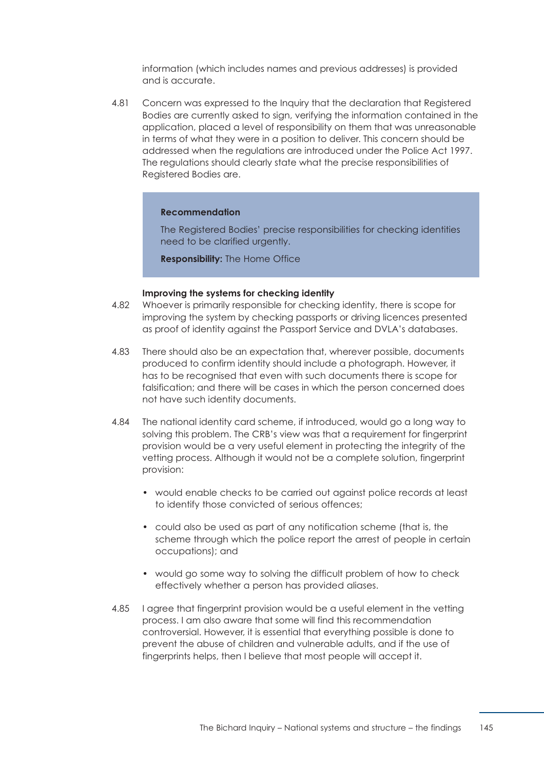information (which includes names and previous addresses) is provided and is accurate.

4.81 Concern was expressed to the Inquiry that the declaration that Registered Bodies are currently asked to sign, verifying the information contained in the application, placed a level of responsibility on them that was unreasonable in terms of what they were in a position to deliver. This concern should be addressed when the regulations are introduced under the Police Act 1997. The regulations should clearly state what the precise responsibilities of Registered Bodies are.

> **Recommendation**
>
> The Registered Bodies' precise responsibilities for checking identities need to be clarified urgently.
>
> **Responsibility:** The Home Office

**Improving the systems for checking identity**

4.82 Whoever is primarily responsible for checking identity, there is scope for improving the system by checking passports or driving licences presented as proof of identity against the Passport Service and DVLA's databases.

4.83 There should also be an expectation that, wherever possible, documents produced to confirm identity should include a photograph. However, it has to be recognised that even with such documents there is scope for falsification; and there will be cases in which the person concerned does not have such identity documents.

4.84 The national identity card scheme, if introduced, would go a long way to solving this problem. The CRB's view was that a requirement for fingerprint provision would be a very useful element in protecting the integrity of the vetting process. Although it would not be a complete solution, fingerprint provision:

- would enable checks to be carried out against police records at least to identify those convicted of serious offences;
- could also be used as part of any notification scheme (that is, the scheme through which the police report the arrest of people in certain occupations); and
- would go some way to solving the difficult problem of how to check effectively whether a person has provided aliases.

4.85 I agree that fingerprint provision would be a useful element in the vetting process. I am also aware that some will find this recommendation controversial. However, it is essential that everything possible is done to prevent the abuse of children and vulnerable adults, and if the use of fingerprints helps, then I believe that most people will accept it.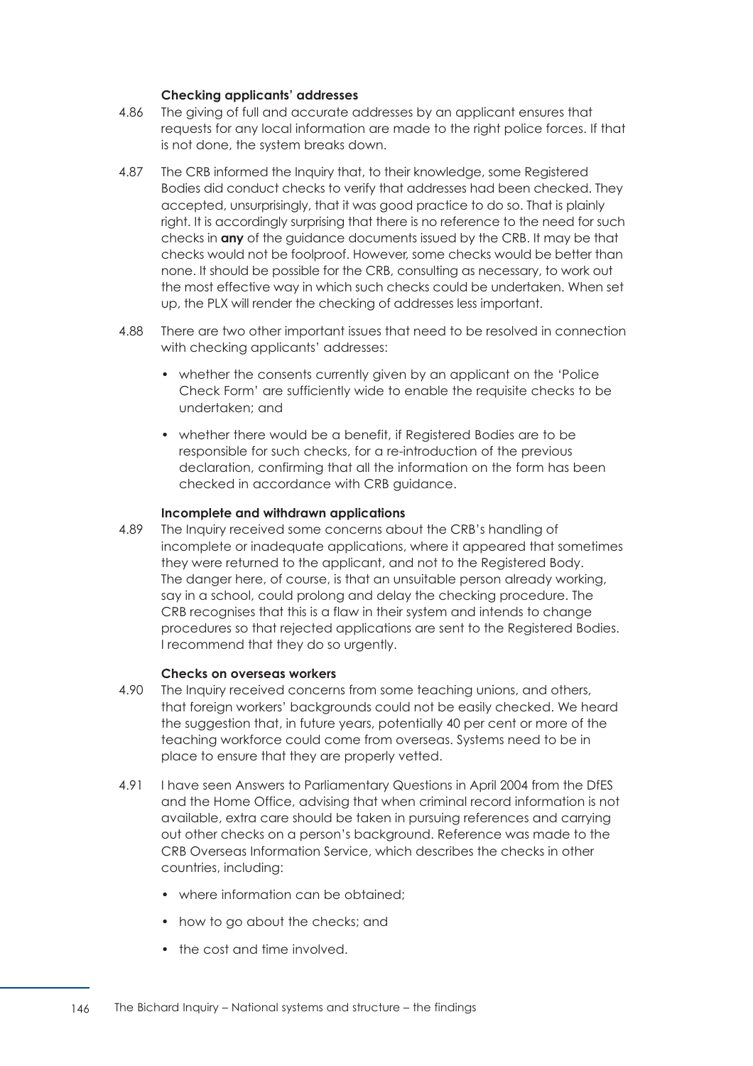**Checking applicants' addresses**

4.86 The giving of full and accurate addresses by an applicant ensures that requests for any local information are made to the right police forces. If that is not done, the system breaks down.

4.87 The CRB informed the Inquiry that, to their knowledge, some Registered Bodies did conduct checks to verify that addresses had been checked. They accepted, unsurprisingly, that it was good practice to do so. That is plainly right. It is accordingly surprising that there is no reference to the need for such checks in **any** of the guidance documents issued by the CRB. It may be that checks would not be foolproof. However, some checks would be better than none. It should be possible for the CRB, consulting as necessary, to work out the most effective way in which such checks could be undertaken. When set up, the PLX will render the checking of addresses less important.

4.88 There are two other important issues that need to be resolved in connection with checking applicants' addresses:

- whether the consents currently given by an applicant on the 'Police Check Form' are sufficiently wide to enable the requisite checks to be undertaken; and
- whether there would be a benefit, if Registered Bodies are to be responsible for such checks, for a re-introduction of the previous declaration, confirming that all the information on the form has been checked in accordance with CRB guidance.

**Incomplete and withdrawn applications**

4.89 The Inquiry received some concerns about the CRB's handling of incomplete or inadequate applications, where it appeared that sometimes they were returned to the applicant, and not to the Registered Body. The danger here, of course, is that an unsuitable person already working, say in a school, could prolong and delay the checking procedure. The CRB recognises that this is a flaw in their system and intends to change procedures so that rejected applications are sent to the Registered Bodies. I recommend that they do so urgently.

**Checks on overseas workers**

4.90 The Inquiry received concerns from some teaching unions, and others, that foreign workers' backgrounds could not be easily checked. We heard the suggestion that, in future years, potentially 40 per cent or more of the teaching workforce could come from overseas. Systems need to be in place to ensure that they are properly vetted.

4.91 I have seen Answers to Parliamentary Questions in April 2004 from the DfES and the Home Office, advising that when criminal record information is not available, extra care should be taken in pursuing references and carrying out other checks on a person's background. Reference was made to the CRB Overseas Information Service, which describes the checks in other countries, including:

- where information can be obtained;
- how to go about the checks; and
- the cost and time involved.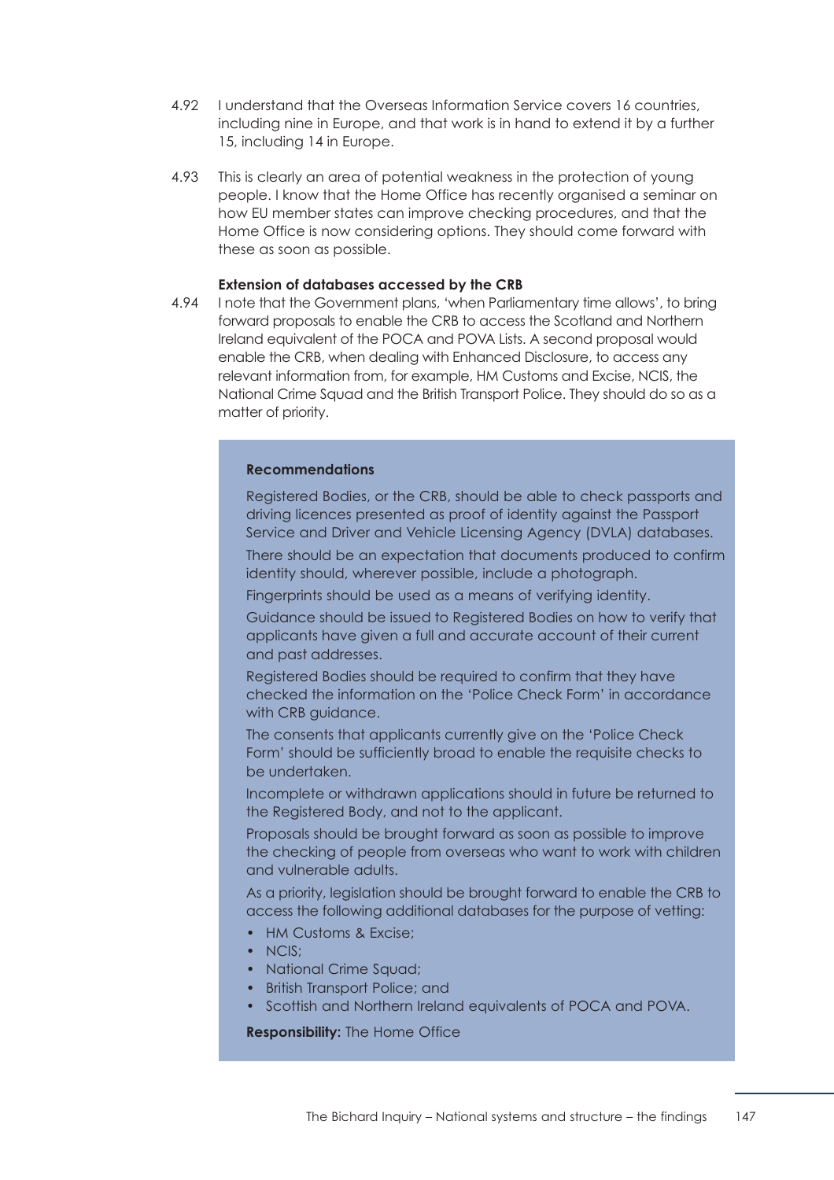4.92 I understand that the Overseas Information Service covers 16 countries, including nine in Europe, and that work is in hand to extend it by a further 15, including 14 in Europe.

4.93 This is clearly an area of potential weakness in the protection of young people. I know that the Home Office has recently organised a seminar on how EU member states can improve checking procedures, and that the Home Office is now considering options. They should come forward with these as soon as possible.

### Extension of databases accessed by the CRB

4.94 I note that the Government plans, 'when Parliamentary time allows', to bring forward proposals to enable the CRB to access the Scotland and Northern Ireland equivalent of the POCA and POVA Lists. A second proposal would enable the CRB, when dealing with Enhanced Disclosure, to access any relevant information from, for example, HM Customs and Excise, NCIS, the National Crime Squad and the British Transport Police. They should do so as a matter of priority.

**Recommendations**

Registered Bodies, or the CRB, should be able to check passports and driving licences presented as proof of identity against the Passport Service and Driver and Vehicle Licensing Agency (DVLA) databases.

There should be an expectation that documents produced to confirm identity should, wherever possible, include a photograph.

Fingerprints should be used as a means of verifying identity.

Guidance should be issued to Registered Bodies on how to verify that applicants have given a full and accurate account of their current and past addresses.

Registered Bodies should be required to confirm that they have checked the information on the 'Police Check Form' in accordance with CRB guidance.

The consents that applicants currently give on the 'Police Check Form' should be sufficiently broad to enable the requisite checks to be undertaken.

Incomplete or withdrawn applications should in future be returned to the Registered Body, and not to the applicant.

Proposals should be brought forward as soon as possible to improve the checking of people from overseas who want to work with children and vulnerable adults.

As a priority, legislation should be brought forward to enable the CRB to access the following additional databases for the purpose of vetting:

- HM Customs & Excise;
- NCIS;
- National Crime Squad;
- British Transport Police; and
- Scottish and Northern Ireland equivalents of POCA and POVA.

**Responsibility:** The Home Office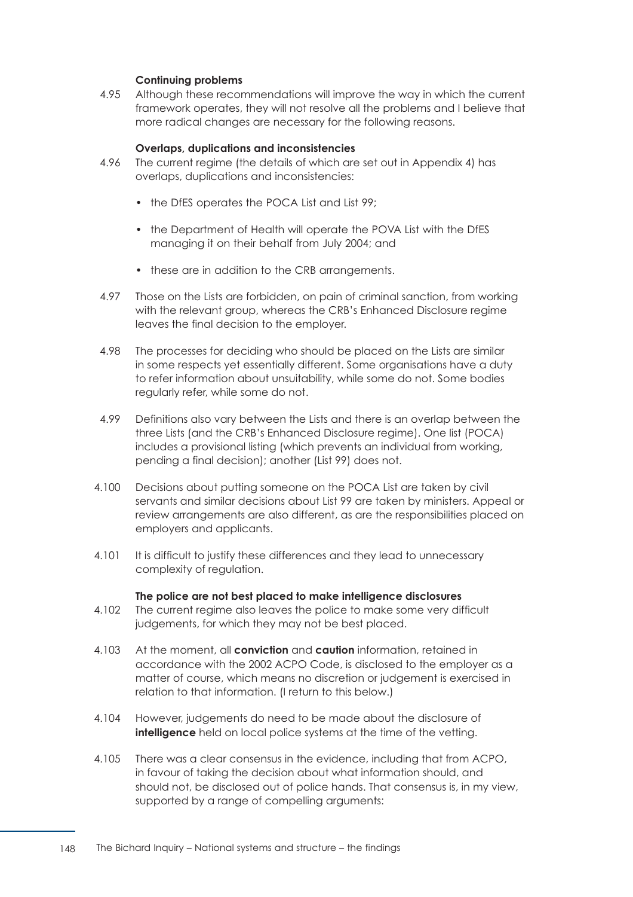### Continuing problems

4.95 Although these recommendations will improve the way in which the current framework operates, they will not resolve all the problems and I believe that more radical changes are necessary for the following reasons.

### Overlaps, duplications and inconsistencies

4.96 The current regime (the details of which are set out in Appendix 4) has overlaps, duplications and inconsistencies:

- the DfES operates the POCA List and List 99;
- the Department of Health will operate the POVA List with the DfES managing it on their behalf from July 2004; and
- these are in addition to the CRB arrangements.

4.97 Those on the Lists are forbidden, on pain of criminal sanction, from working with the relevant group, whereas the CRB's Enhanced Disclosure regime leaves the final decision to the employer.

4.98 The processes for deciding who should be placed on the Lists are similar in some respects yet essentially different. Some organisations have a duty to refer information about unsuitability, while some do not. Some bodies regularly refer, while some do not.

4.99 Definitions also vary between the Lists and there is an overlap between the three Lists (and the CRB's Enhanced Disclosure regime). One list (POCA) includes a provisional listing (which prevents an individual from working, pending a final decision); another (List 99) does not.

4.100 Decisions about putting someone on the POCA List are taken by civil servants and similar decisions about List 99 are taken by ministers. Appeal or review arrangements are also different, as are the responsibilities placed on employers and applicants.

4.101 It is difficult to justify these differences and they lead to unnecessary complexity of regulation.

### The police are not best placed to make intelligence disclosures

4.102 The current regime also leaves the police to make some very difficult judgements, for which they may not be best placed.

4.103 At the moment, all **conviction** and **caution** information, retained in accordance with the 2002 ACPO Code, is disclosed to the employer as a matter of course, which means no discretion or judgement is exercised in relation to that information. (I return to this below.)

4.104 However, judgements do need to be made about the disclosure of **intelligence** held on local police systems at the time of the vetting.

4.105 There was a clear consensus in the evidence, including that from ACPO, in favour of taking the decision about what information should, and should not, be disclosed out of police hands. That consensus is, in my view, supported by a range of compelling arguments: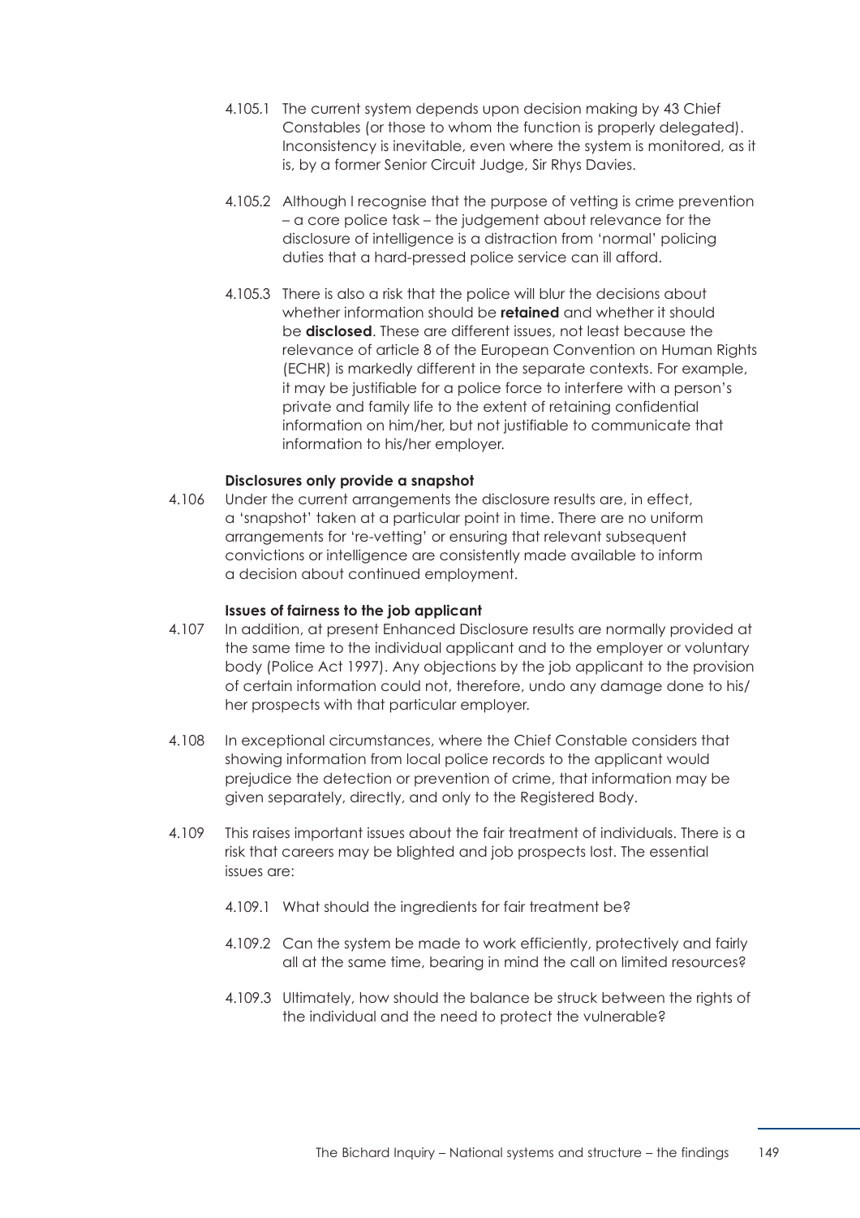4.105.1 The current system depends upon decision making by 43 Chief Constables (or those to whom the function is properly delegated). Inconsistency is inevitable, even where the system is monitored, as it is, by a former Senior Circuit Judge, Sir Rhys Davies.

4.105.2 Although I recognise that the purpose of vetting is crime prevention – a core police task – the judgement about relevance for the disclosure of intelligence is a distraction from 'normal' policing duties that a hard-pressed police service can ill afford.

4.105.3 There is also a risk that the police will blur the decisions about whether information should be **retained** and whether it should be **disclosed**. These are different issues, not least because the relevance of article 8 of the European Convention on Human Rights (ECHR) is markedly different in the separate contexts. For example, it may be justifiable for a police force to interfere with a person's private and family life to the extent of retaining confidential information on him/her, but not justifiable to communicate that information to his/her employer.

**Disclosures only provide a snapshot**

4.106 Under the current arrangements the disclosure results are, in effect, a 'snapshot' taken at a particular point in time. There are no uniform arrangements for 're-vetting' or ensuring that relevant subsequent convictions or intelligence are consistently made available to inform a decision about continued employment.

**Issues of fairness to the job applicant**

4.107 In addition, at present Enhanced Disclosure results are normally provided at the same time to the individual applicant and to the employer or voluntary body (Police Act 1997). Any objections by the job applicant to the provision of certain information could not, therefore, undo any damage done to his/her prospects with that particular employer.

4.108 In exceptional circumstances, where the Chief Constable considers that showing information from local police records to the applicant would prejudice the detection or prevention of crime, that information may be given separately, directly, and only to the Registered Body.

4.109 This raises important issues about the fair treatment of individuals. There is a risk that careers may be blighted and job prospects lost. The essential issues are:

4.109.1 What should the ingredients for fair treatment be?

4.109.2 Can the system be made to work efficiently, protectively and fairly all at the same time, bearing in mind the call on limited resources?

4.109.3 Ultimately, how should the balance be struck between the rights of the individual and the need to protect the vulnerable?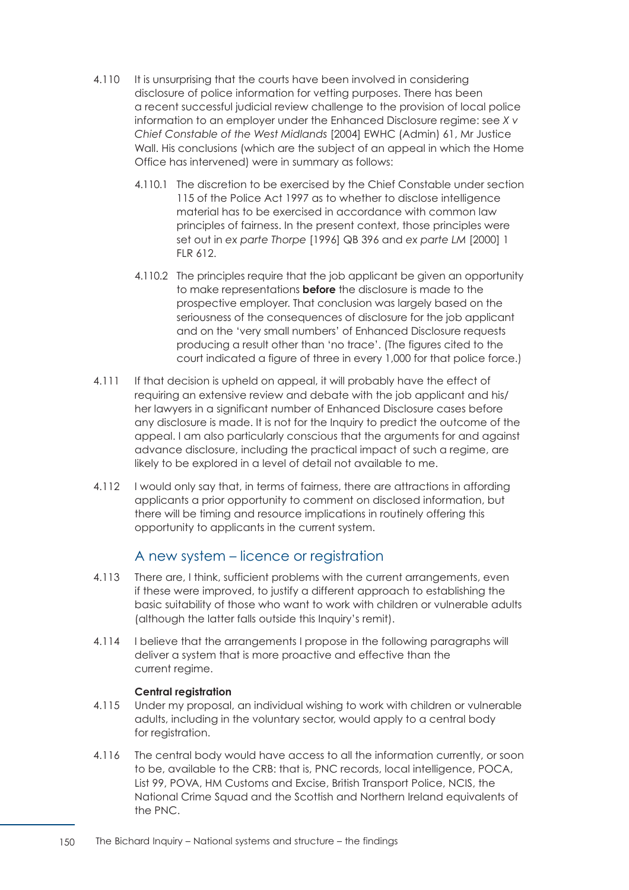4.110 It is unsurprising that the courts have been involved in considering disclosure of police information for vetting purposes. There has been a recent successful judicial review challenge to the provision of local police information to an employer under the Enhanced Disclosure regime: see *X v Chief Constable of the West Midlands* [2004] EWHC (Admin) 61, Mr Justice Wall. His conclusions (which are the subject of an appeal in which the Home Office has intervened) were in summary as follows:

4.110.1 The discretion to be exercised by the Chief Constable under section 115 of the Police Act 1997 as to whether to disclose intelligence material has to be exercised in accordance with common law principles of fairness. In the present context, those principles were set out in *ex parte Thorpe* [1996] QB 396 and *ex parte LM* [2000] 1 FLR 612.

4.110.2 The principles require that the job applicant be given an opportunity to make representations **before** the disclosure is made to the prospective employer. That conclusion was largely based on the seriousness of the consequences of disclosure for the job applicant and on the 'very small numbers' of Enhanced Disclosure requests producing a result other than 'no trace'. (The figures cited to the court indicated a figure of three in every 1,000 for that police force.)

4.111 If that decision is upheld on appeal, it will probably have the effect of requiring an extensive review and debate with the job applicant and his/her lawyers in a significant number of Enhanced Disclosure cases before any disclosure is made. It is not for the Inquiry to predict the outcome of the appeal. I am also particularly conscious that the arguments for and against advance disclosure, including the practical impact of such a regime, are likely to be explored in a level of detail not available to me.

4.112 I would only say that, in terms of fairness, there are attractions in affording applicants a prior opportunity to comment on disclosed information, but there will be timing and resource implications in routinely offering this opportunity to applicants in the current system.

## A new system – licence or registration

4.113 There are, I think, sufficient problems with the current arrangements, even if these were improved, to justify a different approach to establishing the basic suitability of those who want to work with children or vulnerable adults (although the latter falls outside this Inquiry's remit).

4.114 I believe that the arrangements I propose in the following paragraphs will deliver a system that is more proactive and effective than the current regime.

**Central registration**

4.115 Under my proposal, an individual wishing to work with children or vulnerable adults, including in the voluntary sector, would apply to a central body for registration.

4.116 The central body would have access to all the information currently, or soon to be, available to the CRB: that is, PNC records, local intelligence, POCA, List 99, POVA, HM Customs and Excise, British Transport Police, NCIS, the National Crime Squad and the Scottish and Northern Ireland equivalents of the PNC.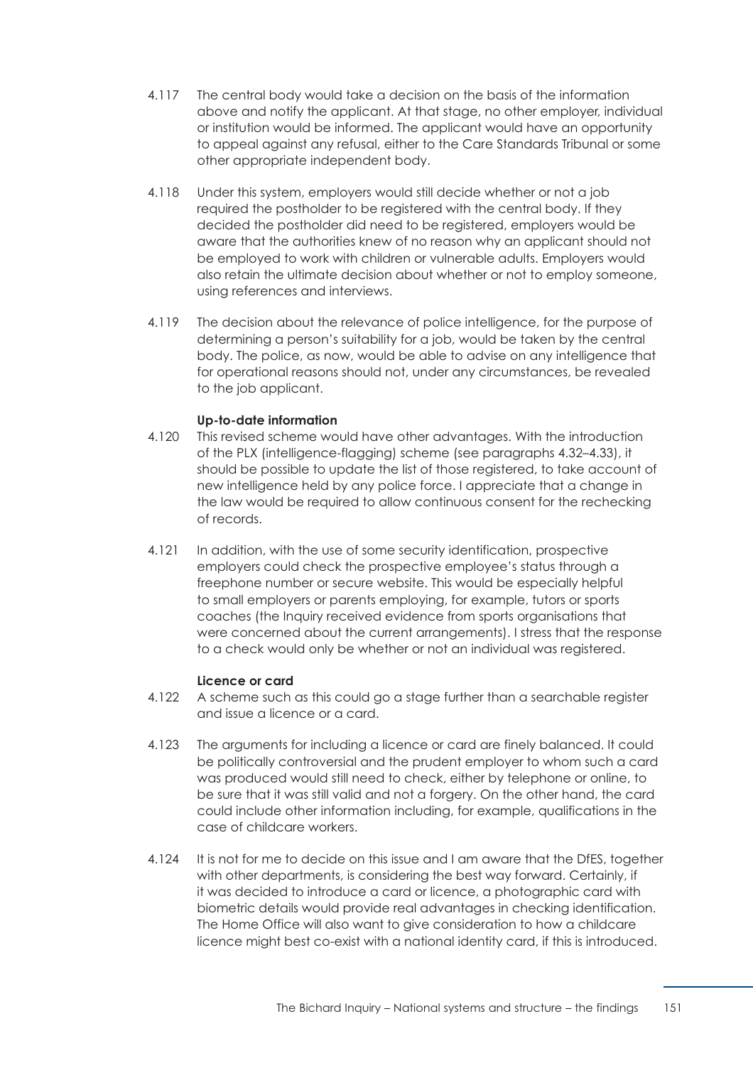4.117 The central body would take a decision on the basis of the information above and notify the applicant. At that stage, no other employer, individual or institution would be informed. The applicant would have an opportunity to appeal against any refusal, either to the Care Standards Tribunal or some other appropriate independent body.

4.118 Under this system, employers would still decide whether or not a job required the postholder to be registered with the central body. If they decided the postholder did need to be registered, employers would be aware that the authorities knew of no reason why an applicant should not be employed to work with children or vulnerable adults. Employers would also retain the ultimate decision about whether or not to employ someone, using references and interviews.

4.119 The decision about the relevance of police intelligence, for the purpose of determining a person's suitability for a job, would be taken by the central body. The police, as now, would be able to advise on any intelligence that for operational reasons should not, under any circumstances, be revealed to the job applicant.

**Up-to-date information**

4.120 This revised scheme would have other advantages. With the introduction of the PLX (intelligence-flagging) scheme (see paragraphs 4.32–4.33), it should be possible to update the list of those registered, to take account of new intelligence held by any police force. I appreciate that a change in the law would be required to allow continuous consent for the rechecking of records.

4.121 In addition, with the use of some security identification, prospective employers could check the prospective employee's status through a freephone number or secure website. This would be especially helpful to small employers or parents employing, for example, tutors or sports coaches (the Inquiry received evidence from sports organisations that were concerned about the current arrangements). I stress that the response to a check would only be whether or not an individual was registered.

**Licence or card**

4.122 A scheme such as this could go a stage further than a searchable register and issue a licence or a card.

4.123 The arguments for including a licence or card are finely balanced. It could be politically controversial and the prudent employer to whom such a card was produced would still need to check, either by telephone or online, to be sure that it was still valid and not a forgery. On the other hand, the card could include other information including, for example, qualifications in the case of childcare workers.

4.124 It is not for me to decide on this issue and I am aware that the DfES, together with other departments, is considering the best way forward. Certainly, if it was decided to introduce a card or licence, a photographic card with biometric details would provide real advantages in checking identification. The Home Office will also want to give consideration to how a childcare licence might best co-exist with a national identity card, if this is introduced.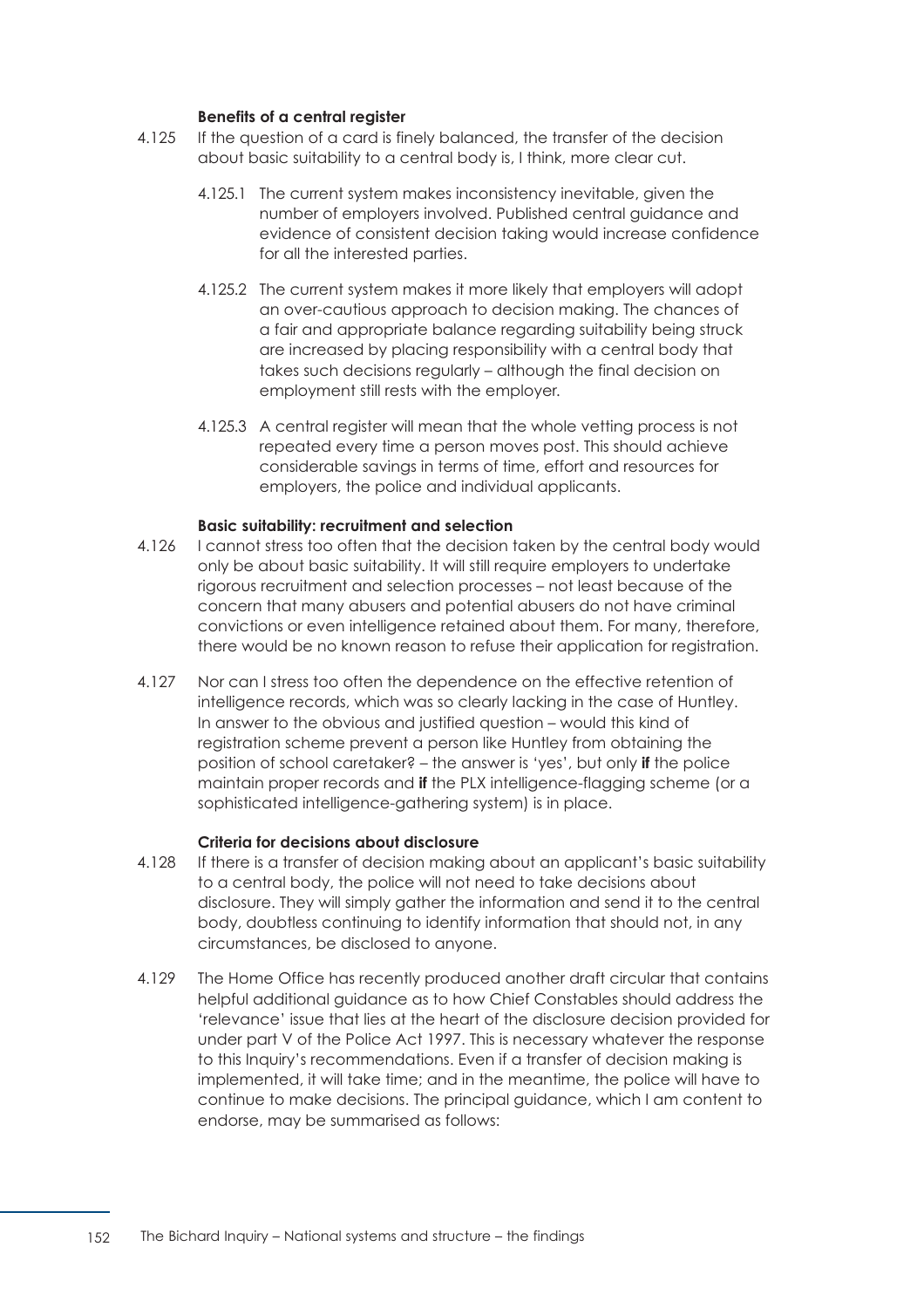**Benefits of a central register**

4.125 If the question of a card is finely balanced, the transfer of the decision about basic suitability to a central body is, I think, more clear cut.

4.125.1 The current system makes inconsistency inevitable, given the number of employers involved. Published central guidance and evidence of consistent decision taking would increase confidence for all the interested parties.

4.125.2 The current system makes it more likely that employers will adopt an over-cautious approach to decision making. The chances of a fair and appropriate balance regarding suitability being struck are increased by placing responsibility with a central body that takes such decisions regularly – although the final decision on employment still rests with the employer.

4.125.3 A central register will mean that the whole vetting process is not repeated every time a person moves post. This should achieve considerable savings in terms of time, effort and resources for employers, the police and individual applicants.

**Basic suitability: recruitment and selection**

4.126 I cannot stress too often that the decision taken by the central body would only be about basic suitability. It will still require employers to undertake rigorous recruitment and selection processes – not least because of the concern that many abusers and potential abusers do not have criminal convictions or even intelligence retained about them. For many, therefore, there would be no known reason to refuse their application for registration.

4.127 Nor can I stress too often the dependence on the effective retention of intelligence records, which was so clearly lacking in the case of Huntley. In answer to the obvious and justified question – would this kind of registration scheme prevent a person like Huntley from obtaining the position of school caretaker? – the answer is 'yes', but only **if** the police maintain proper records and **if** the PLX intelligence-flagging scheme (or a sophisticated intelligence-gathering system) is in place.

**Criteria for decisions about disclosure**

4.128 If there is a transfer of decision making about an applicant's basic suitability to a central body, the police will not need to take decisions about disclosure. They will simply gather the information and send it to the central body, doubtless continuing to identify information that should not, in any circumstances, be disclosed to anyone.

4.129 The Home Office has recently produced another draft circular that contains helpful additional guidance as to how Chief Constables should address the 'relevance' issue that lies at the heart of the disclosure decision provided for under part V of the Police Act 1997. This is necessary whatever the response to this Inquiry's recommendations. Even if a transfer of decision making is implemented, it will take time; and in the meantime, the police will have to continue to make decisions. The principal guidance, which I am content to endorse, may be summarised as follows: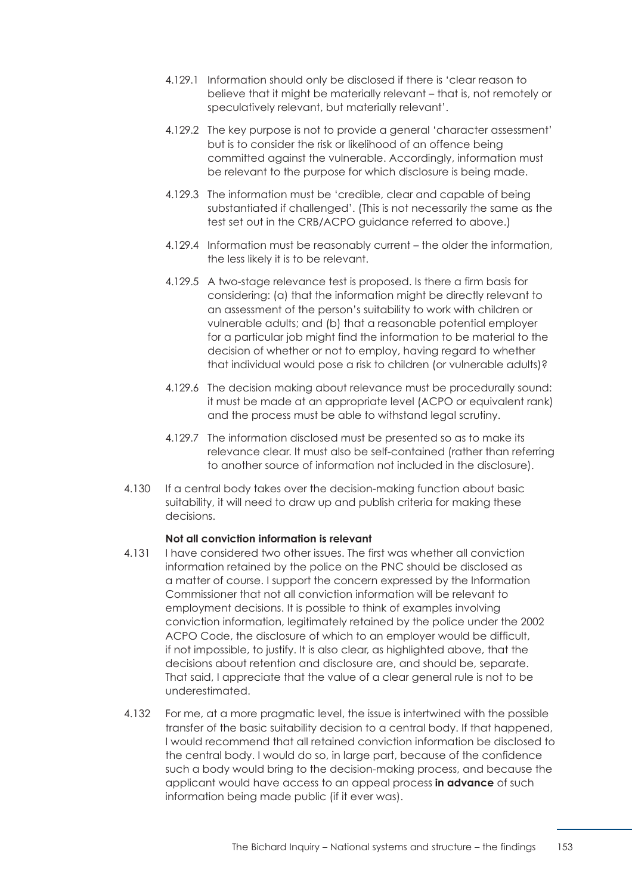4.129.1 Information should only be disclosed if there is 'clear reason to believe that it might be materially relevant – that is, not remotely or speculatively relevant, but materially relevant'.

4.129.2 The key purpose is not to provide a general 'character assessment' but is to consider the risk or likelihood of an offence being committed against the vulnerable. Accordingly, information must be relevant to the purpose for which disclosure is being made.

4.129.3 The information must be 'credible, clear and capable of being substantiated if challenged'. (This is not necessarily the same as the test set out in the CRB/ACPO guidance referred to above.)

4.129.4 Information must be reasonably current – the older the information, the less likely it is to be relevant.

4.129.5 A two-stage relevance test is proposed. Is there a firm basis for considering: (a) that the information might be directly relevant to an assessment of the person's suitability to work with children or vulnerable adults; and (b) that a reasonable potential employer for a particular job might find the information to be material to the decision of whether or not to employ, having regard to whether that individual would pose a risk to children (or vulnerable adults)?

4.129.6 The decision making about relevance must be procedurally sound: it must be made at an appropriate level (ACPO or equivalent rank) and the process must be able to withstand legal scrutiny.

4.129.7 The information disclosed must be presented so as to make its relevance clear. It must also be self-contained (rather than referring to another source of information not included in the disclosure).

4.130 If a central body takes over the decision-making function about basic suitability, it will need to draw up and publish criteria for making these decisions.

**Not all conviction information is relevant**

4.131 I have considered two other issues. The first was whether all conviction information retained by the police on the PNC should be disclosed as a matter of course. I support the concern expressed by the Information Commissioner that not all conviction information will be relevant to employment decisions. It is possible to think of examples involving conviction information, legitimately retained by the police under the 2002 ACPO Code, the disclosure of which to an employer would be difficult, if not impossible, to justify. It is also clear, as highlighted above, that the decisions about retention and disclosure are, and should be, separate. That said, I appreciate that the value of a clear general rule is not to be underestimated.

4.132 For me, at a more pragmatic level, the issue is intertwined with the possible transfer of the basic suitability decision to a central body. If that happened, I would recommend that all retained conviction information be disclosed to the central body. I would do so, in large part, because of the confidence such a body would bring to the decision-making process, and because the applicant would have access to an appeal process **in advance** of such information being made public (if it ever was).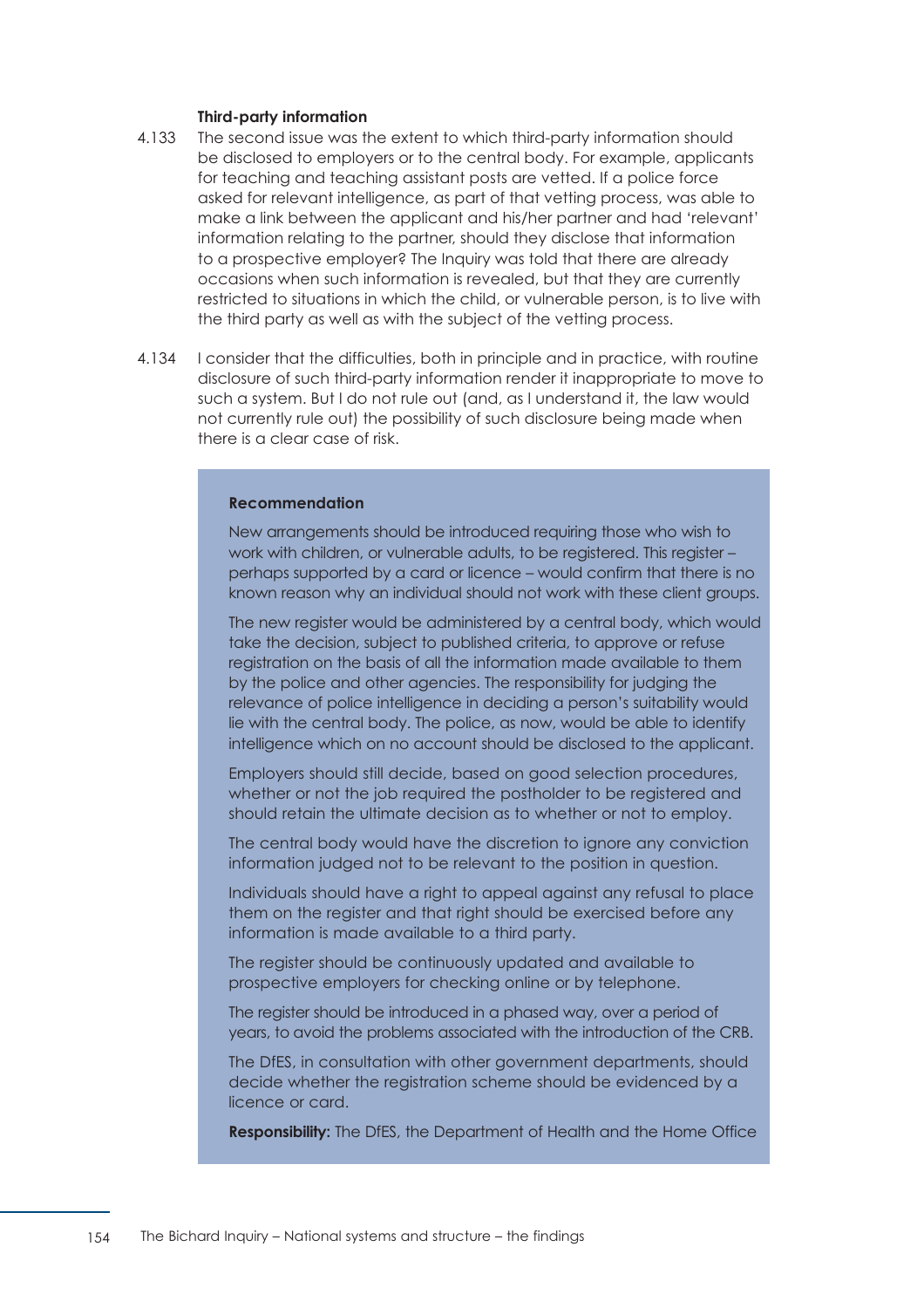### Third-party information

4.133 The second issue was the extent to which third-party information should be disclosed to employers or to the central body. For example, applicants for teaching and teaching assistant posts are vetted. If a police force asked for relevant intelligence, as part of that vetting process, was able to make a link between the applicant and his/her partner and had 'relevant' information relating to the partner, should they disclose that information to a prospective employer? The Inquiry was told that there are already occasions when such information is revealed, but that they are currently restricted to situations in which the child, or vulnerable person, is to live with the third party as well as with the subject of the vetting process.

4.134 I consider that the difficulties, both in principle and in practice, with routine disclosure of such third-party information render it inappropriate to move to such a system. But I do not rule out (and, as I understand it, the law would not currently rule out) the possibility of such disclosure being made when there is a clear case of risk.

> **Recommendation**
>
> New arrangements should be introduced requiring those who wish to work with children, or vulnerable adults, to be registered. This register – perhaps supported by a card or licence – would confirm that there is no known reason why an individual should not work with these client groups.
>
> The new register would be administered by a central body, which would take the decision, subject to published criteria, to approve or refuse registration on the basis of all the information made available to them by the police and other agencies. The responsibility for judging the relevance of police intelligence in deciding a person's suitability would lie with the central body. The police, as now, would be able to identify intelligence which on no account should be disclosed to the applicant.
>
> Employers should still decide, based on good selection procedures, whether or not the job required the postholder to be registered and should retain the ultimate decision as to whether or not to employ.
>
> The central body would have the discretion to ignore any conviction information judged not to be relevant to the position in question.
>
> Individuals should have a right to appeal against any refusal to place them on the register and that right should be exercised before any information is made available to a third party.
>
> The register should be continuously updated and available to prospective employers for checking online or by telephone.
>
> The register should be introduced in a phased way, over a period of years, to avoid the problems associated with the introduction of the CRB.
>
> The DfES, in consultation with other government departments, should decide whether the registration scheme should be evidenced by a licence or card.
>
> **Responsibility:** The DfES, the Department of Health and the Home Office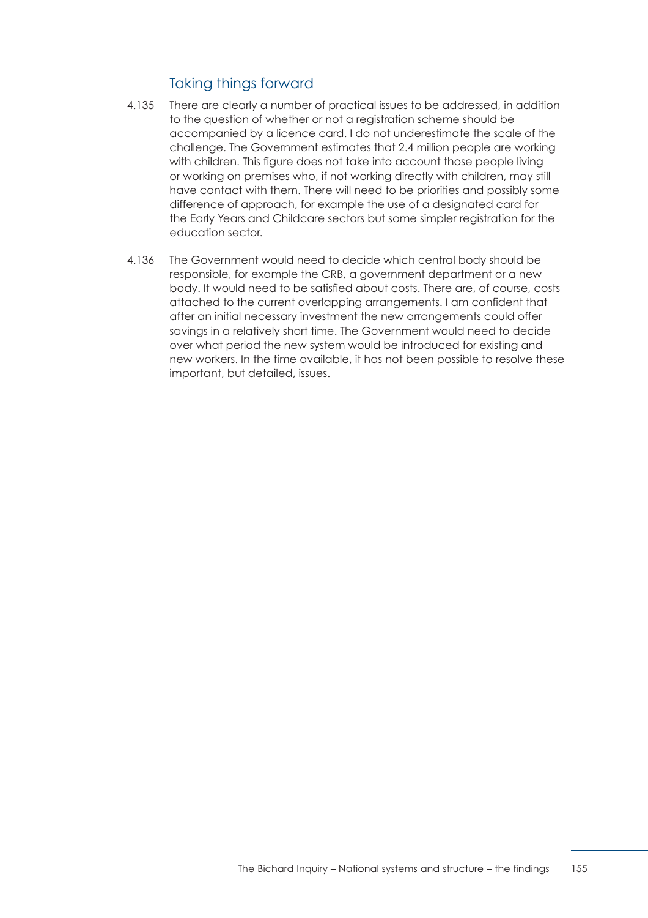## Taking things forward

4.135 There are clearly a number of practical issues to be addressed, in addition to the question of whether or not a registration scheme should be accompanied by a licence card. I do not underestimate the scale of the challenge. The Government estimates that 2.4 million people are working with children. This figure does not take into account those people living or working on premises who, if not working directly with children, may still have contact with them. There will need to be priorities and possibly some difference of approach, for example the use of a designated card for the Early Years and Childcare sectors but some simpler registration for the education sector.

4.136 The Government would need to decide which central body should be responsible, for example the CRB, a government department or a new body. It would need to be satisfied about costs. There are, of course, costs attached to the current overlapping arrangements. I am confident that after an initial necessary investment the new arrangements could offer savings in a relatively short time. The Government would need to decide over what period the new system would be introduced for existing and new workers. In the time available, it has not been possible to resolve these important, but detailed, issues.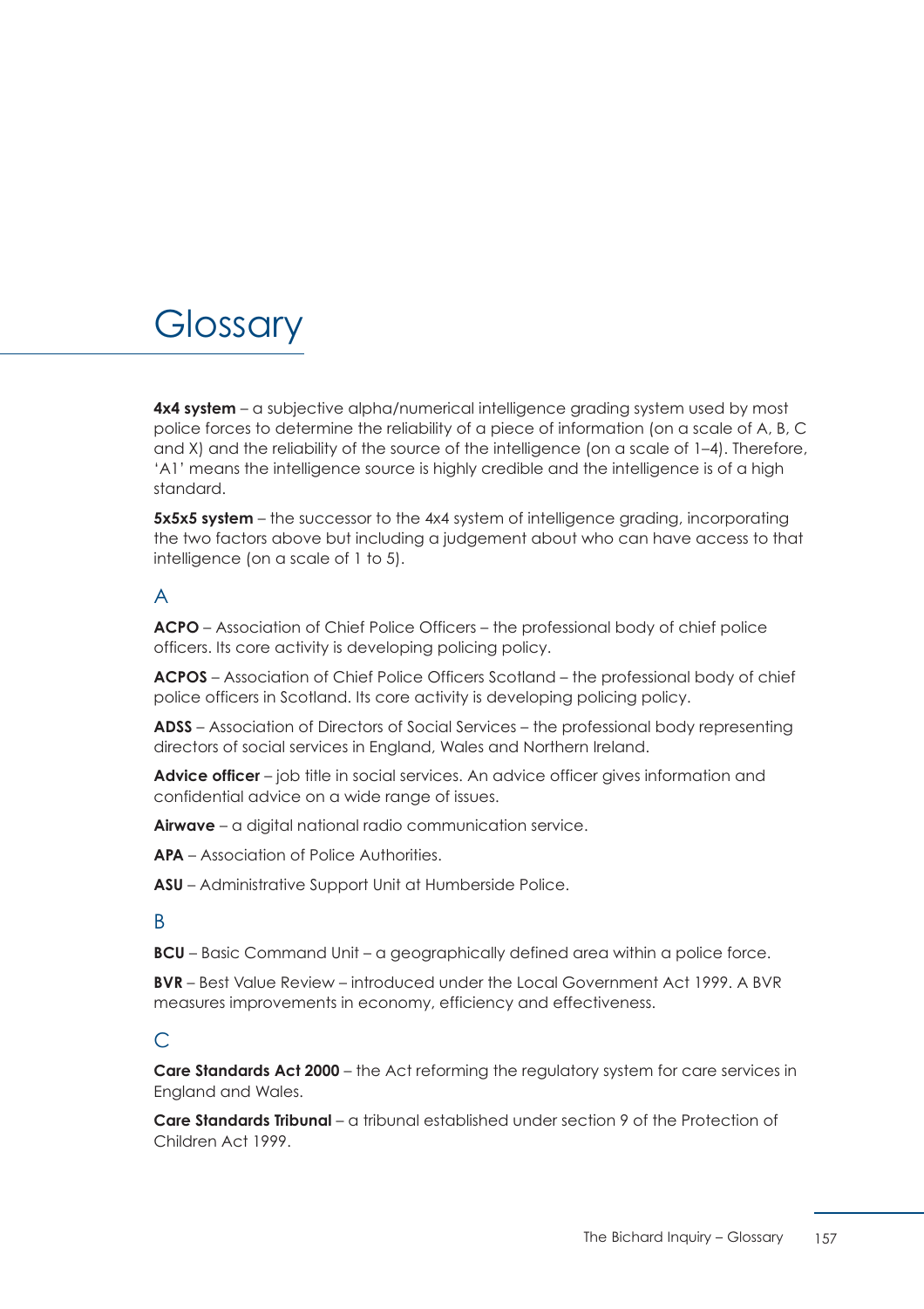# Glossary

**4x4 system** – a subjective alpha/numerical intelligence grading system used by most police forces to determine the reliability of a piece of information (on a scale of A, B, C and X) and the reliability of the source of the intelligence (on a scale of 1–4). Therefore, 'A1' means the intelligence source is highly credible and the intelligence is of a high standard.

**5x5x5 system** – the successor to the 4x4 system of intelligence grading, incorporating the two factors above but including a judgement about who can have access to that intelligence (on a scale of 1 to 5).

## A

**ACPO** – Association of Chief Police Officers – the professional body of chief police officers. Its core activity is developing policing policy.

**ACPOS** – Association of Chief Police Officers Scotland – the professional body of chief police officers in Scotland. Its core activity is developing policing policy.

**ADSS** – Association of Directors of Social Services – the professional body representing directors of social services in England, Wales and Northern Ireland.

**Advice officer** – job title in social services. An advice officer gives information and confidential advice on a wide range of issues.

**Airwave** – a digital national radio communication service.

**APA** – Association of Police Authorities.

**ASU** – Administrative Support Unit at Humberside Police.

## B

**BCU** – Basic Command Unit – a geographically defined area within a police force.

**BVR** – Best Value Review – introduced under the Local Government Act 1999. A BVR measures improvements in economy, efficiency and effectiveness.

## C

**Care Standards Act 2000** – the Act reforming the regulatory system for care services in England and Wales.

**Care Standards Tribunal** – a tribunal established under section 9 of the Protection of Children Act 1999.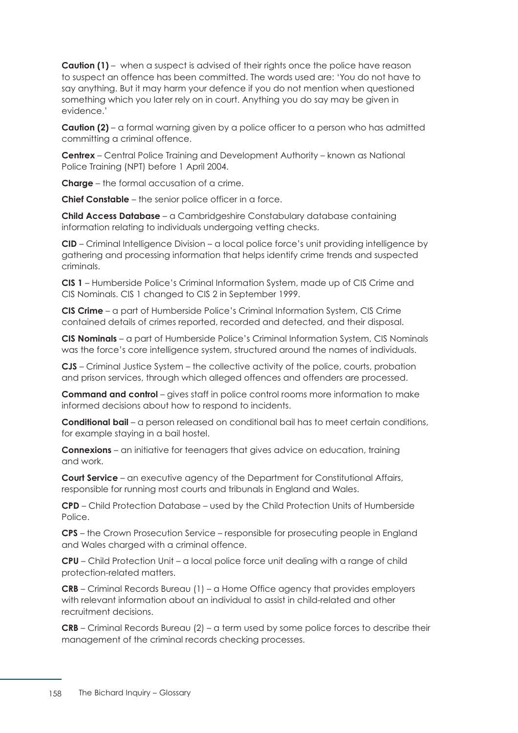**Caution (1)** – when a suspect is advised of their rights once the police have reason to suspect an offence has been committed. The words used are: 'You do not have to say anything. But it may harm your defence if you do not mention when questioned something which you later rely on in court. Anything you do say may be given in evidence.'

**Caution (2)** – a formal warning given by a police officer to a person who has admitted committing a criminal offence.

**Centrex** – Central Police Training and Development Authority – known as National Police Training (NPT) before 1 April 2004.

**Charge** – the formal accusation of a crime.

**Chief Constable** – the senior police officer in a force.

**Child Access Database** – a Cambridgeshire Constabulary database containing information relating to individuals undergoing vetting checks.

**CID** – Criminal Intelligence Division – a local police force's unit providing intelligence by gathering and processing information that helps identify crime trends and suspected criminals.

**CIS 1** – Humberside Police's Criminal Information System, made up of CIS Crime and CIS Nominals. CIS 1 changed to CIS 2 in September 1999.

**CIS Crime** – a part of Humberside Police's Criminal Information System, CIS Crime contained details of crimes reported, recorded and detected, and their disposal.

**CIS Nominals** – a part of Humberside Police's Criminal Information System, CIS Nominals was the force's core intelligence system, structured around the names of individuals.

**CJS** – Criminal Justice System – the collective activity of the police, courts, probation and prison services, through which alleged offences and offenders are processed.

**Command and control** – gives staff in police control rooms more information to make informed decisions about how to respond to incidents.

**Conditional bail** – a person released on conditional bail has to meet certain conditions, for example staying in a bail hostel.

**Connexions** – an initiative for teenagers that gives advice on education, training and work.

**Court Service** – an executive agency of the Department for Constitutional Affairs, responsible for running most courts and tribunals in England and Wales.

**CPD** – Child Protection Database – used by the Child Protection Units of Humberside Police.

**CPS** – the Crown Prosecution Service – responsible for prosecuting people in England and Wales charged with a criminal offence.

**CPU** – Child Protection Unit – a local police force unit dealing with a range of child protection-related matters.

**CRB** – Criminal Records Bureau (1) – a Home Office agency that provides employers with relevant information about an individual to assist in child-related and other recruitment decisions.

**CRB** – Criminal Records Bureau (2) – a term used by some police forces to describe their management of the criminal records checking processes.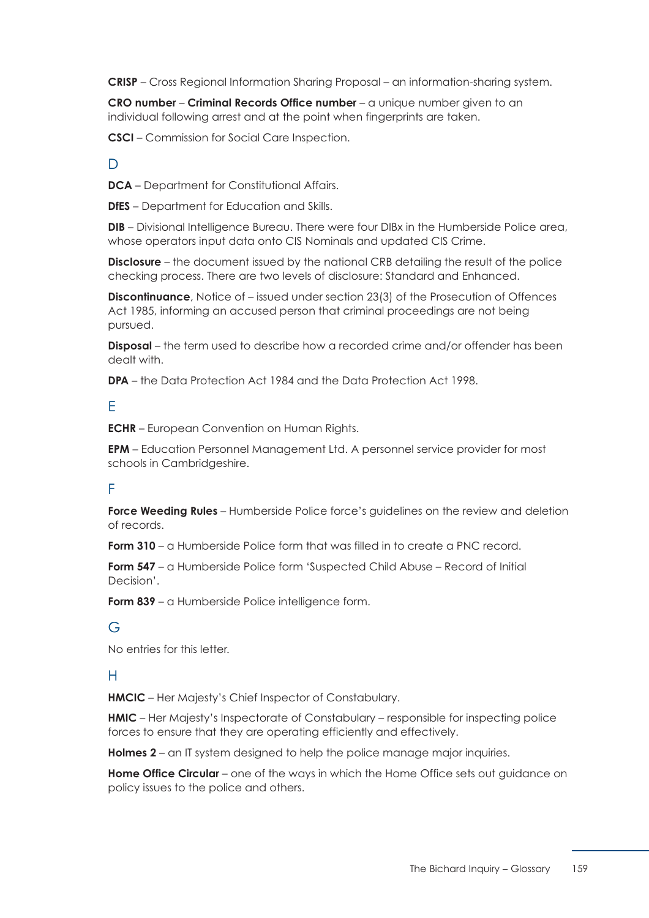**CRISP** – Cross Regional Information Sharing Proposal – an information-sharing system.

**CRO number** – **Criminal Records Office number** – a unique number given to an individual following arrest and at the point when fingerprints are taken.

**CSCI** – Commission for Social Care Inspection.

## D

**DCA** – Department for Constitutional Affairs.

**DfES** – Department for Education and Skills.

**DIB** – Divisional Intelligence Bureau. There were four DIBx in the Humberside Police area, whose operators input data onto CIS Nominals and updated CIS Crime.

**Disclosure** – the document issued by the national CRB detailing the result of the police checking process. There are two levels of disclosure: Standard and Enhanced.

**Discontinuance**, Notice of – issued under section 23(3) of the Prosecution of Offences Act 1985, informing an accused person that criminal proceedings are not being pursued.

**Disposal** – the term used to describe how a recorded crime and/or offender has been dealt with.

**DPA** – the Data Protection Act 1984 and the Data Protection Act 1998.

## E

**ECHR** – European Convention on Human Rights.

**EPM** – Education Personnel Management Ltd. A personnel service provider for most schools in Cambridgeshire.

## F

**Force Weeding Rules** – Humberside Police force's guidelines on the review and deletion of records.

**Form 310** – a Humberside Police form that was filled in to create a PNC record.

**Form 547** – a Humberside Police form 'Suspected Child Abuse – Record of Initial Decision'.

**Form 839** – a Humberside Police intelligence form.

## G

No entries for this letter.

## H

**HMCIC** – Her Majesty's Chief Inspector of Constabulary.

**HMIC** – Her Majesty's Inspectorate of Constabulary – responsible for inspecting police forces to ensure that they are operating efficiently and effectively.

**Holmes 2** – an IT system designed to help the police manage major inquiries.

**Home Office Circular** – one of the ways in which the Home Office sets out guidance on policy issues to the police and others.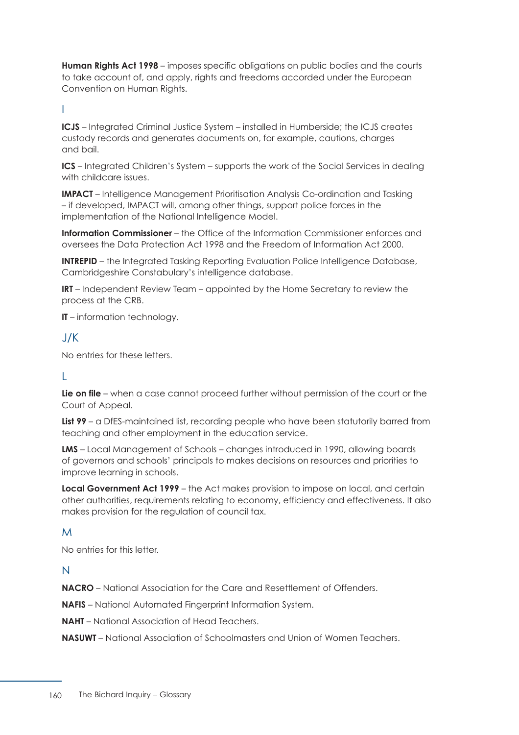**Human Rights Act 1998** – imposes specific obligations on public bodies and the courts to take account of, and apply, rights and freedoms accorded under the European Convention on Human Rights.

## I

**ICJS** – Integrated Criminal Justice System – installed in Humberside; the ICJS creates custody records and generates documents on, for example, cautions, charges and bail.

**ICS** – Integrated Children's System – supports the work of the Social Services in dealing with childcare issues.

**IMPACT** – Intelligence Management Prioritisation Analysis Co-ordination and Tasking – if developed, IMPACT will, among other things, support police forces in the implementation of the National Intelligence Model.

**Information Commissioner** – the Office of the Information Commissioner enforces and oversees the Data Protection Act 1998 and the Freedom of Information Act 2000.

**INTREPID** – the Integrated Tasking Reporting Evaluation Police Intelligence Database, Cambridgeshire Constabulary's intelligence database.

**IRT** – Independent Review Team – appointed by the Home Secretary to review the process at the CRB.

**IT** – information technology.

## J/K

No entries for these letters.

## L

**Lie on file** – when a case cannot proceed further without permission of the court or the Court of Appeal.

**List 99** – a DfES-maintained list, recording people who have been statutorily barred from teaching and other employment in the education service.

**LMS** – Local Management of Schools – changes introduced in 1990, allowing boards of governors and schools' principals to makes decisions on resources and priorities to improve learning in schools.

**Local Government Act 1999** – the Act makes provision to impose on local, and certain other authorities, requirements relating to economy, efficiency and effectiveness. It also makes provision for the regulation of council tax.

## M

No entries for this letter.

## N

**NACRO** – National Association for the Care and Resettlement of Offenders.

**NAFIS** – National Automated Fingerprint Information System.

**NAHT** – National Association of Head Teachers.

**NASUWT** – National Association of Schoolmasters and Union of Women Teachers.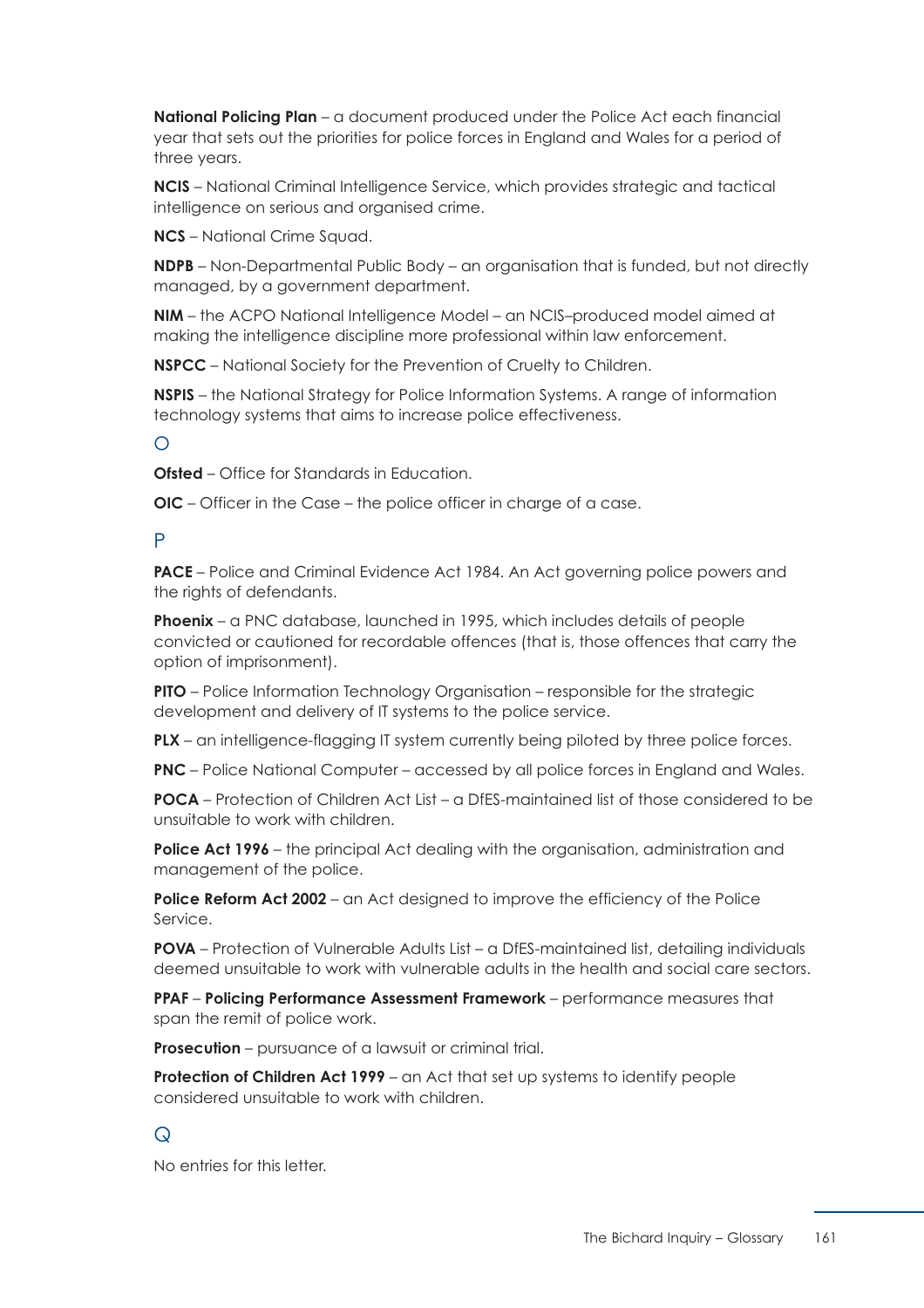**National Policing Plan** – a document produced under the Police Act each financial year that sets out the priorities for police forces in England and Wales for a period of three years.

**NCIS** – National Criminal Intelligence Service, which provides strategic and tactical intelligence on serious and organised crime.

**NCS** – National Crime Squad.

**NDPB** – Non-Departmental Public Body – an organisation that is funded, but not directly managed, by a government department.

**NIM** – the ACPO National Intelligence Model – an NCIS–produced model aimed at making the intelligence discipline more professional within law enforcement.

**NSPCC** – National Society for the Prevention of Cruelty to Children.

**NSPIS** – the National Strategy for Police Information Systems. A range of information technology systems that aims to increase police effectiveness.

## O

**Ofsted** – Office for Standards in Education.

**OIC** – Officer in the Case – the police officer in charge of a case.

## P

**PACE** – Police and Criminal Evidence Act 1984. An Act governing police powers and the rights of defendants.

**Phoenix** – a PNC database, launched in 1995, which includes details of people convicted or cautioned for recordable offences (that is, those offences that carry the option of imprisonment).

**PITO** – Police Information Technology Organisation – responsible for the strategic development and delivery of IT systems to the police service.

**PLX** – an intelligence-flagging IT system currently being piloted by three police forces.

**PNC** – Police National Computer – accessed by all police forces in England and Wales.

**POCA** – Protection of Children Act List – a DfES-maintained list of those considered to be unsuitable to work with children.

**Police Act 1996** – the principal Act dealing with the organisation, administration and management of the police.

**Police Reform Act 2002** – an Act designed to improve the efficiency of the Police Service.

**POVA** – Protection of Vulnerable Adults List – a DfES-maintained list, detailing individuals deemed unsuitable to work with vulnerable adults in the health and social care sectors.

**PPAF** – **Policing Performance Assessment Framework** – performance measures that span the remit of police work.

**Prosecution** – pursuance of a lawsuit or criminal trial.

**Protection of Children Act 1999** – an Act that set up systems to identify people considered unsuitable to work with children.

## Q

No entries for this letter.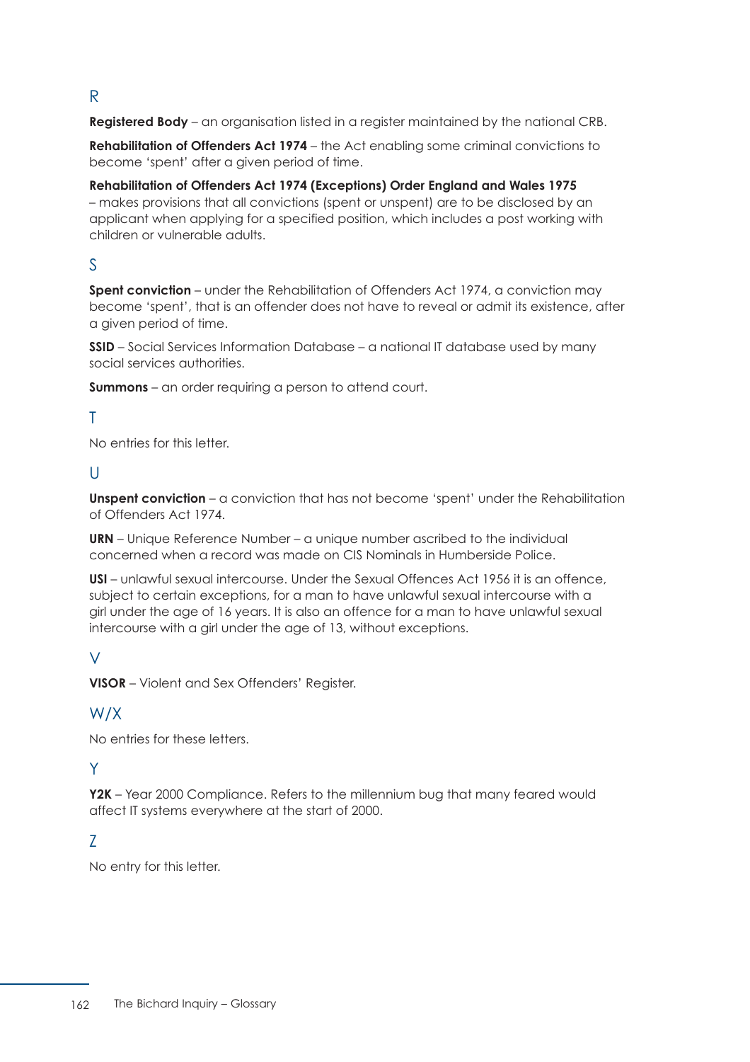## R

**Registered Body** – an organisation listed in a register maintained by the national CRB.

**Rehabilitation of Offenders Act 1974** – the Act enabling some criminal convictions to become 'spent' after a given period of time.

**Rehabilitation of Offenders Act 1974 (Exceptions) Order England and Wales 1975** – makes provisions that all convictions (spent or unspent) are to be disclosed by an applicant when applying for a specified position, which includes a post working with children or vulnerable adults.

## S

**Spent conviction** – under the Rehabilitation of Offenders Act 1974, a conviction may become 'spent', that is an offender does not have to reveal or admit its existence, after a given period of time.

**SSID** – Social Services Information Database – a national IT database used by many social services authorities.

**Summons** – an order requiring a person to attend court.

## T

No entries for this letter.

## U

**Unspent conviction** – a conviction that has not become 'spent' under the Rehabilitation of Offenders Act 1974.

**URN** – Unique Reference Number – a unique number ascribed to the individual concerned when a record was made on CIS Nominals in Humberside Police.

**USI** – unlawful sexual intercourse. Under the Sexual Offences Act 1956 it is an offence, subject to certain exceptions, for a man to have unlawful sexual intercourse with a girl under the age of 16 years. It is also an offence for a man to have unlawful sexual intercourse with a girl under the age of 13, without exceptions.

## V

**VISOR** – Violent and Sex Offenders' Register.

## W/X

No entries for these letters.

## Y

**Y2K** – Year 2000 Compliance. Refers to the millennium bug that many feared would affect IT systems everywhere at the start of 2000.

## Z

No entry for this letter.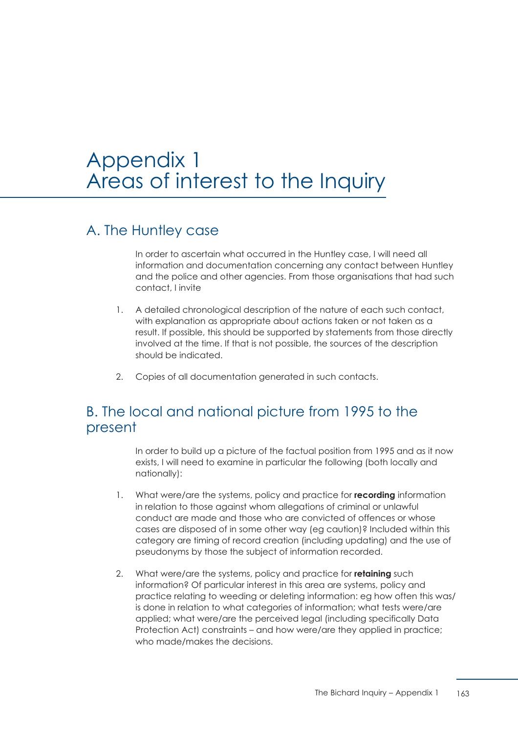# Appendix 1
# Areas of interest to the Inquiry

## A. The Huntley case

In order to ascertain what occurred in the Huntley case, I will need all information and documentation concerning any contact between Huntley and the police and other agencies. From those organisations that had such contact, I invite

1. A detailed chronological description of the nature of each such contact, with explanation as appropriate about actions taken or not taken as a result. If possible, this should be supported by statements from those directly involved at the time. If that is not possible, the sources of the description should be indicated.

2. Copies of all documentation generated in such contacts.

## B. The local and national picture from 1995 to the present

In order to build up a picture of the factual position from 1995 and as it now exists, I will need to examine in particular the following (both locally and nationally):

1. What were/are the systems, policy and practice for **recording** information in relation to those against whom allegations of criminal or unlawful conduct are made and those who are convicted of offences or whose cases are disposed of in some other way (eg caution)? Included within this category are timing of record creation (including updating) and the use of pseudonyms by those the subject of information recorded.

2. What were/are the systems, policy and practice for **retaining** such information? Of particular interest in this area are systems, policy and practice relating to weeding or deleting information: eg how often this was/is done in relation to what categories of information; what tests were/are applied; what were/are the perceived legal (including specifically Data Protection Act) constraints – and how were/are they applied in practice; who made/makes the decisions.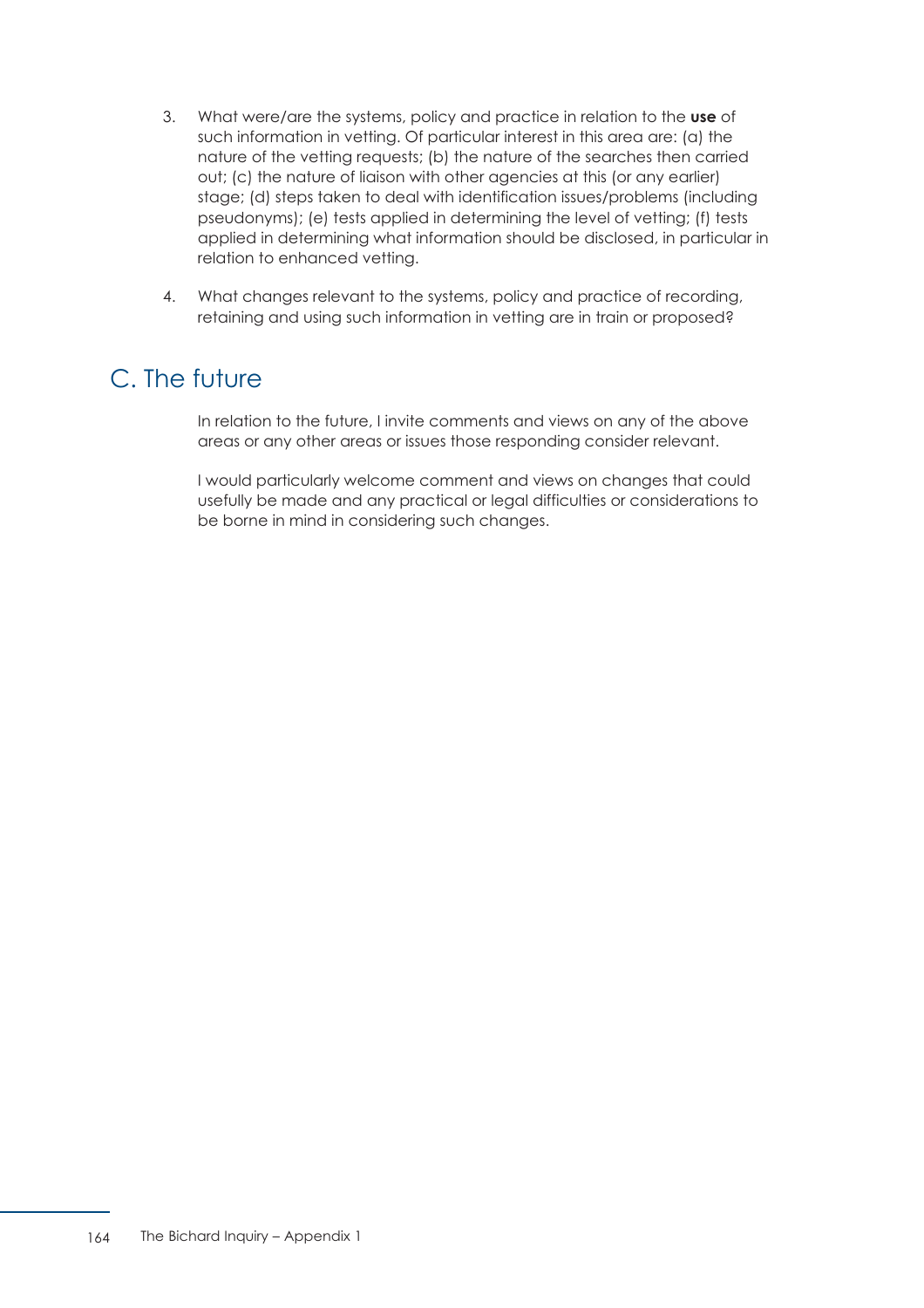3. What were/are the systems, policy and practice in relation to the **use** of such information in vetting. Of particular interest in this area are: (a) the nature of the vetting requests; (b) the nature of the searches then carried out; (c) the nature of liaison with other agencies at this (or any earlier) stage; (d) steps taken to deal with identification issues/problems (including pseudonyms); (e) tests applied in determining the level of vetting; (f) tests applied in determining what information should be disclosed, in particular in relation to enhanced vetting.

4. What changes relevant to the systems, policy and practice of recording, retaining and using such information in vetting are in train or proposed?

## C. The future

In relation to the future, I invite comments and views on any of the above areas or any other areas or issues those responding consider relevant.

I would particularly welcome comment and views on changes that could usefully be made and any practical or legal difficulties or considerations to be borne in mind in considering such changes.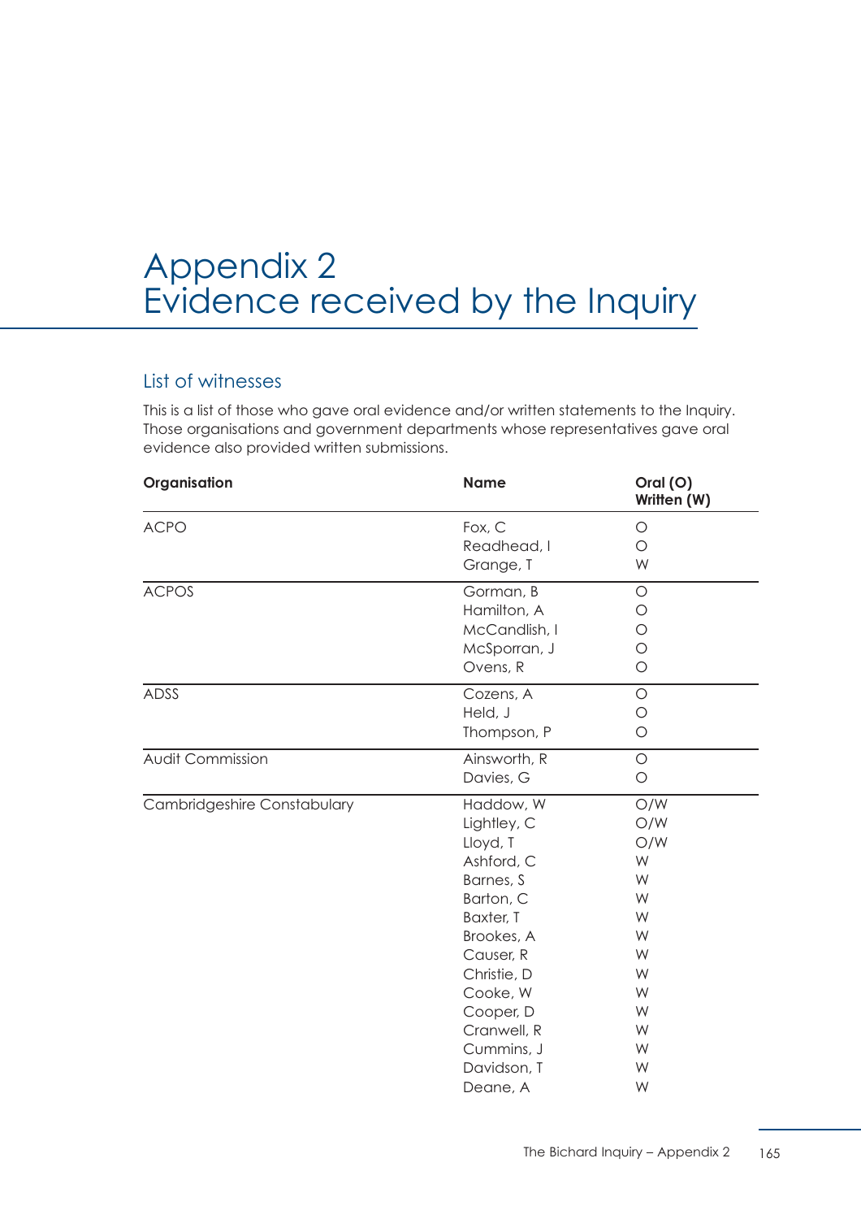# Appendix 2
# Evidence received by the Inquiry

## List of witnesses

This is a list of those who gave oral evidence and/or written statements to the Inquiry. Those organisations and government departments whose representatives gave oral evidence also provided written submissions.

| Organisation | Name | Oral (O) Written (W) |
|---|---|---|
| ACPO | Fox, C | O |
| | Readhead, I | O |
| | Grange, T | W |
| ACPOS | Gorman, B | O |
| | Hamilton, A | O |
| | McCandlish, I | O |
| | McSporran, J | O |
| | Ovens, R | O |
| ADSS | Cozens, A | O |
| | Held, J | O |
| | Thompson, P | O |
| Audit Commission | Ainsworth, R | O |
| | Davies, G | O |
| Cambridgeshire Constabulary | Haddow, W | O/W |
| | Lightley, C | O/W |
| | Lloyd, T | O/W |
| | Ashford, C | W |
| | Barnes, S | W |
| | Barton, C | W |
| | Baxter, T | W |
| | Brookes, A | W |
| | Causer, R | W |
| | Christie, D | W |
| | Cooke, W | W |
| | Cooper, D | W |
| | Cranwell, R | W |
| | Cummins, J | W |
| | Davidson, T | W |
| | Deane, A | W |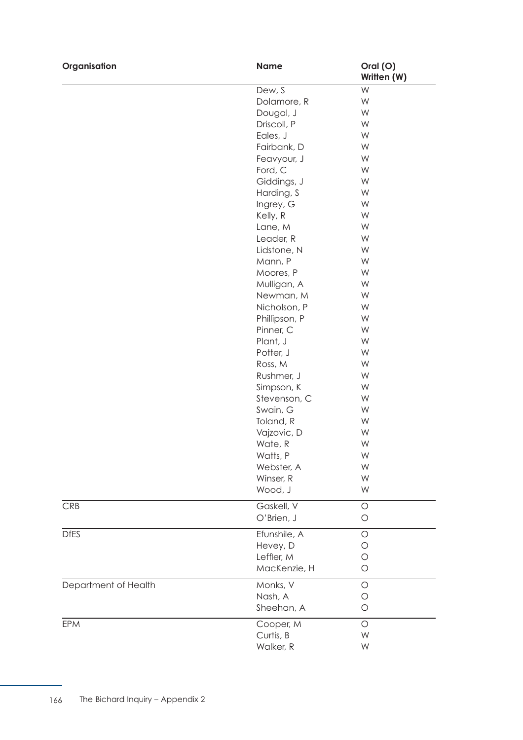| Organisation | Name | Oral (O) Written (W) |
|---|---|---|
| | Dew, S | W |
| | Dolamore, R | W |
| | Dougal, J | W |
| | Driscoll, P | W |
| | Eales, J | W |
| | Fairbank, D | W |
| | Feavyour, J | W |
| | Ford, C | W |
| | Giddings, J | W |
| | Harding, S | W |
| | Ingrey, G | W |
| | Kelly, R | W |
| | Lane, M | W |
| | Leader, R | W |
| | Lidstone, N | W |
| | Mann, P | W |
| | Moores, P | W |
| | Mulligan, A | W |
| | Newman, M | W |
| | Nicholson, P | W |
| | Phillipson, P | W |
| | Pinner, C | W |
| | Plant, J | W |
| | Potter, J | W |
| | Ross, M | W |
| | Rushmer, J | W |
| | Simpson, K | W |
| | Stevenson, C | W |
| | Swain, G | W |
| | Toland, R | W |
| | Vajzovic, D | W |
| | Wate, R | W |
| | Watts, P | W |
| | Webster, A | W |
| | Winser, R | W |
| | Wood, J | W |
| CRB | Gaskell, V | O |
| | O'Brien, J | O |
| DfES | Efunshile, A | O |
| | Hevey, D | O |
| | Leffler, M | O |
| | MacKenzie, H | O |
| Department of Health | Monks, V | O |
| | Nash, A | O |
| | Sheehan, A | O |
| EPM | Cooper, M | O |
| | Curtis, B | W |
| | Walker, R | W |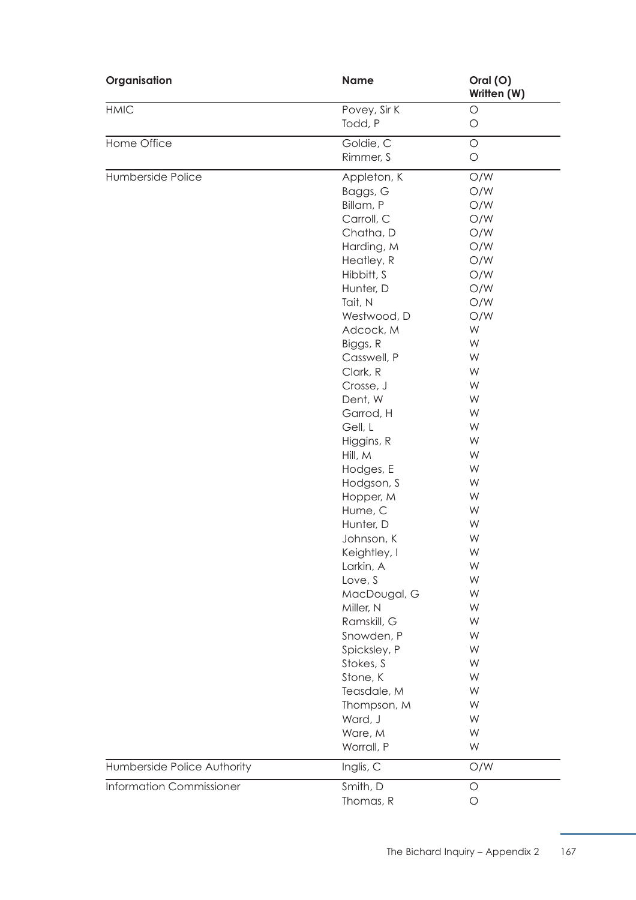| Organisation | Name | Oral (O) Written (W) |
| --- | --- | --- |
| HMIC | Povey, Sir K | O |
| | Todd, P | O |
| Home Office | Goldie, C | O |
| | Rimmer, S | O |
| Humberside Police | Appleton, K | O/W |
| | Baggs, G | O/W |
| | Billam, P | O/W |
| | Carroll, C | O/W |
| | Chatha, D | O/W |
| | Harding, M | O/W |
| | Heatley, R | O/W |
| | Hibbitt, S | O/W |
| | Hunter, D | O/W |
| | Tait, N | O/W |
| | Westwood, D | O/W |
| | Adcock, M | W |
| | Biggs, R | W |
| | Casswell, P | W |
| | Clark, R | W |
| | Crosse, J | W |
| | Dent, W | W |
| | Garrod, H | W |
| | Gell, L | W |
| | Higgins, R | W |
| | Hill, M | W |
| | Hodges, E | W |
| | Hodgson, S | W |
| | Hopper, M | W |
| | Hume, C | W |
| | Hunter, D | W |
| | Johnson, K | W |
| | Keightley, I | W |
| | Larkin, A | W |
| | Love, S | W |
| | MacDougal, G | W |
| | Miller, N | W |
| | Ramskill, G | W |
| | Snowden, P | W |
| | Spicksley, P | W |
| | Stokes, S | W |
| | Stone, K | W |
| | Teasdale, M | W |
| | Thompson, M | W |
| | Ward, J | W |
| | Ware, M | W |
| | Worrall, P | W |
| Humberside Police Authority | Inglis, C | O/W |
| Information Commissioner | Smith, D | O |
| | Thomas, R | O |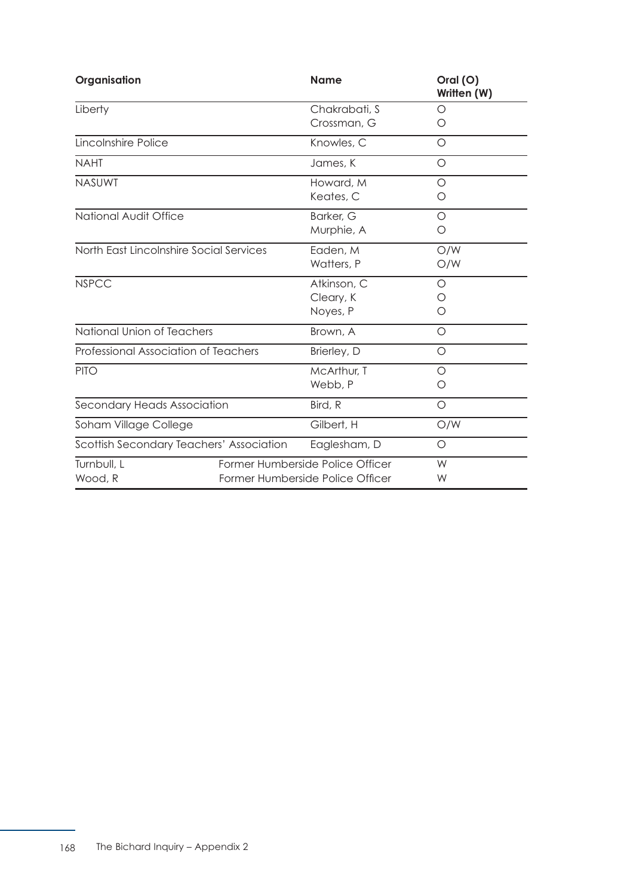| Organisation | Name | Oral (O) Written (W) |
|---|---|---|
| Liberty | Chakrabati, S | O |
| | Crossman, G | O |
| Lincolnshire Police | Knowles, C | O |
| NAHT | James, K | O |
| NASUWT | Howard, M | O |
| | Keates, C | O |
| National Audit Office | Barker, G | O |
| | Murphie, A | O |
| North East Lincolnshire Social Services | Eaden, M | O/W |
| | Watters, P | O/W |
| NSPCC | Atkinson, C | O |
| | Cleary, K | O |
| | Noyes, P | O |
| National Union of Teachers | Brown, A | O |
| Professional Association of Teachers | Brierley, D | O |
| PITO | McArthur, T | O |
| | Webb, P | O |
| Secondary Heads Association | Bird, R | O |
| Soham Village College | Gilbert, H | O/W |
| Scottish Secondary Teachers' Association | Eaglesham, D | O |
| Turnbull, L | Former Humberside Police Officer | W |
| Wood, R | Former Humberside Police Officer | W |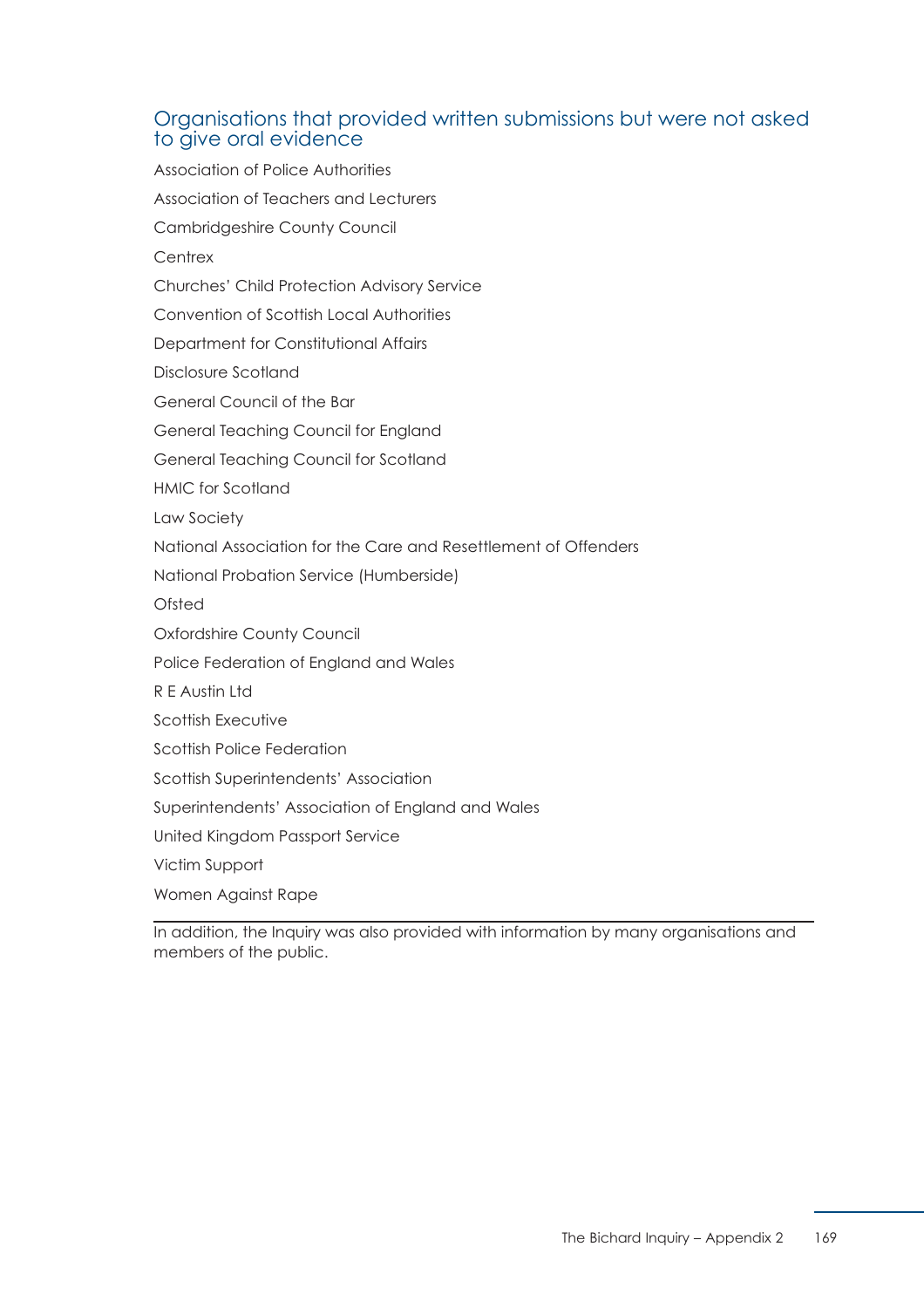## Organisations that provided written submissions but were not asked to give oral evidence

Association of Police Authorities

Association of Teachers and Lecturers

Cambridgeshire County Council

Centrex

Churches' Child Protection Advisory Service

Convention of Scottish Local Authorities

Department for Constitutional Affairs

Disclosure Scotland

General Council of the Bar

General Teaching Council for England

General Teaching Council for Scotland

HMIC for Scotland

Law Society

National Association for the Care and Resettlement of Offenders

National Probation Service (Humberside)

Ofsted

Oxfordshire County Council

Police Federation of England and Wales

R E Austin Ltd

Scottish Executive

Scottish Police Federation

Scottish Superintendents' Association

Superintendents' Association of England and Wales

United Kingdom Passport Service

Victim Support

Women Against Rape

---

In addition, the Inquiry was also provided with information by many organisations and members of the public.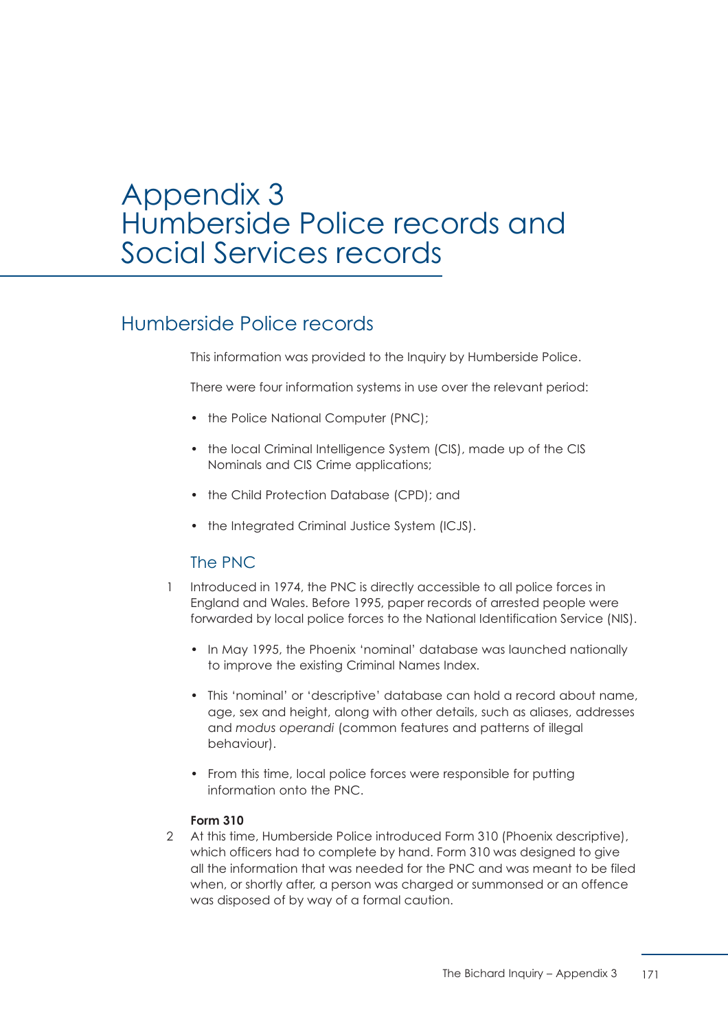# Appendix 3
# Humberside Police records and Social Services records

## Humberside Police records

This information was provided to the Inquiry by Humberside Police.

There were four information systems in use over the relevant period:

- the Police National Computer (PNC);
- the local Criminal Intelligence System (CIS), made up of the CIS Nominals and CIS Crime applications;
- the Child Protection Database (CPD); and
- the Integrated Criminal Justice System (ICJS).

### The PNC

1 Introduced in 1974, the PNC is directly accessible to all police forces in England and Wales. Before 1995, paper records of arrested people were forwarded by local police forces to the National Identification Service (NIS).

- In May 1995, the Phoenix 'nominal' database was launched nationally to improve the existing Criminal Names Index.
- This 'nominal' or 'descriptive' database can hold a record about name, age, sex and height, along with other details, such as aliases, addresses and *modus operandi* (common features and patterns of illegal behaviour).
- From this time, local police forces were responsible for putting information onto the PNC.

**Form 310**

2 At this time, Humberside Police introduced Form 310 (Phoenix descriptive), which officers had to complete by hand. Form 310 was designed to give all the information that was needed for the PNC and was meant to be filed when, or shortly after, a person was charged or summonsed or an offence was disposed of by way of a formal caution.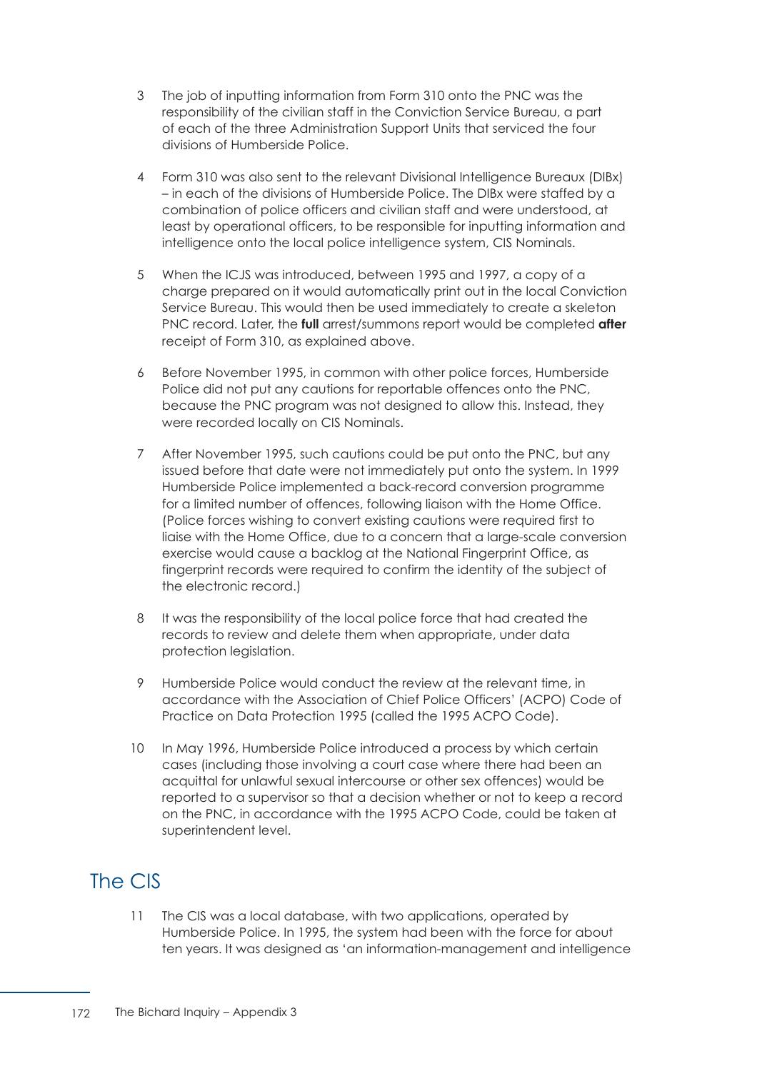3 The job of inputting information from Form 310 onto the PNC was the responsibility of the civilian staff in the Conviction Service Bureau, a part of each of the three Administration Support Units that serviced the four divisions of Humberside Police.

4 Form 310 was also sent to the relevant Divisional Intelligence Bureaux (DIBx) – in each of the divisions of Humberside Police. The DIBx were staffed by a combination of police officers and civilian staff and were understood, at least by operational officers, to be responsible for inputting information and intelligence onto the local police intelligence system, CIS Nominals.

5 When the ICJS was introduced, between 1995 and 1997, a copy of a charge prepared on it would automatically print out in the local Conviction Service Bureau. This would then be used immediately to create a skeleton PNC record. Later, the **full** arrest/summons report would be completed **after** receipt of Form 310, as explained above.

6 Before November 1995, in common with other police forces, Humberside Police did not put any cautions for reportable offences onto the PNC, because the PNC program was not designed to allow this. Instead, they were recorded locally on CIS Nominals.

7 After November 1995, such cautions could be put onto the PNC, but any issued before that date were not immediately put onto the system. In 1999 Humberside Police implemented a back-record conversion programme for a limited number of offences, following liaison with the Home Office. (Police forces wishing to convert existing cautions were required first to liaise with the Home Office, due to a concern that a large-scale conversion exercise would cause a backlog at the National Fingerprint Office, as fingerprint records were required to confirm the identity of the subject of the electronic record.)

8 It was the responsibility of the local police force that had created the records to review and delete them when appropriate, under data protection legislation.

9 Humberside Police would conduct the review at the relevant time, in accordance with the Association of Chief Police Officers' (ACPO) Code of Practice on Data Protection 1995 (called the 1995 ACPO Code).

10 In May 1996, Humberside Police introduced a process by which certain cases (including those involving a court case where there had been an acquittal for unlawful sexual intercourse or other sex offences) would be reported to a supervisor so that a decision whether or not to keep a record on the PNC, in accordance with the 1995 ACPO Code, could be taken at superintendent level.

## The CIS

11 The CIS was a local database, with two applications, operated by Humberside Police. In 1995, the system had been with the force for about ten years. It was designed as 'an information-management and intelligence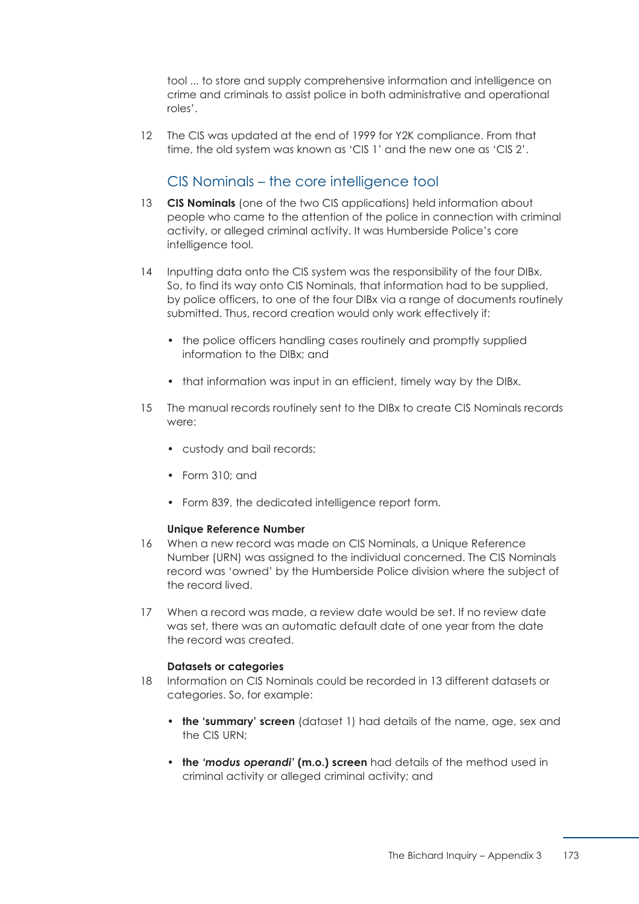tool ... to store and supply comprehensive information and intelligence on crime and criminals to assist police in both administrative and operational roles'.

12 The CIS was updated at the end of 1999 for Y2K compliance. From that time, the old system was known as 'CIS 1' and the new one as 'CIS 2'.

## CIS Nominals – the core intelligence tool

13 **CIS Nominals** (one of the two CIS applications) held information about people who came to the attention of the police in connection with criminal activity, or alleged criminal activity. It was Humberside Police's core intelligence tool.

14 Inputting data onto the CIS system was the responsibility of the four DIBx. So, to find its way onto CIS Nominals, that information had to be supplied, by police officers, to one of the four DIBx via a range of documents routinely submitted. Thus, record creation would only work effectively if:

- the police officers handling cases routinely and promptly supplied information to the DIBx; and
- that information was input in an efficient, timely way by the DIBx.

15 The manual records routinely sent to the DIBx to create CIS Nominals records were:

- custody and bail records;
- Form 310; and
- Form 839, the dedicated intelligence report form.

#### Unique Reference Number

16 When a new record was made on CIS Nominals, a Unique Reference Number (URN) was assigned to the individual concerned. The CIS Nominals record was 'owned' by the Humberside Police division where the subject of the record lived.

17 When a record was made, a review date would be set. If no review date was set, there was an automatic default date of one year from the date the record was created.

#### Datasets or categories

18 Information on CIS Nominals could be recorded in 13 different datasets or categories. So, for example:

- **the 'summary' screen** (dataset 1) had details of the name, age, sex and the CIS URN;
- **the *'modus operandi'* (m.o.) screen** had details of the method used in criminal activity or alleged criminal activity; and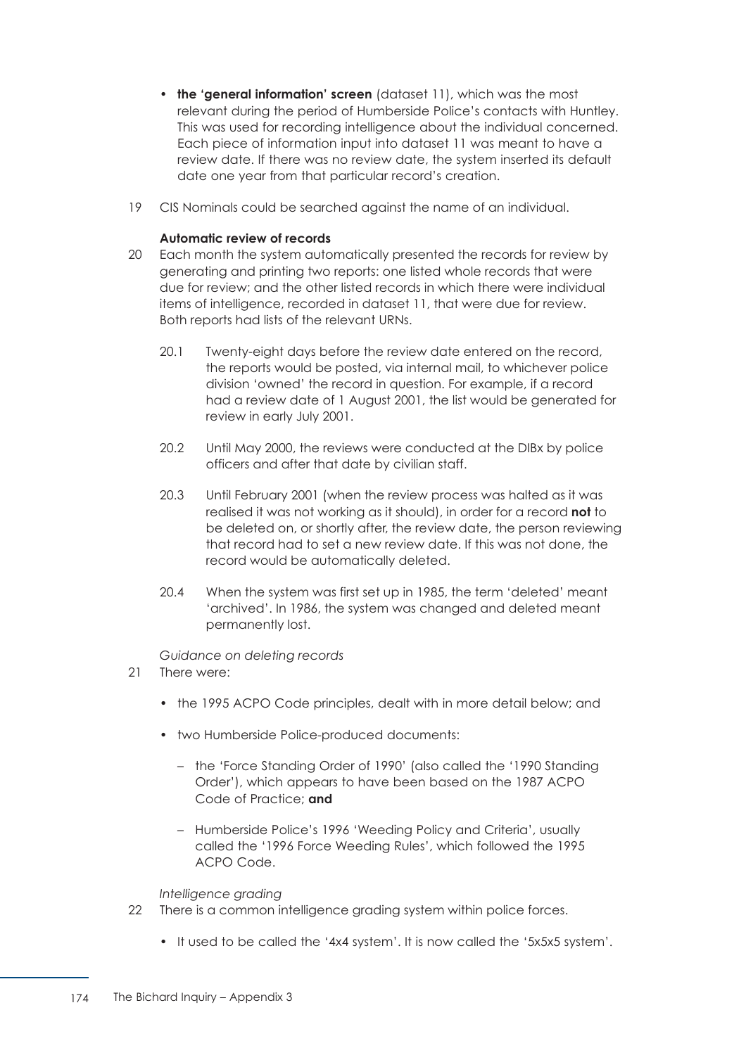- **the 'general information' screen** (dataset 11), which was the most relevant during the period of Humberside Police's contacts with Huntley. This was used for recording intelligence about the individual concerned. Each piece of information input into dataset 11 was meant to have a review date. If there was no review date, the system inserted its default date one year from that particular record's creation.

19 CIS Nominals could be searched against the name of an individual.

**Automatic review of records**

20 Each month the system automatically presented the records for review by generating and printing two reports: one listed whole records that were due for review; and the other listed records in which there were individual items of intelligence, recorded in dataset 11, that were due for review. Both reports had lists of the relevant URNs.

20.1 Twenty-eight days before the review date entered on the record, the reports would be posted, via internal mail, to whichever police division 'owned' the record in question. For example, if a record had a review date of 1 August 2001, the list would be generated for review in early July 2001.

20.2 Until May 2000, the reviews were conducted at the DIBx by police officers and after that date by civilian staff.

20.3 Until February 2001 (when the review process was halted as it was realised it was not working as it should), in order for a record **not** to be deleted on, or shortly after, the review date, the person reviewing that record had to set a new review date. If this was not done, the record would be automatically deleted.

20.4 When the system was first set up in 1985, the term 'deleted' meant 'archived'. In 1986, the system was changed and deleted meant permanently lost.

*Guidance on deleting records*

21 There were:

- the 1995 ACPO Code principles, dealt with in more detail below; and
- two Humberside Police-produced documents:
  - the 'Force Standing Order of 1990' (also called the '1990 Standing Order'), which appears to have been based on the 1987 ACPO Code of Practice; **and**
  - Humberside Police's 1996 'Weeding Policy and Criteria', usually called the '1996 Force Weeding Rules', which followed the 1995 ACPO Code.

*Intelligence grading*

22 There is a common intelligence grading system within police forces.

- It used to be called the '4x4 system'. It is now called the '5x5x5 system'.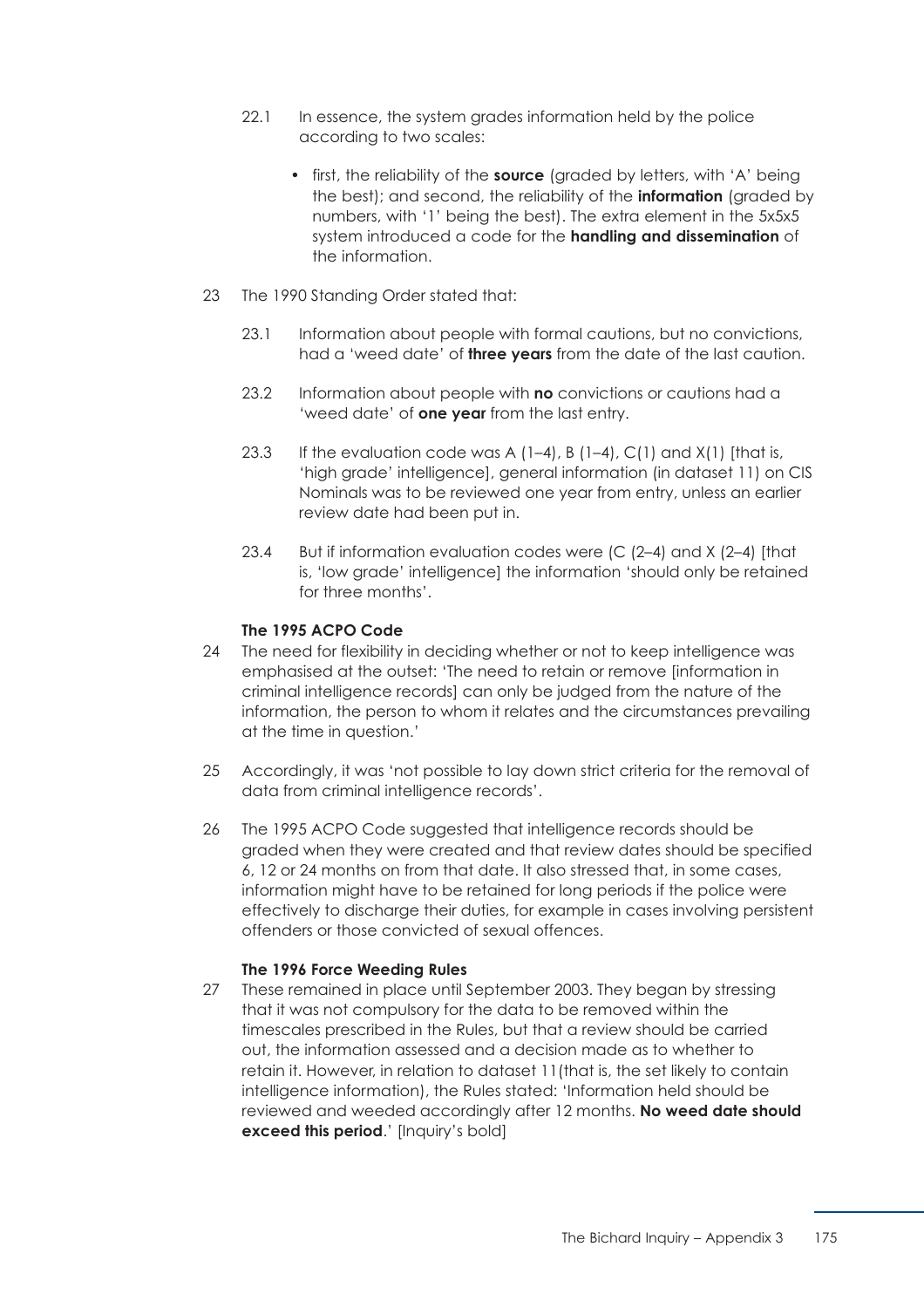22.1 In essence, the system grades information held by the police according to two scales:

- first, the reliability of the **source** (graded by letters, with 'A' being the best); and second, the reliability of the **information** (graded by numbers, with '1' being the best). The extra element in the 5x5x5 system introduced a code for the **handling and dissemination** of the information.

23 The 1990 Standing Order stated that:

23.1 Information about people with formal cautions, but no convictions, had a 'weed date' of **three years** from the date of the last caution.

23.2 Information about people with **no** convictions or cautions had a 'weed date' of **one year** from the last entry.

23.3 If the evaluation code was A (1–4), B (1–4), C(1) and X(1) [that is, 'high grade' intelligence], general information (in dataset 11) on CIS Nominals was to be reviewed one year from entry, unless an earlier review date had been put in.

23.4 But if information evaluation codes were (C (2–4) and X (2–4) [that is, 'low grade' intelligence] the information 'should only be retained for three months'.

**The 1995 ACPO Code**

24 The need for flexibility in deciding whether or not to keep intelligence was emphasised at the outset: 'The need to retain or remove [information in criminal intelligence records] can only be judged from the nature of the information, the person to whom it relates and the circumstances prevailing at the time in question.'

25 Accordingly, it was 'not possible to lay down strict criteria for the removal of data from criminal intelligence records'.

26 The 1995 ACPO Code suggested that intelligence records should be graded when they were created and that review dates should be specified 6, 12 or 24 months on from that date. It also stressed that, in some cases, information might have to be retained for long periods if the police were effectively to discharge their duties, for example in cases involving persistent offenders or those convicted of sexual offences.

**The 1996 Force Weeding Rules**

27 These remained in place until September 2003. They began by stressing that it was not compulsory for the data to be removed within the timescales prescribed in the Rules, but that a review should be carried out, the information assessed and a decision made as to whether to retain it. However, in relation to dataset 11(that is, the set likely to contain intelligence information), the Rules stated: 'Information held should be reviewed and weeded accordingly after 12 months. **No weed date should exceed this period**.' [Inquiry's bold]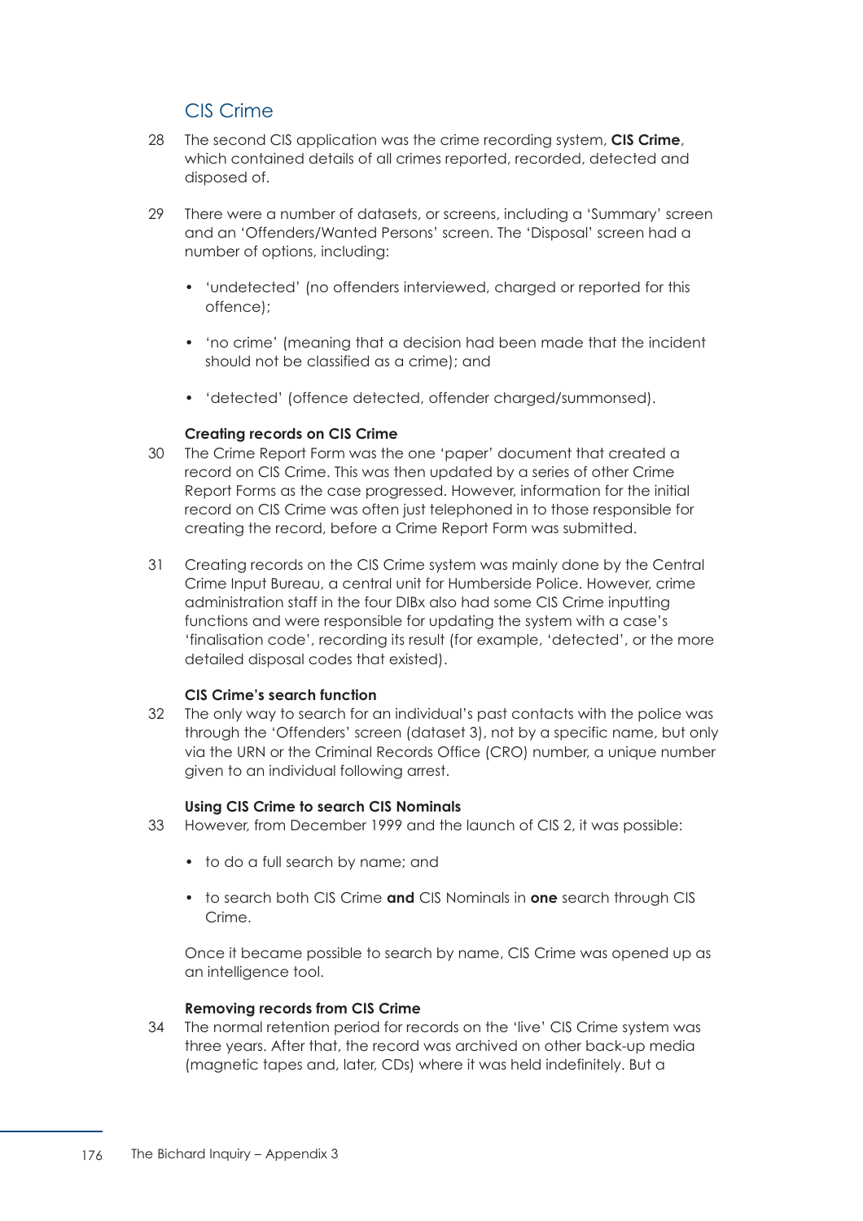## CIS Crime

28 The second CIS application was the crime recording system, **CIS Crime**, which contained details of all crimes reported, recorded, detected and disposed of.

29 There were a number of datasets, or screens, including a 'Summary' screen and an 'Offenders/Wanted Persons' screen. The 'Disposal' screen had a number of options, including:

- 'undetected' (no offenders interviewed, charged or reported for this offence);
- 'no crime' (meaning that a decision had been made that the incident should not be classified as a crime); and
- 'detected' (offence detected, offender charged/summonsed).

### Creating records on CIS Crime

30 The Crime Report Form was the one 'paper' document that created a record on CIS Crime. This was then updated by a series of other Crime Report Forms as the case progressed. However, information for the initial record on CIS Crime was often just telephoned in to those responsible for creating the record, before a Crime Report Form was submitted.

31 Creating records on the CIS Crime system was mainly done by the Central Crime Input Bureau, a central unit for Humberside Police. However, crime administration staff in the four DIBx also had some CIS Crime inputting functions and were responsible for updating the system with a case's 'finalisation code', recording its result (for example, 'detected', or the more detailed disposal codes that existed).

### CIS Crime's search function

32 The only way to search for an individual's past contacts with the police was through the 'Offenders' screen (dataset 3), not by a specific name, but only via the URN or the Criminal Records Office (CRO) number, a unique number given to an individual following arrest.

### Using CIS Crime to search CIS Nominals

33 However, from December 1999 and the launch of CIS 2, it was possible:

- to do a full search by name; and
- to search both CIS Crime **and** CIS Nominals in **one** search through CIS Crime.

Once it became possible to search by name, CIS Crime was opened up as an intelligence tool.

### Removing records from CIS Crime

34 The normal retention period for records on the 'live' CIS Crime system was three years. After that, the record was archived on other back-up media (magnetic tapes and, later, CDs) where it was held indefinitely. But a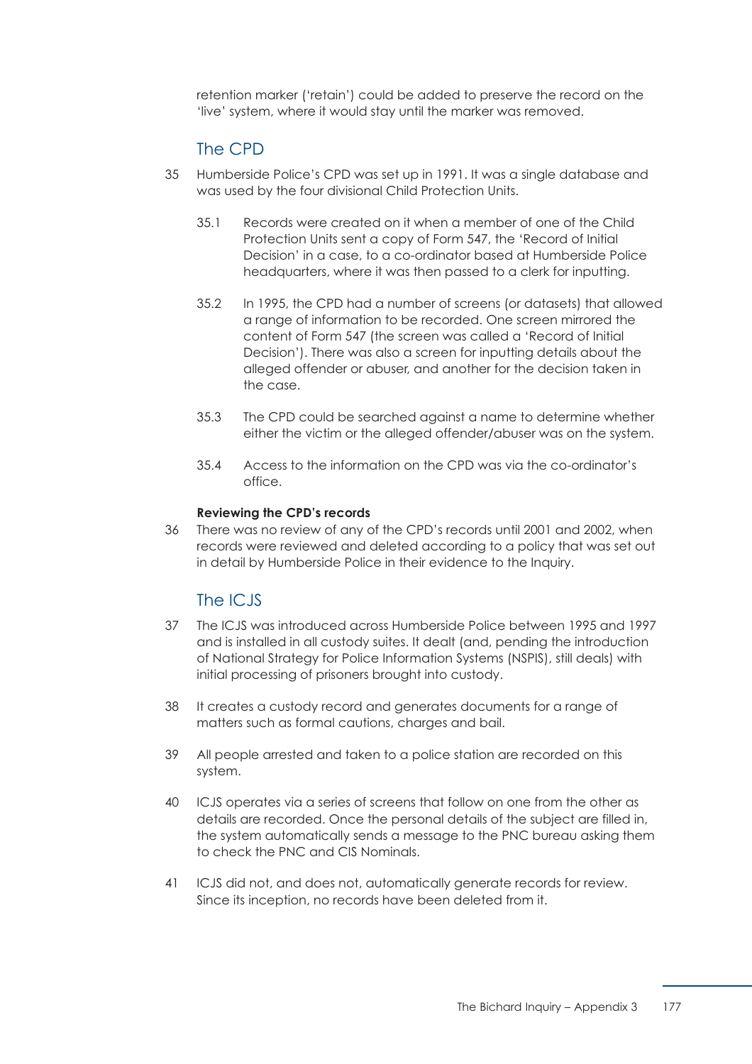retention marker ('retain') could be added to preserve the record on the 'live' system, where it would stay until the marker was removed.

## The CPD

35 Humberside Police's CPD was set up in 1991. It was a single database and was used by the four divisional Child Protection Units.

35.1 Records were created on it when a member of one of the Child Protection Units sent a copy of Form 547, the 'Record of Initial Decision' in a case, to a co-ordinator based at Humberside Police headquarters, where it was then passed to a clerk for inputting.

35.2 In 1995, the CPD had a number of screens (or datasets) that allowed a range of information to be recorded. One screen mirrored the content of Form 547 (the screen was called a 'Record of Initial Decision'). There was also a screen for inputting details about the alleged offender or abuser, and another for the decision taken in the case.

35.3 The CPD could be searched against a name to determine whether either the victim or the alleged offender/abuser was on the system.

35.4 Access to the information on the CPD was via the co-ordinator's office.

**Reviewing the CPD's records**

36 There was no review of any of the CPD's records until 2001 and 2002, when records were reviewed and deleted according to a policy that was set out in detail by Humberside Police in their evidence to the Inquiry.

## The ICJS

37 The ICJS was introduced across Humberside Police between 1995 and 1997 and is installed in all custody suites. It dealt (and, pending the introduction of National Strategy for Police Information Systems (NSPIS), still deals) with initial processing of prisoners brought into custody.

38 It creates a custody record and generates documents for a range of matters such as formal cautions, charges and bail.

39 All people arrested and taken to a police station are recorded on this system.

40 ICJS operates via a series of screens that follow on one from the other as details are recorded. Once the personal details of the subject are filled in, the system automatically sends a message to the PNC bureau asking them to check the PNC and CIS Nominals.

41 ICJS did not, and does not, automatically generate records for review. Since its inception, no records have been deleted from it.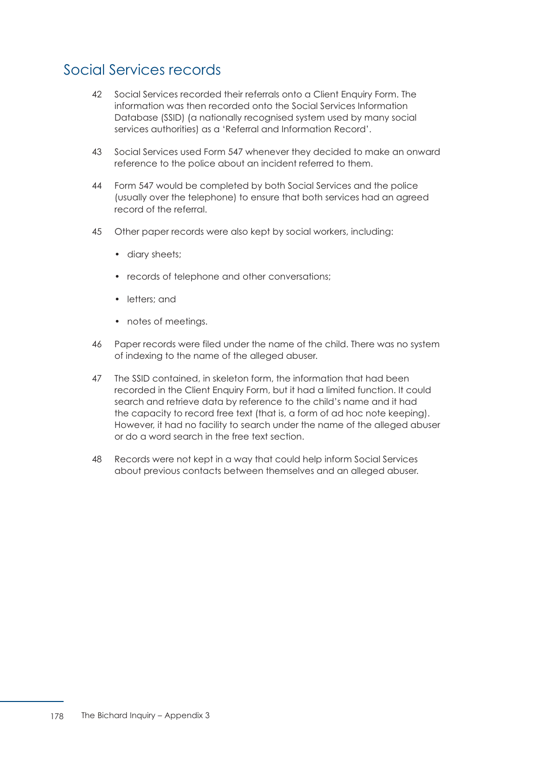## Social Services records

42 Social Services recorded their referrals onto a Client Enquiry Form. The information was then recorded onto the Social Services Information Database (SSID) (a nationally recognised system used by many social services authorities) as a 'Referral and Information Record'.

43 Social Services used Form 547 whenever they decided to make an onward reference to the police about an incident referred to them.

44 Form 547 would be completed by both Social Services and the police (usually over the telephone) to ensure that both services had an agreed record of the referral.

45 Other paper records were also kept by social workers, including:

- diary sheets;
- records of telephone and other conversations;
- letters; and
- notes of meetings.

46 Paper records were filed under the name of the child. There was no system of indexing to the name of the alleged abuser.

47 The SSID contained, in skeleton form, the information that had been recorded in the Client Enquiry Form, but it had a limited function. It could search and retrieve data by reference to the child's name and it had the capacity to record free text (that is, a form of ad hoc note keeping). However, it had no facility to search under the name of the alleged abuser or do a word search in the free text section.

48 Records were not kept in a way that could help inform Social Services about previous contacts between themselves and an alleged abuser.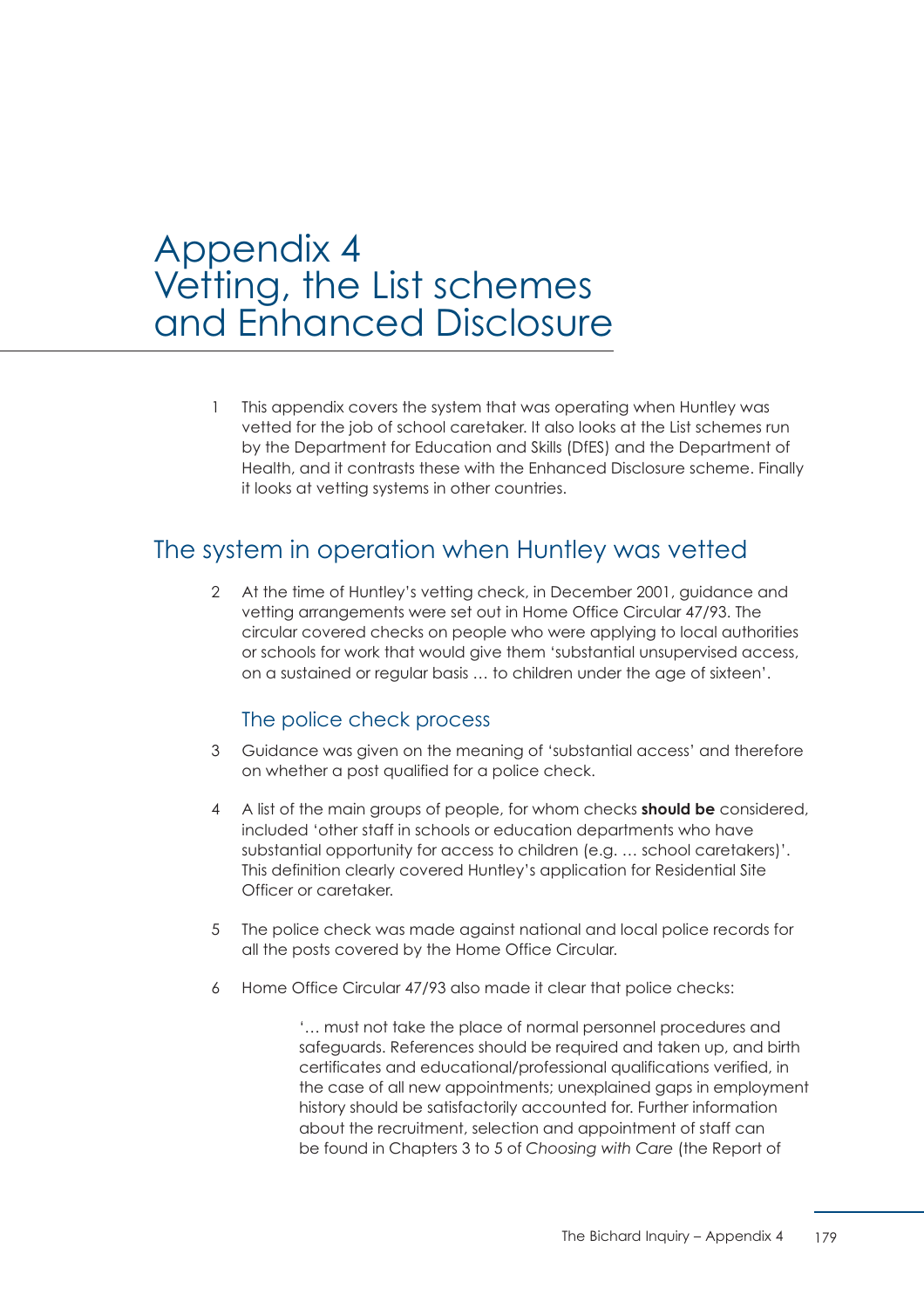# Appendix 4
# Vetting, the List schemes and Enhanced Disclosure

1 This appendix covers the system that was operating when Huntley was vetted for the job of school caretaker. It also looks at the List schemes run by the Department for Education and Skills (DfES) and the Department of Health, and it contrasts these with the Enhanced Disclosure scheme. Finally it looks at vetting systems in other countries.

## The system in operation when Huntley was vetted

2 At the time of Huntley's vetting check, in December 2001, guidance and vetting arrangements were set out in Home Office Circular 47/93. The circular covered checks on people who were applying to local authorities or schools for work that would give them 'substantial unsupervised access, on a sustained or regular basis … to children under the age of sixteen'.

### The police check process

3 Guidance was given on the meaning of 'substantial access' and therefore on whether a post qualified for a police check.

4 A list of the main groups of people, for whom checks **should be** considered, included 'other staff in schools or education departments who have substantial opportunity for access to children (e.g. … school caretakers)'. This definition clearly covered Huntley's application for Residential Site Officer or caretaker.

5 The police check was made against national and local police records for all the posts covered by the Home Office Circular.

6 Home Office Circular 47/93 also made it clear that police checks:

> '… must not take the place of normal personnel procedures and safeguards. References should be required and taken up, and birth certificates and educational/professional qualifications verified, in the case of all new appointments; unexplained gaps in employment history should be satisfactorily accounted for. Further information about the recruitment, selection and appointment of staff can be found in Chapters 3 to 5 of *Choosing with Care* (the Report of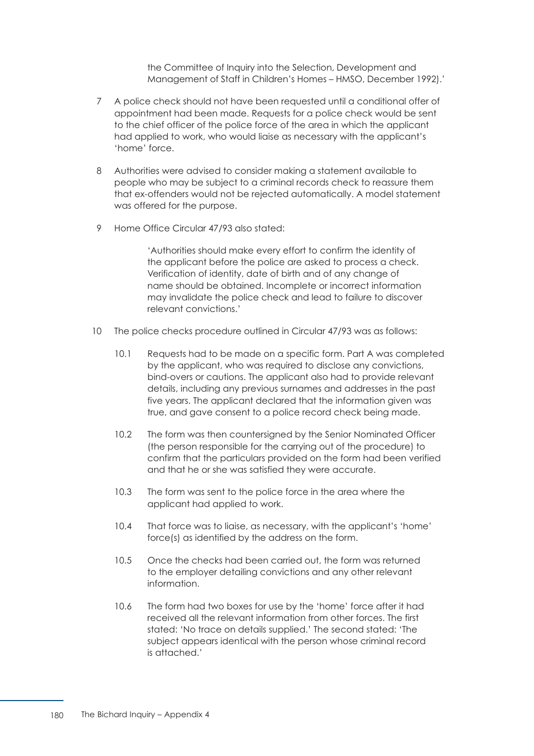the Committee of Inquiry into the Selection, Development and Management of Staff in Children's Homes – HMSO, December 1992).'

7 A police check should not have been requested until a conditional offer of appointment had been made. Requests for a police check would be sent to the chief officer of the police force of the area in which the applicant had applied to work, who would liaise as necessary with the applicant's 'home' force.

8 Authorities were advised to consider making a statement available to people who may be subject to a criminal records check to reassure them that ex-offenders would not be rejected automatically. A model statement was offered for the purpose.

9 Home Office Circular 47/93 also stated:

> 'Authorities should make every effort to confirm the identity of the applicant before the police are asked to process a check. Verification of identity, date of birth and of any change of name should be obtained. Incomplete or incorrect information may invalidate the police check and lead to failure to discover relevant convictions.'

10 The police checks procedure outlined in Circular 47/93 was as follows:

10.1 Requests had to be made on a specific form. Part A was completed by the applicant, who was required to disclose any convictions, bind-overs or cautions. The applicant also had to provide relevant details, including any previous surnames and addresses in the past five years. The applicant declared that the information given was true, and gave consent to a police record check being made.

10.2 The form was then countersigned by the Senior Nominated Officer (the person responsible for the carrying out of the procedure) to confirm that the particulars provided on the form had been verified and that he or she was satisfied they were accurate.

10.3 The form was sent to the police force in the area where the applicant had applied to work.

10.4 That force was to liaise, as necessary, with the applicant's 'home' force(s) as identified by the address on the form.

10.5 Once the checks had been carried out, the form was returned to the employer detailing convictions and any other relevant information.

10.6 The form had two boxes for use by the 'home' force after it had received all the relevant information from other forces. The first stated: 'No trace on details supplied.' The second stated: 'The subject appears identical with the person whose criminal record is attached.'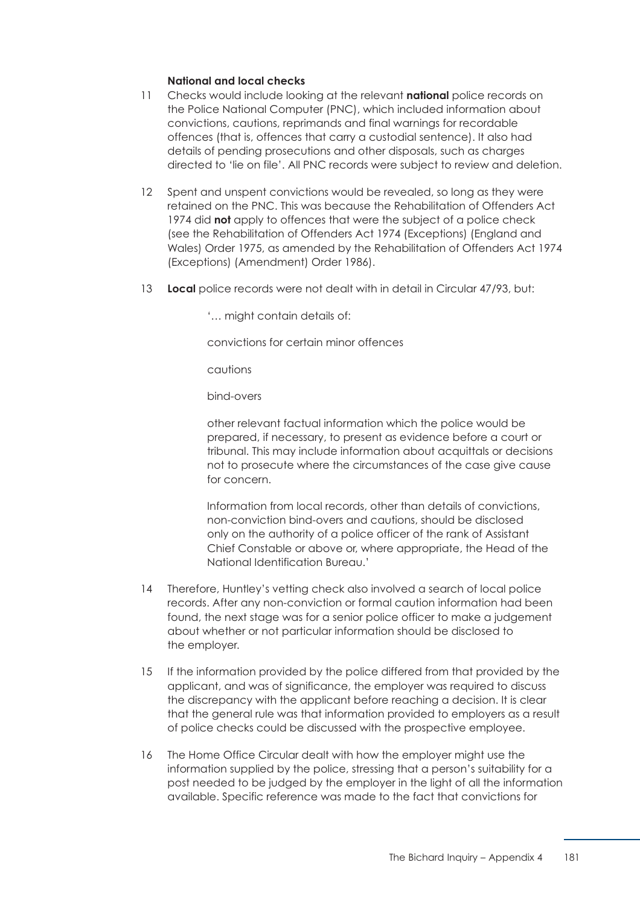#### National and local checks

11 Checks would include looking at the relevant **national** police records on the Police National Computer (PNC), which included information about convictions, cautions, reprimands and final warnings for recordable offences (that is, offences that carry a custodial sentence). It also had details of pending prosecutions and other disposals, such as charges directed to 'lie on file'. All PNC records were subject to review and deletion.

12 Spent and unspent convictions would be revealed, so long as they were retained on the PNC. This was because the Rehabilitation of Offenders Act 1974 did **not** apply to offences that were the subject of a police check (see the Rehabilitation of Offenders Act 1974 (Exceptions) (England and Wales) Order 1975, as amended by the Rehabilitation of Offenders Act 1974 (Exceptions) (Amendment) Order 1986).

13 **Local** police records were not dealt with in detail in Circular 47/93, but:

> '… might contain details of:
>
> convictions for certain minor offences
>
> cautions
>
> bind-overs
>
> other relevant factual information which the police would be prepared, if necessary, to present as evidence before a court or tribunal. This may include information about acquittals or decisions not to prosecute where the circumstances of the case give cause for concern.
>
> Information from local records, other than details of convictions, non-conviction bind-overs and cautions, should be disclosed only on the authority of a police officer of the rank of Assistant Chief Constable or above or, where appropriate, the Head of the National Identification Bureau.'

14 Therefore, Huntley's vetting check also involved a search of local police records. After any non-conviction or formal caution information had been found, the next stage was for a senior police officer to make a judgement about whether or not particular information should be disclosed to the employer.

15 If the information provided by the police differed from that provided by the applicant, and was of significance, the employer was required to discuss the discrepancy with the applicant before reaching a decision. It is clear that the general rule was that information provided to employers as a result of police checks could be discussed with the prospective employee.

16 The Home Office Circular dealt with how the employer might use the information supplied by the police, stressing that a person's suitability for a post needed to be judged by the employer in the light of all the information available. Specific reference was made to the fact that convictions for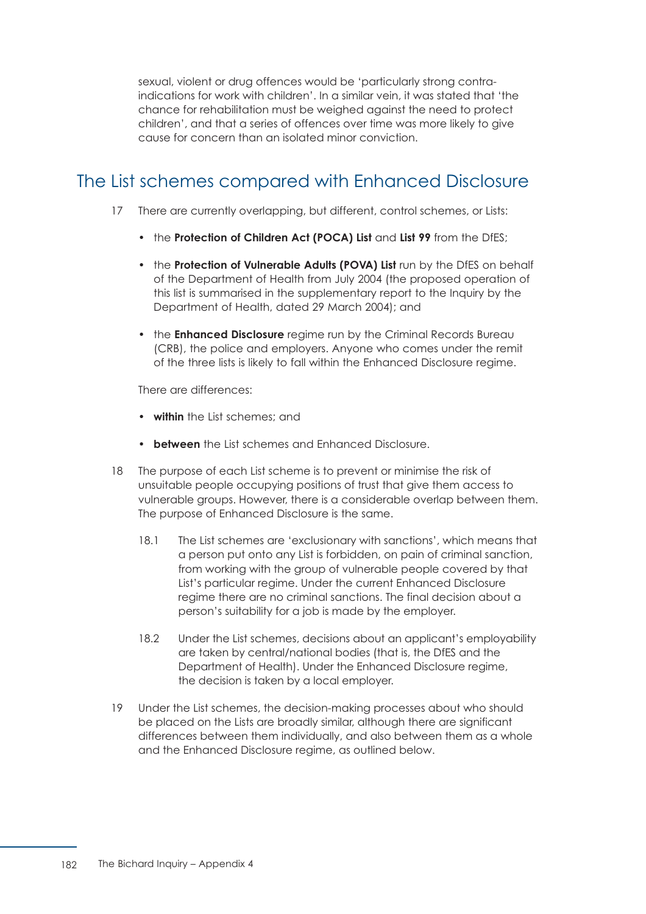sexual, violent or drug offences would be 'particularly strong contra-indications for work with children'. In a similar vein, it was stated that 'the chance for rehabilitation must be weighed against the need to protect children', and that a series of offences over time was more likely to give cause for concern than an isolated minor conviction.

## The List schemes compared with Enhanced Disclosure

17 There are currently overlapping, but different, control schemes, or Lists:

- the **Protection of Children Act (POCA) List** and **List 99** from the DfES;
- the **Protection of Vulnerable Adults (POVA) List** run by the DfES on behalf of the Department of Health from July 2004 (the proposed operation of this list is summarised in the supplementary report to the Inquiry by the Department of Health, dated 29 March 2004); and
- the **Enhanced Disclosure** regime run by the Criminal Records Bureau (CRB), the police and employers. Anyone who comes under the remit of the three lists is likely to fall within the Enhanced Disclosure regime.

There are differences:

- **within** the List schemes; and
- **between** the List schemes and Enhanced Disclosure.

18 The purpose of each List scheme is to prevent or minimise the risk of unsuitable people occupying positions of trust that give them access to vulnerable groups. However, there is a considerable overlap between them. The purpose of Enhanced Disclosure is the same.

18.1 The List schemes are 'exclusionary with sanctions', which means that a person put onto any List is forbidden, on pain of criminal sanction, from working with the group of vulnerable people covered by that List's particular regime. Under the current Enhanced Disclosure regime there are no criminal sanctions. The final decision about a person's suitability for a job is made by the employer.

18.2 Under the List schemes, decisions about an applicant's employability are taken by central/national bodies (that is, the DfES and the Department of Health). Under the Enhanced Disclosure regime, the decision is taken by a local employer.

19 Under the List schemes, the decision-making processes about who should be placed on the Lists are broadly similar, although there are significant differences between them individually, and also between them as a whole and the Enhanced Disclosure regime, as outlined below.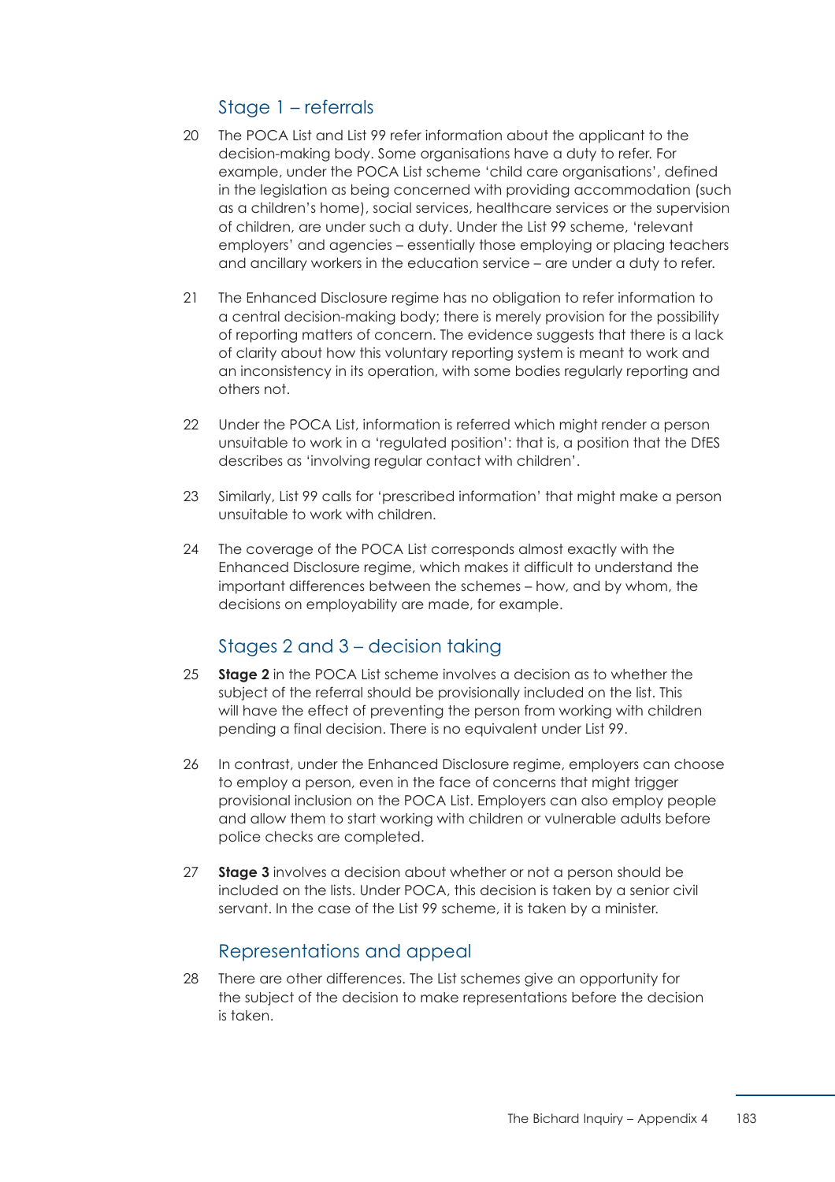## Stage 1 – referrals

20 The POCA List and List 99 refer information about the applicant to the decision-making body. Some organisations have a duty to refer. For example, under the POCA List scheme 'child care organisations', defined in the legislation as being concerned with providing accommodation (such as a children's home), social services, healthcare services or the supervision of children, are under such a duty. Under the List 99 scheme, 'relevant employers' and agencies – essentially those employing or placing teachers and ancillary workers in the education service – are under a duty to refer.

21 The Enhanced Disclosure regime has no obligation to refer information to a central decision-making body; there is merely provision for the possibility of reporting matters of concern. The evidence suggests that there is a lack of clarity about how this voluntary reporting system is meant to work and an inconsistency in its operation, with some bodies regularly reporting and others not.

22 Under the POCA List, information is referred which might render a person unsuitable to work in a 'regulated position': that is, a position that the DfES describes as 'involving regular contact with children'.

23 Similarly, List 99 calls for 'prescribed information' that might make a person unsuitable to work with children.

24 The coverage of the POCA List corresponds almost exactly with the Enhanced Disclosure regime, which makes it difficult to understand the important differences between the schemes – how, and by whom, the decisions on employability are made, for example.

## Stages 2 and 3 – decision taking

25 **Stage 2** in the POCA List scheme involves a decision as to whether the subject of the referral should be provisionally included on the list. This will have the effect of preventing the person from working with children pending a final decision. There is no equivalent under List 99.

26 In contrast, under the Enhanced Disclosure regime, employers can choose to employ a person, even in the face of concerns that might trigger provisional inclusion on the POCA List. Employers can also employ people and allow them to start working with children or vulnerable adults before police checks are completed.

27 **Stage 3** involves a decision about whether or not a person should be included on the lists. Under POCA, this decision is taken by a senior civil servant. In the case of the List 99 scheme, it is taken by a minister.

## Representations and appeal

28 There are other differences. The List schemes give an opportunity for the subject of the decision to make representations before the decision is taken.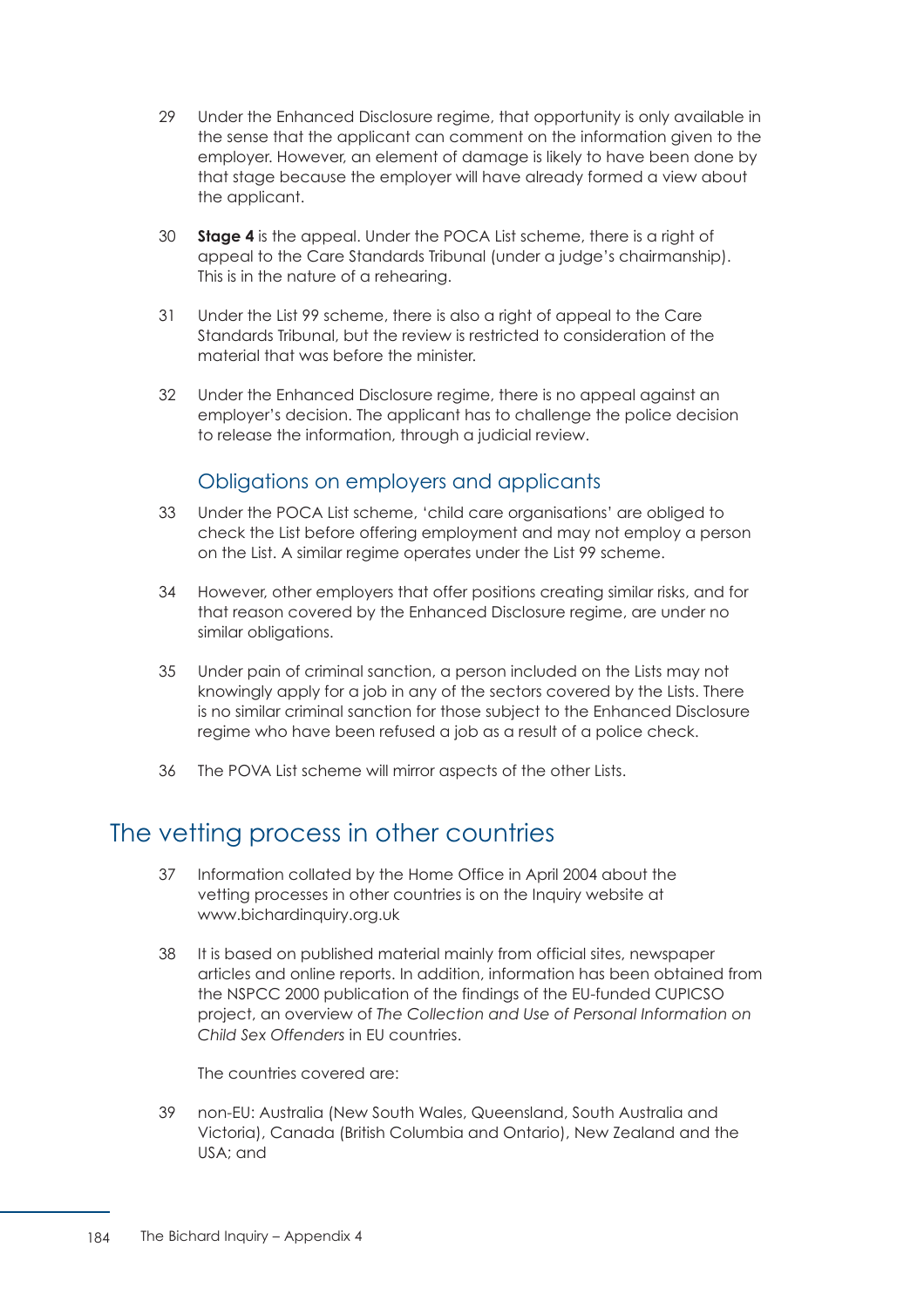29 Under the Enhanced Disclosure regime, that opportunity is only available in the sense that the applicant can comment on the information given to the employer. However, an element of damage is likely to have been done by that stage because the employer will have already formed a view about the applicant.

30 **Stage 4** is the appeal. Under the POCA List scheme, there is a right of appeal to the Care Standards Tribunal (under a judge's chairmanship). This is in the nature of a rehearing.

31 Under the List 99 scheme, there is also a right of appeal to the Care Standards Tribunal, but the review is restricted to consideration of the material that was before the minister.

32 Under the Enhanced Disclosure regime, there is no appeal against an employer's decision. The applicant has to challenge the police decision to release the information, through a judicial review.

### Obligations on employers and applicants

33 Under the POCA List scheme, 'child care organisations' are obliged to check the List before offering employment and may not employ a person on the List. A similar regime operates under the List 99 scheme.

34 However, other employers that offer positions creating similar risks, and for that reason covered by the Enhanced Disclosure regime, are under no similar obligations.

35 Under pain of criminal sanction, a person included on the Lists may not knowingly apply for a job in any of the sectors covered by the Lists. There is no similar criminal sanction for those subject to the Enhanced Disclosure regime who have been refused a job as a result of a police check.

36 The POVA List scheme will mirror aspects of the other Lists.

## The vetting process in other countries

37 Information collated by the Home Office in April 2004 about the vetting processes in other countries is on the Inquiry website at www.bichardinquiry.org.uk

38 It is based on published material mainly from official sites, newspaper articles and online reports. In addition, information has been obtained from the NSPCC 2000 publication of the findings of the EU-funded CUPICSO project, an overview of *The Collection and Use of Personal Information on Child Sex Offenders* in EU countries.

The countries covered are:

39 non-EU: Australia (New South Wales, Queensland, South Australia and Victoria), Canada (British Columbia and Ontario), New Zealand and the USA; and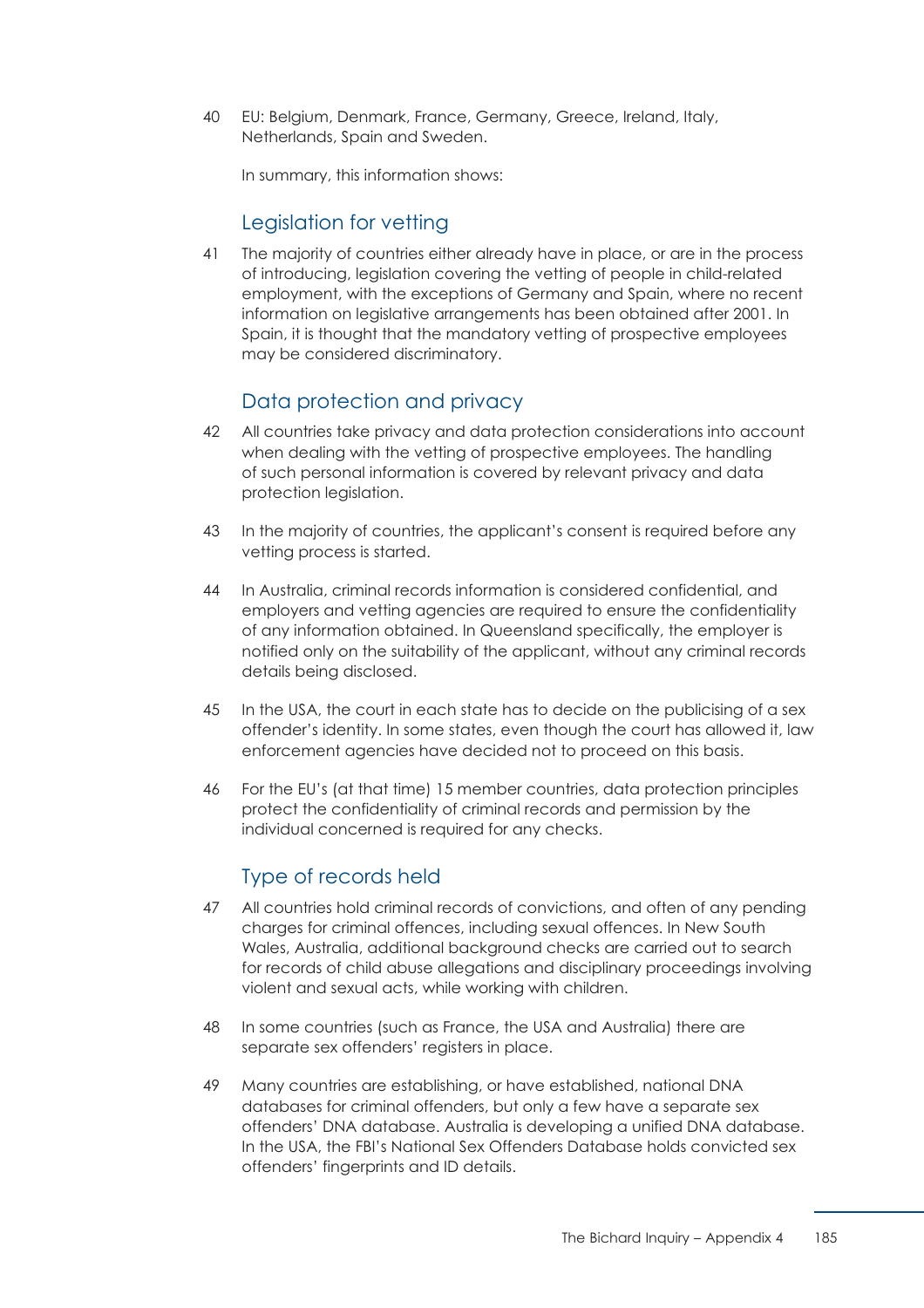40 EU: Belgium, Denmark, France, Germany, Greece, Ireland, Italy, Netherlands, Spain and Sweden.

In summary, this information shows:

## Legislation for vetting

41 The majority of countries either already have in place, or are in the process of introducing, legislation covering the vetting of people in child-related employment, with the exceptions of Germany and Spain, where no recent information on legislative arrangements has been obtained after 2001. In Spain, it is thought that the mandatory vetting of prospective employees may be considered discriminatory.

## Data protection and privacy

42 All countries take privacy and data protection considerations into account when dealing with the vetting of prospective employees. The handling of such personal information is covered by relevant privacy and data protection legislation.

43 In the majority of countries, the applicant's consent is required before any vetting process is started.

44 In Australia, criminal records information is considered confidential, and employers and vetting agencies are required to ensure the confidentiality of any information obtained. In Queensland specifically, the employer is notified only on the suitability of the applicant, without any criminal records details being disclosed.

45 In the USA, the court in each state has to decide on the publicising of a sex offender's identity. In some states, even though the court has allowed it, law enforcement agencies have decided not to proceed on this basis.

46 For the EU's (at that time) 15 member countries, data protection principles protect the confidentiality of criminal records and permission by the individual concerned is required for any checks.

## Type of records held

47 All countries hold criminal records of convictions, and often of any pending charges for criminal offences, including sexual offences. In New South Wales, Australia, additional background checks are carried out to search for records of child abuse allegations and disciplinary proceedings involving violent and sexual acts, while working with children.

48 In some countries (such as France, the USA and Australia) there are separate sex offenders' registers in place.

49 Many countries are establishing, or have established, national DNA databases for criminal offenders, but only a few have a separate sex offenders' DNA database. Australia is developing a unified DNA database. In the USA, the FBI's National Sex Offenders Database holds convicted sex offenders' fingerprints and ID details.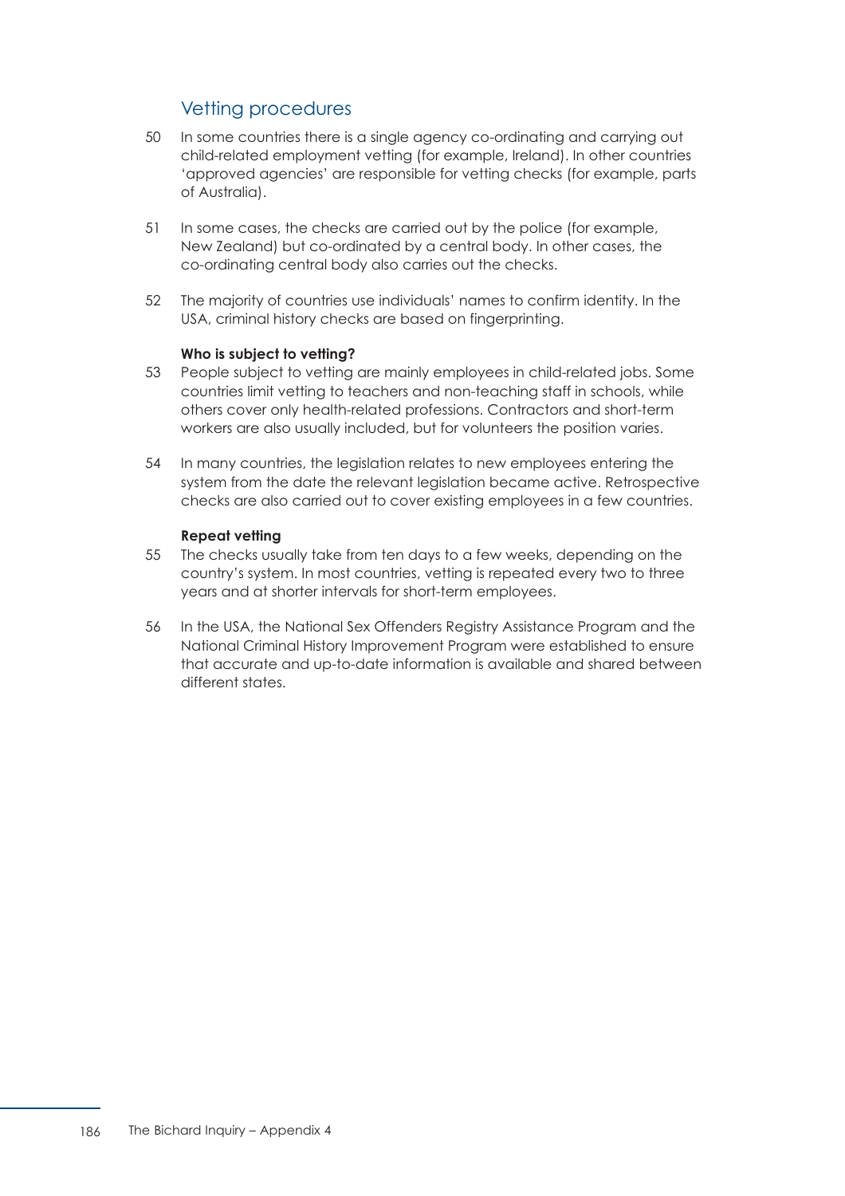## Vetting procedures

50 In some countries there is a single agency co-ordinating and carrying out child-related employment vetting (for example, Ireland). In other countries 'approved agencies' are responsible for vetting checks (for example, parts of Australia).

51 In some cases, the checks are carried out by the police (for example, New Zealand) but co-ordinated by a central body. In other cases, the co-ordinating central body also carries out the checks.

52 The majority of countries use individuals' names to confirm identity. In the USA, criminal history checks are based on fingerprinting.

**Who is subject to vetting?**

53 People subject to vetting are mainly employees in child-related jobs. Some countries limit vetting to teachers and non-teaching staff in schools, while others cover only health-related professions. Contractors and short-term workers are also usually included, but for volunteers the position varies.

54 In many countries, the legislation relates to new employees entering the system from the date the relevant legislation became active. Retrospective checks are also carried out to cover existing employees in a few countries.

**Repeat vetting**

55 The checks usually take from ten days to a few weeks, depending on the country's system. In most countries, vetting is repeated every two to three years and at shorter intervals for short-term employees.

56 In the USA, the National Sex Offenders Registry Assistance Program and the National Criminal History Improvement Program were established to ensure that accurate and up-to-date information is available and shared between different states.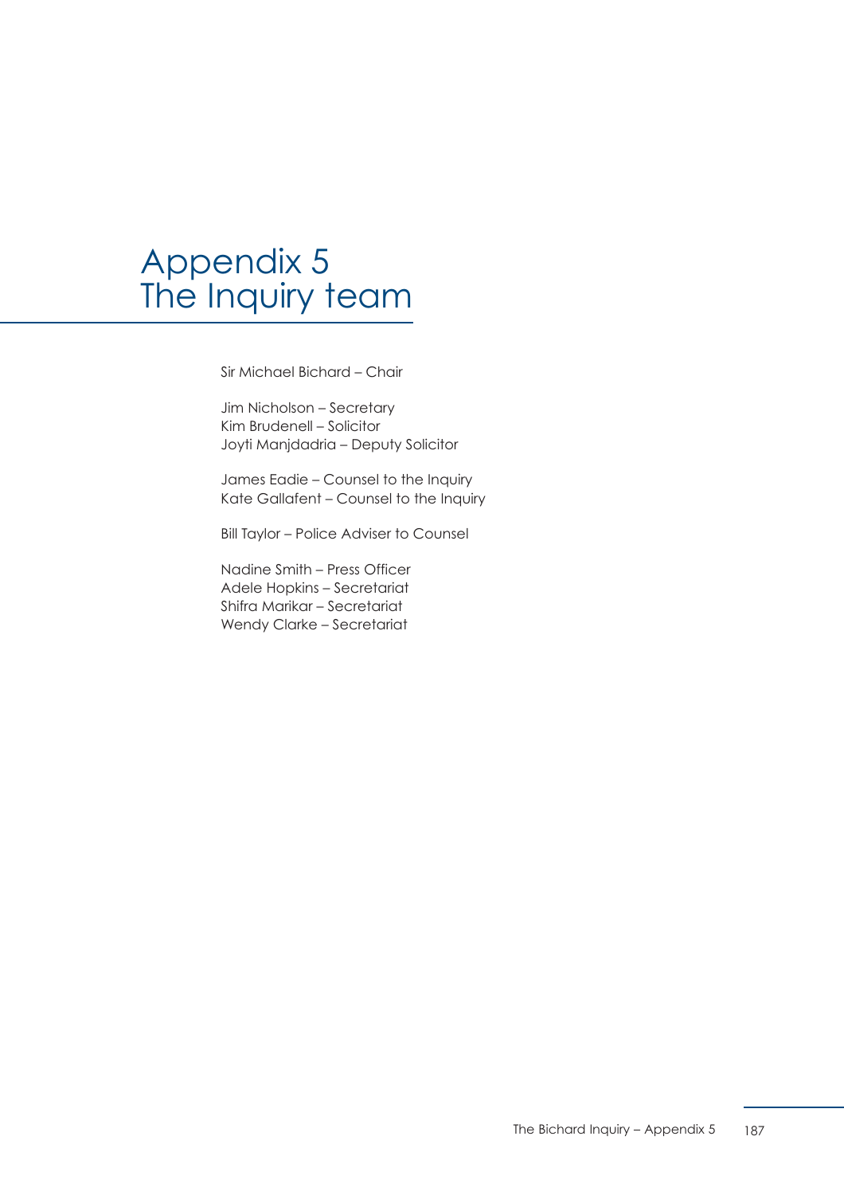# Appendix 5
# The Inquiry team

Sir Michael Bichard – Chair

Jim Nicholson – Secretary
Kim Brudenell – Solicitor
Joyti Manjdadria – Deputy Solicitor

James Eadie – Counsel to the Inquiry
Kate Gallafent – Counsel to the Inquiry

Bill Taylor – Police Adviser to Counsel

Nadine Smith – Press Officer
Adele Hopkins – Secretariat
Shifra Marikar – Secretariat
Wendy Clarke – Secretariat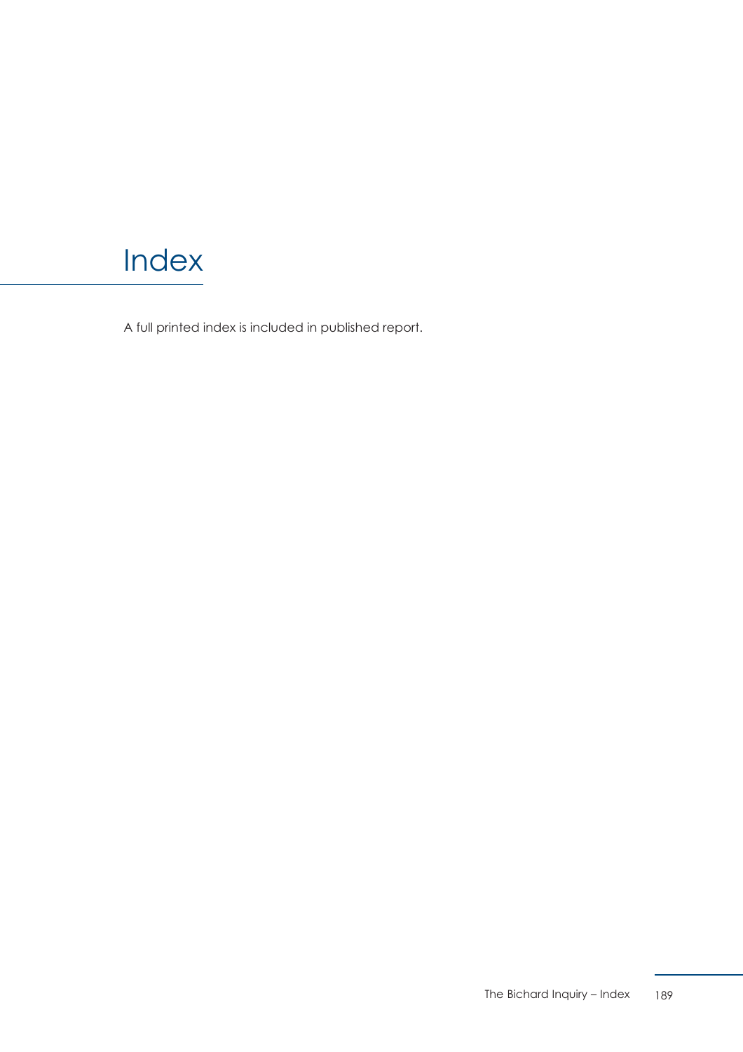# Index

A full printed index is included in published report.